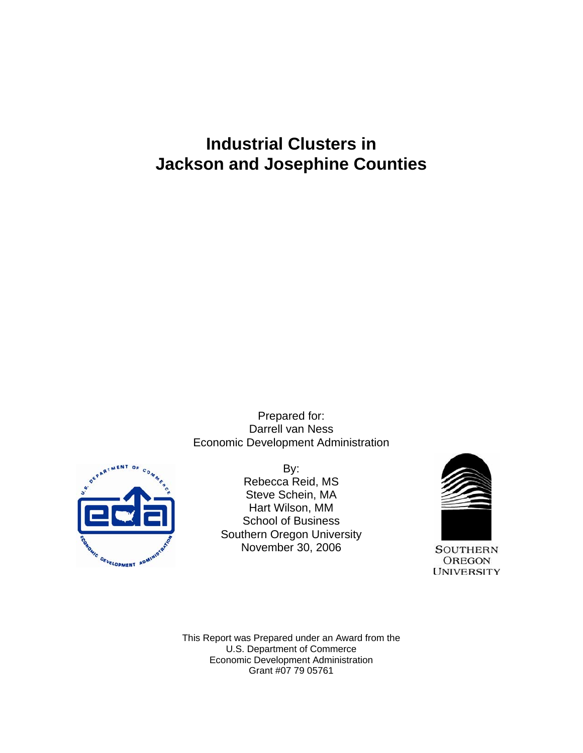# Industrial Clusters in Jackson and Josephine Counties

Prepared for:
Darrell van Ness
Economic Development Administration

By:
Rebecca Reid, MS
Steve Schein, MA
Hart Wilson, MM
School of Business
Southern Oregon University
November 30, 2006

This Report was Prepared under an Award from the
U.S. Department of Commerce
Economic Development Administration
Grant #07 79 05761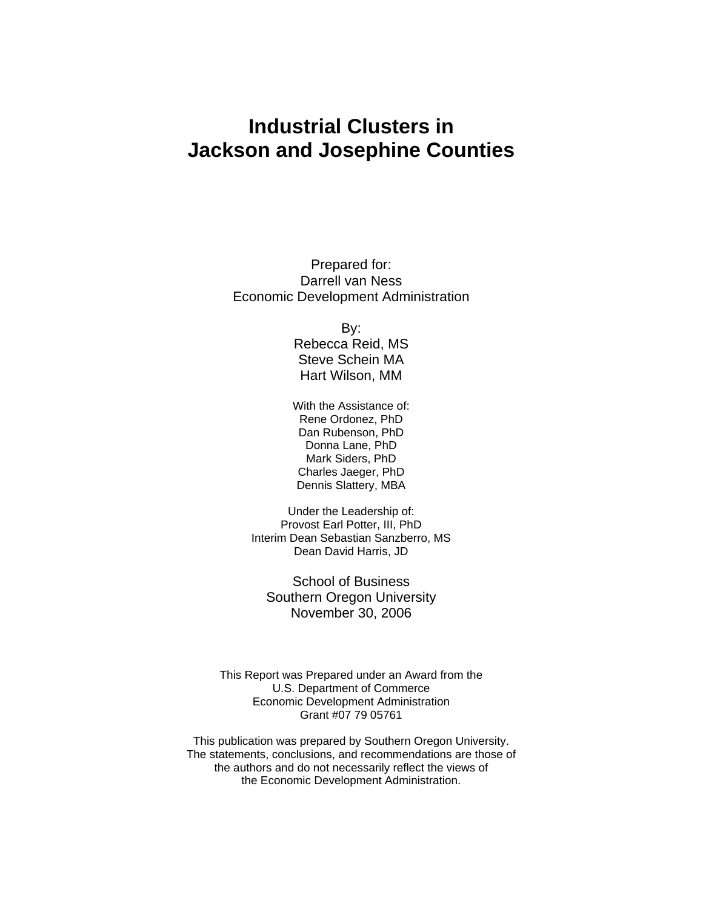# Industrial Clusters in Jackson and Josephine Counties

Prepared for:
Darrell van Ness
Economic Development Administration

By:
Rebecca Reid, MS
Steve Schein MA
Hart Wilson, MM

With the Assistance of:
Rene Ordonez, PhD
Dan Rubenson, PhD
Donna Lane, PhD
Mark Siders, PhD
Charles Jaeger, PhD
Dennis Slattery, MBA

Under the Leadership of:
Provost Earl Potter, III, PhD
Interim Dean Sebastian Sanzberro, MS
Dean David Harris, JD

School of Business
Southern Oregon University
November 30, 2006

This Report was Prepared under an Award from the
U.S. Department of Commerce
Economic Development Administration
Grant #07 79 05761

This publication was prepared by Southern Oregon University.
The statements, conclusions, and recommendations are those of
the authors and do not necessarily reflect the views of
the Economic Development Administration.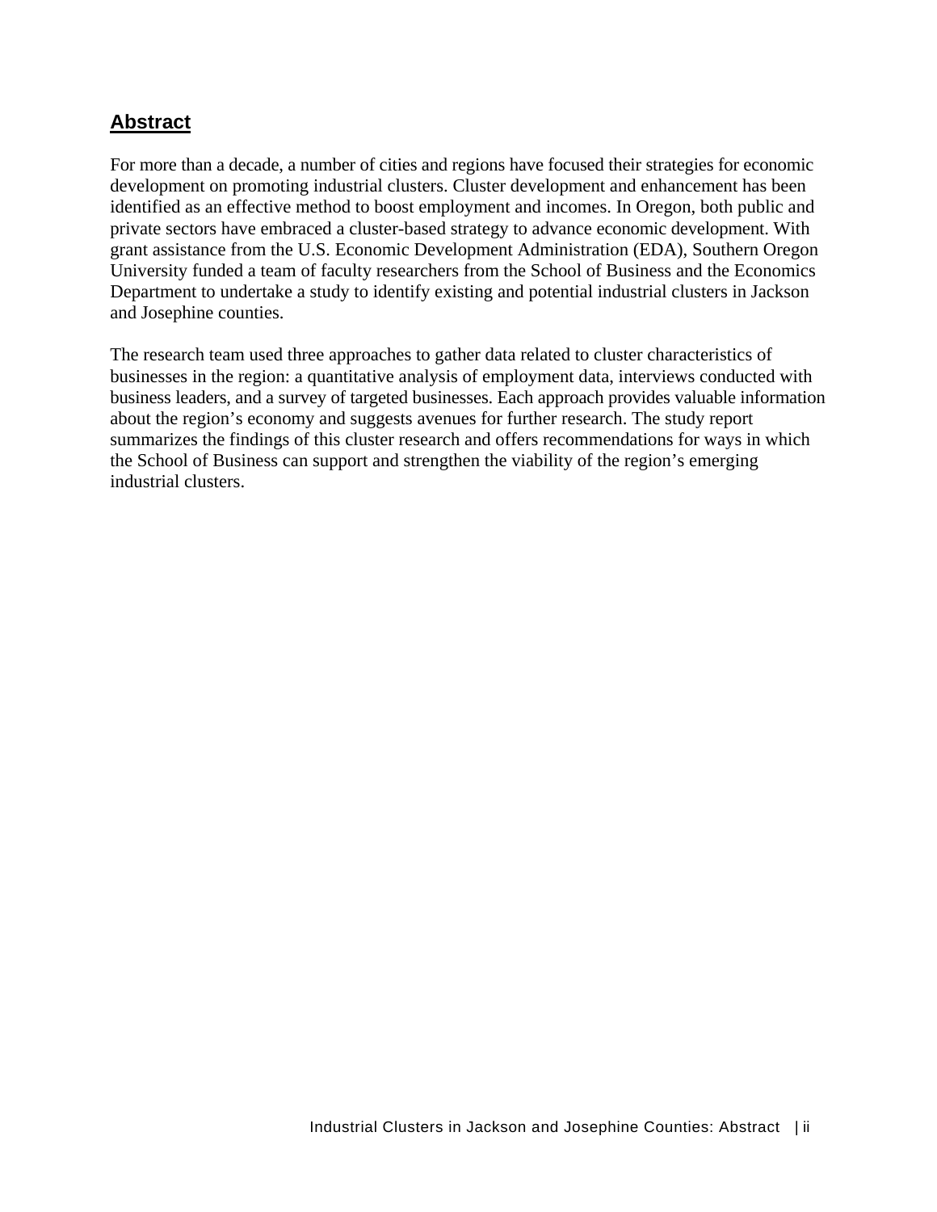## Abstract

For more than a decade, a number of cities and regions have focused their strategies for economic development on promoting industrial clusters. Cluster development and enhancement has been identified as an effective method to boost employment and incomes. In Oregon, both public and private sectors have embraced a cluster-based strategy to advance economic development. With grant assistance from the U.S. Economic Development Administration (EDA), Southern Oregon University funded a team of faculty researchers from the School of Business and the Economics Department to undertake a study to identify existing and potential industrial clusters in Jackson and Josephine counties.

The research team used three approaches to gather data related to cluster characteristics of businesses in the region: a quantitative analysis of employment data, interviews conducted with business leaders, and a survey of targeted businesses. Each approach provides valuable information about the region's economy and suggests avenues for further research. The study report summarizes the findings of this cluster research and offers recommendations for ways in which the School of Business can support and strengthen the viability of the region's emerging industrial clusters.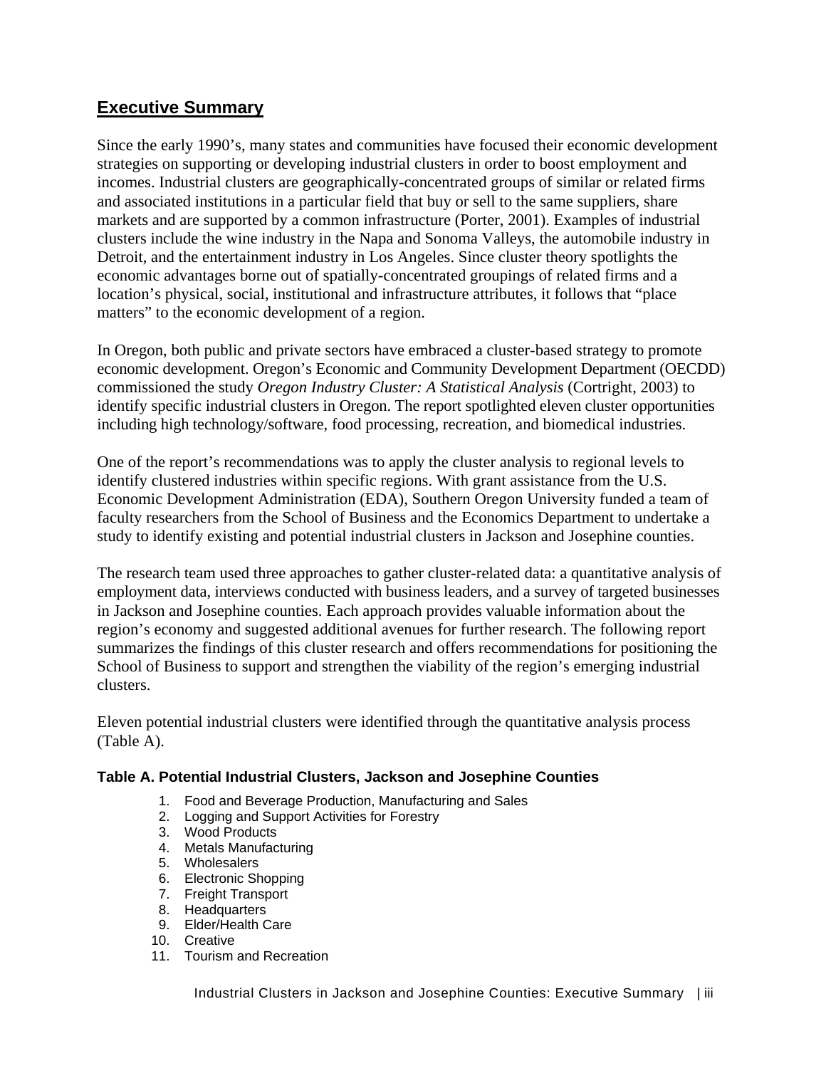## Executive Summary

Since the early 1990's, many states and communities have focused their economic development strategies on supporting or developing industrial clusters in order to boost employment and incomes. Industrial clusters are geographically-concentrated groups of similar or related firms and associated institutions in a particular field that buy or sell to the same suppliers, share markets and are supported by a common infrastructure (Porter, 2001). Examples of industrial clusters include the wine industry in the Napa and Sonoma Valleys, the automobile industry in Detroit, and the entertainment industry in Los Angeles. Since cluster theory spotlights the economic advantages borne out of spatially-concentrated groupings of related firms and a location's physical, social, institutional and infrastructure attributes, it follows that "place matters" to the economic development of a region.

In Oregon, both public and private sectors have embraced a cluster-based strategy to promote economic development. Oregon's Economic and Community Development Department (OECDD) commissioned the study *Oregon Industry Cluster: A Statistical Analysis* (Cortright, 2003) to identify specific industrial clusters in Oregon. The report spotlighted eleven cluster opportunities including high technology/software, food processing, recreation, and biomedical industries.

One of the report's recommendations was to apply the cluster analysis to regional levels to identify clustered industries within specific regions. With grant assistance from the U.S. Economic Development Administration (EDA), Southern Oregon University funded a team of faculty researchers from the School of Business and the Economics Department to undertake a study to identify existing and potential industrial clusters in Jackson and Josephine counties.

The research team used three approaches to gather cluster-related data: a quantitative analysis of employment data, interviews conducted with business leaders, and a survey of targeted businesses in Jackson and Josephine counties. Each approach provides valuable information about the region's economy and suggested additional avenues for further research. The following report summarizes the findings of this cluster research and offers recommendations for positioning the School of Business to support and strengthen the viability of the region's emerging industrial clusters.

Eleven potential industrial clusters were identified through the quantitative analysis process (Table A).

**Table A. Potential Industrial Clusters, Jackson and Josephine Counties**

1. Food and Beverage Production, Manufacturing and Sales
2. Logging and Support Activities for Forestry
3. Wood Products
4. Metals Manufacturing
5. Wholesalers
6. Electronic Shopping
7. Freight Transport
8. Headquarters
9. Elder/Health Care
10. Creative
11. Tourism and Recreation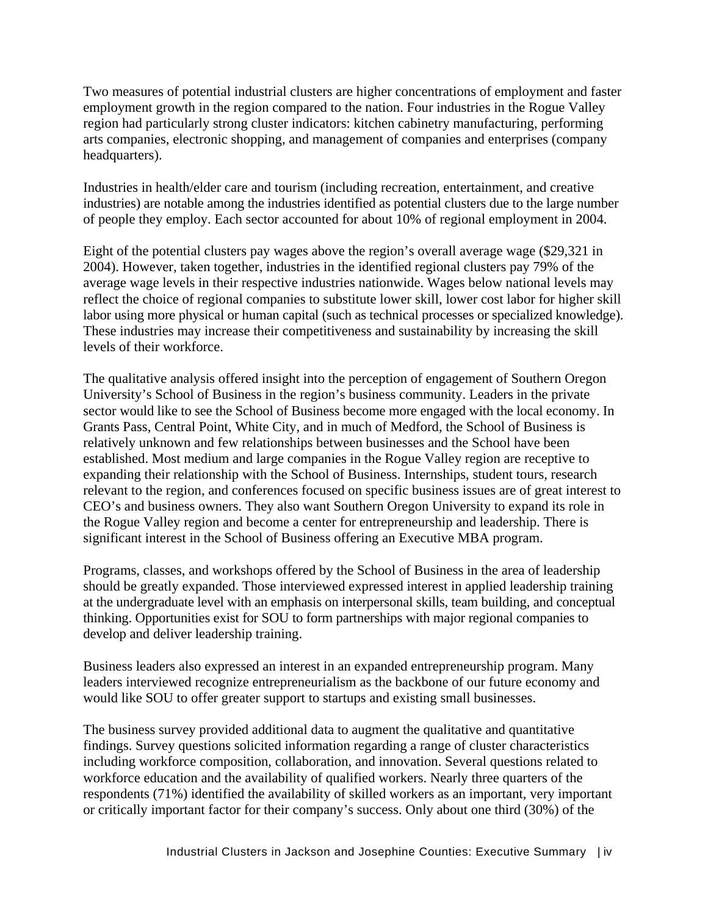Two measures of potential industrial clusters are higher concentrations of employment and faster employment growth in the region compared to the nation. Four industries in the Rogue Valley region had particularly strong cluster indicators: kitchen cabinetry manufacturing, performing arts companies, electronic shopping, and management of companies and enterprises (company headquarters).

Industries in health/elder care and tourism (including recreation, entertainment, and creative industries) are notable among the industries identified as potential clusters due to the large number of people they employ. Each sector accounted for about 10% of regional employment in 2004.

Eight of the potential clusters pay wages above the region's overall average wage ($29,321 in 2004). However, taken together, industries in the identified regional clusters pay 79% of the average wage levels in their respective industries nationwide. Wages below national levels may reflect the choice of regional companies to substitute lower skill, lower cost labor for higher skill labor using more physical or human capital (such as technical processes or specialized knowledge). These industries may increase their competitiveness and sustainability by increasing the skill levels of their workforce.

The qualitative analysis offered insight into the perception of engagement of Southern Oregon University's School of Business in the region's business community. Leaders in the private sector would like to see the School of Business become more engaged with the local economy. In Grants Pass, Central Point, White City, and in much of Medford, the School of Business is relatively unknown and few relationships between businesses and the School have been established. Most medium and large companies in the Rogue Valley region are receptive to expanding their relationship with the School of Business. Internships, student tours, research relevant to the region, and conferences focused on specific business issues are of great interest to CEO's and business owners. They also want Southern Oregon University to expand its role in the Rogue Valley region and become a center for entrepreneurship and leadership. There is significant interest in the School of Business offering an Executive MBA program.

Programs, classes, and workshops offered by the School of Business in the area of leadership should be greatly expanded. Those interviewed expressed interest in applied leadership training at the undergraduate level with an emphasis on interpersonal skills, team building, and conceptual thinking. Opportunities exist for SOU to form partnerships with major regional companies to develop and deliver leadership training.

Business leaders also expressed an interest in an expanded entrepreneurship program. Many leaders interviewed recognize entrepreneurialism as the backbone of our future economy and would like SOU to offer greater support to startups and existing small businesses.

The business survey provided additional data to augment the qualitative and quantitative findings. Survey questions solicited information regarding a range of cluster characteristics including workforce composition, collaboration, and innovation. Several questions related to workforce education and the availability of qualified workers. Nearly three quarters of the respondents (71%) identified the availability of skilled workers as an important, very important or critically important factor for their company's success. Only about one third (30%) of the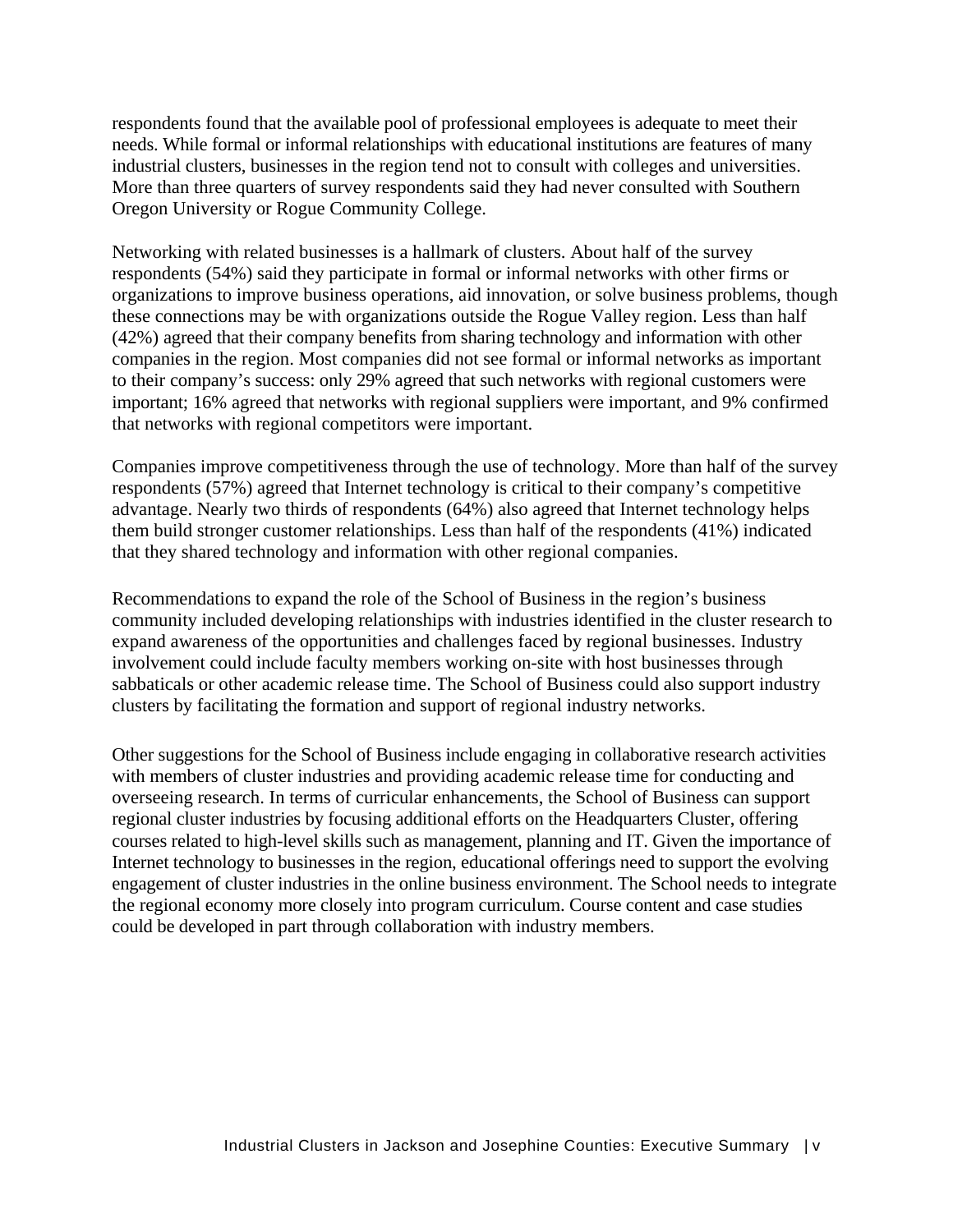respondents found that the available pool of professional employees is adequate to meet their needs. While formal or informal relationships with educational institutions are features of many industrial clusters, businesses in the region tend not to consult with colleges and universities. More than three quarters of survey respondents said they had never consulted with Southern Oregon University or Rogue Community College.

Networking with related businesses is a hallmark of clusters. About half of the survey respondents (54%) said they participate in formal or informal networks with other firms or organizations to improve business operations, aid innovation, or solve business problems, though these connections may be with organizations outside the Rogue Valley region. Less than half (42%) agreed that their company benefits from sharing technology and information with other companies in the region. Most companies did not see formal or informal networks as important to their company's success: only 29% agreed that such networks with regional customers were important; 16% agreed that networks with regional suppliers were important, and 9% confirmed that networks with regional competitors were important.

Companies improve competitiveness through the use of technology. More than half of the survey respondents (57%) agreed that Internet technology is critical to their company's competitive advantage. Nearly two thirds of respondents (64%) also agreed that Internet technology helps them build stronger customer relationships. Less than half of the respondents (41%) indicated that they shared technology and information with other regional companies.

Recommendations to expand the role of the School of Business in the region's business community included developing relationships with industries identified in the cluster research to expand awareness of the opportunities and challenges faced by regional businesses. Industry involvement could include faculty members working on-site with host businesses through sabbaticals or other academic release time. The School of Business could also support industry clusters by facilitating the formation and support of regional industry networks.

Other suggestions for the School of Business include engaging in collaborative research activities with members of cluster industries and providing academic release time for conducting and overseeing research. In terms of curricular enhancements, the School of Business can support regional cluster industries by focusing additional efforts on the Headquarters Cluster, offering courses related to high-level skills such as management, planning and IT. Given the importance of Internet technology to businesses in the region, educational offerings need to support the evolving engagement of cluster industries in the online business environment. The School needs to integrate the regional economy more closely into program curriculum. Course content and case studies could be developed in part through collaboration with industry members.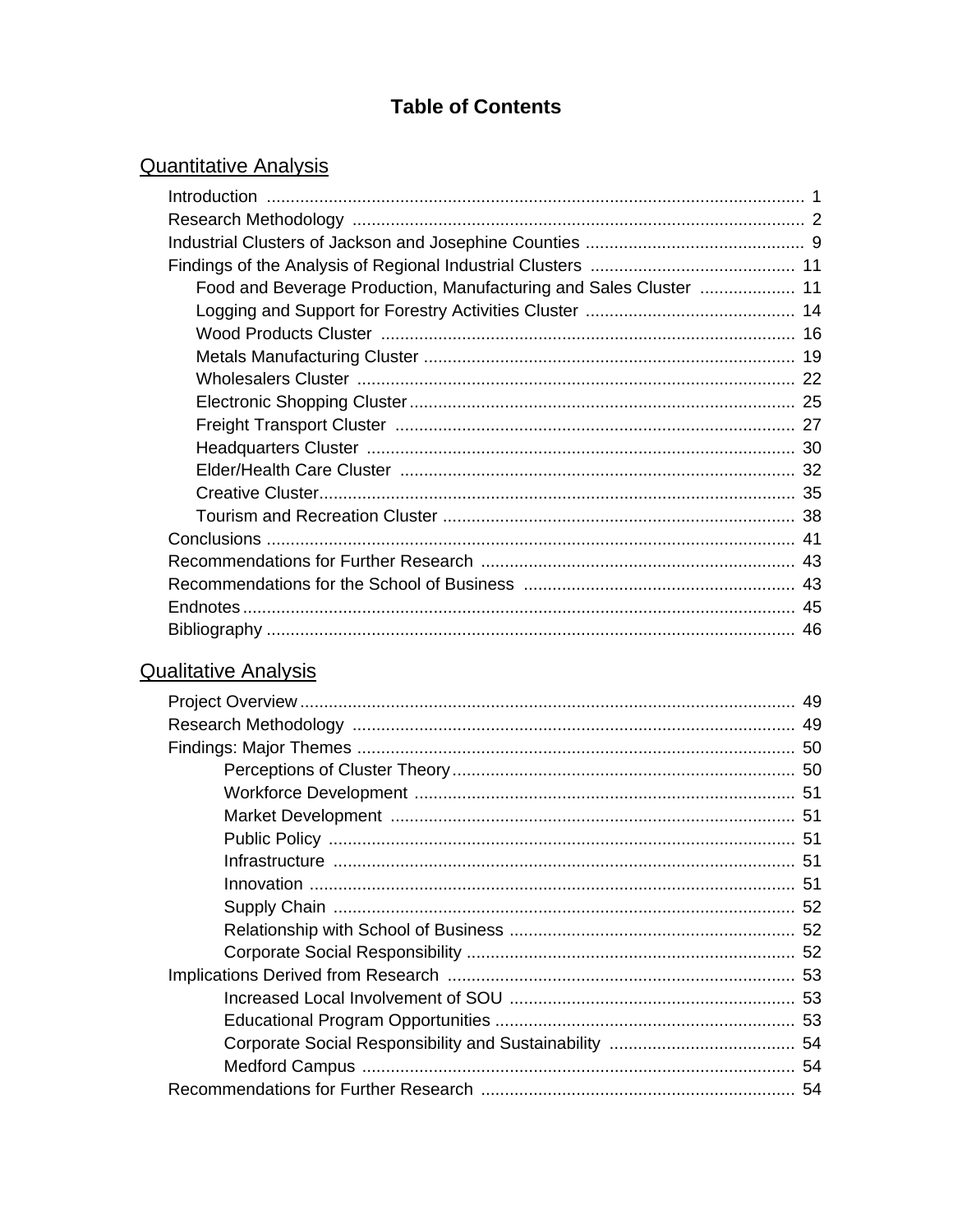# Table of Contents

## Quantitative Analysis

- Introduction ..... 1
- Research Methodology ..... 2
- Industrial Clusters of Jackson and Josephine Counties ..... 9
- Findings of the Analysis of Regional Industrial Clusters ..... 11
  - Food and Beverage Production, Manufacturing and Sales Cluster ..... 11
  - Logging and Support for Forestry Activities Cluster ..... 14
  - Wood Products Cluster ..... 16
  - Metals Manufacturing Cluster ..... 19
  - Wholesalers Cluster ..... 22
  - Electronic Shopping Cluster ..... 25
  - Freight Transport Cluster ..... 27
  - Headquarters Cluster ..... 30
  - Elder/Health Care Cluster ..... 32
  - Creative Cluster ..... 35
  - Tourism and Recreation Cluster ..... 38
- Conclusions ..... 41
- Recommendations for Further Research ..... 43
- Recommendations for the School of Business ..... 43
- Endnotes ..... 45
- Bibliography ..... 46

## Qualitative Analysis

- Project Overview ..... 49
- Research Methodology ..... 49
- Findings: Major Themes ..... 50
  - Perceptions of Cluster Theory ..... 50
  - Workforce Development ..... 51
  - Market Development ..... 51
  - Public Policy ..... 51
  - Infrastructure ..... 51
  - Innovation ..... 51
  - Supply Chain ..... 52
  - Relationship with School of Business ..... 52
  - Corporate Social Responsibility ..... 52
- Implications Derived from Research ..... 53
  - Increased Local Involvement of SOU ..... 53
  - Educational Program Opportunities ..... 53
  - Corporate Social Responsibility and Sustainability ..... 54
  - Medford Campus ..... 54
- Recommendations for Further Research ..... 54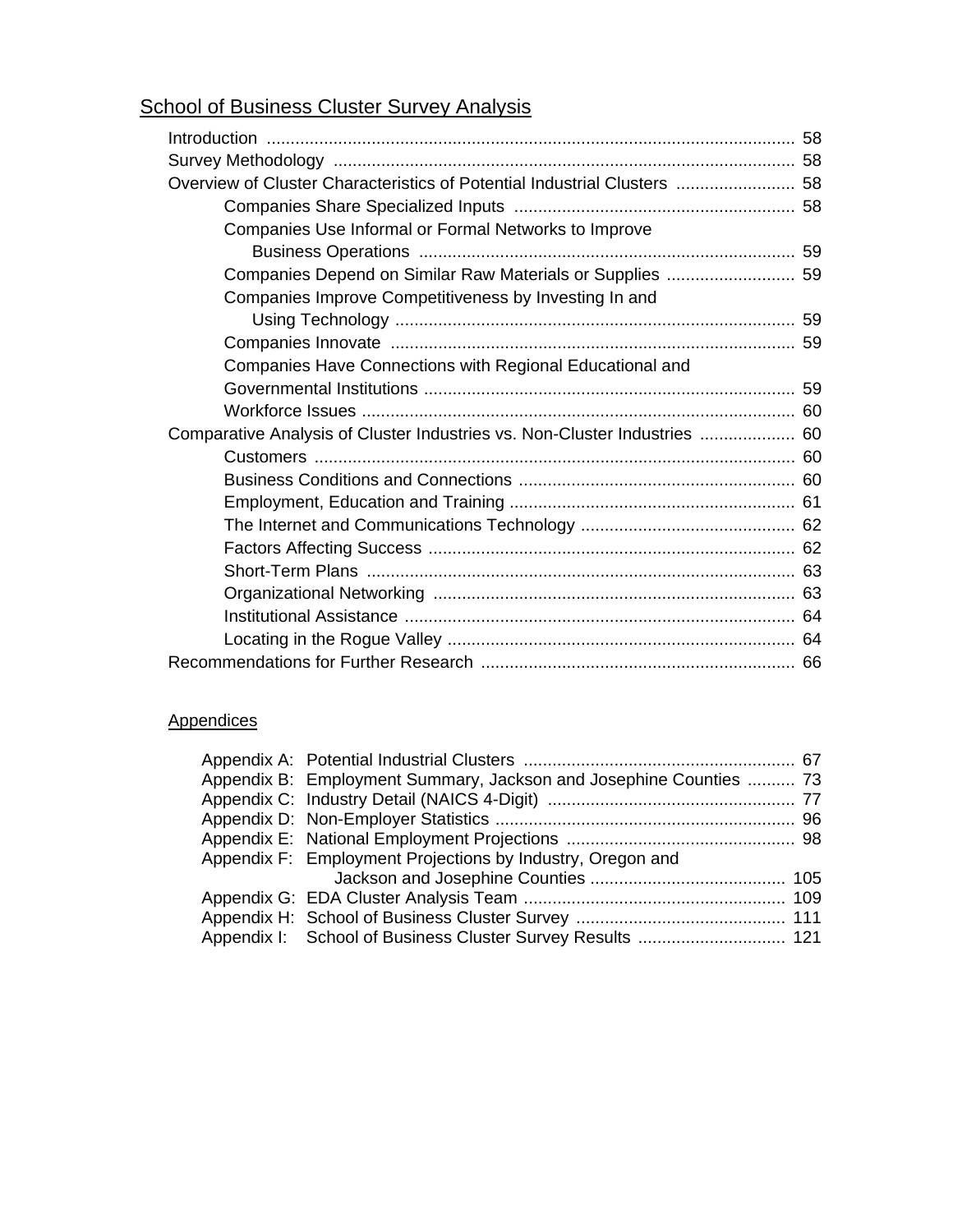## School of Business Cluster Survey Analysis

- Introduction ... 58
- Survey Methodology ... 58
- Overview of Cluster Characteristics of Potential Industrial Clusters ... 58
  - Companies Share Specialized Inputs ... 58
  - Companies Use Informal or Formal Networks to Improve Business Operations ... 59
  - Companies Depend on Similar Raw Materials or Supplies ... 59
  - Companies Improve Competitiveness by Investing In and Using Technology ... 59
  - Companies Innovate ... 59
  - Companies Have Connections with Regional Educational and Governmental Institutions ... 59
  - Workforce Issues ... 60
- Comparative Analysis of Cluster Industries vs. Non-Cluster Industries ... 60
  - Customers ... 60
  - Business Conditions and Connections ... 60
  - Employment, Education and Training ... 61
  - The Internet and Communications Technology ... 62
  - Factors Affecting Success ... 62
  - Short-Term Plans ... 63
  - Organizational Networking ... 63
  - Institutional Assistance ... 64
  - Locating in the Rogue Valley ... 64
- Recommendations for Further Research ... 66

### Appendices

- Appendix A: Potential Industrial Clusters ... 67
- Appendix B: Employment Summary, Jackson and Josephine Counties ... 73
- Appendix C: Industry Detail (NAICS 4-Digit) ... 77
- Appendix D: Non-Employer Statistics ... 96
- Appendix E: National Employment Projections ... 98
- Appendix F: Employment Projections by Industry, Oregon and Jackson and Josephine Counties ... 105
- Appendix G: EDA Cluster Analysis Team ... 109
- Appendix H: School of Business Cluster Survey ... 111
- Appendix I: School of Business Cluster Survey Results ... 121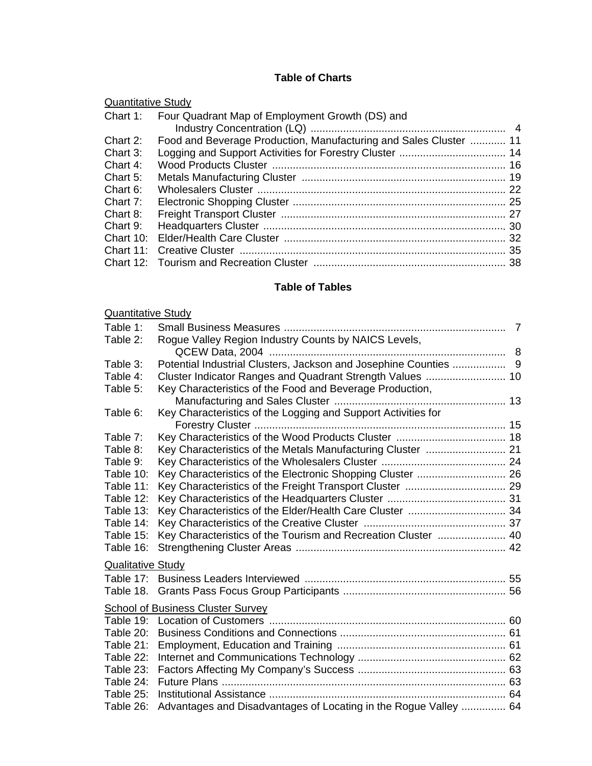## Table of Charts

Quantitative Study

| | | |
|---|---|---|
| Chart 1: | Four Quadrant Map of Employment Growth (DS) and Industry Concentration (LQ) | 4 |
| Chart 2: | Food and Beverage Production, Manufacturing and Sales Cluster | 11 |
| Chart 3: | Logging and Support Activities for Forestry Cluster | 14 |
| Chart 4: | Wood Products Cluster | 16 |
| Chart 5: | Metals Manufacturing Cluster | 19 |
| Chart 6: | Wholesalers Cluster | 22 |
| Chart 7: | Electronic Shopping Cluster | 25 |
| Chart 8: | Freight Transport Cluster | 27 |
| Chart 9: | Headquarters Cluster | 30 |
| Chart 10: | Elder/Health Care Cluster | 32 |
| Chart 11: | Creative Cluster | 35 |
| Chart 12: | Tourism and Recreation Cluster | 38 |

## Table of Tables

Quantitative Study

| | | |
|---|---|---|
| Table 1: | Small Business Measures | 7 |
| Table 2: | Rogue Valley Region Industry Counts by NAICS Levels, QCEW Data, 2004 | 8 |
| Table 3: | Potential Industrial Clusters, Jackson and Josephine Counties | 9 |
| Table 4: | Cluster Indicator Ranges and Quadrant Strength Values | 10 |
| Table 5: | Key Characteristics of the Food and Beverage Production, Manufacturing and Sales Cluster | 13 |
| Table 6: | Key Characteristics of the Logging and Support Activities for Forestry Cluster | 15 |
| Table 7: | Key Characteristics of the Wood Products Cluster | 18 |
| Table 8: | Key Characteristics of the Metals Manufacturing Cluster | 21 |
| Table 9: | Key Characteristics of the Wholesalers Cluster | 24 |
| Table 10: | Key Characteristics of the Electronic Shopping Cluster | 26 |
| Table 11: | Key Characteristics of the Freight Transport Cluster | 29 |
| Table 12: | Key Characteristics of the Headquarters Cluster | 31 |
| Table 13: | Key Characteristics of the Elder/Health Care Cluster | 34 |
| Table 14: | Key Characteristics of the Creative Cluster | 37 |
| Table 15: | Key Characteristics of the Tourism and Recreation Cluster | 40 |
| Table 16: | Strengthening Cluster Areas | 42 |

Qualitative Study

| | | |
|---|---|---|
| Table 17: | Business Leaders Interviewed | 55 |
| Table 18. | Grants Pass Focus Group Participants | 56 |

School of Business Cluster Survey

| | | |
|---|---|---|
| Table 19: | Location of Customers | 60 |
| Table 20: | Business Conditions and Connections | 61 |
| Table 21: | Employment, Education and Training | 61 |
| Table 22: | Internet and Communications Technology | 62 |
| Table 23: | Factors Affecting My Company's Success | 63 |
| Table 24: | Future Plans | 63 |
| Table 25: | Institutional Assistance | 64 |
| Table 26: | Advantages and Disadvantages of Locating in the Rogue Valley | 64 |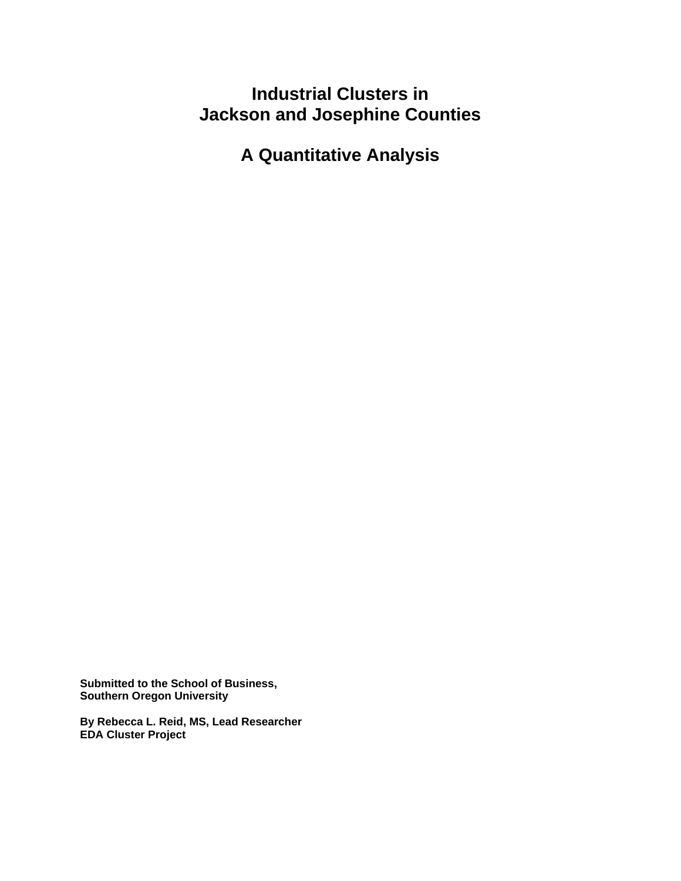# Industrial Clusters in Jackson and Josephine Counties

## A Quantitative Analysis

**Submitted to the School of Business,**
**Southern Oregon University**

**By Rebecca L. Reid, MS, Lead Researcher**
**EDA Cluster Project**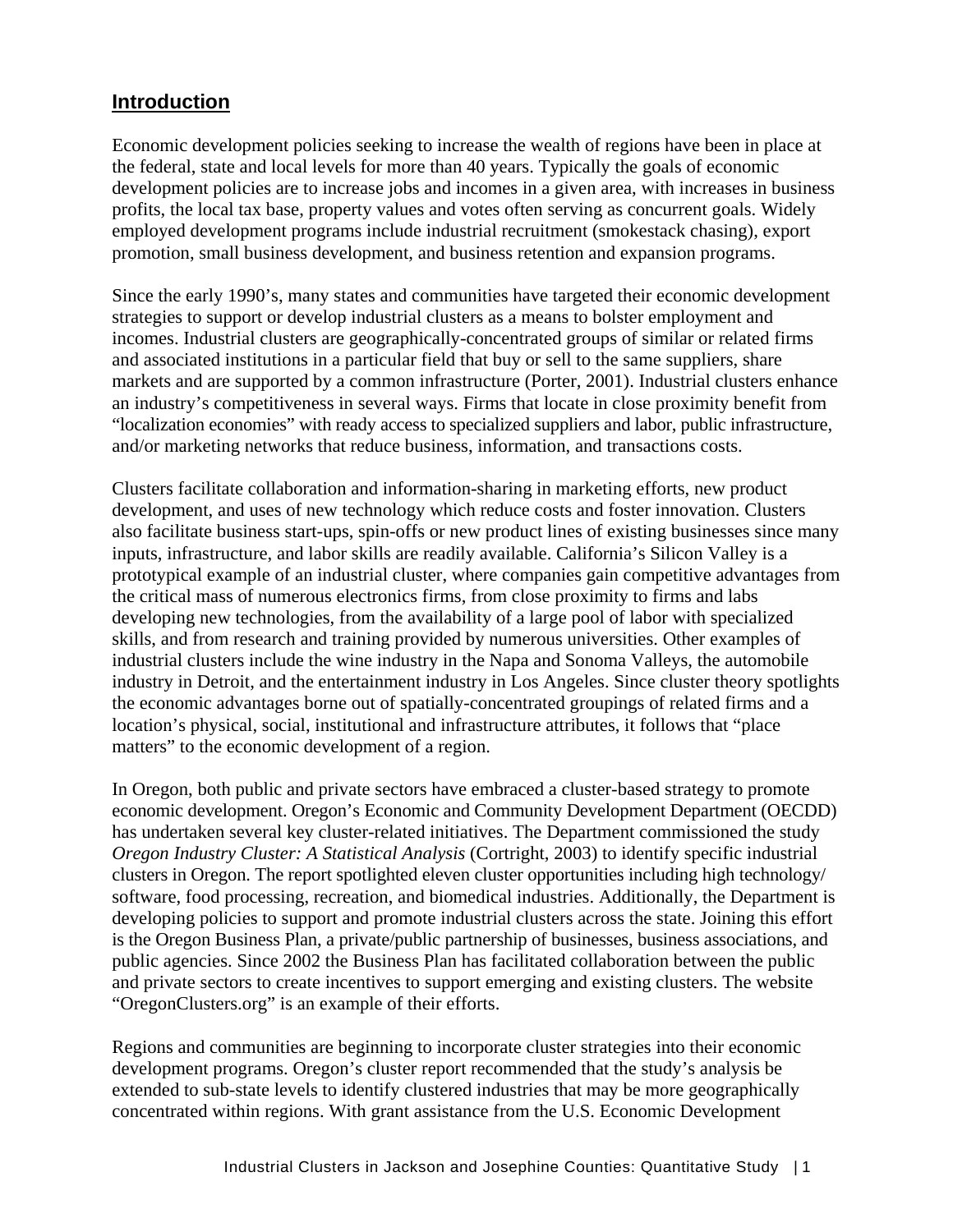## Introduction

Economic development policies seeking to increase the wealth of regions have been in place at the federal, state and local levels for more than 40 years. Typically the goals of economic development policies are to increase jobs and incomes in a given area, with increases in business profits, the local tax base, property values and votes often serving as concurrent goals. Widely employed development programs include industrial recruitment (smokestack chasing), export promotion, small business development, and business retention and expansion programs.

Since the early 1990's, many states and communities have targeted their economic development strategies to support or develop industrial clusters as a means to bolster employment and incomes. Industrial clusters are geographically-concentrated groups of similar or related firms and associated institutions in a particular field that buy or sell to the same suppliers, share markets and are supported by a common infrastructure (Porter, 2001). Industrial clusters enhance an industry's competitiveness in several ways. Firms that locate in close proximity benefit from "localization economies" with ready access to specialized suppliers and labor, public infrastructure, and/or marketing networks that reduce business, information, and transactions costs.

Clusters facilitate collaboration and information-sharing in marketing efforts, new product development, and uses of new technology which reduce costs and foster innovation. Clusters also facilitate business start-ups, spin-offs or new product lines of existing businesses since many inputs, infrastructure, and labor skills are readily available. California's Silicon Valley is a prototypical example of an industrial cluster, where companies gain competitive advantages from the critical mass of numerous electronics firms, from close proximity to firms and labs developing new technologies, from the availability of a large pool of labor with specialized skills, and from research and training provided by numerous universities. Other examples of industrial clusters include the wine industry in the Napa and Sonoma Valleys, the automobile industry in Detroit, and the entertainment industry in Los Angeles. Since cluster theory spotlights the economic advantages borne out of spatially-concentrated groupings of related firms and a location's physical, social, institutional and infrastructure attributes, it follows that "place matters" to the economic development of a region.

In Oregon, both public and private sectors have embraced a cluster-based strategy to promote economic development. Oregon's Economic and Community Development Department (OECDD) has undertaken several key cluster-related initiatives. The Department commissioned the study *Oregon Industry Cluster: A Statistical Analysis* (Cortright, 2003) to identify specific industrial clusters in Oregon. The report spotlighted eleven cluster opportunities including high technology/ software, food processing, recreation, and biomedical industries. Additionally, the Department is developing policies to support and promote industrial clusters across the state. Joining this effort is the Oregon Business Plan, a private/public partnership of businesses, business associations, and public agencies. Since 2002 the Business Plan has facilitated collaboration between the public and private sectors to create incentives to support emerging and existing clusters. The website "OregonClusters.org" is an example of their efforts.

Regions and communities are beginning to incorporate cluster strategies into their economic development programs. Oregon's cluster report recommended that the study's analysis be extended to sub-state levels to identify clustered industries that may be more geographically concentrated within regions. With grant assistance from the U.S. Economic Development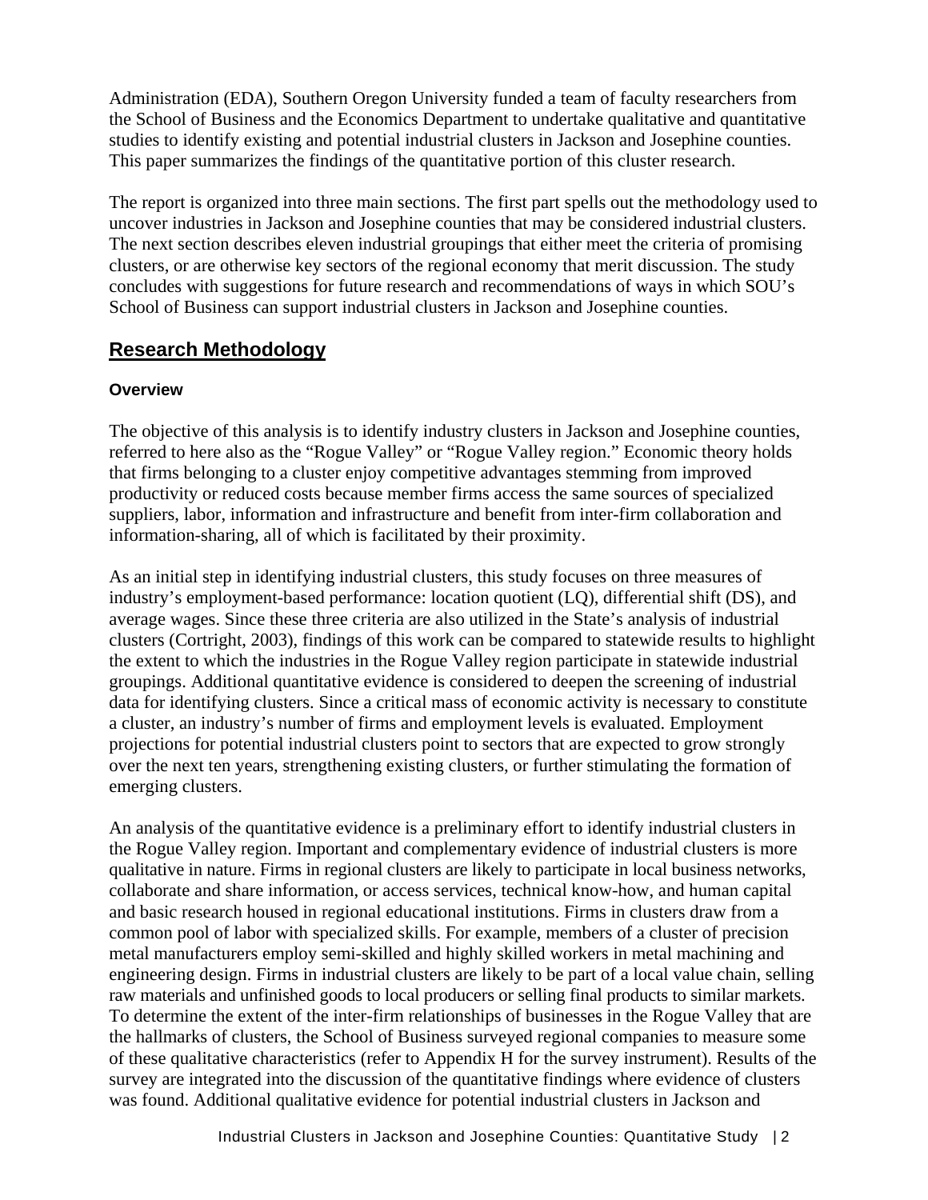Administration (EDA), Southern Oregon University funded a team of faculty researchers from the School of Business and the Economics Department to undertake qualitative and quantitative studies to identify existing and potential industrial clusters in Jackson and Josephine counties. This paper summarizes the findings of the quantitative portion of this cluster research.

The report is organized into three main sections. The first part spells out the methodology used to uncover industries in Jackson and Josephine counties that may be considered industrial clusters. The next section describes eleven industrial groupings that either meet the criteria of promising clusters, or are otherwise key sectors of the regional economy that merit discussion. The study concludes with suggestions for future research and recommendations of ways in which SOU's School of Business can support industrial clusters in Jackson and Josephine counties.

## Research Methodology

### Overview

The objective of this analysis is to identify industry clusters in Jackson and Josephine counties, referred to here also as the "Rogue Valley" or "Rogue Valley region." Economic theory holds that firms belonging to a cluster enjoy competitive advantages stemming from improved productivity or reduced costs because member firms access the same sources of specialized suppliers, labor, information and infrastructure and benefit from inter-firm collaboration and information-sharing, all of which is facilitated by their proximity.

As an initial step in identifying industrial clusters, this study focuses on three measures of industry's employment-based performance: location quotient (LQ), differential shift (DS), and average wages. Since these three criteria are also utilized in the State's analysis of industrial clusters (Cortright, 2003), findings of this work can be compared to statewide results to highlight the extent to which the industries in the Rogue Valley region participate in statewide industrial groupings. Additional quantitative evidence is considered to deepen the screening of industrial data for identifying clusters. Since a critical mass of economic activity is necessary to constitute a cluster, an industry's number of firms and employment levels is evaluated. Employment projections for potential industrial clusters point to sectors that are expected to grow strongly over the next ten years, strengthening existing clusters, or further stimulating the formation of emerging clusters.

An analysis of the quantitative evidence is a preliminary effort to identify industrial clusters in the Rogue Valley region. Important and complementary evidence of industrial clusters is more qualitative in nature. Firms in regional clusters are likely to participate in local business networks, collaborate and share information, or access services, technical know-how, and human capital and basic research housed in regional educational institutions. Firms in clusters draw from a common pool of labor with specialized skills. For example, members of a cluster of precision metal manufacturers employ semi-skilled and highly skilled workers in metal machining and engineering design. Firms in industrial clusters are likely to be part of a local value chain, selling raw materials and unfinished goods to local producers or selling final products to similar markets. To determine the extent of the inter-firm relationships of businesses in the Rogue Valley that are the hallmarks of clusters, the School of Business surveyed regional companies to measure some of these qualitative characteristics (refer to Appendix H for the survey instrument). Results of the survey are integrated into the discussion of the quantitative findings where evidence of clusters was found. Additional qualitative evidence for potential industrial clusters in Jackson and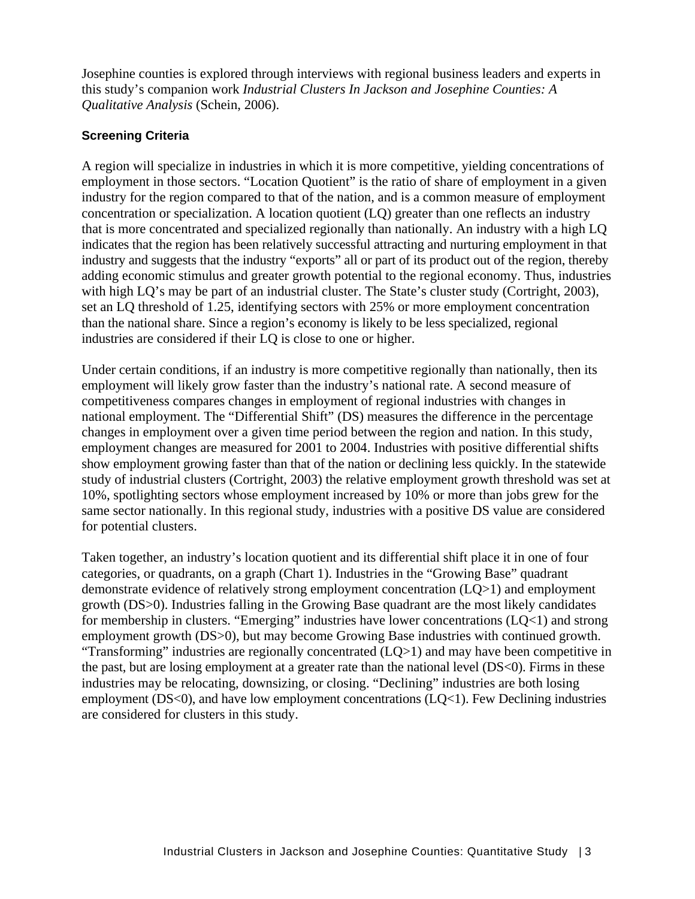Josephine counties is explored through interviews with regional business leaders and experts in this study's companion work *Industrial Clusters In Jackson and Josephine Counties: A Qualitative Analysis* (Schein, 2006).

### Screening Criteria

A region will specialize in industries in which it is more competitive, yielding concentrations of employment in those sectors. "Location Quotient" is the ratio of share of employment in a given industry for the region compared to that of the nation, and is a common measure of employment concentration or specialization. A location quotient (LQ) greater than one reflects an industry that is more concentrated and specialized regionally than nationally. An industry with a high LQ indicates that the region has been relatively successful attracting and nurturing employment in that industry and suggests that the industry "exports" all or part of its product out of the region, thereby adding economic stimulus and greater growth potential to the regional economy. Thus, industries with high LQ's may be part of an industrial cluster. The State's cluster study (Cortright, 2003), set an LQ threshold of 1.25, identifying sectors with 25% or more employment concentration than the national share. Since a region's economy is likely to be less specialized, regional industries are considered if their LQ is close to one or higher.

Under certain conditions, if an industry is more competitive regionally than nationally, then its employment will likely grow faster than the industry's national rate. A second measure of competitiveness compares changes in employment of regional industries with changes in national employment. The "Differential Shift" (DS) measures the difference in the percentage changes in employment over a given time period between the region and nation. In this study, employment changes are measured for 2001 to 2004. Industries with positive differential shifts show employment growing faster than that of the nation or declining less quickly. In the statewide study of industrial clusters (Cortright, 2003) the relative employment growth threshold was set at 10%, spotlighting sectors whose employment increased by 10% or more than jobs grew for the same sector nationally. In this regional study, industries with a positive DS value are considered for potential clusters.

Taken together, an industry's location quotient and its differential shift place it in one of four categories, or quadrants, on a graph (Chart 1). Industries in the "Growing Base" quadrant demonstrate evidence of relatively strong employment concentration (LQ>1) and employment growth (DS>0). Industries falling in the Growing Base quadrant are the most likely candidates for membership in clusters. "Emerging" industries have lower concentrations (LQ<1) and strong employment growth (DS>0), but may become Growing Base industries with continued growth. "Transforming" industries are regionally concentrated (LQ>1) and may have been competitive in the past, but are losing employment at a greater rate than the national level (DS<0). Firms in these industries may be relocating, downsizing, or closing. "Declining" industries are both losing employment (DS<0), and have low employment concentrations (LQ<1). Few Declining industries are considered for clusters in this study.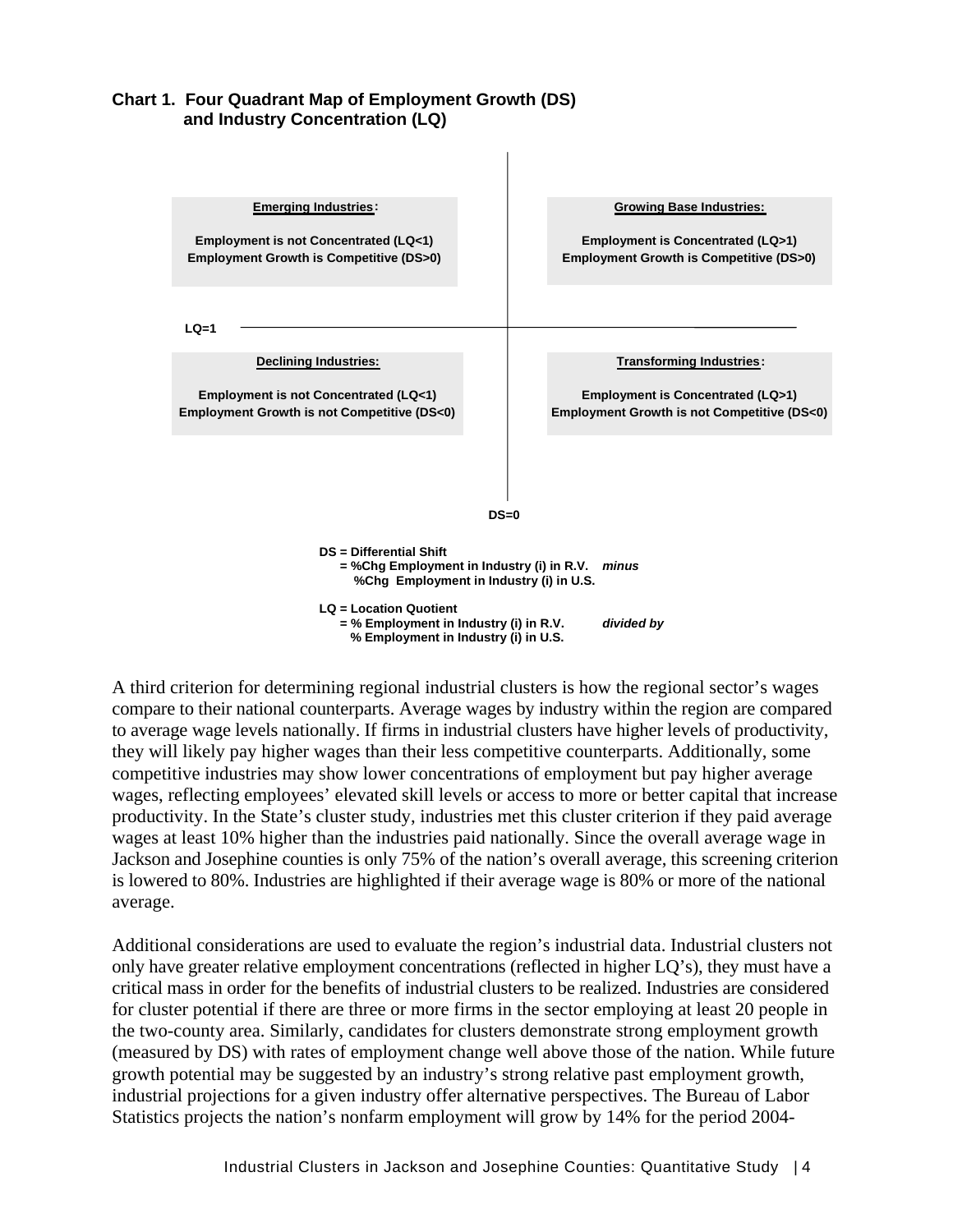**Chart 1. Four Quadrant Map of Employment Growth (DS) and Industry Concentration (LQ)**

| | DS<0 | DS>0 |
|---|---|---|
| LQ>1 | **Transforming Industries:** Employment is Concentrated (LQ>1) Employment Growth is not Competitive (DS<0) | **Growing Base Industries:** Employment is Concentrated (LQ>1) Employment Growth is Competitive (DS>0) |
| LQ<1 | **Declining Industries:** Employment is not Concentrated (LQ<1) Employment Growth is not Competitive (DS<0) | **Emerging Industries:** Employment is not Concentrated (LQ<1) Employment Growth is Competitive (DS>0) |

LQ=1

DS=0

**DS = Differential Shift**
**= %Chg Employment in Industry (i) in R.V.** ***minus*** **%Chg Employment in Industry (i) in U.S.**

**LQ = Location Quotient**
**= % Employment in Industry (i) in R.V.** ***divided by*** **% Employment in Industry (i) in U.S.**

A third criterion for determining regional industrial clusters is how the regional sector's wages compare to their national counterparts. Average wages by industry within the region are compared to average wage levels nationally. If firms in industrial clusters have higher levels of productivity, they will likely pay higher wages than their less competitive counterparts. Additionally, some competitive industries may show lower concentrations of employment but pay higher average wages, reflecting employees' elevated skill levels or access to more or better capital that increase productivity. In the State's cluster study, industries met this cluster criterion if they paid average wages at least 10% higher than the industries paid nationally. Since the overall average wage in Jackson and Josephine counties is only 75% of the nation's overall average, this screening criterion is lowered to 80%. Industries are highlighted if their average wage is 80% or more of the national average.

Additional considerations are used to evaluate the region's industrial data. Industrial clusters not only have greater relative employment concentrations (reflected in higher LQ's), they must have a critical mass in order for the benefits of industrial clusters to be realized. Industries are considered for cluster potential if there are three or more firms in the sector employing at least 20 people in the two-county area. Similarly, candidates for clusters demonstrate strong employment growth (measured by DS) with rates of employment change well above those of the nation. While future growth potential may be suggested by an industry's strong relative past employment growth, industrial projections for a given industry offer alternative perspectives. The Bureau of Labor Statistics projects the nation's nonfarm employment will grow by 14% for the period 2004-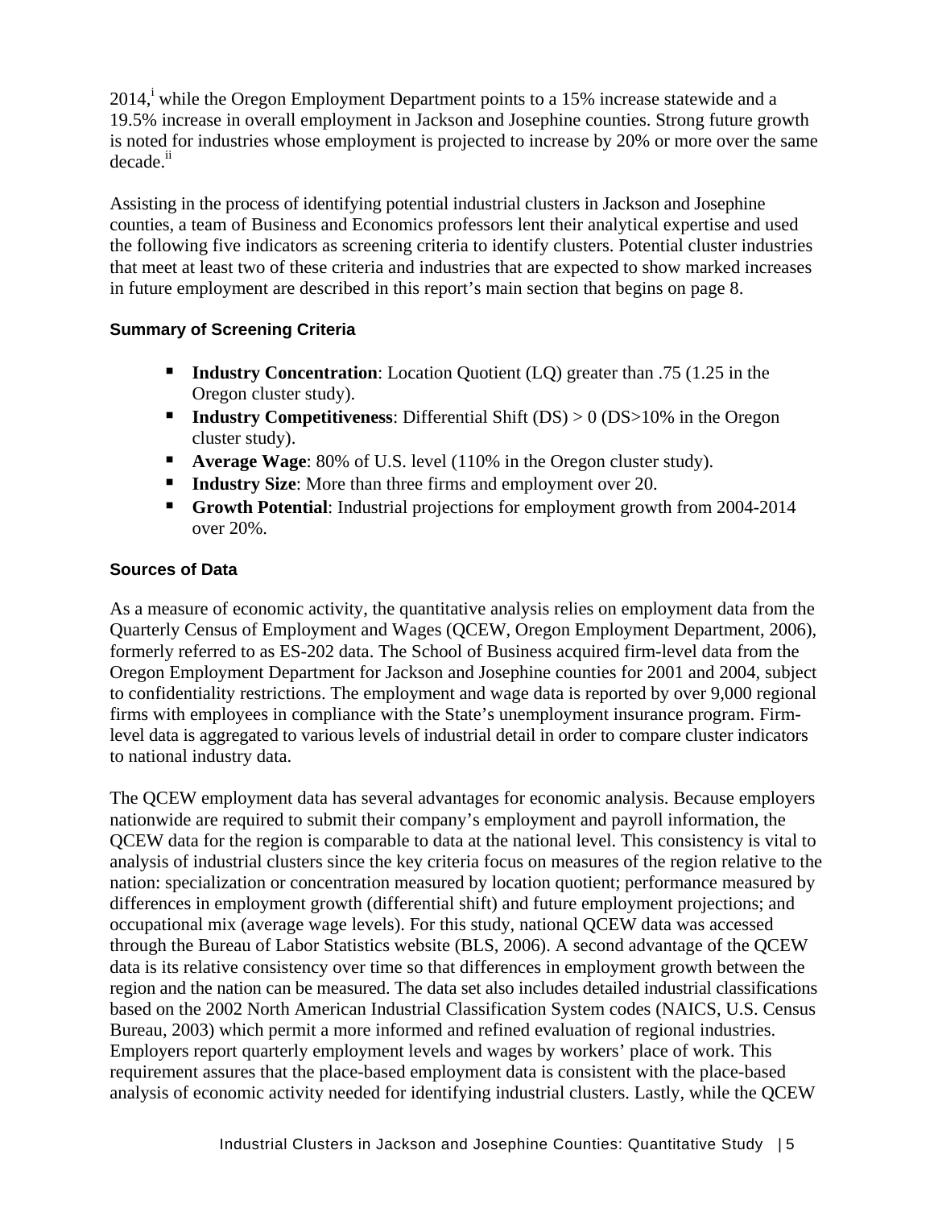2014,[i] while the Oregon Employment Department points to a 15% increase statewide and a 19.5% increase in overall employment in Jackson and Josephine counties. Strong future growth is noted for industries whose employment is projected to increase by 20% or more over the same decade.[ii]

Assisting in the process of identifying potential industrial clusters in Jackson and Josephine counties, a team of Business and Economics professors lent their analytical expertise and used the following five indicators as screening criteria to identify clusters. Potential cluster industries that meet at least two of these criteria and industries that are expected to show marked increases in future employment are described in this report's main section that begins on page 8.

### Summary of Screening Criteria

- **Industry Concentration**: Location Quotient (LQ) greater than .75 (1.25 in the Oregon cluster study).
- **Industry Competitiveness**: Differential Shift (DS) > 0 (DS>10% in the Oregon cluster study).
- **Average Wage**: 80% of U.S. level (110% in the Oregon cluster study).
- **Industry Size**: More than three firms and employment over 20.
- **Growth Potential**: Industrial projections for employment growth from 2004-2014 over 20%.

### Sources of Data

As a measure of economic activity, the quantitative analysis relies on employment data from the Quarterly Census of Employment and Wages (QCEW, Oregon Employment Department, 2006), formerly referred to as ES-202 data. The School of Business acquired firm-level data from the Oregon Employment Department for Jackson and Josephine counties for 2001 and 2004, subject to confidentiality restrictions. The employment and wage data is reported by over 9,000 regional firms with employees in compliance with the State's unemployment insurance program. Firm-level data is aggregated to various levels of industrial detail in order to compare cluster indicators to national industry data.

The QCEW employment data has several advantages for economic analysis. Because employers nationwide are required to submit their company's employment and payroll information, the QCEW data for the region is comparable to data at the national level. This consistency is vital to analysis of industrial clusters since the key criteria focus on measures of the region relative to the nation: specialization or concentration measured by location quotient; performance measured by differences in employment growth (differential shift) and future employment projections; and occupational mix (average wage levels). For this study, national QCEW data was accessed through the Bureau of Labor Statistics website (BLS, 2006). A second advantage of the QCEW data is its relative consistency over time so that differences in employment growth between the region and the nation can be measured. The data set also includes detailed industrial classifications based on the 2002 North American Industrial Classification System codes (NAICS, U.S. Census Bureau, 2003) which permit a more informed and refined evaluation of regional industries. Employers report quarterly employment levels and wages by workers' place of work. This requirement assures that the place-based employment data is consistent with the place-based analysis of economic activity needed for identifying industrial clusters. Lastly, while the QCEW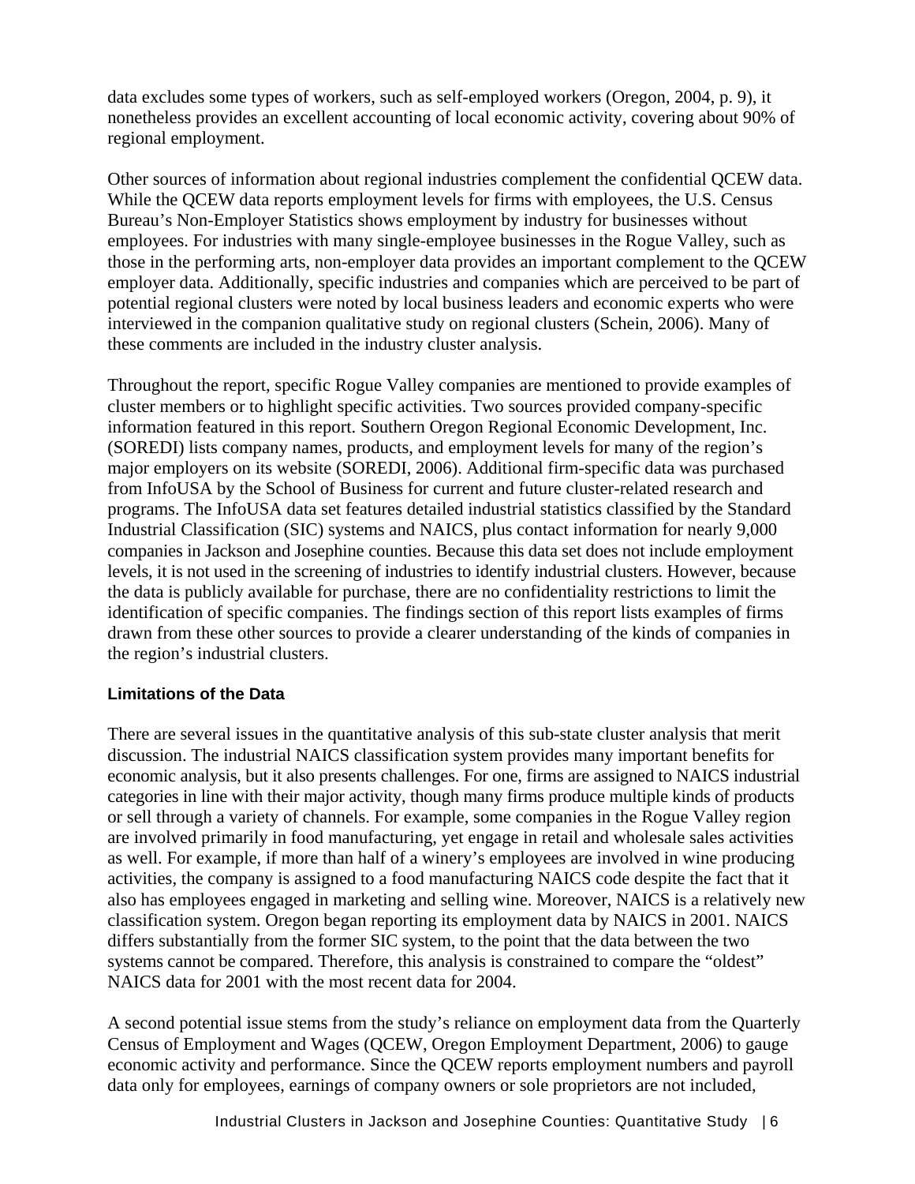data excludes some types of workers, such as self-employed workers (Oregon, 2004, p. 9), it nonetheless provides an excellent accounting of local economic activity, covering about 90% of regional employment.

Other sources of information about regional industries complement the confidential QCEW data. While the QCEW data reports employment levels for firms with employees, the U.S. Census Bureau's Non-Employer Statistics shows employment by industry for businesses without employees. For industries with many single-employee businesses in the Rogue Valley, such as those in the performing arts, non-employer data provides an important complement to the QCEW employer data. Additionally, specific industries and companies which are perceived to be part of potential regional clusters were noted by local business leaders and economic experts who were interviewed in the companion qualitative study on regional clusters (Schein, 2006). Many of these comments are included in the industry cluster analysis.

Throughout the report, specific Rogue Valley companies are mentioned to provide examples of cluster members or to highlight specific activities. Two sources provided company-specific information featured in this report. Southern Oregon Regional Economic Development, Inc. (SOREDI) lists company names, products, and employment levels for many of the region's major employers on its website (SOREDI, 2006). Additional firm-specific data was purchased from InfoUSA by the School of Business for current and future cluster-related research and programs. The InfoUSA data set features detailed industrial statistics classified by the Standard Industrial Classification (SIC) systems and NAICS, plus contact information for nearly 9,000 companies in Jackson and Josephine counties. Because this data set does not include employment levels, it is not used in the screening of industries to identify industrial clusters. However, because the data is publicly available for purchase, there are no confidentiality restrictions to limit the identification of specific companies. The findings section of this report lists examples of firms drawn from these other sources to provide a clearer understanding of the kinds of companies in the region's industrial clusters.

### Limitations of the Data

There are several issues in the quantitative analysis of this sub-state cluster analysis that merit discussion. The industrial NAICS classification system provides many important benefits for economic analysis, but it also presents challenges. For one, firms are assigned to NAICS industrial categories in line with their major activity, though many firms produce multiple kinds of products or sell through a variety of channels. For example, some companies in the Rogue Valley region are involved primarily in food manufacturing, yet engage in retail and wholesale sales activities as well. For example, if more than half of a winery's employees are involved in wine producing activities, the company is assigned to a food manufacturing NAICS code despite the fact that it also has employees engaged in marketing and selling wine. Moreover, NAICS is a relatively new classification system. Oregon began reporting its employment data by NAICS in 2001. NAICS differs substantially from the former SIC system, to the point that the data between the two systems cannot be compared. Therefore, this analysis is constrained to compare the "oldest" NAICS data for 2001 with the most recent data for 2004.

A second potential issue stems from the study's reliance on employment data from the Quarterly Census of Employment and Wages (QCEW, Oregon Employment Department, 2006) to gauge economic activity and performance. Since the QCEW reports employment numbers and payroll data only for employees, earnings of company owners or sole proprietors are not included,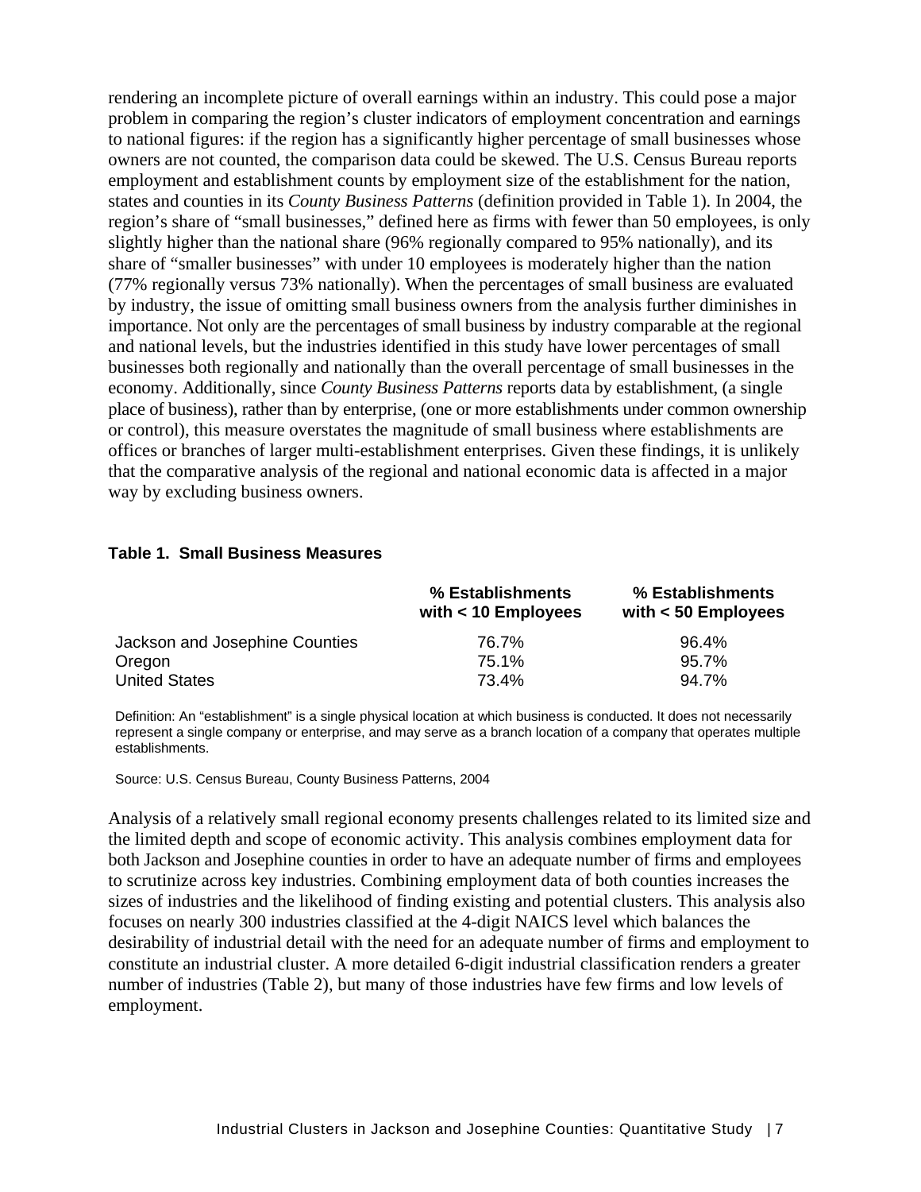rendering an incomplete picture of overall earnings within an industry. This could pose a major problem in comparing the region's cluster indicators of employment concentration and earnings to national figures: if the region has a significantly higher percentage of small businesses whose owners are not counted, the comparison data could be skewed. The U.S. Census Bureau reports employment and establishment counts by employment size of the establishment for the nation, states and counties in its *County Business Patterns* (definition provided in Table 1). In 2004, the region's share of "small businesses," defined here as firms with fewer than 50 employees, is only slightly higher than the national share (96% regionally compared to 95% nationally), and its share of "smaller businesses" with under 10 employees is moderately higher than the nation (77% regionally versus 73% nationally). When the percentages of small business are evaluated by industry, the issue of omitting small business owners from the analysis further diminishes in importance. Not only are the percentages of small business by industry comparable at the regional and national levels, but the industries identified in this study have lower percentages of small businesses both regionally and nationally than the overall percentage of small businesses in the economy. Additionally, since *County Business Patterns* reports data by establishment, (a single place of business), rather than by enterprise, (one or more establishments under common ownership or control), this measure overstates the magnitude of small business where establishments are offices or branches of larger multi-establishment enterprises. Given these findings, it is unlikely that the comparative analysis of the regional and national economic data is affected in a major way by excluding business owners.

**Table 1. Small Business Measures**

| | % Establishments with < 10 Employees | % Establishments with < 50 Employees |
|---|---|---|
| Jackson and Josephine Counties | 76.7% | 96.4% |
| Oregon | 75.1% | 95.7% |
| United States | 73.4% | 94.7% |

Definition: An "establishment" is a single physical location at which business is conducted. It does not necessarily represent a single company or enterprise, and may serve as a branch location of a company that operates multiple establishments.

Source: U.S. Census Bureau, County Business Patterns, 2004

Analysis of a relatively small regional economy presents challenges related to its limited size and the limited depth and scope of economic activity. This analysis combines employment data for both Jackson and Josephine counties in order to have an adequate number of firms and employees to scrutinize across key industries. Combining employment data of both counties increases the sizes of industries and the likelihood of finding existing and potential clusters. This analysis also focuses on nearly 300 industries classified at the 4-digit NAICS level which balances the desirability of industrial detail with the need for an adequate number of firms and employment to constitute an industrial cluster. A more detailed 6-digit industrial classification renders a greater number of industries (Table 2), but many of those industries have few firms and low levels of employment.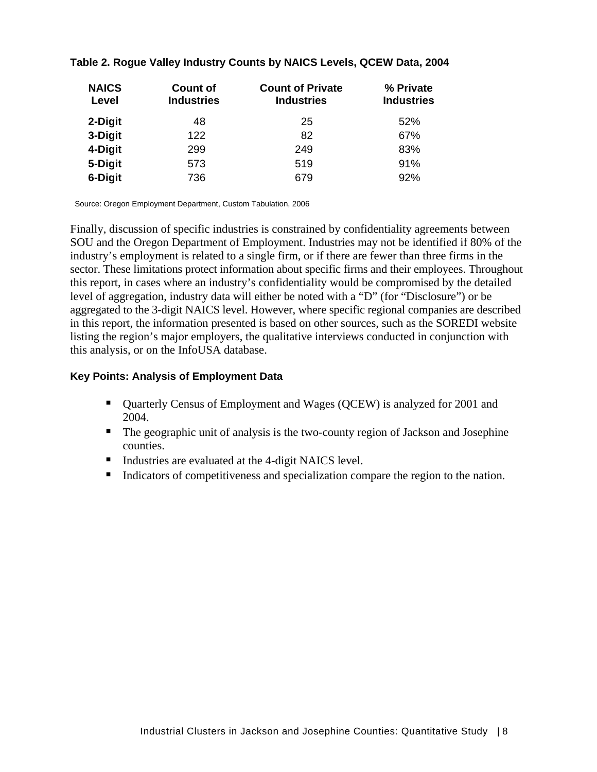**Table 2. Rogue Valley Industry Counts by NAICS Levels, QCEW Data, 2004**

| NAICS Level | Count of Industries | Count of Private Industries | % Private Industries |
|---|---|---|---|
| **2-Digit** | 48 | 25 | 52% |
| **3-Digit** | 122 | 82 | 67% |
| **4-Digit** | 299 | 249 | 83% |
| **5-Digit** | 573 | 519 | 91% |
| **6-Digit** | 736 | 679 | 92% |

Source: Oregon Employment Department, Custom Tabulation, 2006

Finally, discussion of specific industries is constrained by confidentiality agreements between SOU and the Oregon Department of Employment. Industries may not be identified if 80% of the industry's employment is related to a single firm, or if there are fewer than three firms in the sector. These limitations protect information about specific firms and their employees. Throughout this report, in cases where an industry's confidentiality would be compromised by the detailed level of aggregation, industry data will either be noted with a "D" (for "Disclosure") or be aggregated to the 3-digit NAICS level. However, where specific regional companies are described in this report, the information presented is based on other sources, such as the SOREDI website listing the region's major employers, the qualitative interviews conducted in conjunction with this analysis, or on the InfoUSA database.

**Key Points: Analysis of Employment Data**

- Quarterly Census of Employment and Wages (QCEW) is analyzed for 2001 and 2004.
- The geographic unit of analysis is the two-county region of Jackson and Josephine counties.
- Industries are evaluated at the 4-digit NAICS level.
- Indicators of competitiveness and specialization compare the region to the nation.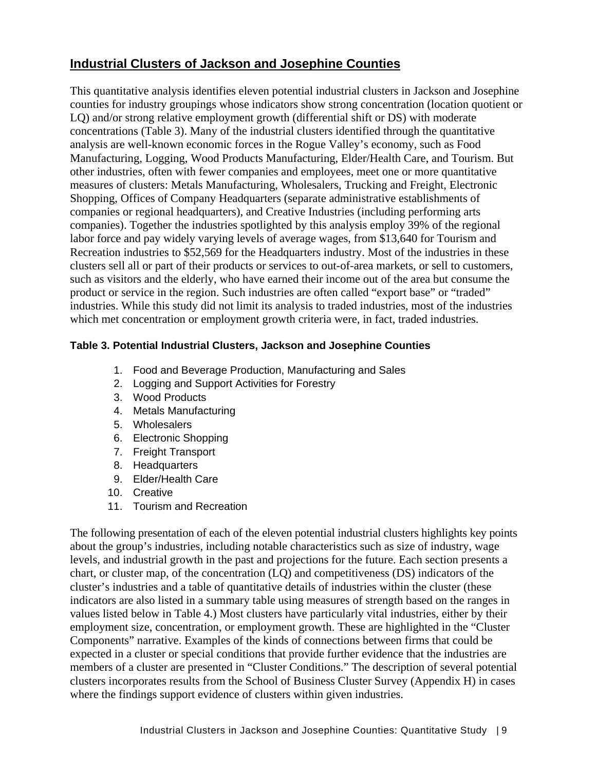## Industrial Clusters of Jackson and Josephine Counties

This quantitative analysis identifies eleven potential industrial clusters in Jackson and Josephine counties for industry groupings whose indicators show strong concentration (location quotient or LQ) and/or strong relative employment growth (differential shift or DS) with moderate concentrations (Table 3). Many of the industrial clusters identified through the quantitative analysis are well-known economic forces in the Rogue Valley's economy, such as Food Manufacturing, Logging, Wood Products Manufacturing, Elder/Health Care, and Tourism. But other industries, often with fewer companies and employees, meet one or more quantitative measures of clusters: Metals Manufacturing, Wholesalers, Trucking and Freight, Electronic Shopping, Offices of Company Headquarters (separate administrative establishments of companies or regional headquarters), and Creative Industries (including performing arts companies). Together the industries spotlighted by this analysis employ 39% of the regional labor force and pay widely varying levels of average wages, from $13,640 for Tourism and Recreation industries to $52,569 for the Headquarters industry. Most of the industries in these clusters sell all or part of their products or services to out-of-area markets, or sell to customers, such as visitors and the elderly, who have earned their income out of the area but consume the product or service in the region. Such industries are often called "export base" or "traded" industries. While this study did not limit its analysis to traded industries, most of the industries which met concentration or employment growth criteria were, in fact, traded industries.

**Table 3. Potential Industrial Clusters, Jackson and Josephine Counties**

1. Food and Beverage Production, Manufacturing and Sales
2. Logging and Support Activities for Forestry
3. Wood Products
4. Metals Manufacturing
5. Wholesalers
6. Electronic Shopping
7. Freight Transport
8. Headquarters
9. Elder/Health Care
10. Creative
11. Tourism and Recreation

The following presentation of each of the eleven potential industrial clusters highlights key points about the group's industries, including notable characteristics such as size of industry, wage levels, and industrial growth in the past and projections for the future. Each section presents a chart, or cluster map, of the concentration (LQ) and competitiveness (DS) indicators of the cluster's industries and a table of quantitative details of industries within the cluster (these indicators are also listed in a summary table using measures of strength based on the ranges in values listed below in Table 4.) Most clusters have particularly vital industries, either by their employment size, concentration, or employment growth. These are highlighted in the "Cluster Components" narrative. Examples of the kinds of connections between firms that could be expected in a cluster or special conditions that provide further evidence that the industries are members of a cluster are presented in "Cluster Conditions." The description of several potential clusters incorporates results from the School of Business Cluster Survey (Appendix H) in cases where the findings support evidence of clusters within given industries.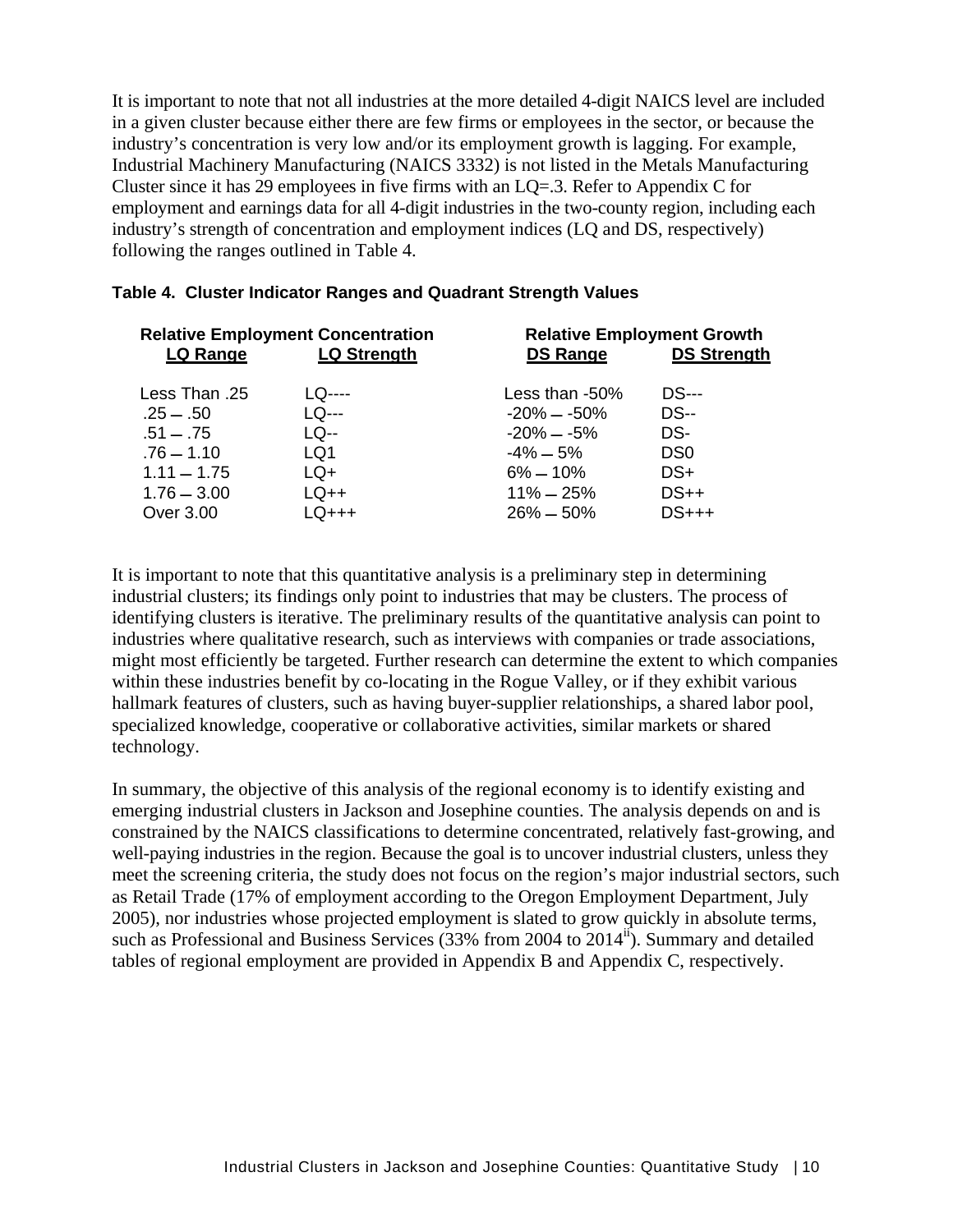It is important to note that not all industries at the more detailed 4-digit NAICS level are included in a given cluster because either there are few firms or employees in the sector, or because the industry's concentration is very low and/or its employment growth is lagging. For example, Industrial Machinery Manufacturing (NAICS 3332) is not listed in the Metals Manufacturing Cluster since it has 29 employees in five firms with an LQ=.3. Refer to Appendix C for employment and earnings data for all 4-digit industries in the two-county region, including each industry's strength of concentration and employment indices (LQ and DS, respectively) following the ranges outlined in Table 4.

**Table 4. Cluster Indicator Ranges and Quadrant Strength Values**

| Relative Employment Concentration | | Relative Employment Growth | |
|---|---|---|---|
| **LQ Range** | **LQ Strength** | **DS Range** | **DS Strength** |
| Less Than .25 | LQ---- | Less than -50% | DS--- |
| .25 – .50 | LQ--- | -20% – -50% | DS-- |
| .51 – .75 | LQ-- | -20% – -5% | DS- |
| .76 – 1.10 | LQ1 | -4% – 5% | DS0 |
| 1.11 – 1.75 | LQ+ | 6% – 10% | DS+ |
| 1.76 – 3.00 | LQ++ | 11% – 25% | DS++ |
| Over 3.00 | LQ+++ | 26% – 50% | DS+++ |

It is important to note that this quantitative analysis is a preliminary step in determining industrial clusters; its findings only point to industries that may be clusters. The process of identifying clusters is iterative. The preliminary results of the quantitative analysis can point to industries where qualitative research, such as interviews with companies or trade associations, might most efficiently be targeted. Further research can determine the extent to which companies within these industries benefit by co-locating in the Rogue Valley, or if they exhibit various hallmark features of clusters, such as having buyer-supplier relationships, a shared labor pool, specialized knowledge, cooperative or collaborative activities, similar markets or shared technology.

In summary, the objective of this analysis of the regional economy is to identify existing and emerging industrial clusters in Jackson and Josephine counties. The analysis depends on and is constrained by the NAICS classifications to determine concentrated, relatively fast-growing, and well-paying industries in the region. Because the goal is to uncover industrial clusters, unless they meet the screening criteria, the study does not focus on the region's major industrial sectors, such as Retail Trade (17% of employment according to the Oregon Employment Department, July 2005), nor industries whose projected employment is slated to grow quickly in absolute terms, such as Professional and Business Services (33% from 2004 to 2014[ii]). Summary and detailed tables of regional employment are provided in Appendix B and Appendix C, respectively.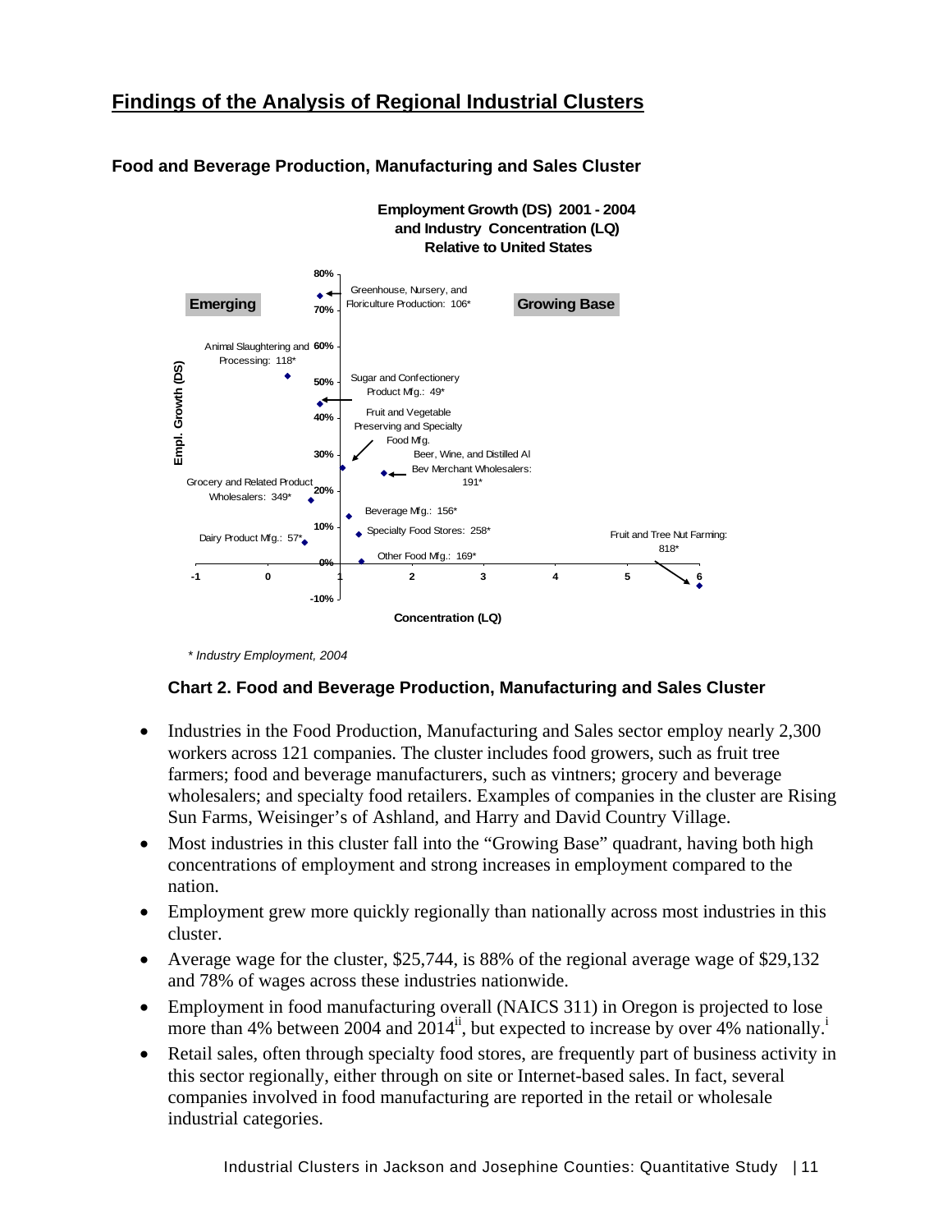## Findings of the Analysis of Regional Industrial Clusters

### Food and Beverage Production, Manufacturing and Sales Cluster

**Employment Growth (DS) 2001 - 2004 and Industry Concentration (LQ) Relative to United States**

Emerging | Growing Base

Greenhouse, Nursery, and Floriculture Production: 106*
Animal Slaughtering and Processing: 118*
Sugar and Confectionery Product Mfg.: 49*
Fruit and Vegetable Preserving and Specialty Food Mfg.
Beer, Wine, and Distilled Al Bev Merchant Wholesalers: 191*
Grocery and Related Product Wholesalers: 349*
Beverage Mfg.: 156*
Specialty Food Stores: 258*
Dairy Product Mfg.: 57*
Other Food Mfg.: 169*
Fruit and Tree Nut Farming: 818*

Empl. Growth (DS)

Concentration (LQ)

*\* Industry Employment, 2004*

**Chart 2. Food and Beverage Production, Manufacturing and Sales Cluster**

- Industries in the Food Production, Manufacturing and Sales sector employ nearly 2,300 workers across 121 companies. The cluster includes food growers, such as fruit tree farmers; food and beverage manufacturers, such as vintners; grocery and beverage wholesalers; and specialty food retailers. Examples of companies in the cluster are Rising Sun Farms, Weisinger's of Ashland, and Harry and David Country Village.
- Most industries in this cluster fall into the "Growing Base" quadrant, having both high concentrations of employment and strong increases in employment compared to the nation.
- Employment grew more quickly regionally than nationally across most industries in this cluster.
- Average wage for the cluster, $25,744, is 88% of the regional average wage of $29,132 and 78% of wages across these industries nationwide.
- Employment in food manufacturing overall (NAICS 311) in Oregon is projected to lose more than 4% between 2004 and 2014[ii], but expected to increase by over 4% nationally.[i]
- Retail sales, often through specialty food stores, are frequently part of business activity in this sector regionally, either through on site or Internet-based sales. In fact, several companies involved in food manufacturing are reported in the retail or wholesale industrial categories.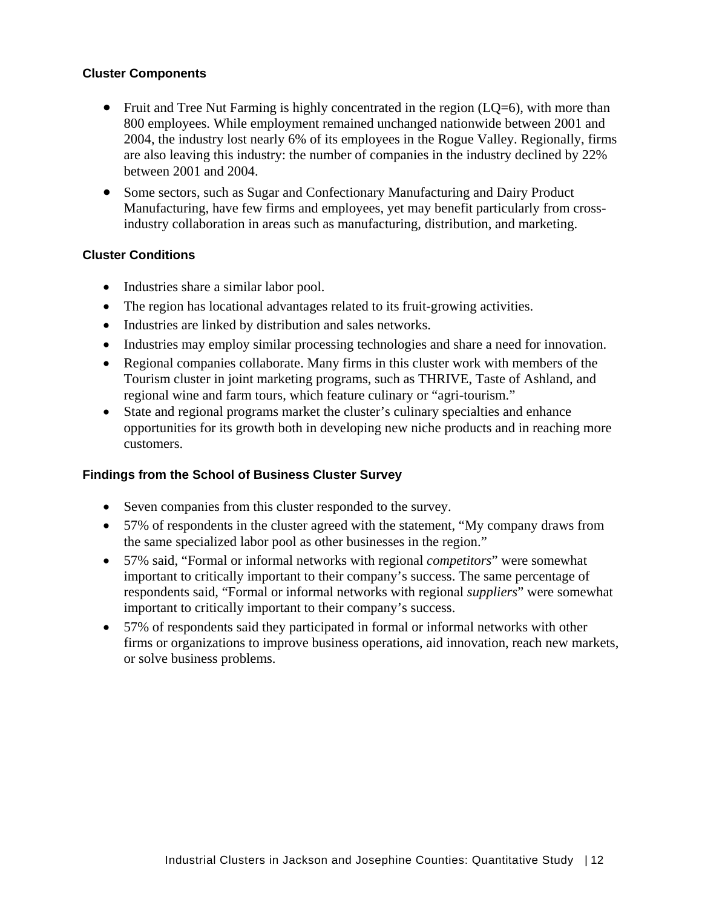### Cluster Components

- Fruit and Tree Nut Farming is highly concentrated in the region (LQ=6), with more than 800 employees. While employment remained unchanged nationwide between 2001 and 2004, the industry lost nearly 6% of its employees in the Rogue Valley. Regionally, firms are also leaving this industry: the number of companies in the industry declined by 22% between 2001 and 2004.
- Some sectors, such as Sugar and Confectionary Manufacturing and Dairy Product Manufacturing, have few firms and employees, yet may benefit particularly from cross-industry collaboration in areas such as manufacturing, distribution, and marketing.

### Cluster Conditions

- Industries share a similar labor pool.
- The region has locational advantages related to its fruit-growing activities.
- Industries are linked by distribution and sales networks.
- Industries may employ similar processing technologies and share a need for innovation.
- Regional companies collaborate. Many firms in this cluster work with members of the Tourism cluster in joint marketing programs, such as THRIVE, Taste of Ashland, and regional wine and farm tours, which feature culinary or "agri-tourism."
- State and regional programs market the cluster's culinary specialties and enhance opportunities for its growth both in developing new niche products and in reaching more customers.

### Findings from the School of Business Cluster Survey

- Seven companies from this cluster responded to the survey.
- 57% of respondents in the cluster agreed with the statement, "My company draws from the same specialized labor pool as other businesses in the region."
- 57% said, "Formal or informal networks with regional *competitors*" were somewhat important to critically important to their company's success. The same percentage of respondents said, "Formal or informal networks with regional *suppliers*" were somewhat important to critically important to their company's success.
- 57% of respondents said they participated in formal or informal networks with other firms or organizations to improve business operations, aid innovation, reach new markets, or solve business problems.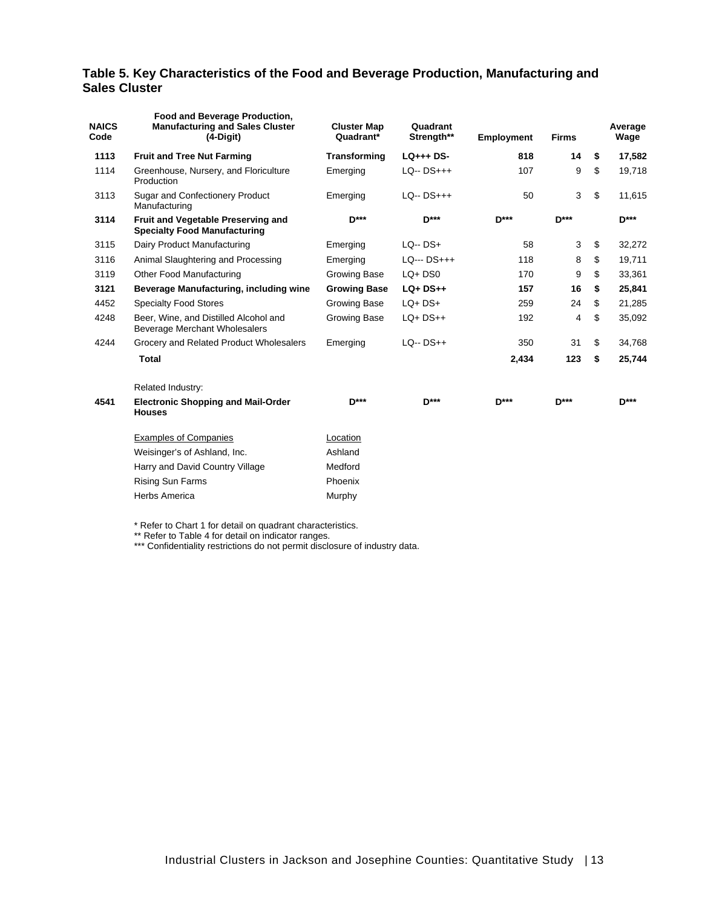### Table 5. Key Characteristics of the Food and Beverage Production, Manufacturing and Sales Cluster

| NAICS Code | Food and Beverage Production, Manufacturing and Sales Cluster (4-Digit) | Cluster Map Quadrant* | Quadrant Strength** | Employment | Firms | Average Wage |
|---|---|---|---|---|---|---|
| **1113** | **Fruit and Tree Nut Farming** | **Transforming** | **LQ+++ DS-** | **818** | **14** | **$ 17,582** |
| 1114 | Greenhouse, Nursery, and Floriculture Production | Emerging | LQ-- DS+++ | 107 | 9 | $ 19,718 |
| 3113 | Sugar and Confectionery Product Manufacturing | Emerging | LQ-- DS+++ | 50 | 3 | $ 11,615 |
| **3114** | **Fruit and Vegetable Preserving and Specialty Food Manufacturing** | **D*** ** | **D*** ** | **D*** ** | **D*** ** | **D*** ** |
| 3115 | Dairy Product Manufacturing | Emerging | LQ-- DS+ | 58 | 3 | $ 32,272 |
| 3116 | Animal Slaughtering and Processing | Emerging | LQ--- DS+++ | 118 | 8 | $ 19,711 |
| 3119 | Other Food Manufacturing | Growing Base | LQ+ DS0 | 170 | 9 | $ 33,361 |
| **3121** | **Beverage Manufacturing, including wine** | **Growing Base** | **LQ+ DS++** | **157** | **16** | **$ 25,841** |
| 4452 | Specialty Food Stores | Growing Base | LQ+ DS+ | 259 | 24 | $ 21,285 |
| 4248 | Beer, Wine, and Distilled Alcohol and Beverage Merchant Wholesalers | Growing Base | LQ+ DS++ | 192 | 4 | $ 35,092 |
| 4244 | Grocery and Related Product Wholesalers | Emerging | LQ-- DS++ | 350 | 31 | $ 34,768 |
| | **Total** | | | **2,434** | **123** | **$ 25,744** |
| | Related Industry: | | | | | |
| **4541** | **Electronic Shopping and Mail-Order Houses** | **D*** ** | **D*** ** | **D*** ** | **D*** ** | **D*** ** |

| Examples of Companies | Location |
|---|---|
| Weisinger's of Ashland, Inc. | Ashland |
| Harry and David Country Village | Medford |
| Rising Sun Farms | Phoenix |
| Herbs America | Murphy |

\* Refer to Chart 1 for detail on quadrant characteristics.
** Refer to Table 4 for detail on indicator ranges.
*** Confidentiality restrictions do not permit disclosure of industry data.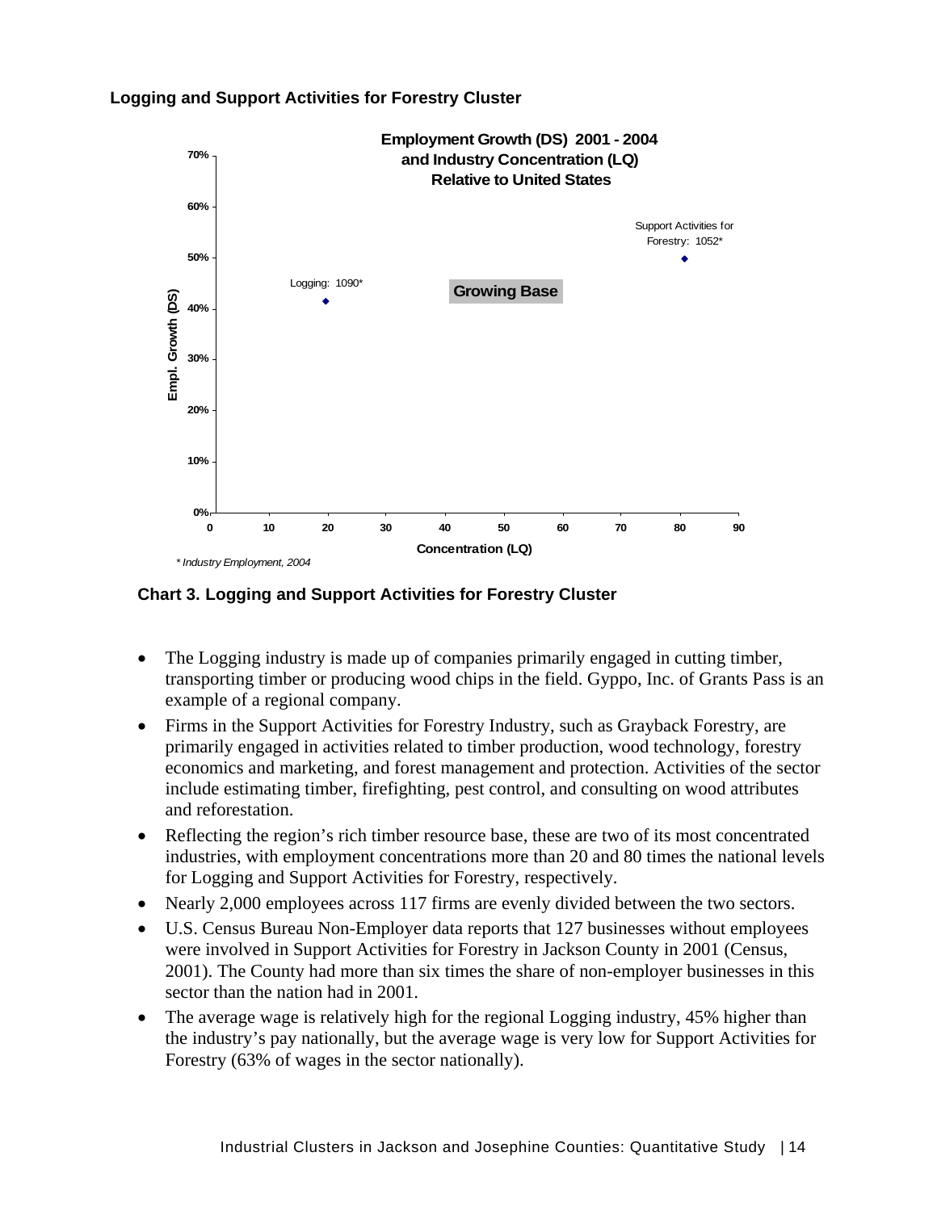**Logging and Support Activities for Forestry Cluster**

**Chart 3. Logging and Support Activities for Forestry Cluster**

- The Logging industry is made up of companies primarily engaged in cutting timber, transporting timber or producing wood chips in the field. Gyppo, Inc. of Grants Pass is an example of a regional company.
- Firms in the Support Activities for Forestry Industry, such as Grayback Forestry, are primarily engaged in activities related to timber production, wood technology, forestry economics and marketing, and forest management and protection. Activities of the sector include estimating timber, firefighting, pest control, and consulting on wood attributes and reforestation.
- Reflecting the region's rich timber resource base, these are two of its most concentrated industries, with employment concentrations more than 20 and 80 times the national levels for Logging and Support Activities for Forestry, respectively.
- Nearly 2,000 employees across 117 firms are evenly divided between the two sectors.
- U.S. Census Bureau Non-Employer data reports that 127 businesses without employees were involved in Support Activities for Forestry in Jackson County in 2001 (Census, 2001). The County had more than six times the share of non-employer businesses in this sector than the nation had in 2001.
- The average wage is relatively high for the regional Logging industry, 45% higher than the industry's pay nationally, but the average wage is very low for Support Activities for Forestry (63% of wages in the sector nationally).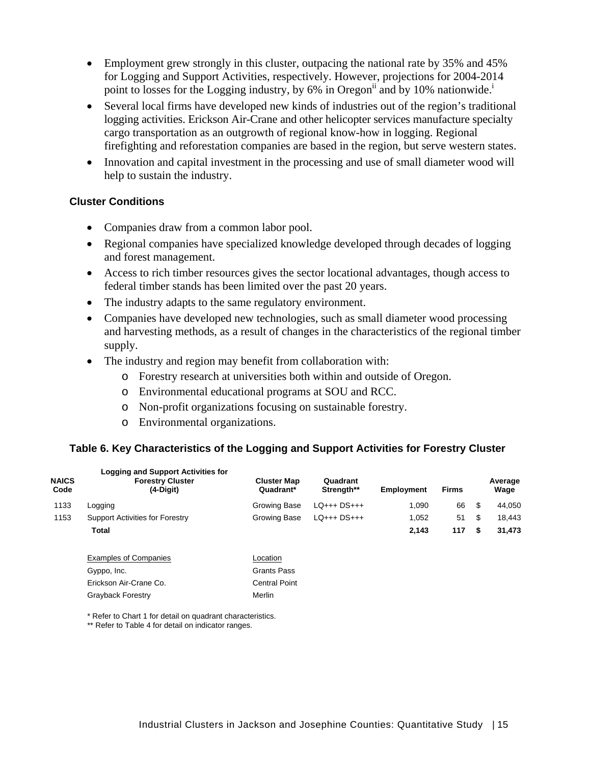- Employment grew strongly in this cluster, outpacing the national rate by 35% and 45% for Logging and Support Activities, respectively. However, projections for 2004-2014 point to losses for the Logging industry, by 6% in Oregon[ii] and by 10% nationwide.[i]
- Several local firms have developed new kinds of industries out of the region's traditional logging activities. Erickson Air-Crane and other helicopter services manufacture specialty cargo transportation as an outgrowth of regional know-how in logging. Regional firefighting and reforestation companies are based in the region, but serve western states.
- Innovation and capital investment in the processing and use of small diameter wood will help to sustain the industry.

### Cluster Conditions

- Companies draw from a common labor pool.
- Regional companies have specialized knowledge developed through decades of logging and forest management.
- Access to rich timber resources gives the sector locational advantages, though access to federal timber stands has been limited over the past 20 years.
- The industry adapts to the same regulatory environment.
- Companies have developed new technologies, such as small diameter wood processing and harvesting methods, as a result of changes in the characteristics of the regional timber supply.
- The industry and region may benefit from collaboration with:
  - Forestry research at universities both within and outside of Oregon.
  - Environmental educational programs at SOU and RCC.
  - Non-profit organizations focusing on sustainable forestry.
  - Environmental organizations.

### Table 6. Key Characteristics of the Logging and Support Activities for Forestry Cluster

| NAICS Code | Logging and Support Activities for Forestry Cluster (4-Digit) | Cluster Map Quadrant* | Quadrant Strength** | Employment | Firms | Average Wage |
|---|---|---|---|---|---|---|
| 1133 | Logging | Growing Base | LQ+++ DS+++ | 1,090 | 66 | $ 44,050 |
| 1153 | Support Activities for Forestry | Growing Base | LQ+++ DS+++ | 1,052 | 51 | $ 18,443 |
| | **Total** | | | **2,143** | **117** | **$ 31,473** |

| Examples of Companies | Location |
|---|---|
| Gyppo, Inc. | Grants Pass |
| Erickson Air-Crane Co. | Central Point |
| Grayback Forestry | Merlin |

\* Refer to Chart 1 for detail on quadrant characteristics.
\*\* Refer to Table 4 for detail on indicator ranges.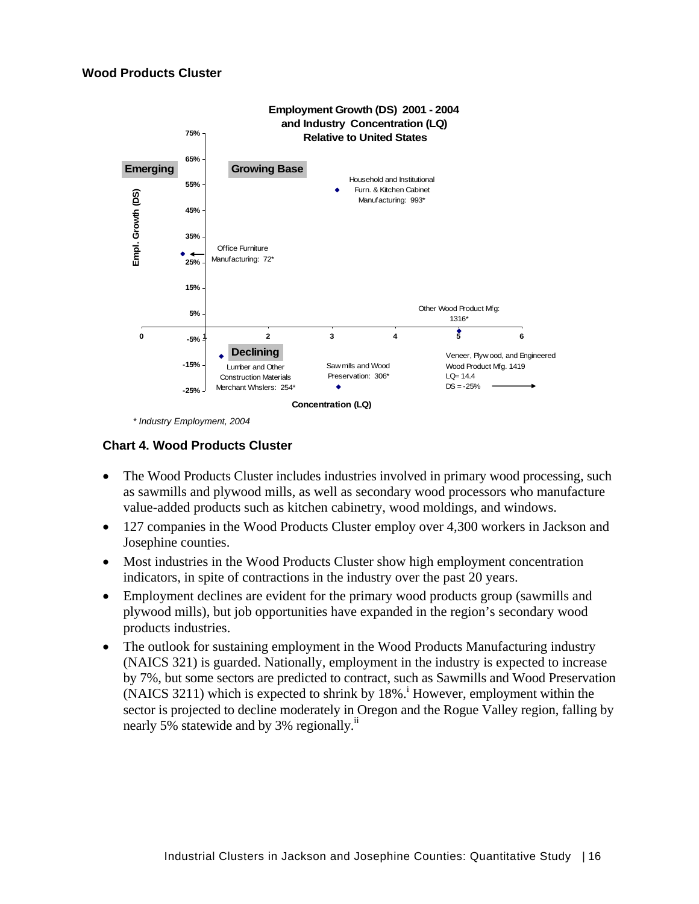**Wood Products Cluster**

**Employment Growth (DS) 2001 - 2004 and Industry Concentration (LQ) Relative to United States**

Emerging | Growing Base | Declining

Empl. Growth (DS) — Concentration (LQ)

- Household and Institutional Furn. & Kitchen Cabinet Manufacturing: 993*
- Office Furniture Manufacturing: 72*
- Other Wood Product Mfg: 1316*
- Lumber and Other Construction Materials Merchant Whslers: 254*
- Sawmills and Wood Preservation: 306*
- Veneer, Plywood, and Engineered Wood Product Mfg. 1419 LQ= 14.4 DS = -25%

*\* Industry Employment, 2004*

**Chart 4. Wood Products Cluster**

- The Wood Products Cluster includes industries involved in primary wood processing, such as sawmills and plywood mills, as well as secondary wood processors who manufacture value-added products such as kitchen cabinetry, wood moldings, and windows.
- 127 companies in the Wood Products Cluster employ over 4,300 workers in Jackson and Josephine counties.
- Most industries in the Wood Products Cluster show high employment concentration indicators, in spite of contractions in the industry over the past 20 years.
- Employment declines are evident for the primary wood products group (sawmills and plywood mills), but job opportunities have expanded in the region's secondary wood products industries.
- The outlook for sustaining employment in the Wood Products Manufacturing industry (NAICS 321) is guarded. Nationally, employment in the industry is expected to increase by 7%, but some sectors are predicted to contract, such as Sawmills and Wood Preservation (NAICS 3211) which is expected to shrink by 18%.[i] However, employment within the sector is projected to decline moderately in Oregon and the Rogue Valley region, falling by nearly 5% statewide and by 3% regionally.[ii]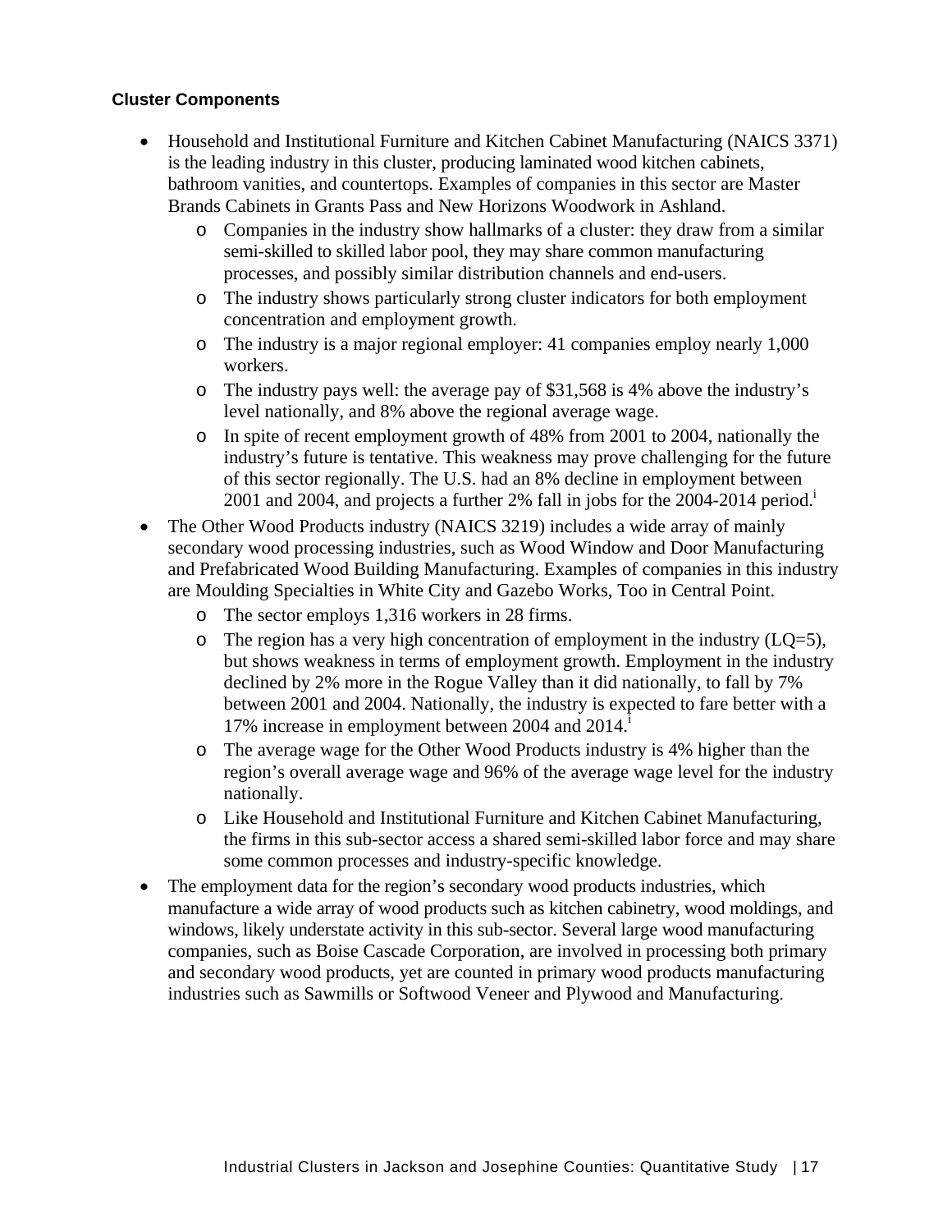**Cluster Components**

- Household and Institutional Furniture and Kitchen Cabinet Manufacturing (NAICS 3371) is the leading industry in this cluster, producing laminated wood kitchen cabinets, bathroom vanities, and countertops. Examples of companies in this sector are Master Brands Cabinets in Grants Pass and New Horizons Woodwork in Ashland.
    - Companies in the industry show hallmarks of a cluster: they draw from a similar semi-skilled to skilled labor pool, they may share common manufacturing processes, and possibly similar distribution channels and end-users.
    - The industry shows particularly strong cluster indicators for both employment concentration and employment growth.
    - The industry is a major regional employer: 41 companies employ nearly 1,000 workers.
    - The industry pays well: the average pay of $31,568 is 4% above the industry's level nationally, and 8% above the regional average wage.
    - In spite of recent employment growth of 48% from 2001 to 2004, nationally the industry's future is tentative. This weakness may prove challenging for the future of this sector regionally. The U.S. had an 8% decline in employment between 2001 and 2004, and projects a further 2% fall in jobs for the 2004-2014 period.[i]
- The Other Wood Products industry (NAICS 3219) includes a wide array of mainly secondary wood processing industries, such as Wood Window and Door Manufacturing and Prefabricated Wood Building Manufacturing. Examples of companies in this industry are Moulding Specialties in White City and Gazebo Works, Too in Central Point.
    - The sector employs 1,316 workers in 28 firms.
    - The region has a very high concentration of employment in the industry (LQ=5), but shows weakness in terms of employment growth. Employment in the industry declined by 2% more in the Rogue Valley than it did nationally, to fall by 7% between 2001 and 2004. Nationally, the industry is expected to fare better with a 17% increase in employment between 2004 and 2014.[i]
    - The average wage for the Other Wood Products industry is 4% higher than the region's overall average wage and 96% of the average wage level for the industry nationally.
    - Like Household and Institutional Furniture and Kitchen Cabinet Manufacturing, the firms in this sub-sector access a shared semi-skilled labor force and may share some common processes and industry-specific knowledge.
- The employment data for the region's secondary wood products industries, which manufacture a wide array of wood products such as kitchen cabinetry, wood moldings, and windows, likely understate activity in this sub-sector. Several large wood manufacturing companies, such as Boise Cascade Corporation, are involved in processing both primary and secondary wood products, yet are counted in primary wood products manufacturing industries such as Sawmills or Softwood Veneer and Plywood and Manufacturing.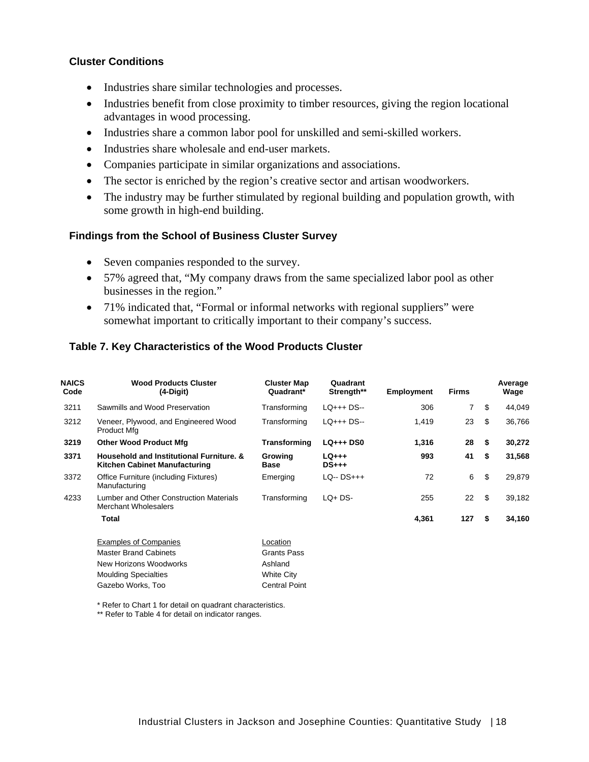### Cluster Conditions

- Industries share similar technologies and processes.
- Industries benefit from close proximity to timber resources, giving the region locational advantages in wood processing.
- Industries share a common labor pool for unskilled and semi-skilled workers.
- Industries share wholesale and end-user markets.
- Companies participate in similar organizations and associations.
- The sector is enriched by the region's creative sector and artisan woodworkers.
- The industry may be further stimulated by regional building and population growth, with some growth in high-end building.

### Findings from the School of Business Cluster Survey

- Seven companies responded to the survey.
- 57% agreed that, "My company draws from the same specialized labor pool as other businesses in the region."
- 71% indicated that, "Formal or informal networks with regional suppliers" were somewhat important to critically important to their company's success.

### Table 7. Key Characteristics of the Wood Products Cluster

| NAICS Code | Wood Products Cluster (4-Digit) | Cluster Map Quadrant* | Quadrant Strength** | Employment | Firms | Average Wage |
|---|---|---|---|---|---|---|
| 3211 | Sawmills and Wood Preservation | Transforming | LQ+++ DS-- | 306 | 7 | $ 44,049 |
| 3212 | Veneer, Plywood, and Engineered Wood Product Mfg | Transforming | LQ+++ DS-- | 1,419 | 23 | $ 36,766 |
| **3219** | **Other Wood Product Mfg** | **Transforming** | **LQ+++ DS0** | **1,316** | **28** | **$ 30,272** |
| **3371** | **Household and Institutional Furniture. & Kitchen Cabinet Manufacturing** | **Growing Base** | **LQ+++ DS+++** | **993** | **41** | **$ 31,568** |
| 3372 | Office Furniture (including Fixtures) Manufacturing | Emerging | LQ-- DS+++ | 72 | 6 | $ 29,879 |
| 4233 | Lumber and Other Construction Materials Merchant Wholesalers | Transforming | LQ+ DS- | 255 | 22 | $ 39,182 |
| | **Total** | | | **4,361** | **127** | **$ 34,160** |

| Examples of Companies | Location |
|---|---|
| Master Brand Cabinets | Grants Pass |
| New Horizons Woodworks | Ashland |
| Moulding Specialties | White City |
| Gazebo Works, Too | Central Point |

\* Refer to Chart 1 for detail on quadrant characteristics.

** Refer to Table 4 for detail on indicator ranges.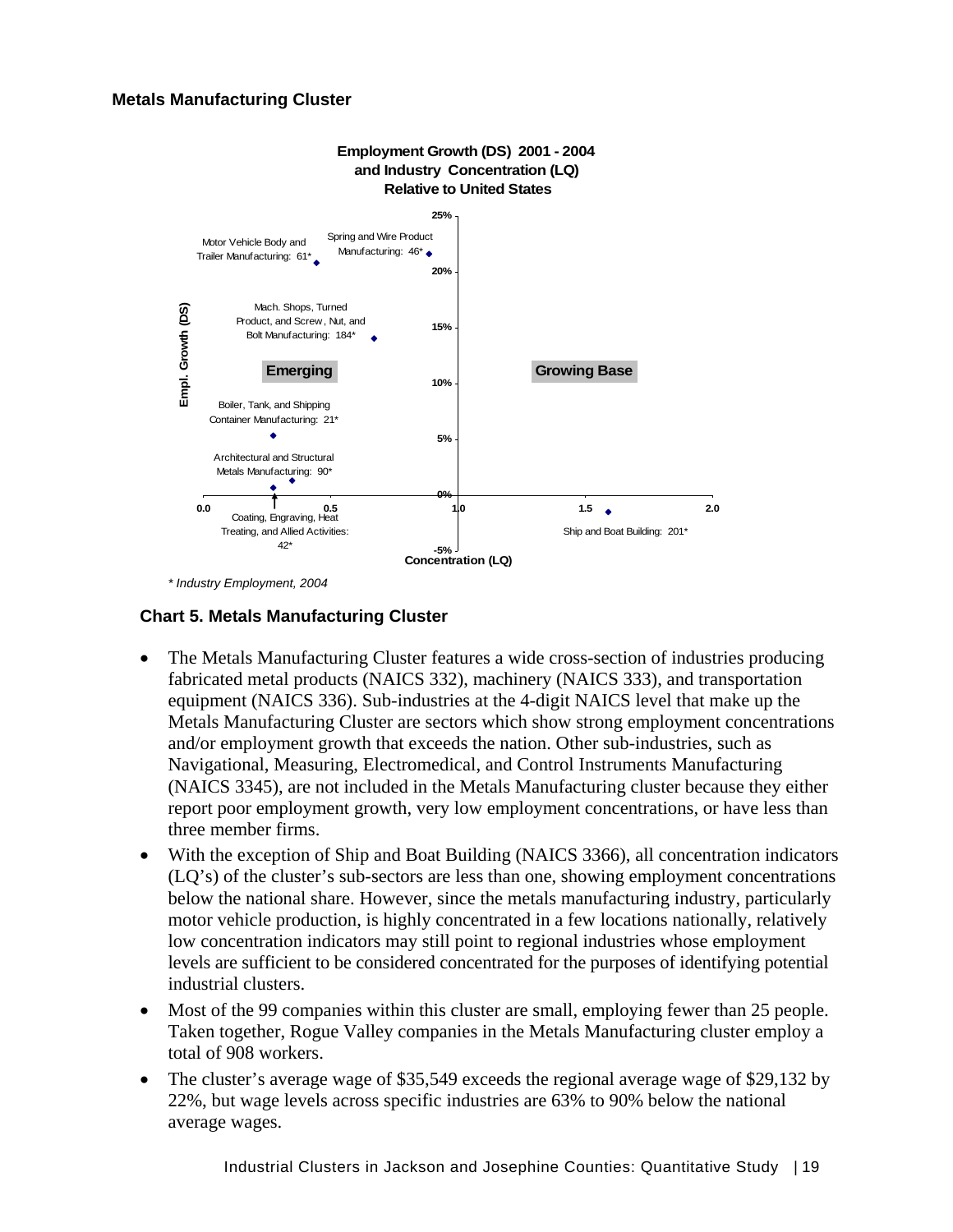### Metals Manufacturing Cluster

**Employment Growth (DS) 2001 - 2004 and Industry Concentration (LQ) Relative to United States**

- Motor Vehicle Body and Trailer Manufacturing: 61*
- Spring and Wire Product Manufacturing: 46*
- Mach. Shops, Turned Product, and Screw, Nut, and Bolt Manufacturing: 184*
- Boiler, Tank, and Shipping Container Manufacturing: 21*
- Architectural and Structural Metals Manufacturing: 90*
- Coating, Engraving, Heat Treating, and Allied Activities: 42*
- Ship and Boat Building: 201*

Emerging | Growing Base

Empl. Growth (DS) / Concentration (LQ)

*\* Industry Employment, 2004*

**Chart 5. Metals Manufacturing Cluster**

- The Metals Manufacturing Cluster features a wide cross-section of industries producing fabricated metal products (NAICS 332), machinery (NAICS 333), and transportation equipment (NAICS 336). Sub-industries at the 4-digit NAICS level that make up the Metals Manufacturing Cluster are sectors which show strong employment concentrations and/or employment growth that exceeds the nation. Other sub-industries, such as Navigational, Measuring, Electromedical, and Control Instruments Manufacturing (NAICS 3345), are not included in the Metals Manufacturing cluster because they either report poor employment growth, very low employment concentrations, or have less than three member firms.
- With the exception of Ship and Boat Building (NAICS 3366), all concentration indicators (LQ's) of the cluster's sub-sectors are less than one, showing employment concentrations below the national share. However, since the metals manufacturing industry, particularly motor vehicle production, is highly concentrated in a few locations nationally, relatively low concentration indicators may still point to regional industries whose employment levels are sufficient to be considered concentrated for the purposes of identifying potential industrial clusters.
- Most of the 99 companies within this cluster are small, employing fewer than 25 people. Taken together, Rogue Valley companies in the Metals Manufacturing cluster employ a total of 908 workers.
- The cluster's average wage of $35,549 exceeds the regional average wage of $29,132 by 22%, but wage levels across specific industries are 63% to 90% below the national average wages.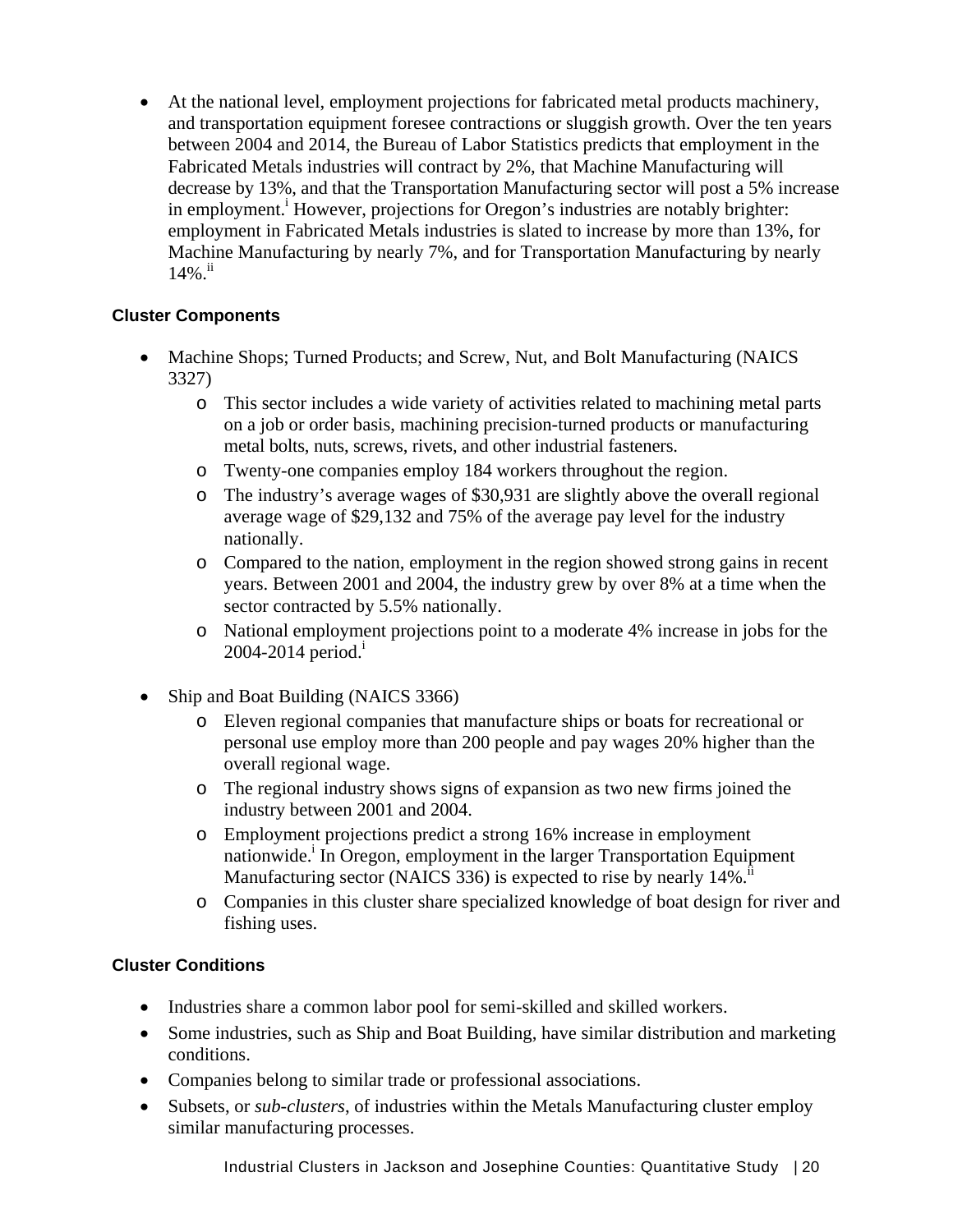- At the national level, employment projections for fabricated metal products machinery, and transportation equipment foresee contractions or sluggish growth. Over the ten years between 2004 and 2014, the Bureau of Labor Statistics predicts that employment in the Fabricated Metals industries will contract by 2%, that Machine Manufacturing will decrease by 13%, and that the Transportation Manufacturing sector will post a 5% increase in employment.[i] However, projections for Oregon's industries are notably brighter: employment in Fabricated Metals industries is slated to increase by more than 13%, for Machine Manufacturing by nearly 7%, and for Transportation Manufacturing by nearly 14%.[ii]

### Cluster Components

- Machine Shops; Turned Products; and Screw, Nut, and Bolt Manufacturing (NAICS 3327)
  - This sector includes a wide variety of activities related to machining metal parts on a job or order basis, machining precision-turned products or manufacturing metal bolts, nuts, screws, rivets, and other industrial fasteners.
  - Twenty-one companies employ 184 workers throughout the region.
  - The industry's average wages of $30,931 are slightly above the overall regional average wage of $29,132 and 75% of the average pay level for the industry nationally.
  - Compared to the nation, employment in the region showed strong gains in recent years. Between 2001 and 2004, the industry grew by over 8% at a time when the sector contracted by 5.5% nationally.
  - National employment projections point to a moderate 4% increase in jobs for the 2004-2014 period.[i]

- Ship and Boat Building (NAICS 3366)
  - Eleven regional companies that manufacture ships or boats for recreational or personal use employ more than 200 people and pay wages 20% higher than the overall regional wage.
  - The regional industry shows signs of expansion as two new firms joined the industry between 2001 and 2004.
  - Employment projections predict a strong 16% increase in employment nationwide.[i] In Oregon, employment in the larger Transportation Equipment Manufacturing sector (NAICS 336) is expected to rise by nearly 14%.[ii]
  - Companies in this cluster share specialized knowledge of boat design for river and fishing uses.

### Cluster Conditions

- Industries share a common labor pool for semi-skilled and skilled workers.
- Some industries, such as Ship and Boat Building, have similar distribution and marketing conditions.
- Companies belong to similar trade or professional associations.
- Subsets, or *sub-clusters*, of industries within the Metals Manufacturing cluster employ similar manufacturing processes.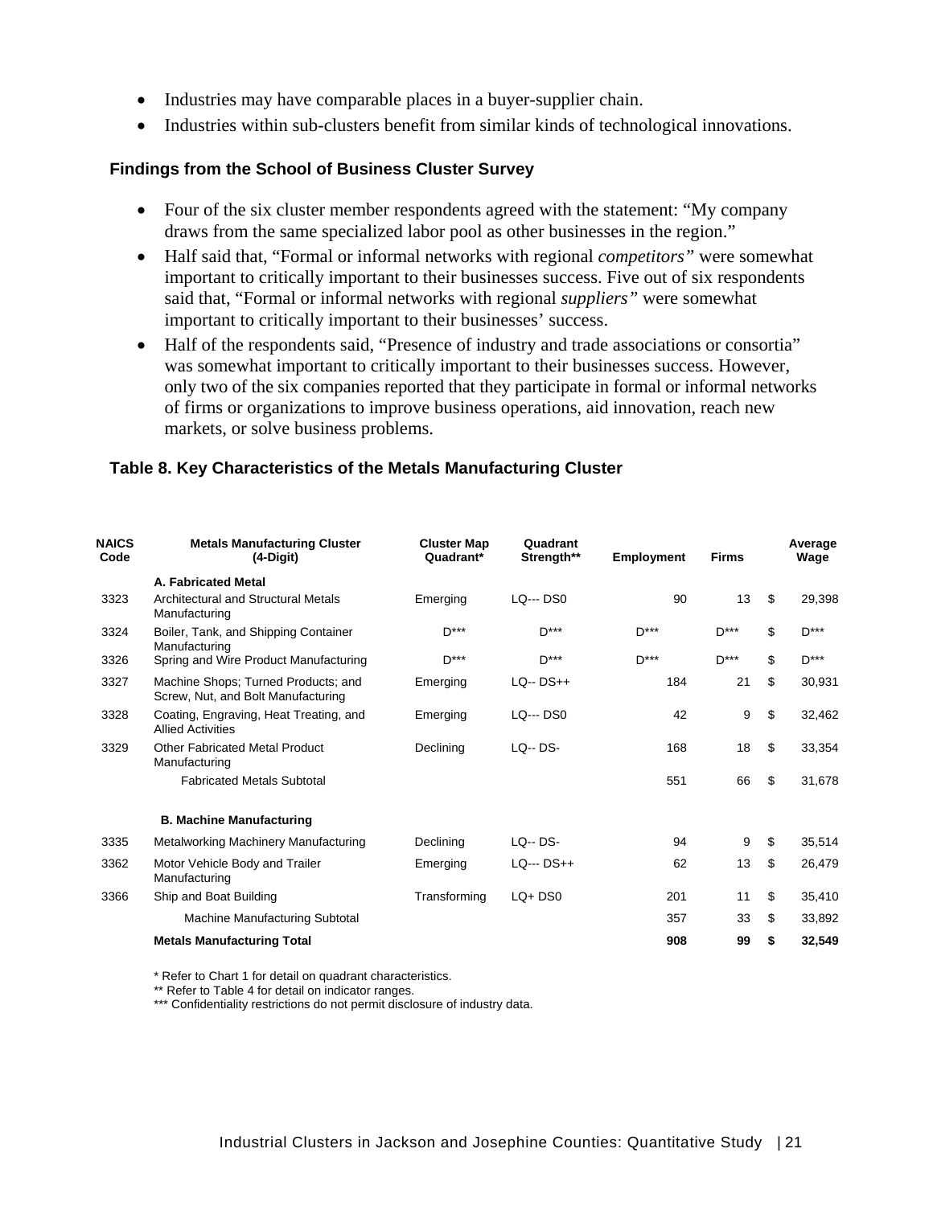- Industries may have comparable places in a buyer-supplier chain.
- Industries within sub-clusters benefit from similar kinds of technological innovations.

### Findings from the School of Business Cluster Survey

- Four of the six cluster member respondents agreed with the statement: "My company draws from the same specialized labor pool as other businesses in the region."
- Half said that, "Formal or informal networks with regional *competitors"* were somewhat important to critically important to their businesses success. Five out of six respondents said that, "Formal or informal networks with regional *suppliers"* were somewhat important to critically important to their businesses' success.
- Half of the respondents said, "Presence of industry and trade associations or consortia" was somewhat important to critically important to their businesses success. However, only two of the six companies reported that they participate in formal or informal networks of firms or organizations to improve business operations, aid innovation, reach new markets, or solve business problems.

### Table 8. Key Characteristics of the Metals Manufacturing Cluster

| NAICS Code | Metals Manufacturing Cluster (4-Digit) | Cluster Map Quadrant* | Quadrant Strength** | Employment | Firms | Average Wage |
|---|---|---|---|---|---|---|
| | **A. Fabricated Metal** | | | | | |
| 3323 | Architectural and Structural Metals Manufacturing | Emerging | LQ--- DS0 | 90 | 13 | $ 29,398 |
| 3324 | Boiler, Tank, and Shipping Container Manufacturing | D*** | D*** | D*** | D*** | $ D*** |
| 3326 | Spring and Wire Product Manufacturing | D*** | D*** | D*** | D*** | $ D*** |
| 3327 | Machine Shops; Turned Products; and Screw, Nut, and Bolt Manufacturing | Emerging | LQ-- DS++ | 184 | 21 | $ 30,931 |
| 3328 | Coating, Engraving, Heat Treating, and Allied Activities | Emerging | LQ--- DS0 | 42 | 9 | $ 32,462 |
| 3329 | Other Fabricated Metal Product Manufacturing | Declining | LQ-- DS- | 168 | 18 | $ 33,354 |
| | Fabricated Metals Subtotal | | | 551 | 66 | $ 31,678 |
| | **B. Machine Manufacturing** | | | | | |
| 3335 | Metalworking Machinery Manufacturing | Declining | LQ-- DS- | 94 | 9 | $ 35,514 |
| 3362 | Motor Vehicle Body and Trailer Manufacturing | Emerging | LQ--- DS++ | 62 | 13 | $ 26,479 |
| 3366 | Ship and Boat Building | Transforming | LQ+ DS0 | 201 | 11 | $ 35,410 |
| | Machine Manufacturing Subtotal | | | 357 | 33 | $ 33,892 |
| | **Metals Manufacturing Total** | | | **908** | **99** | **$ 32,549** |

\* Refer to Chart 1 for detail on quadrant characteristics.
** Refer to Table 4 for detail on indicator ranges.
*** Confidentiality restrictions do not permit disclosure of industry data.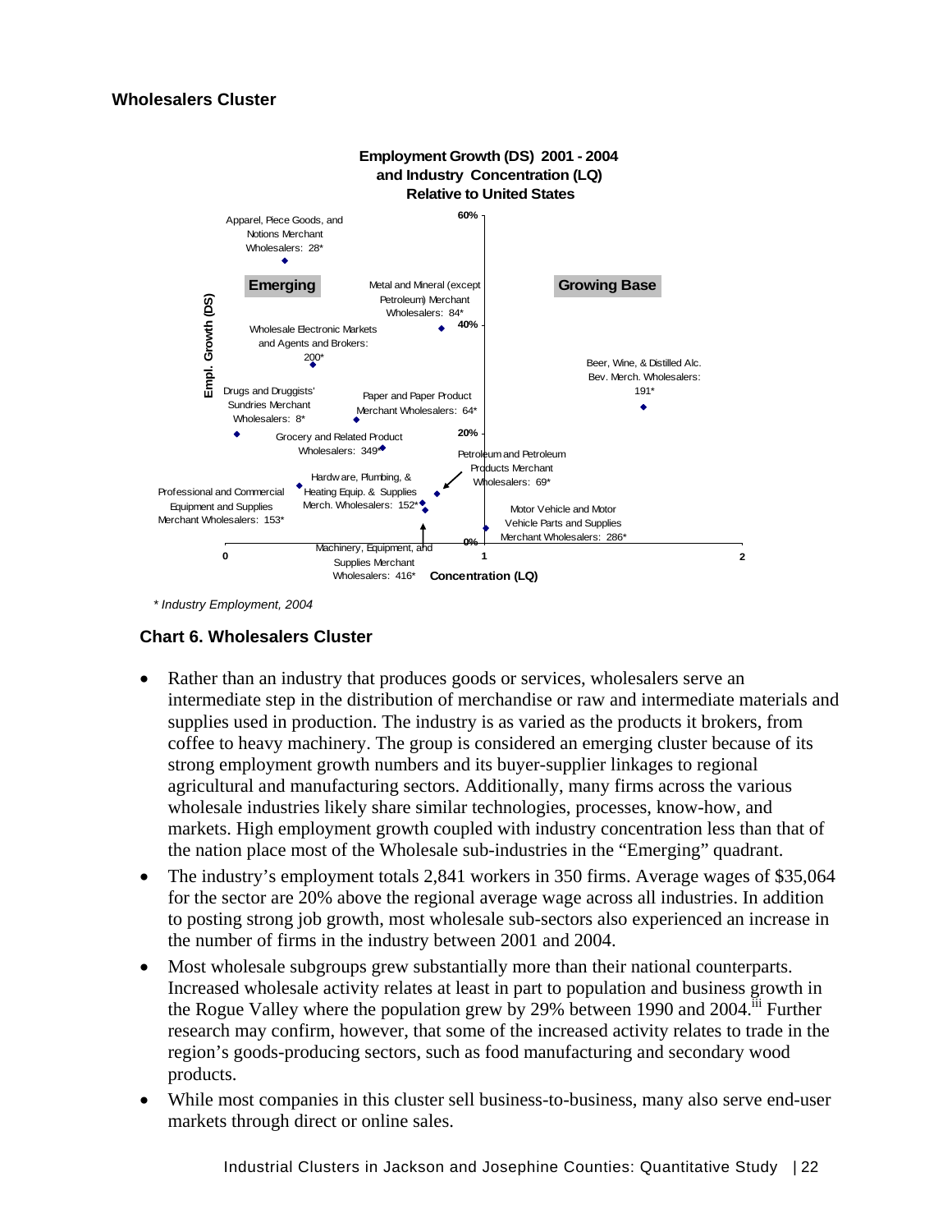### Wholesalers Cluster

**Employment Growth (DS) 2001 - 2004 and Industry Concentration (LQ) Relative to United States**

Emerging | Growing Base

Empl. Growth (DS) — 60%, 40%, 20%, 0%

Concentration (LQ) — 0, 1, 2

- Apparel, Piece Goods, and Notions Merchant Wholesalers: 28*
- Metal and Mineral (except Petroleum) Merchant Wholesalers: 84*
- Wholesale Electronic Markets and Agents and Brokers: 200*
- Beer, Wine, & Distilled Alc. Bev. Merch. Wholesalers: 191*
- Drugs and Druggists' Sundries Merchant Wholesalers: 8*
- Paper and Paper Product Merchant Wholesalers: 64*
- Grocery and Related Product Wholesalers: 349*
- Petroleum and Petroleum Products Merchant Wholesalers: 69*
- Hardware, Plumbing, & Heating Equip. & Supplies Merch. Wholesalers: 152*
- Professional and Commercial Equipment and Supplies Merchant Wholesalers: 153*
- Motor Vehicle and Motor Vehicle Parts and Supplies Merchant Wholesalers: 286*
- Machinery, Equipment, and Supplies Merchant Wholesalers: 416*

*\* Industry Employment, 2004*

**Chart 6. Wholesalers Cluster**

- Rather than an industry that produces goods or services, wholesalers serve an intermediate step in the distribution of merchandise or raw and intermediate materials and supplies used in production. The industry is as varied as the products it brokers, from coffee to heavy machinery. The group is considered an emerging cluster because of its strong employment growth numbers and its buyer-supplier linkages to regional agricultural and manufacturing sectors. Additionally, many firms across the various wholesale industries likely share similar technologies, processes, know-how, and markets. High employment growth coupled with industry concentration less than that of the nation place most of the Wholesale sub-industries in the "Emerging" quadrant.
- The industry's employment totals 2,841 workers in 350 firms. Average wages of $35,064 for the sector are 20% above the regional average wage across all industries. In addition to posting strong job growth, most wholesale sub-sectors also experienced an increase in the number of firms in the industry between 2001 and 2004.
- Most wholesale subgroups grew substantially more than their national counterparts. Increased wholesale activity relates at least in part to population and business growth in the Rogue Valley where the population grew by 29% between 1990 and 2004.[iii] Further research may confirm, however, that some of the increased activity relates to trade in the region's goods-producing sectors, such as food manufacturing and secondary wood products.
- While most companies in this cluster sell business-to-business, many also serve end-user markets through direct or online sales.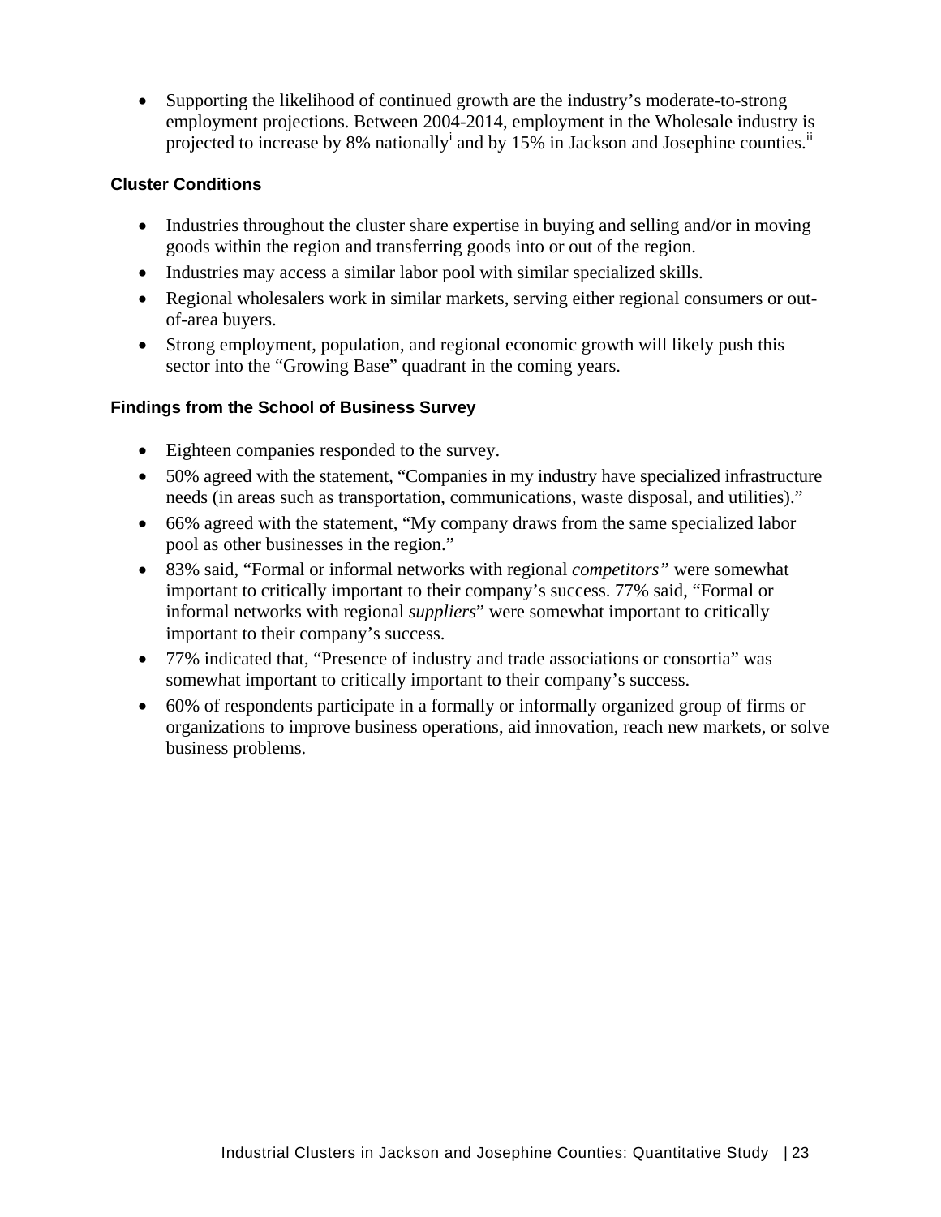- Supporting the likelihood of continued growth are the industry's moderate-to-strong employment projections. Between 2004-2014, employment in the Wholesale industry is projected to increase by 8% nationally[i] and by 15% in Jackson and Josephine counties.[ii]

### Cluster Conditions

- Industries throughout the cluster share expertise in buying and selling and/or in moving goods within the region and transferring goods into or out of the region.
- Industries may access a similar labor pool with similar specialized skills.
- Regional wholesalers work in similar markets, serving either regional consumers or out-of-area buyers.
- Strong employment, population, and regional economic growth will likely push this sector into the "Growing Base" quadrant in the coming years.

### Findings from the School of Business Survey

- Eighteen companies responded to the survey.
- 50% agreed with the statement, "Companies in my industry have specialized infrastructure needs (in areas such as transportation, communications, waste disposal, and utilities)."
- 66% agreed with the statement, "My company draws from the same specialized labor pool as other businesses in the region."
- 83% said, "Formal or informal networks with regional *competitors"* were somewhat important to critically important to their company's success. 77% said, "Formal or informal networks with regional *suppliers*" were somewhat important to critically important to their company's success.
- 77% indicated that, "Presence of industry and trade associations or consortia" was somewhat important to critically important to their company's success.
- 60% of respondents participate in a formally or informally organized group of firms or organizations to improve business operations, aid innovation, reach new markets, or solve business problems.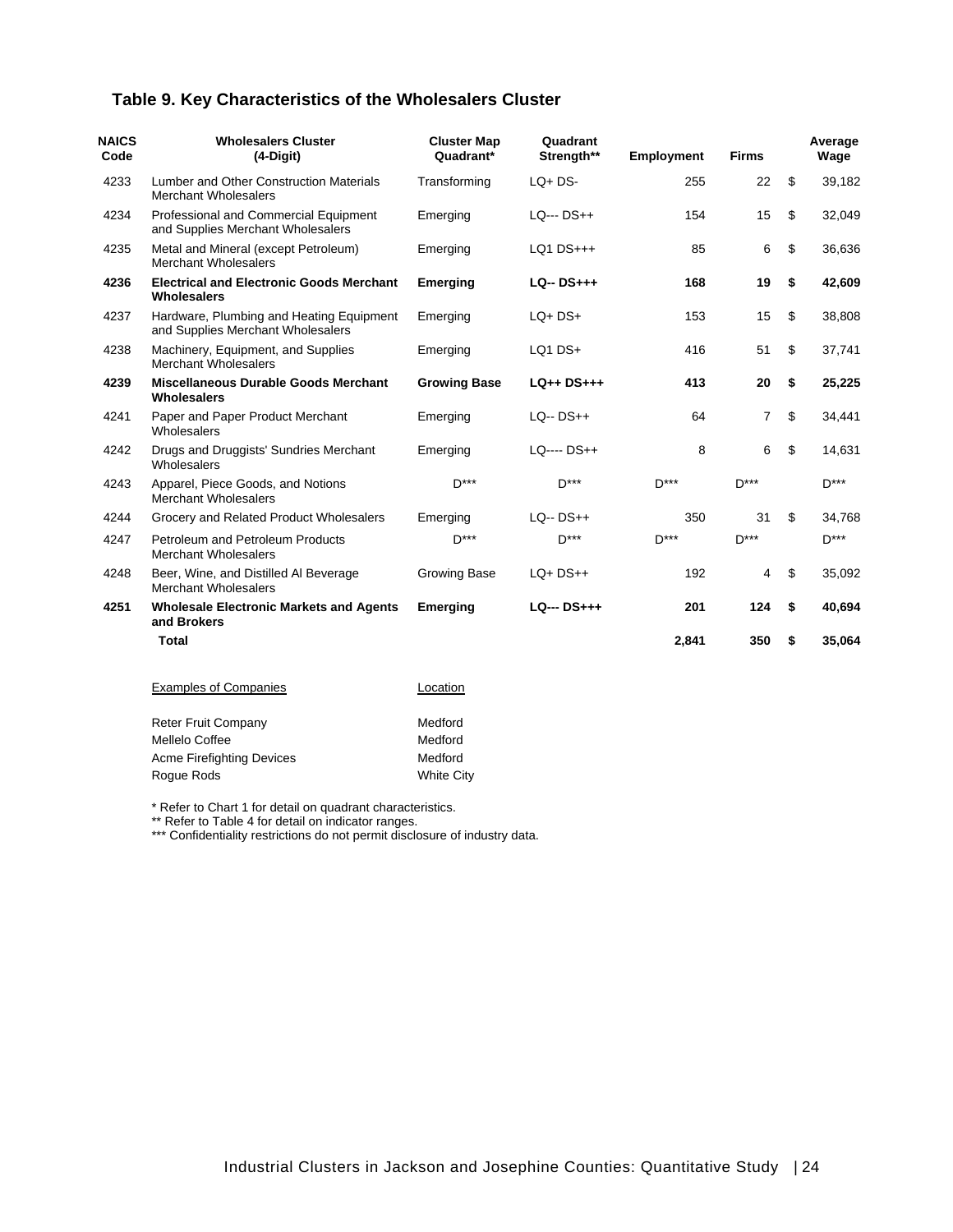### Table 9. Key Characteristics of the Wholesalers Cluster

| NAICS Code | Wholesalers Cluster (4-Digit) | Cluster Map Quadrant* | Quadrant Strength** | Employment | Firms | Average Wage |
|---|---|---|---|---|---|---|
| 4233 | Lumber and Other Construction Materials Merchant Wholesalers | Transforming | LQ+ DS- | 255 | 22 | $ 39,182 |
| 4234 | Professional and Commercial Equipment and Supplies Merchant Wholesalers | Emerging | LQ--- DS++ | 154 | 15 | $ 32,049 |
| 4235 | Metal and Mineral (except Petroleum) Merchant Wholesalers | Emerging | LQ1 DS+++ | 85 | 6 | $ 36,636 |
| **4236** | **Electrical and Electronic Goods Merchant Wholesalers** | **Emerging** | **LQ-- DS+++** | **168** | **19** | **$ 42,609** |
| 4237 | Hardware, Plumbing and Heating Equipment and Supplies Merchant Wholesalers | Emerging | LQ+ DS+ | 153 | 15 | $ 38,808 |
| 4238 | Machinery, Equipment, and Supplies Merchant Wholesalers | Emerging | LQ1 DS+ | 416 | 51 | $ 37,741 |
| **4239** | **Miscellaneous Durable Goods Merchant Wholesalers** | **Growing Base** | **LQ++ DS+++** | **413** | **20** | **$ 25,225** |
| 4241 | Paper and Paper Product Merchant Wholesalers | Emerging | LQ-- DS++ | 64 | 7 | $ 34,441 |
| 4242 | Drugs and Druggists' Sundries Merchant Wholesalers | Emerging | LQ---- DS++ | 8 | 6 | $ 14,631 |
| 4243 | Apparel, Piece Goods, and Notions Merchant Wholesalers | D*** | D*** | D*** | D*** | D*** |
| 4244 | Grocery and Related Product Wholesalers | Emerging | LQ-- DS++ | 350 | 31 | $ 34,768 |
| 4247 | Petroleum and Petroleum Products Merchant Wholesalers | D*** | D*** | D*** | D*** | D*** |
| 4248 | Beer, Wine, and Distilled Al Beverage Merchant Wholesalers | Growing Base | LQ+ DS++ | 192 | 4 | $ 35,092 |
| **4251** | **Wholesale Electronic Markets and Agents and Brokers** | **Emerging** | **LQ--- DS+++** | **201** | **124** | **$ 40,694** |
| | **Total** | | | **2,841** | **350** | **$ 35,064** |

| Examples of Companies | Location |
|---|---|
| Reter Fruit Company | Medford |
| Mellelo Coffee | Medford |
| Acme Firefighting Devices | Medford |
| Rogue Rods | White City |

\* Refer to Chart 1 for detail on quadrant characteristics.
** Refer to Table 4 for detail on indicator ranges.
*** Confidentiality restrictions do not permit disclosure of industry data.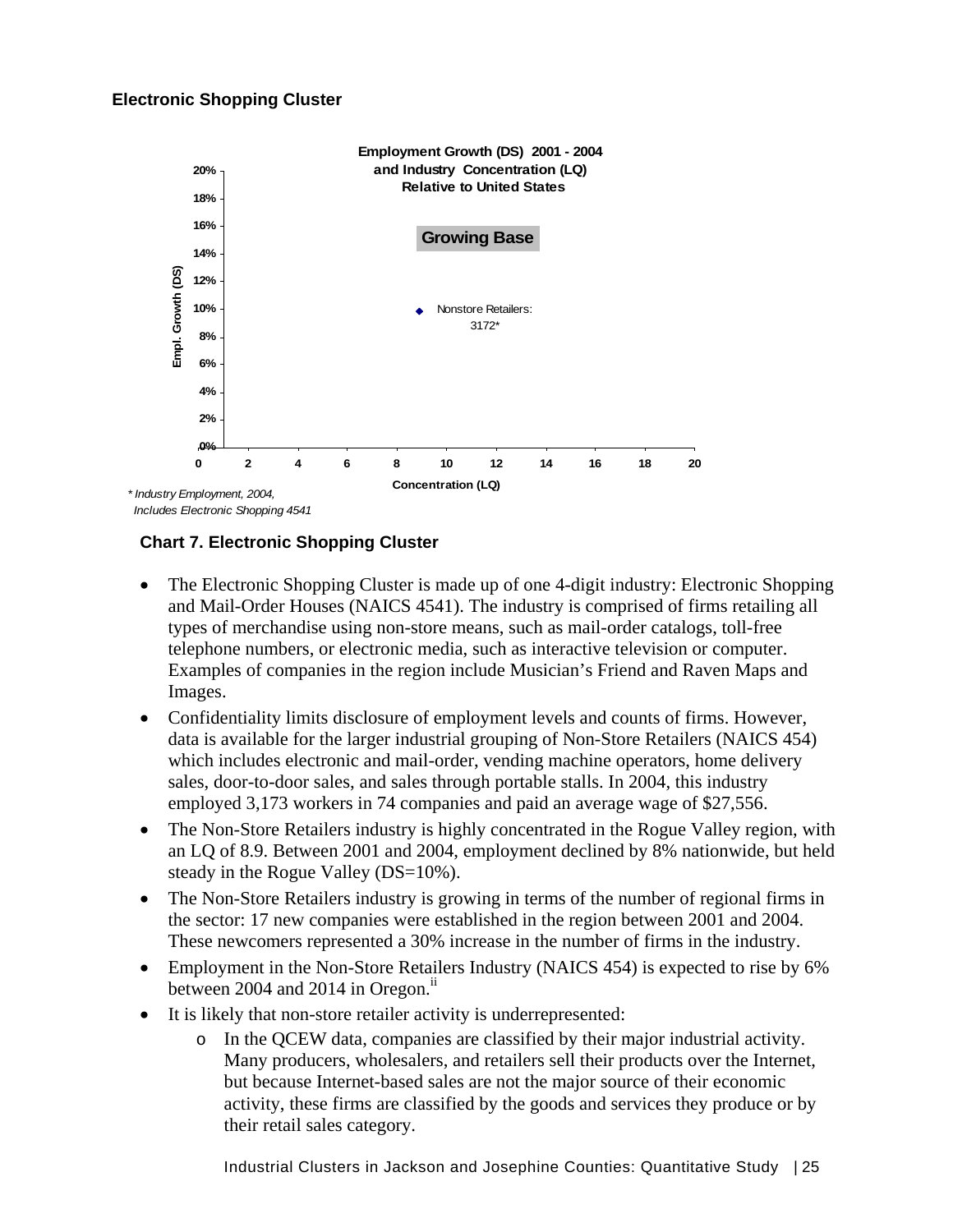**Electronic Shopping Cluster**

Employment Growth (DS) 2001 - 2004
and Industry Concentration (LQ)
Relative to United States

Growing Base

Nonstore Retailers: 3172*

Empl. Growth (DS)

Concentration (LQ)

*\* Industry Employment, 2004, Includes Electronic Shopping 4541*

**Chart 7. Electronic Shopping Cluster**

- The Electronic Shopping Cluster is made up of one 4-digit industry: Electronic Shopping and Mail-Order Houses (NAICS 4541). The industry is comprised of firms retailing all types of merchandise using non-store means, such as mail-order catalogs, toll-free telephone numbers, or electronic media, such as interactive television or computer. Examples of companies in the region include Musician's Friend and Raven Maps and Images.
- Confidentiality limits disclosure of employment levels and counts of firms. However, data is available for the larger industrial grouping of Non-Store Retailers (NAICS 454) which includes electronic and mail-order, vending machine operators, home delivery sales, door-to-door sales, and sales through portable stalls. In 2004, this industry employed 3,173 workers in 74 companies and paid an average wage of $27,556.
- The Non-Store Retailers industry is highly concentrated in the Rogue Valley region, with an LQ of 8.9. Between 2001 and 2004, employment declined by 8% nationwide, but held steady in the Rogue Valley (DS=10%).
- The Non-Store Retailers industry is growing in terms of the number of regional firms in the sector: 17 new companies were established in the region between 2001 and 2004. These newcomers represented a 30% increase in the number of firms in the industry.
- Employment in the Non-Store Retailers Industry (NAICS 454) is expected to rise by 6% between 2004 and 2014 in Oregon.[ii]
- It is likely that non-store retailer activity is underrepresented:
  - In the QCEW data, companies are classified by their major industrial activity. Many producers, wholesalers, and retailers sell their products over the Internet, but because Internet-based sales are not the major source of their economic activity, these firms are classified by the goods and services they produce or by their retail sales category.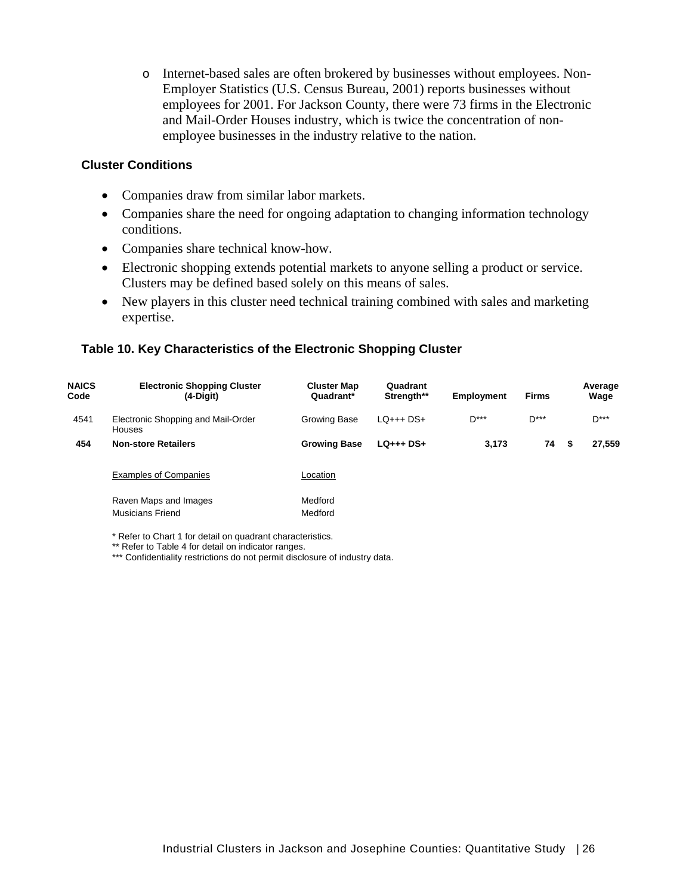- Internet-based sales are often brokered by businesses without employees. Non-Employer Statistics (U.S. Census Bureau, 2001) reports businesses without employees for 2001. For Jackson County, there were 73 firms in the Electronic and Mail-Order Houses industry, which is twice the concentration of non-employee businesses in the industry relative to the nation.

### Cluster Conditions

- Companies draw from similar labor markets.
- Companies share the need for ongoing adaptation to changing information technology conditions.
- Companies share technical know-how.
- Electronic shopping extends potential markets to anyone selling a product or service. Clusters may be defined based solely on this means of sales.
- New players in this cluster need technical training combined with sales and marketing expertise.

### Table 10. Key Characteristics of the Electronic Shopping Cluster

| NAICS Code | Electronic Shopping Cluster (4-Digit) | Cluster Map Quadrant* | Quadrant Strength** | Employment | Firms | Average Wage |
|---|---|---|---|---|---|---|
| 4541 | Electronic Shopping and Mail-Order Houses | Growing Base | LQ+++ DS+ | D*** | D*** | D*** |
| **454** | **Non-store Retailers** | **Growing Base** | **LQ+++ DS+** | **3,173** | **74** | **$ 27,559** |

| Examples of Companies | Location |
|---|---|
| Raven Maps and Images | Medford |
| Musicians Friend | Medford |

* Refer to Chart 1 for detail on quadrant characteristics.
** Refer to Table 4 for detail on indicator ranges.
*** Confidentiality restrictions do not permit disclosure of industry data.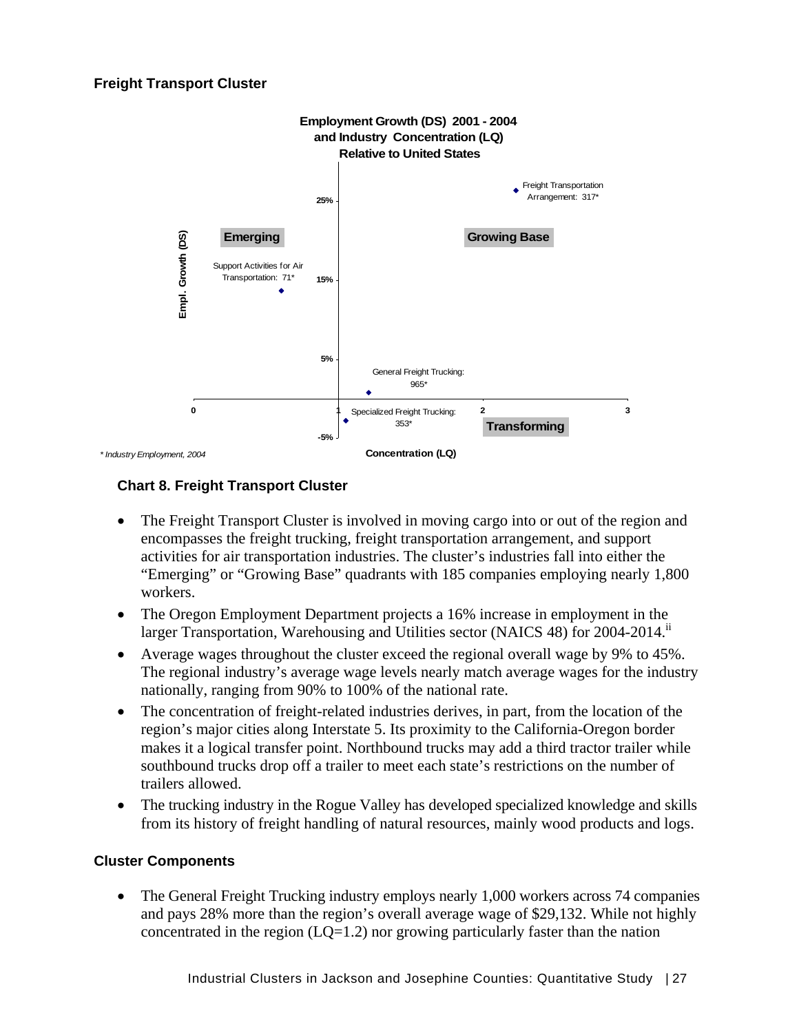### Freight Transport Cluster

**Chart 8. Freight Transport Cluster**

- The Freight Transport Cluster is involved in moving cargo into or out of the region and encompasses the freight trucking, freight transportation arrangement, and support activities for air transportation industries. The cluster's industries fall into either the "Emerging" or "Growing Base" quadrants with 185 companies employing nearly 1,800 workers.
- The Oregon Employment Department projects a 16% increase in employment in the larger Transportation, Warehousing and Utilities sector (NAICS 48) for 2004-2014.[ii]
- Average wages throughout the cluster exceed the regional overall wage by 9% to 45%. The regional industry's average wage levels nearly match average wages for the industry nationally, ranging from 90% to 100% of the national rate.
- The concentration of freight-related industries derives, in part, from the location of the region's major cities along Interstate 5. Its proximity to the California-Oregon border makes it a logical transfer point. Northbound trucks may add a third tractor trailer while southbound trucks drop off a trailer to meet each state's restrictions on the number of trailers allowed.
- The trucking industry in the Rogue Valley has developed specialized knowledge and skills from its history of freight handling of natural resources, mainly wood products and logs.

### Cluster Components

- The General Freight Trucking industry employs nearly 1,000 workers across 74 companies and pays 28% more than the region's overall average wage of $29,132. While not highly concentrated in the region (LQ=1.2) nor growing particularly faster than the nation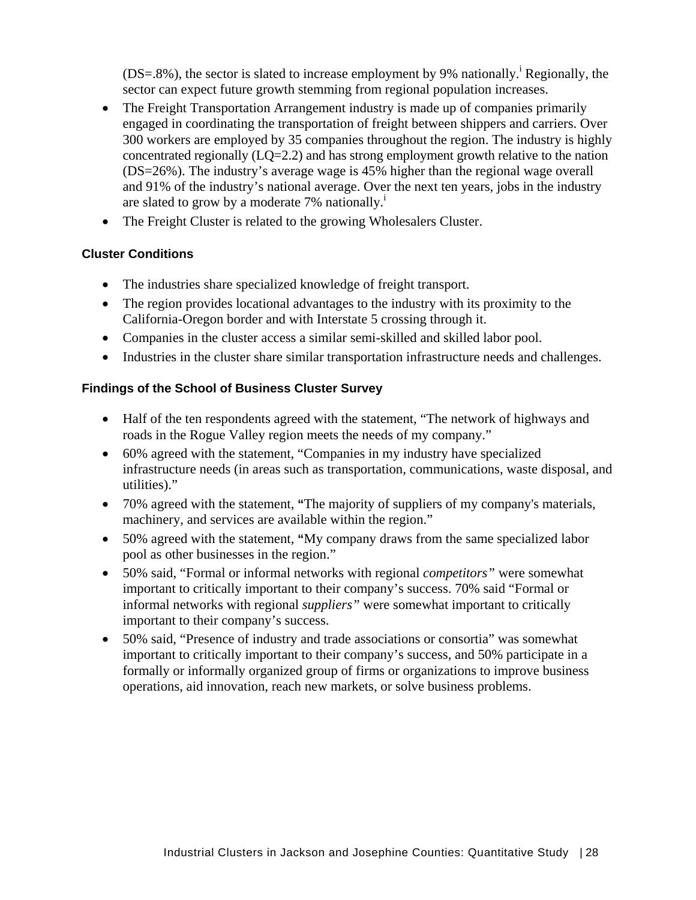(DS=.8%), the sector is slated to increase employment by 9% nationally.[i] Regionally, the sector can expect future growth stemming from regional population increases.

- The Freight Transportation Arrangement industry is made up of companies primarily engaged in coordinating the transportation of freight between shippers and carriers. Over 300 workers are employed by 35 companies throughout the region. The industry is highly concentrated regionally (LQ=2.2) and has strong employment growth relative to the nation (DS=26%). The industry's average wage is 45% higher than the regional wage overall and 91% of the industry's national average. Over the next ten years, jobs in the industry are slated to grow by a moderate 7% nationally.[i]
- The Freight Cluster is related to the growing Wholesalers Cluster.

### Cluster Conditions

- The industries share specialized knowledge of freight transport.
- The region provides locational advantages to the industry with its proximity to the California-Oregon border and with Interstate 5 crossing through it.
- Companies in the cluster access a similar semi-skilled and skilled labor pool.
- Industries in the cluster share similar transportation infrastructure needs and challenges.

### Findings of the School of Business Cluster Survey

- Half of the ten respondents agreed with the statement, "The network of highways and roads in the Rogue Valley region meets the needs of my company."
- 60% agreed with the statement, "Companies in my industry have specialized infrastructure needs (in areas such as transportation, communications, waste disposal, and utilities)."
- 70% agreed with the statement, **"**The majority of suppliers of my company's materials, machinery, and services are available within the region."
- 50% agreed with the statement, **"**My company draws from the same specialized labor pool as other businesses in the region."
- 50% said, "Formal or informal networks with regional *competitors"* were somewhat important to critically important to their company's success. 70% said "Formal or informal networks with regional *suppliers"* were somewhat important to critically important to their company's success.
- 50% said, "Presence of industry and trade associations or consortia" was somewhat important to critically important to their company's success, and 50% participate in a formally or informally organized group of firms or organizations to improve business operations, aid innovation, reach new markets, or solve business problems.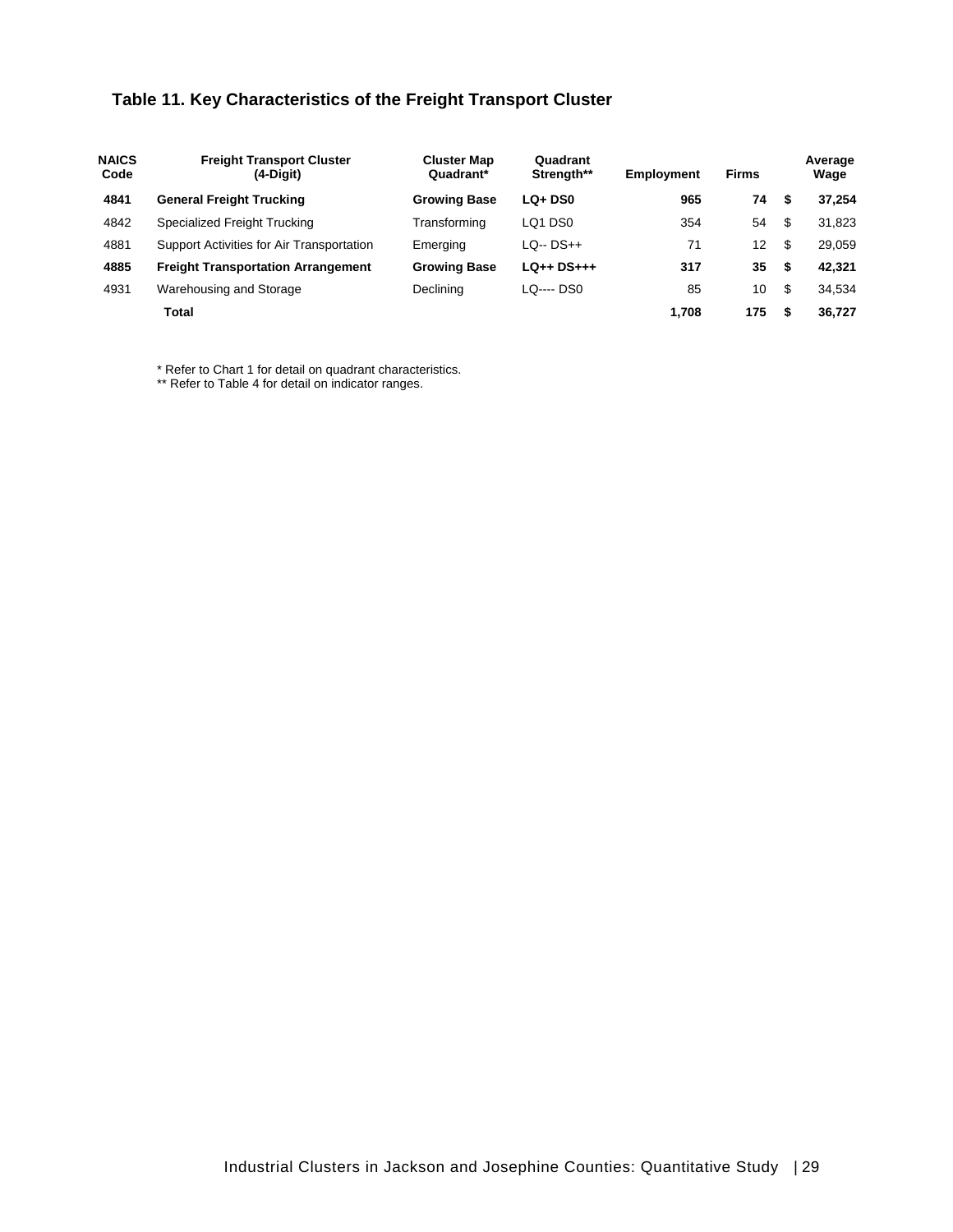### Table 11. Key Characteristics of the Freight Transport Cluster

| NAICS Code | Freight Transport Cluster (4-Digit) | Cluster Map Quadrant* | Quadrant Strength** | Employment | Firms | Average Wage |
|---|---|---|---|---|---|---|
| **4841** | **General Freight Trucking** | **Growing Base** | **LQ+ DS0** | **965** | **74** | **$ 37,254** |
| 4842 | Specialized Freight Trucking | Transforming | LQ1 DS0 | 354 | 54 | $ 31,823 |
| 4881 | Support Activities for Air Transportation | Emerging | LQ-- DS++ | 71 | 12 | $ 29,059 |
| **4885** | **Freight Transportation Arrangement** | **Growing Base** | **LQ++ DS+++** | **317** | **35** | **$ 42,321** |
| 4931 | Warehousing and Storage | Declining | LQ---- DS0 | 85 | 10 | $ 34,534 |
| | **Total** | | | **1,708** | **175** | **$ 36,727** |

* Refer to Chart 1 for detail on quadrant characteristics.
** Refer to Table 4 for detail on indicator ranges.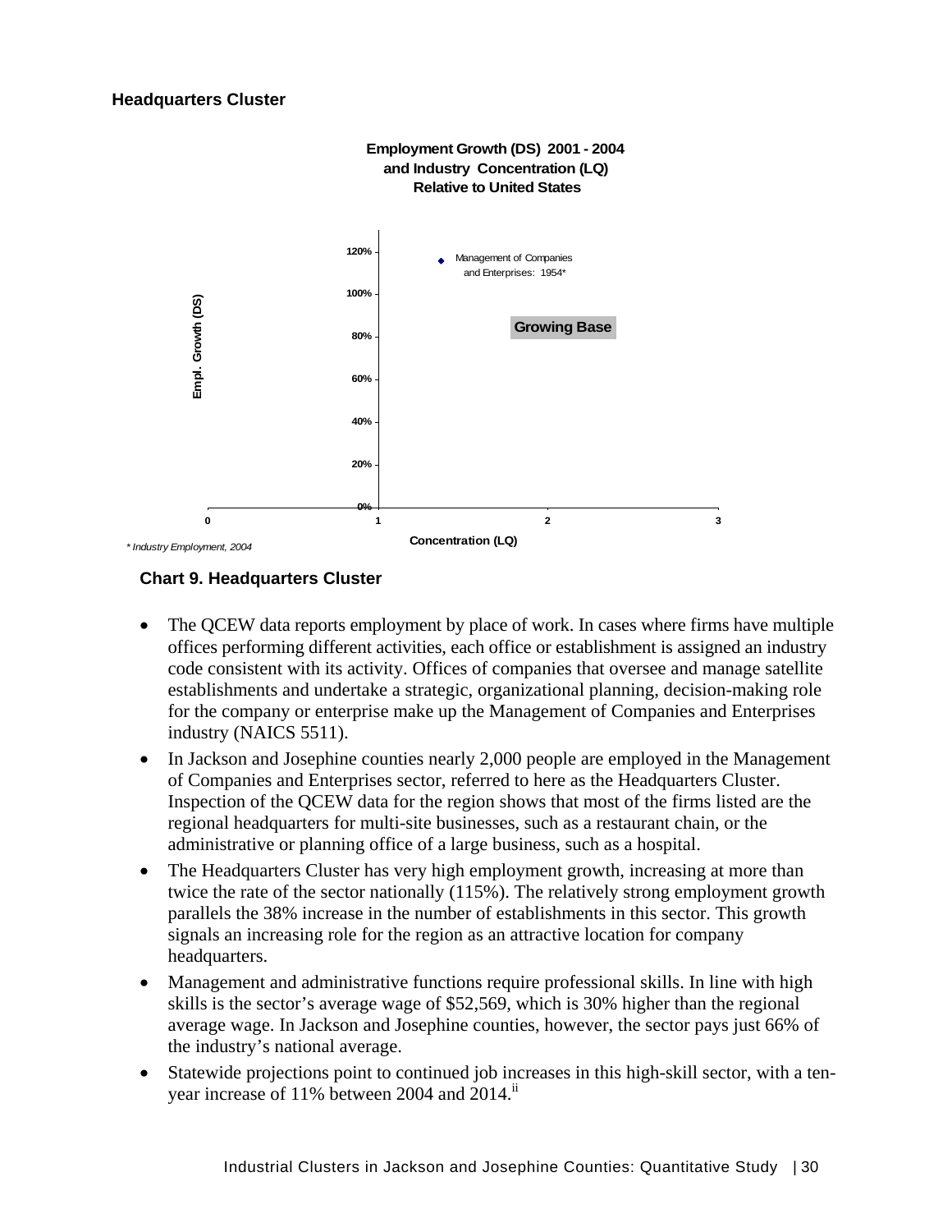### Headquarters Cluster

**Employment Growth (DS) 2001 - 2004 and Industry Concentration (LQ) Relative to United States**

Management of Companies and Enterprises: 1954*

Growing Base

Empl. Growth (DS)

Concentration (LQ)

*\* Industry Employment, 2004*

**Chart 9. Headquarters Cluster**

- The QCEW data reports employment by place of work. In cases where firms have multiple offices performing different activities, each office or establishment is assigned an industry code consistent with its activity. Offices of companies that oversee and manage satellite establishments and undertake a strategic, organizational planning, decision-making role for the company or enterprise make up the Management of Companies and Enterprises industry (NAICS 5511).
- In Jackson and Josephine counties nearly 2,000 people are employed in the Management of Companies and Enterprises sector, referred to here as the Headquarters Cluster. Inspection of the QCEW data for the region shows that most of the firms listed are the regional headquarters for multi-site businesses, such as a restaurant chain, or the administrative or planning office of a large business, such as a hospital.
- The Headquarters Cluster has very high employment growth, increasing at more than twice the rate of the sector nationally (115%). The relatively strong employment growth parallels the 38% increase in the number of establishments in this sector. This growth signals an increasing role for the region as an attractive location for company headquarters.
- Management and administrative functions require professional skills. In line with high skills is the sector's average wage of $52,569, which is 30% higher than the regional average wage. In Jackson and Josephine counties, however, the sector pays just 66% of the industry's national average.
- Statewide projections point to continued job increases in this high-skill sector, with a ten-year increase of 11% between 2004 and 2014.[ii]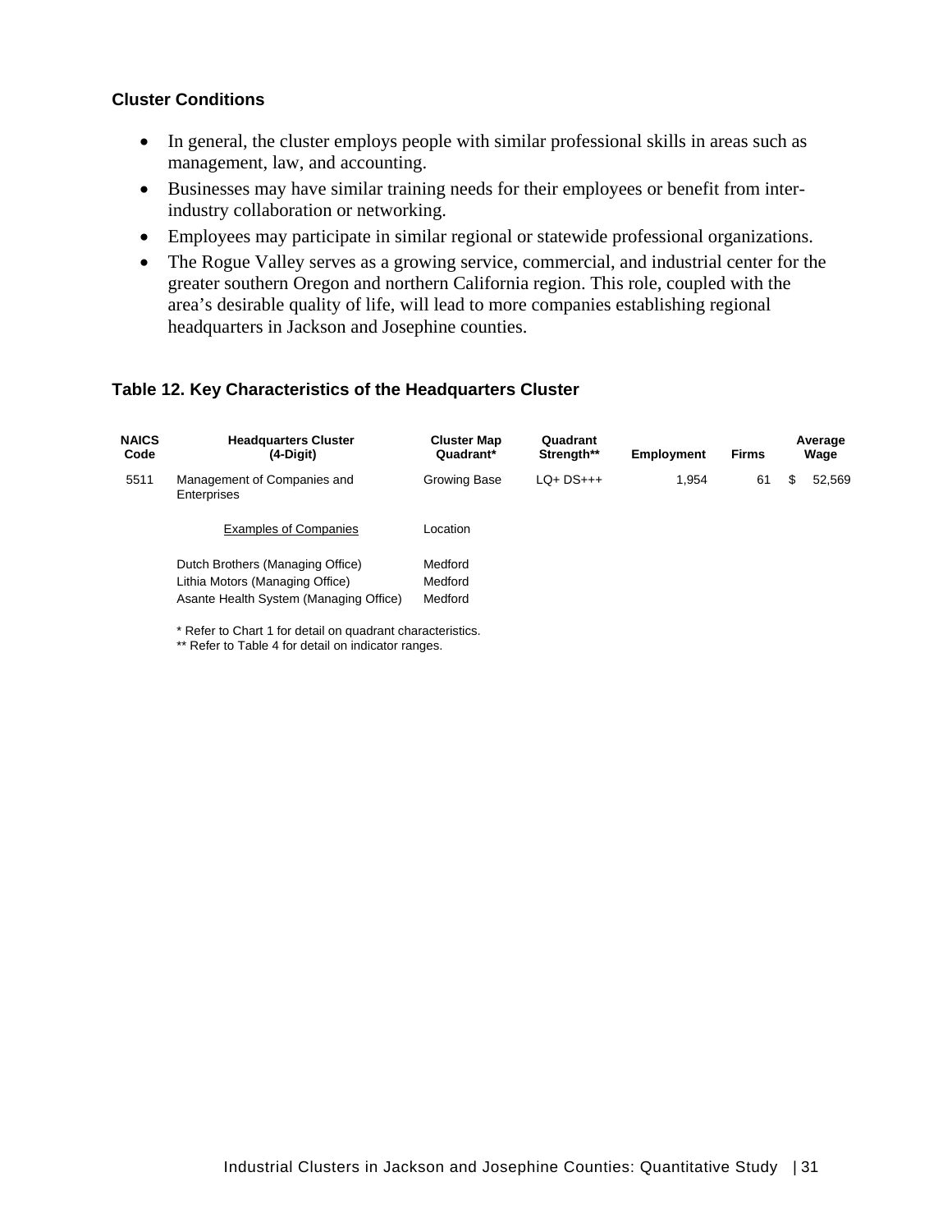### Cluster Conditions

- In general, the cluster employs people with similar professional skills in areas such as management, law, and accounting.
- Businesses may have similar training needs for their employees or benefit from inter-industry collaboration or networking.
- Employees may participate in similar regional or statewide professional organizations.
- The Rogue Valley serves as a growing service, commercial, and industrial center for the greater southern Oregon and northern California region. This role, coupled with the area's desirable quality of life, will lead to more companies establishing regional headquarters in Jackson and Josephine counties.

### Table 12. Key Characteristics of the Headquarters Cluster

| NAICS Code | Headquarters Cluster (4-Digit) | Cluster Map Quadrant* | Quadrant Strength** | Employment | Firms | Average Wage |
|---|---|---|---|---|---|---|
| 5511 | Management of Companies and Enterprises | Growing Base | LQ+ DS+++ | 1,954 | 61 | $ 52,569 |

| Examples of Companies | Location |
|---|---|
| Dutch Brothers (Managing Office) | Medford |
| Lithia Motors (Managing Office) | Medford |
| Asante Health System (Managing Office) | Medford |

\* Refer to Chart 1 for detail on quadrant characteristics.
** Refer to Table 4 for detail on indicator ranges.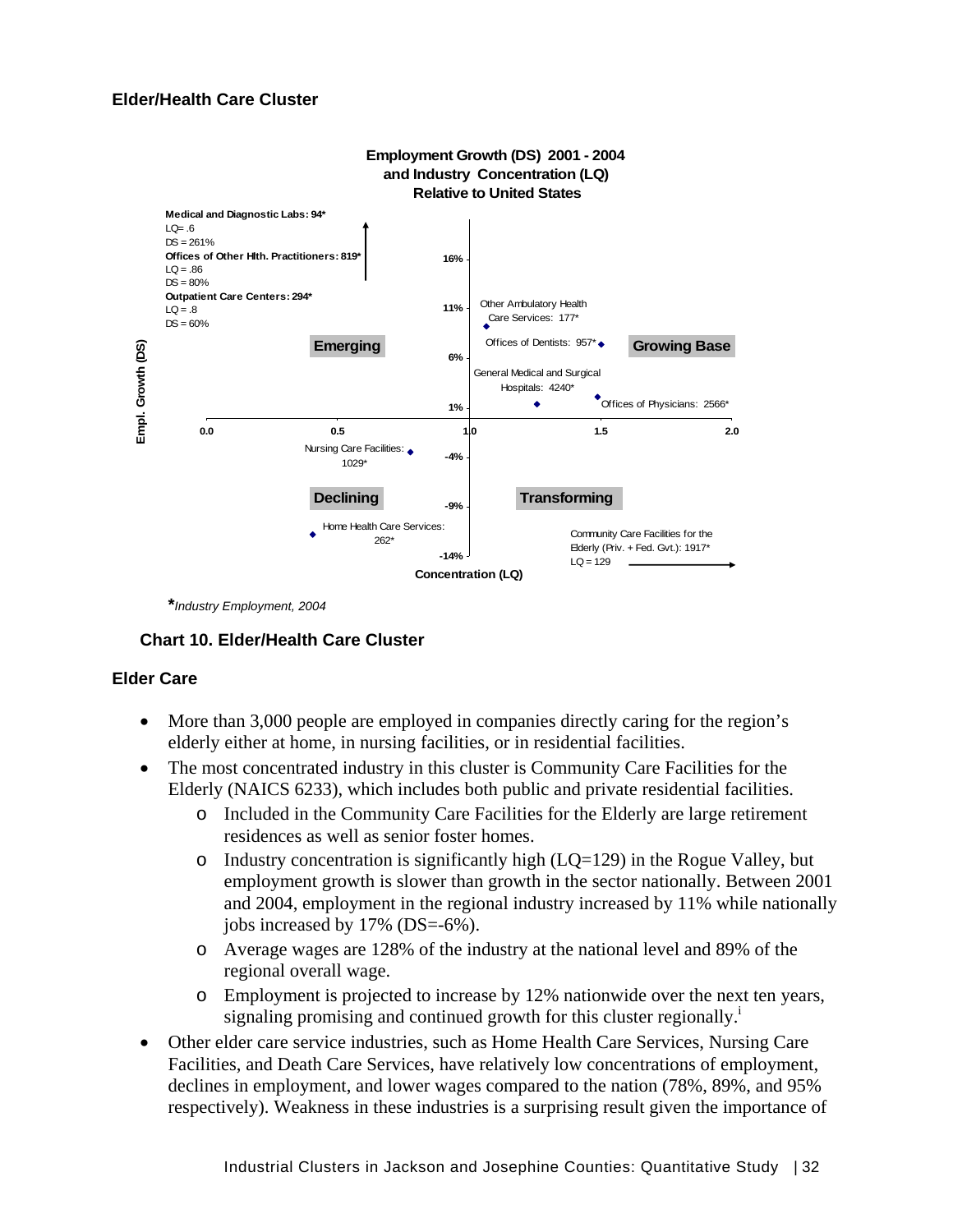## Elder/Health Care Cluster

**Employment Growth (DS) 2001 - 2004 and Industry Concentration (LQ) Relative to United States**

**Medical and Diagnostic Labs: 94***
LQ= .6
DS = 261%

**Offices of Other Hlth. Practitioners: 819***
LQ = .86
DS = 80%

**Outpatient Care Centers: 294***
LQ = .8
DS = 60%

Emerging | Growing Base | Declining | Transforming

Other Ambulatory Health Care Services: 177*
Offices of Dentists: 957*
General Medical and Surgical Hospitals: 4240*
Offices of Physicians: 2566*
Nursing Care Facilities: 1029*
Home Health Care Services: 262*
Community Care Facilities for the Elderly (Priv. + Fed. Gvt.): 1917*
LQ = 129

Empl. Growth (DS) — Concentration (LQ)

***Industry Employment, 2004***

**Chart 10. Elder/Health Care Cluster**

### Elder Care

- More than 3,000 people are employed in companies directly caring for the region's elderly either at home, in nursing facilities, or in residential facilities.
- The most concentrated industry in this cluster is Community Care Facilities for the Elderly (NAICS 6233), which includes both public and private residential facilities.
  - Included in the Community Care Facilities for the Elderly are large retirement residences as well as senior foster homes.
  - Industry concentration is significantly high (LQ=129) in the Rogue Valley, but employment growth is slower than growth in the sector nationally. Between 2001 and 2004, employment in the regional industry increased by 11% while nationally jobs increased by 17% (DS=-6%).
  - Average wages are 128% of the industry at the national level and 89% of the regional overall wage.
  - Employment is projected to increase by 12% nationwide over the next ten years, signaling promising and continued growth for this cluster regionally.[i]
- Other elder care service industries, such as Home Health Care Services, Nursing Care Facilities, and Death Care Services, have relatively low concentrations of employment, declines in employment, and lower wages compared to the nation (78%, 89%, and 95% respectively). Weakness in these industries is a surprising result given the importance of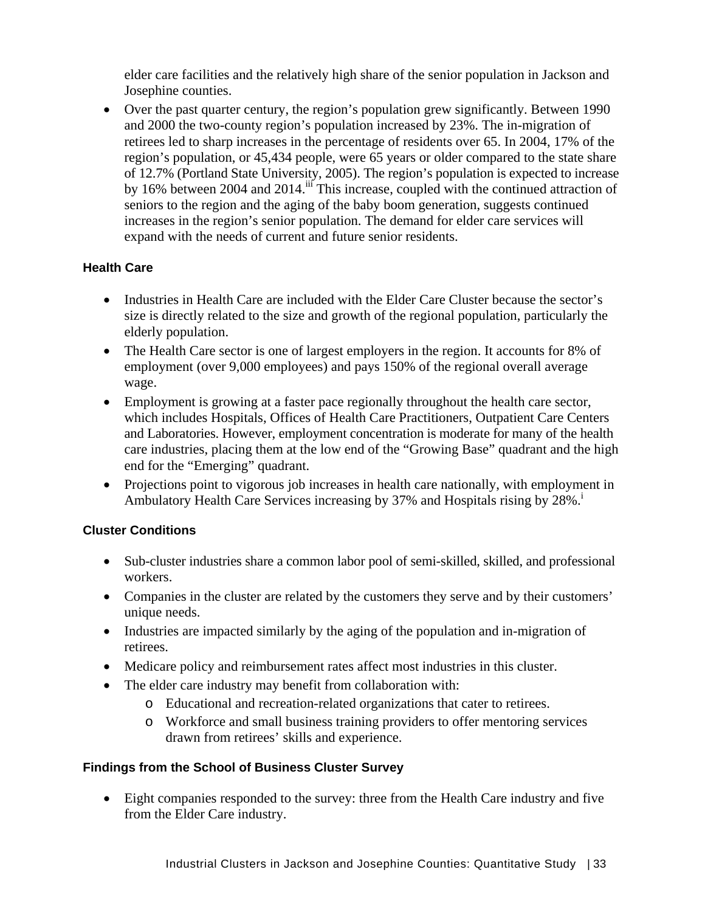elder care facilities and the relatively high share of the senior population in Jackson and Josephine counties.

- Over the past quarter century, the region's population grew significantly. Between 1990 and 2000 the two-county region's population increased by 23%. The in-migration of retirees led to sharp increases in the percentage of residents over 65. In 2004, 17% of the region's population, or 45,434 people, were 65 years or older compared to the state share of 12.7% (Portland State University, 2005). The region's population is expected to increase by 16% between 2004 and 2014.[iii] This increase, coupled with the continued attraction of seniors to the region and the aging of the baby boom generation, suggests continued increases in the region's senior population. The demand for elder care services will expand with the needs of current and future senior residents.

### Health Care

- Industries in Health Care are included with the Elder Care Cluster because the sector's size is directly related to the size and growth of the regional population, particularly the elderly population.
- The Health Care sector is one of largest employers in the region. It accounts for 8% of employment (over 9,000 employees) and pays 150% of the regional overall average wage.
- Employment is growing at a faster pace regionally throughout the health care sector, which includes Hospitals, Offices of Health Care Practitioners, Outpatient Care Centers and Laboratories. However, employment concentration is moderate for many of the health care industries, placing them at the low end of the "Growing Base" quadrant and the high end for the "Emerging" quadrant.
- Projections point to vigorous job increases in health care nationally, with employment in Ambulatory Health Care Services increasing by 37% and Hospitals rising by 28%.[i]

### Cluster Conditions

- Sub-cluster industries share a common labor pool of semi-skilled, skilled, and professional workers.
- Companies in the cluster are related by the customers they serve and by their customers' unique needs.
- Industries are impacted similarly by the aging of the population and in-migration of retirees.
- Medicare policy and reimbursement rates affect most industries in this cluster.
- The elder care industry may benefit from collaboration with:
  - Educational and recreation-related organizations that cater to retirees.
  - Workforce and small business training providers to offer mentoring services drawn from retirees' skills and experience.

### Findings from the School of Business Cluster Survey

- Eight companies responded to the survey: three from the Health Care industry and five from the Elder Care industry.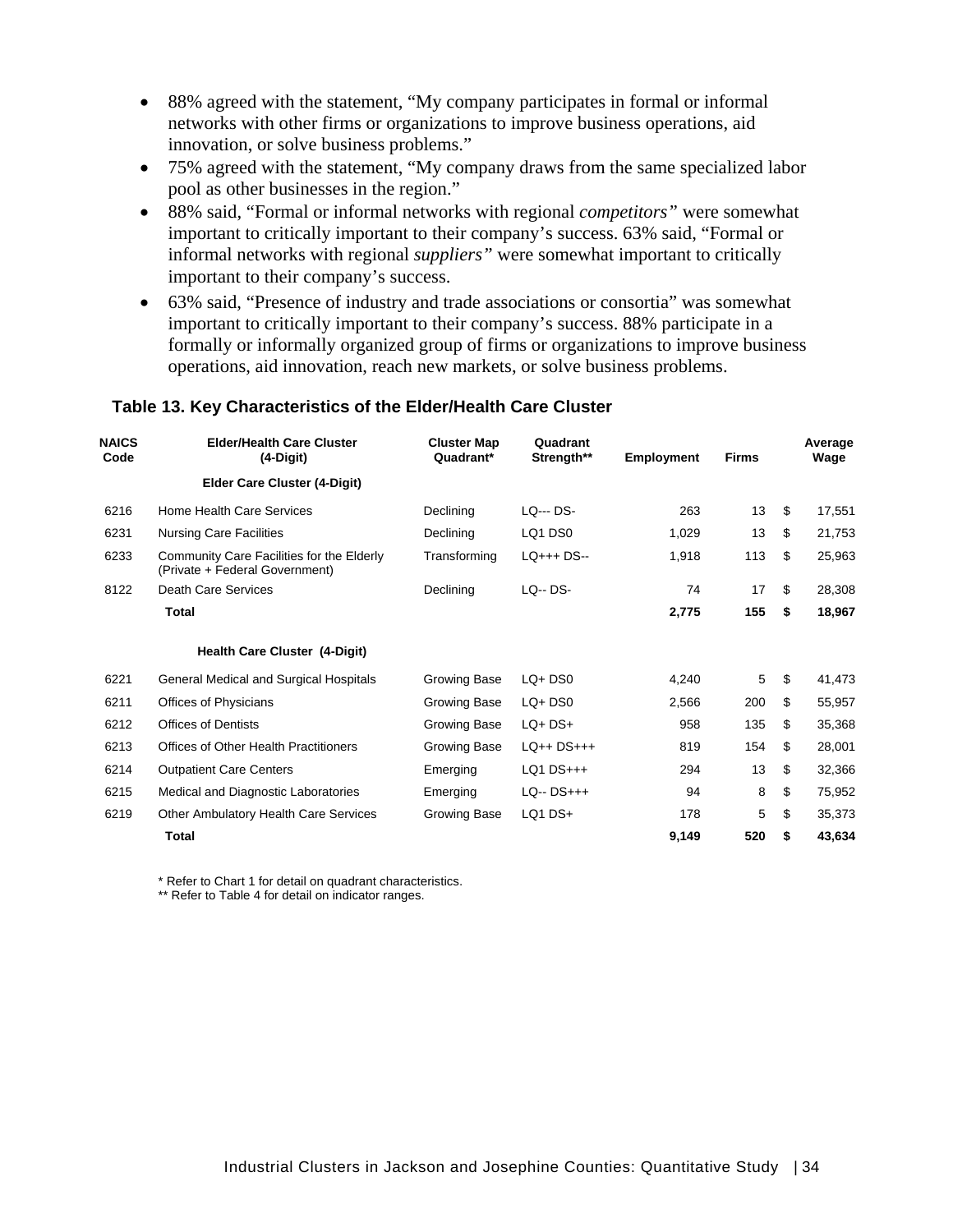- 88% agreed with the statement, "My company participates in formal or informal networks with other firms or organizations to improve business operations, aid innovation, or solve business problems."
- 75% agreed with the statement, "My company draws from the same specialized labor pool as other businesses in the region."
- 88% said, "Formal or informal networks with regional *competitors"* were somewhat important to critically important to their company's success. 63% said, "Formal or informal networks with regional *suppliers"* were somewhat important to critically important to their company's success.
- 63% said, "Presence of industry and trade associations or consortia" was somewhat important to critically important to their company's success. 88% participate in a formally or informally organized group of firms or organizations to improve business operations, aid innovation, reach new markets, or solve business problems.

**Table 13. Key Characteristics of the Elder/Health Care Cluster**

| NAICS Code | Elder/Health Care Cluster (4-Digit) | Cluster Map Quadrant* | Quadrant Strength** | Employment | Firms | Average Wage |
|---|---|---|---|---|---|---|
| | **Elder Care Cluster (4-Digit)** | | | | | |
| 6216 | Home Health Care Services | Declining | LQ--- DS- | 263 | 13 | $ 17,551 |
| 6231 | Nursing Care Facilities | Declining | LQ1 DS0 | 1,029 | 13 | $ 21,753 |
| 6233 | Community Care Facilities for the Elderly (Private + Federal Government) | Transforming | LQ+++ DS-- | 1,918 | 113 | $ 25,963 |
| 8122 | Death Care Services | Declining | LQ-- DS- | 74 | 17 | $ 28,308 |
| | **Total** | | | **2,775** | **155** | **$ 18,967** |
| | **Health Care Cluster (4-Digit)** | | | | | |
| 6221 | General Medical and Surgical Hospitals | Growing Base | LQ+ DS0 | 4,240 | 5 | $ 41,473 |
| 6211 | Offices of Physicians | Growing Base | LQ+ DS0 | 2,566 | 200 | $ 55,957 |
| 6212 | Offices of Dentists | Growing Base | LQ+ DS+ | 958 | 135 | $ 35,368 |
| 6213 | Offices of Other Health Practitioners | Growing Base | LQ++ DS+++ | 819 | 154 | $ 28,001 |
| 6214 | Outpatient Care Centers | Emerging | LQ1 DS+++ | 294 | 13 | $ 32,366 |
| 6215 | Medical and Diagnostic Laboratories | Emerging | LQ-- DS+++ | 94 | 8 | $ 75,952 |
| 6219 | Other Ambulatory Health Care Services | Growing Base | LQ1 DS+ | 178 | 5 | $ 35,373 |
| | **Total** | | | **9,149** | **520** | **$ 43,634** |

\* Refer to Chart 1 for detail on quadrant characteristics.
\** Refer to Table 4 for detail on indicator ranges.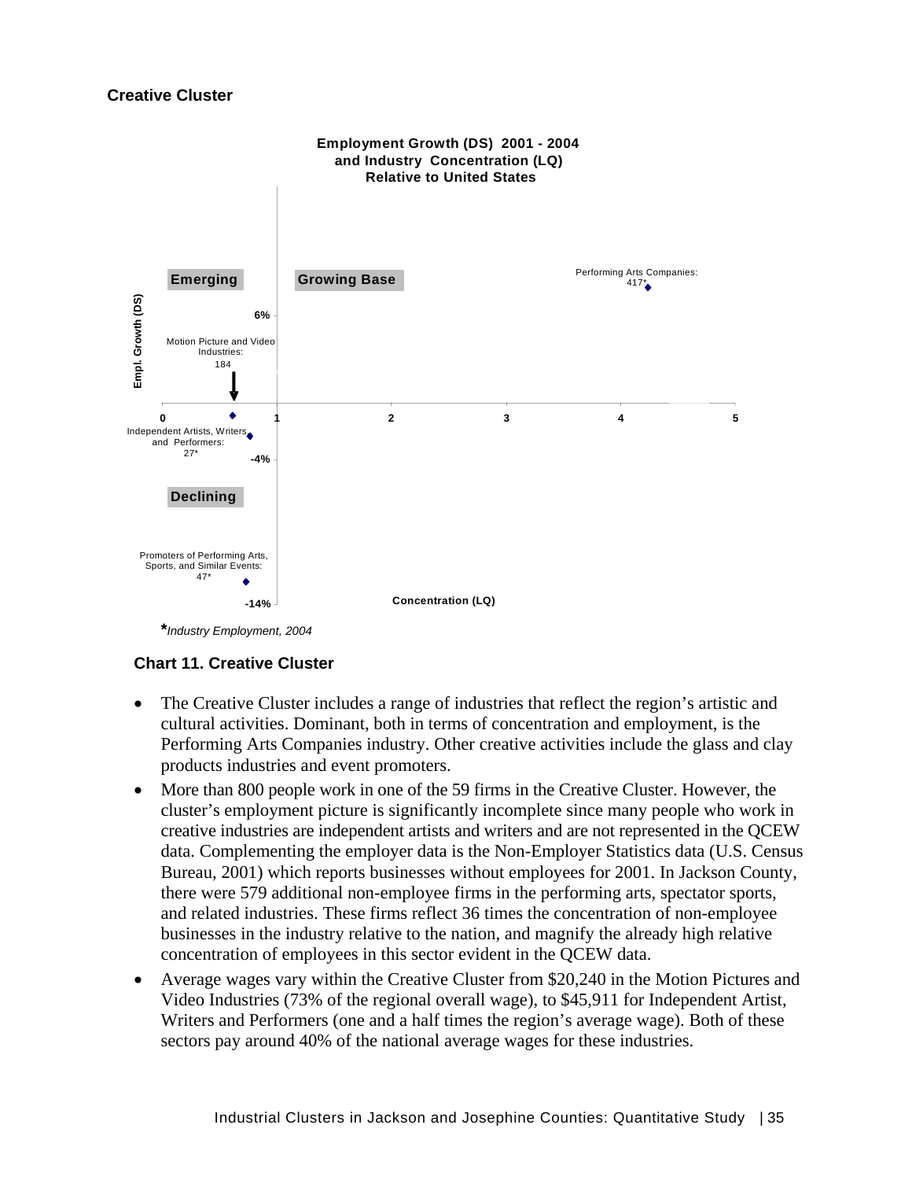### Creative Cluster

**Employment Growth (DS) 2001 - 2004 and Industry Concentration (LQ) Relative to United States**

Emerging | Growing Base | Declining

Empl. Growth (DS): 6%, -4%, -14%

Concentration (LQ): 0, 1, 2, 3, 4, 5

Performing Arts Companies: 417*

Motion Picture and Video Industries: 184

Independent Artists, Writers and Performers: 27*

Promoters of Performing Arts, Sports, and Similar Events: 47*

**\***_Industry Employment, 2004_

**Chart 11. Creative Cluster**

- The Creative Cluster includes a range of industries that reflect the region's artistic and cultural activities. Dominant, both in terms of concentration and employment, is the Performing Arts Companies industry. Other creative activities include the glass and clay products industries and event promoters.
- More than 800 people work in one of the 59 firms in the Creative Cluster. However, the cluster's employment picture is significantly incomplete since many people who work in creative industries are independent artists and writers and are not represented in the QCEW data. Complementing the employer data is the Non-Employer Statistics data (U.S. Census Bureau, 2001) which reports businesses without employees for 2001. In Jackson County, there were 579 additional non-employee firms in the performing arts, spectator sports, and related industries. These firms reflect 36 times the concentration of non-employee businesses in the industry relative to the nation, and magnify the already high relative concentration of employees in this sector evident in the QCEW data.
- Average wages vary within the Creative Cluster from $20,240 in the Motion Pictures and Video Industries (73% of the regional overall wage), to $45,911 for Independent Artist, Writers and Performers (one and a half times the region's average wage). Both of these sectors pay around 40% of the national average wages for these industries.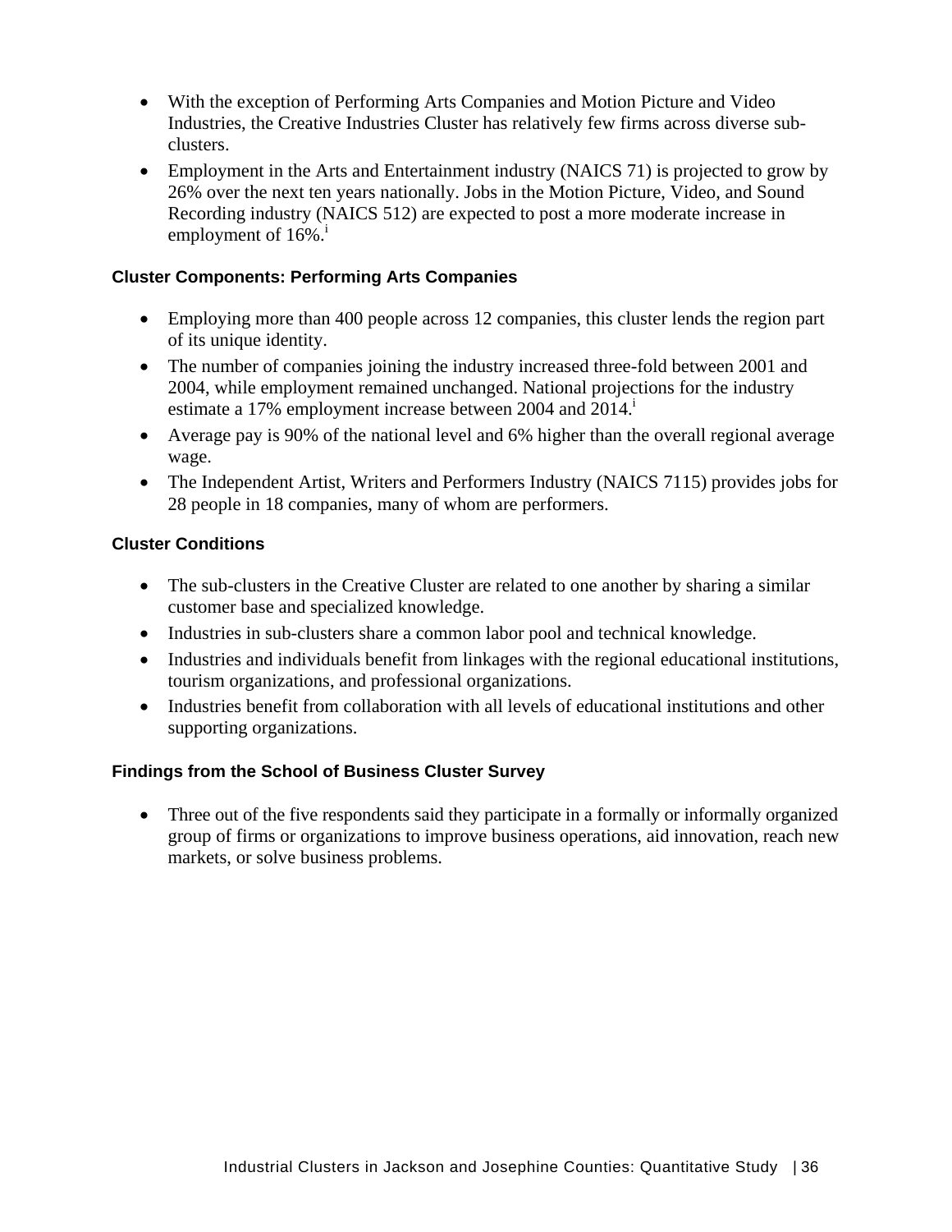- With the exception of Performing Arts Companies and Motion Picture and Video Industries, the Creative Industries Cluster has relatively few firms across diverse sub-clusters.
- Employment in the Arts and Entertainment industry (NAICS 71) is projected to grow by 26% over the next ten years nationally. Jobs in the Motion Picture, Video, and Sound Recording industry (NAICS 512) are expected to post a more moderate increase in employment of 16%.[i]

### Cluster Components: Performing Arts Companies

- Employing more than 400 people across 12 companies, this cluster lends the region part of its unique identity.
- The number of companies joining the industry increased three-fold between 2001 and 2004, while employment remained unchanged. National projections for the industry estimate a 17% employment increase between 2004 and 2014.[i]
- Average pay is 90% of the national level and 6% higher than the overall regional average wage.
- The Independent Artist, Writers and Performers Industry (NAICS 7115) provides jobs for 28 people in 18 companies, many of whom are performers.

### Cluster Conditions

- The sub-clusters in the Creative Cluster are related to one another by sharing a similar customer base and specialized knowledge.
- Industries in sub-clusters share a common labor pool and technical knowledge.
- Industries and individuals benefit from linkages with the regional educational institutions, tourism organizations, and professional organizations.
- Industries benefit from collaboration with all levels of educational institutions and other supporting organizations.

### Findings from the School of Business Cluster Survey

- Three out of the five respondents said they participate in a formally or informally organized group of firms or organizations to improve business operations, aid innovation, reach new markets, or solve business problems.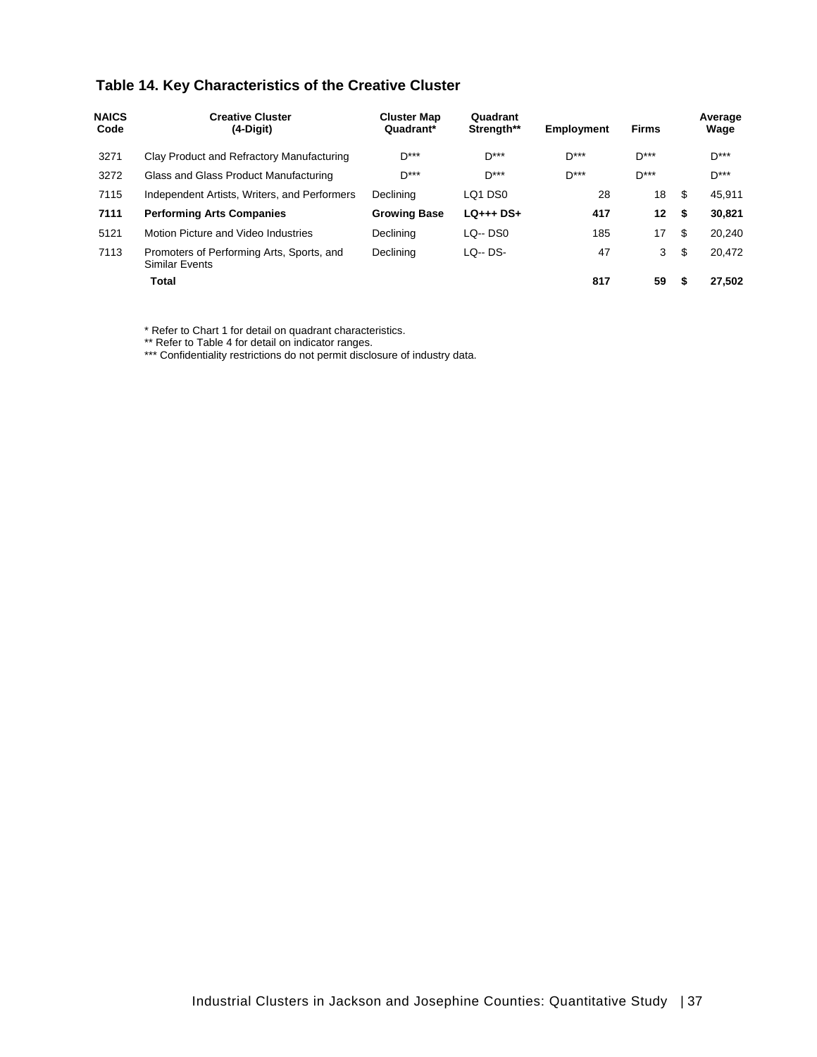## Table 14. Key Characteristics of the Creative Cluster

| NAICS Code | Creative Cluster (4-Digit) | Cluster Map Quadrant* | Quadrant Strength** | Employment | Firms | Average Wage |
|---|---|---|---|---|---|---|
| 3271 | Clay Product and Refractory Manufacturing | D*** | D*** | D*** | D*** | D*** |
| 3272 | Glass and Glass Product Manufacturing | D*** | D*** | D*** | D*** | D*** |
| 7115 | Independent Artists, Writers, and Performers | Declining | LQ1 DS0 | 28 | 18 | $ 45,911 |
| **7111** | **Performing Arts Companies** | **Growing Base** | **LQ+++ DS+** | **417** | **12** | **$ 30,821** |
| 5121 | Motion Picture and Video Industries | Declining | LQ-- DS0 | 185 | 17 | $ 20,240 |
| 7113 | Promoters of Performing Arts, Sports, and Similar Events | Declining | LQ-- DS- | 47 | 3 | $ 20,472 |
| | **Total** | | | **817** | **59** | **$ 27,502** |

* Refer to Chart 1 for detail on quadrant characteristics.
** Refer to Table 4 for detail on indicator ranges.
*** Confidentiality restrictions do not permit disclosure of industry data.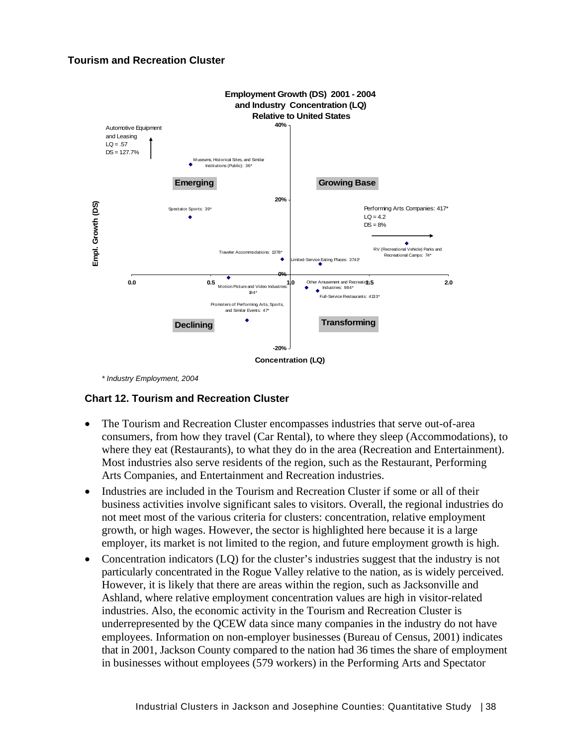### Tourism and Recreation Cluster

**Employment Growth (DS) 2001 - 2004 and Industry Concentration (LQ) Relative to United States**

Automotive Equipment and Leasing
LQ = .57
DS = 127.7%

Museums, Historical Sites, and Similar Institutions (Public): 36*

Emerging

Growing Base

Spectator Sports: 39*

Performing Arts Companies: 417*
LQ = 4.2
DS = 8%

RV (Recreational Vehicle) Parks and Recreational Camps: 74*

Traveler Accommodations: 1378*

Limited-Service Eating Places: 3741*

Motion Picture and Video Industries: 184*

Other Amusement and Recreation Industries: 984*

Full-Service Restaurants: 4133*

Promoters of Performing Arts, Sports, and Similar Events: 47*

Declining

Transforming

Empl. Growth (DS)

Concentration (LQ)

*\* Industry Employment, 2004*

**Chart 12. Tourism and Recreation Cluster**

- The Tourism and Recreation Cluster encompasses industries that serve out-of-area consumers, from how they travel (Car Rental), to where they sleep (Accommodations), to where they eat (Restaurants), to what they do in the area (Recreation and Entertainment). Most industries also serve residents of the region, such as the Restaurant, Performing Arts Companies, and Entertainment and Recreation industries.
- Industries are included in the Tourism and Recreation Cluster if some or all of their business activities involve significant sales to visitors. Overall, the regional industries do not meet most of the various criteria for clusters: concentration, relative employment growth, or high wages. However, the sector is highlighted here because it is a large employer, its market is not limited to the region, and future employment growth is high.
- Concentration indicators (LQ) for the cluster's industries suggest that the industry is not particularly concentrated in the Rogue Valley relative to the nation, as is widely perceived. However, it is likely that there are areas within the region, such as Jacksonville and Ashland, where relative employment concentration values are high in visitor-related industries. Also, the economic activity in the Tourism and Recreation Cluster is underrepresented by the QCEW data since many companies in the industry do not have employees. Information on non-employer businesses (Bureau of Census, 2001) indicates that in 2001, Jackson County compared to the nation had 36 times the share of employment in businesses without employees (579 workers) in the Performing Arts and Spectator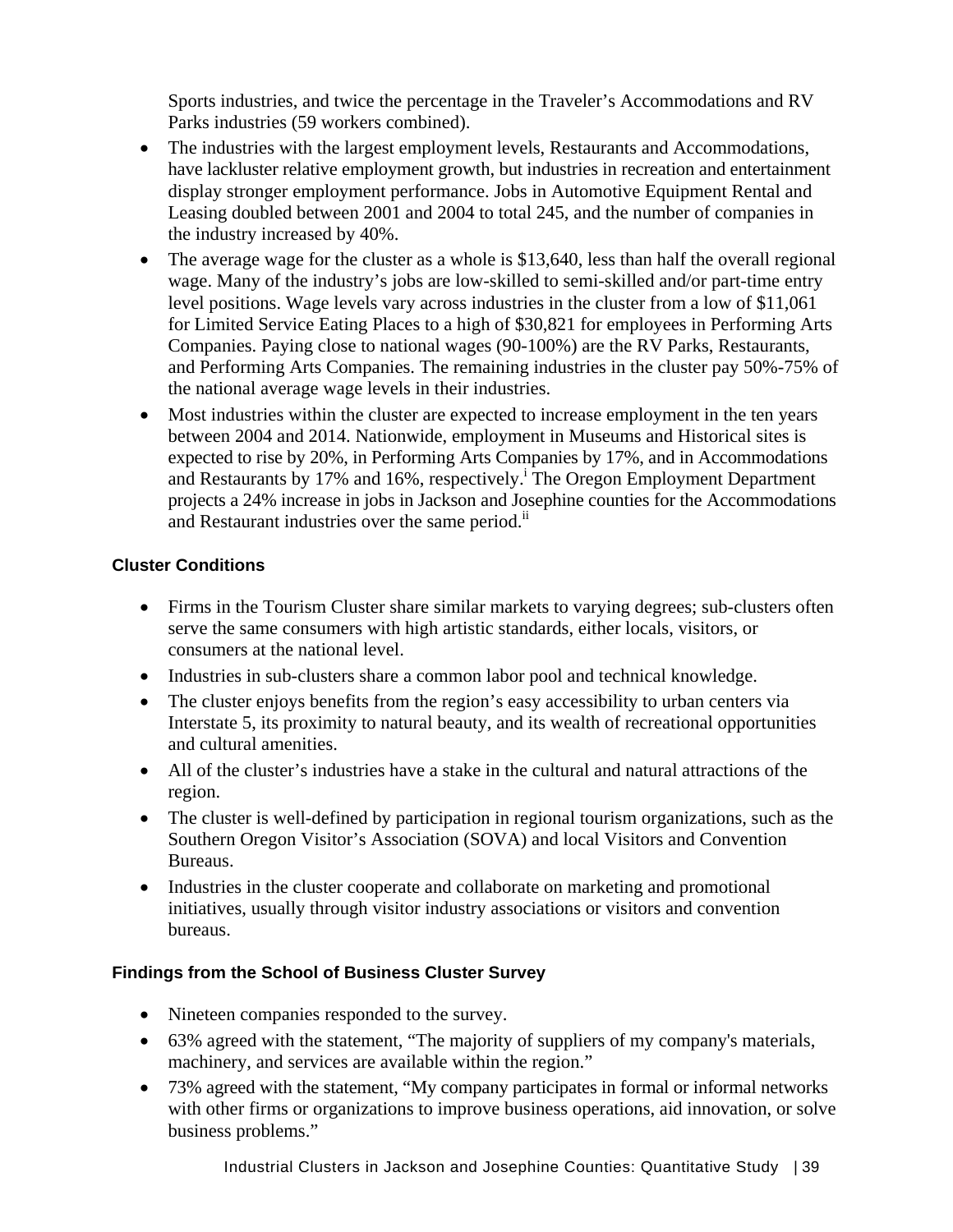Sports industries, and twice the percentage in the Traveler's Accommodations and RV Parks industries (59 workers combined).

- The industries with the largest employment levels, Restaurants and Accommodations, have lackluster relative employment growth, but industries in recreation and entertainment display stronger employment performance. Jobs in Automotive Equipment Rental and Leasing doubled between 2001 and 2004 to total 245, and the number of companies in the industry increased by 40%.
- The average wage for the cluster as a whole is $13,640, less than half the overall regional wage. Many of the industry's jobs are low-skilled to semi-skilled and/or part-time entry level positions. Wage levels vary across industries in the cluster from a low of $11,061 for Limited Service Eating Places to a high of $30,821 for employees in Performing Arts Companies. Paying close to national wages (90-100%) are the RV Parks, Restaurants, and Performing Arts Companies. The remaining industries in the cluster pay 50%-75% of the national average wage levels in their industries.
- Most industries within the cluster are expected to increase employment in the ten years between 2004 and 2014. Nationwide, employment in Museums and Historical sites is expected to rise by 20%, in Performing Arts Companies by 17%, and in Accommodations and Restaurants by 17% and 16%, respectively.[i] The Oregon Employment Department projects a 24% increase in jobs in Jackson and Josephine counties for the Accommodations and Restaurant industries over the same period.[ii]

### Cluster Conditions

- Firms in the Tourism Cluster share similar markets to varying degrees; sub-clusters often serve the same consumers with high artistic standards, either locals, visitors, or consumers at the national level.
- Industries in sub-clusters share a common labor pool and technical knowledge.
- The cluster enjoys benefits from the region's easy accessibility to urban centers via Interstate 5, its proximity to natural beauty, and its wealth of recreational opportunities and cultural amenities.
- All of the cluster's industries have a stake in the cultural and natural attractions of the region.
- The cluster is well-defined by participation in regional tourism organizations, such as the Southern Oregon Visitor's Association (SOVA) and local Visitors and Convention Bureaus.
- Industries in the cluster cooperate and collaborate on marketing and promotional initiatives, usually through visitor industry associations or visitors and convention bureaus.

### Findings from the School of Business Cluster Survey

- Nineteen companies responded to the survey.
- 63% agreed with the statement, "The majority of suppliers of my company's materials, machinery, and services are available within the region."
- 73% agreed with the statement, "My company participates in formal or informal networks with other firms or organizations to improve business operations, aid innovation, or solve business problems."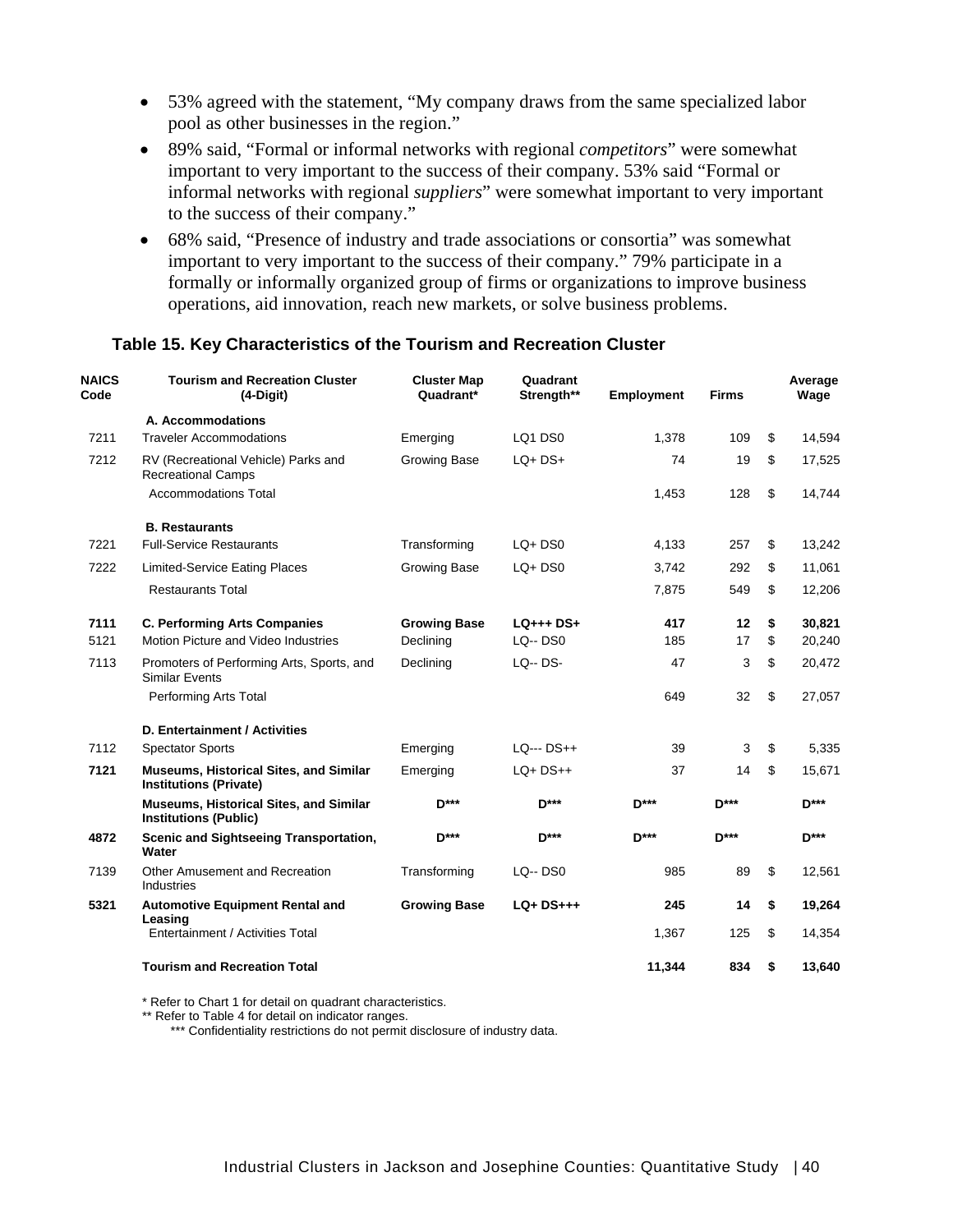- 53% agreed with the statement, “My company draws from the same specialized labor pool as other businesses in the region.”
- 89% said, “Formal or informal networks with regional *competitors*” were somewhat important to very important to the success of their company. 53% said “Formal or informal networks with regional *suppliers*” were somewhat important to very important to the success of their company.”
- 68% said, “Presence of industry and trade associations or consortia” was somewhat important to very important to the success of their company.” 79% participate in a formally or informally organized group of firms or organizations to improve business operations, aid innovation, reach new markets, or solve business problems.

### Table 15. Key Characteristics of the Tourism and Recreation Cluster

| NAICS Code | Tourism and Recreation Cluster (4-Digit) | Cluster Map Quadrant* | Quadrant Strength** | Employment | Firms | Average Wage |
|---|---|---|---|---|---|---|
| | **A. Accommodations** | | | | | |
| 7211 | Traveler Accommodations | Emerging | LQ1 DS0 | 1,378 | 109 | $ 14,594 |
| 7212 | RV (Recreational Vehicle) Parks and Recreational Camps | Growing Base | LQ+ DS+ | 74 | 19 | $ 17,525 |
| | Accommodations Total | | | 1,453 | 128 | $ 14,744 |
| | **B. Restaurants** | | | | | |
| 7221 | Full-Service Restaurants | Transforming | LQ+ DS0 | 4,133 | 257 | $ 13,242 |
| 7222 | Limited-Service Eating Places | Growing Base | LQ+ DS0 | 3,742 | 292 | $ 11,061 |
| | Restaurants Total | | | 7,875 | 549 | $ 12,206 |
| **7111** | **C. Performing Arts Companies** | **Growing Base** | **LQ+++ DS+** | **417** | **12** | **$ 30,821** |
| 5121 | Motion Picture and Video Industries | Declining | LQ-- DS0 | 185 | 17 | $ 20,240 |
| 7113 | Promoters of Performing Arts, Sports, and Similar Events | Declining | LQ-- DS- | 47 | 3 | $ 20,472 |
| | Performing Arts Total | | | 649 | 32 | $ 27,057 |
| | **D. Entertainment / Activities** | | | | | |
| 7112 | Spectator Sports | Emerging | LQ--- DS++ | 39 | 3 | $ 5,335 |
| **7121** | **Museums, Historical Sites, and Similar Institutions (Private)** | Emerging | LQ+ DS++ | 37 | 14 | $ 15,671 |
| | **Museums, Historical Sites, and Similar Institutions (Public)** | **D*** ** | **D*** ** | **D*** ** | **D*** ** | **D*** ** |
| **4872** | **Scenic and Sightseeing Transportation, Water** | **D*** ** | **D*** ** | **D*** ** | **D*** ** | **D*** ** |
| 7139 | Other Amusement and Recreation Industries | Transforming | LQ-- DS0 | 985 | 89 | $ 12,561 |
| **5321** | **Automotive Equipment Rental and Leasing** | **Growing Base** | **LQ+ DS+++** | **245** | **14** | **$ 19,264** |
| | Entertainment / Activities Total | | | 1,367 | 125 | $ 14,354 |
| | **Tourism and Recreation Total** | | | **11,344** | **834** | **$ 13,640** |

\* Refer to Chart 1 for detail on quadrant characteristics.
** Refer to Table 4 for detail on indicator ranges.
*** Confidentiality restrictions do not permit disclosure of industry data.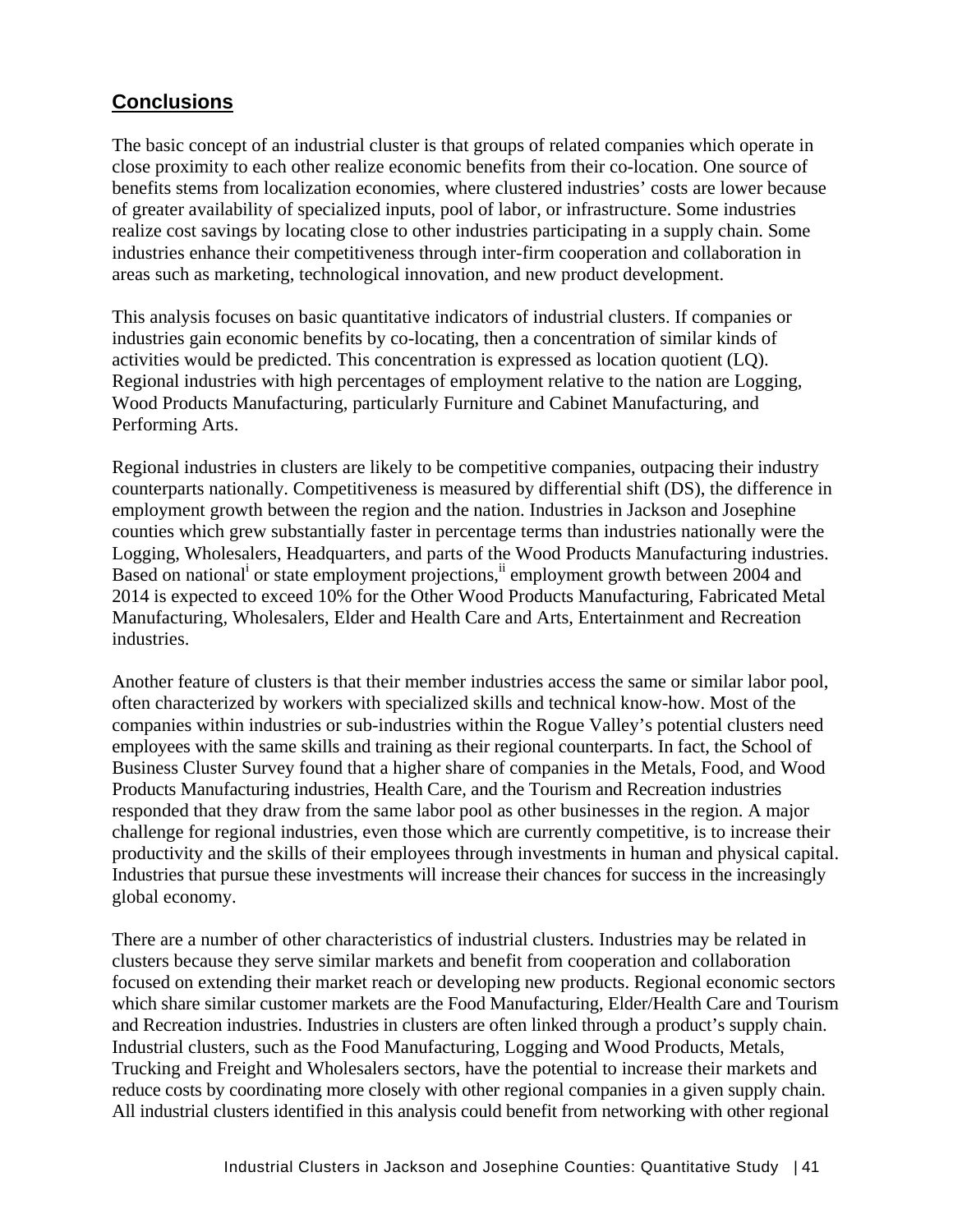## Conclusions

The basic concept of an industrial cluster is that groups of related companies which operate in close proximity to each other realize economic benefits from their co-location. One source of benefits stems from localization economies, where clustered industries' costs are lower because of greater availability of specialized inputs, pool of labor, or infrastructure. Some industries realize cost savings by locating close to other industries participating in a supply chain. Some industries enhance their competitiveness through inter-firm cooperation and collaboration in areas such as marketing, technological innovation, and new product development.

This analysis focuses on basic quantitative indicators of industrial clusters. If companies or industries gain economic benefits by co-locating, then a concentration of similar kinds of activities would be predicted. This concentration is expressed as location quotient (LQ). Regional industries with high percentages of employment relative to the nation are Logging, Wood Products Manufacturing, particularly Furniture and Cabinet Manufacturing, and Performing Arts.

Regional industries in clusters are likely to be competitive companies, outpacing their industry counterparts nationally. Competitiveness is measured by differential shift (DS), the difference in employment growth between the region and the nation. Industries in Jackson and Josephine counties which grew substantially faster in percentage terms than industries nationally were the Logging, Wholesalers, Headquarters, and parts of the Wood Products Manufacturing industries. Based on national[i] or state employment projections,[ii] employment growth between 2004 and 2014 is expected to exceed 10% for the Other Wood Products Manufacturing, Fabricated Metal Manufacturing, Wholesalers, Elder and Health Care and Arts, Entertainment and Recreation industries.

Another feature of clusters is that their member industries access the same or similar labor pool, often characterized by workers with specialized skills and technical know-how. Most of the companies within industries or sub-industries within the Rogue Valley's potential clusters need employees with the same skills and training as their regional counterparts. In fact, the School of Business Cluster Survey found that a higher share of companies in the Metals, Food, and Wood Products Manufacturing industries, Health Care, and the Tourism and Recreation industries responded that they draw from the same labor pool as other businesses in the region. A major challenge for regional industries, even those which are currently competitive, is to increase their productivity and the skills of their employees through investments in human and physical capital. Industries that pursue these investments will increase their chances for success in the increasingly global economy.

There are a number of other characteristics of industrial clusters. Industries may be related in clusters because they serve similar markets and benefit from cooperation and collaboration focused on extending their market reach or developing new products. Regional economic sectors which share similar customer markets are the Food Manufacturing, Elder/Health Care and Tourism and Recreation industries. Industries in clusters are often linked through a product's supply chain. Industrial clusters, such as the Food Manufacturing, Logging and Wood Products, Metals, Trucking and Freight and Wholesalers sectors, have the potential to increase their markets and reduce costs by coordinating more closely with other regional companies in a given supply chain. All industrial clusters identified in this analysis could benefit from networking with other regional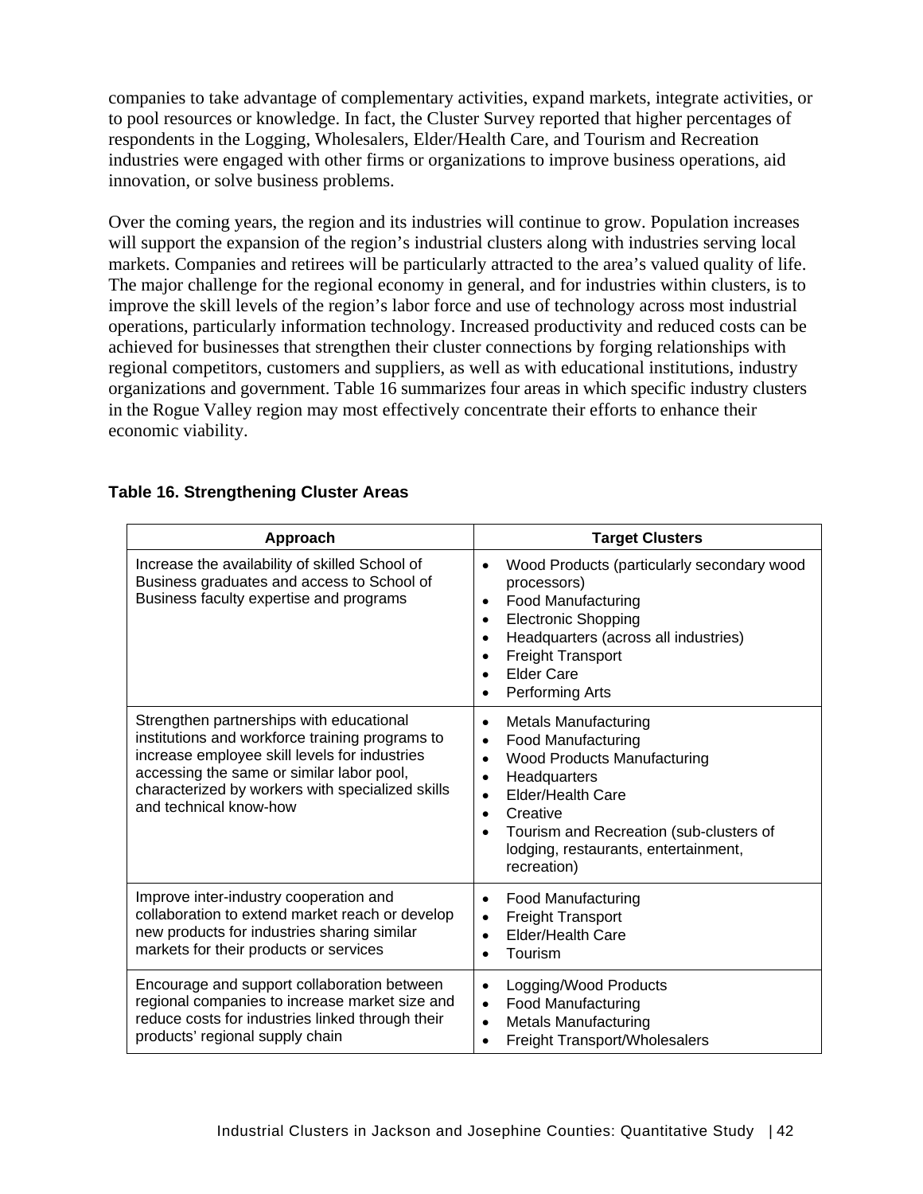companies to take advantage of complementary activities, expand markets, integrate activities, or to pool resources or knowledge. In fact, the Cluster Survey reported that higher percentages of respondents in the Logging, Wholesalers, Elder/Health Care, and Tourism and Recreation industries were engaged with other firms or organizations to improve business operations, aid innovation, or solve business problems.

Over the coming years, the region and its industries will continue to grow. Population increases will support the expansion of the region's industrial clusters along with industries serving local markets. Companies and retirees will be particularly attracted to the area's valued quality of life. The major challenge for the regional economy in general, and for industries within clusters, is to improve the skill levels of the region's labor force and use of technology across most industrial operations, particularly information technology. Increased productivity and reduced costs can be achieved for businesses that strengthen their cluster connections by forging relationships with regional competitors, customers and suppliers, as well as with educational institutions, industry organizations and government. Table 16 summarizes four areas in which specific industry clusters in the Rogue Valley region may most effectively concentrate their efforts to enhance their economic viability.

**Table 16. Strengthening Cluster Areas**

| Approach | Target Clusters |
|---|---|
| Increase the availability of skilled School of Business graduates and access to School of Business faculty expertise and programs | • Wood Products (particularly secondary wood processors)<br>• Food Manufacturing<br>• Electronic Shopping<br>• Headquarters (across all industries)<br>• Freight Transport<br>• Elder Care<br>• Performing Arts |
| Strengthen partnerships with educational institutions and workforce training programs to increase employee skill levels for industries accessing the same or similar labor pool, characterized by workers with specialized skills and technical know-how | • Metals Manufacturing<br>• Food Manufacturing<br>• Wood Products Manufacturing<br>• Headquarters<br>• Elder/Health Care<br>• Creative<br>• Tourism and Recreation (sub-clusters of lodging, restaurants, entertainment, recreation) |
| Improve inter-industry cooperation and collaboration to extend market reach or develop new products for industries sharing similar markets for their products or services | • Food Manufacturing<br>• Freight Transport<br>• Elder/Health Care<br>• Tourism |
| Encourage and support collaboration between regional companies to increase market size and reduce costs for industries linked through their products' regional supply chain | • Logging/Wood Products<br>• Food Manufacturing<br>• Metals Manufacturing<br>• Freight Transport/Wholesalers |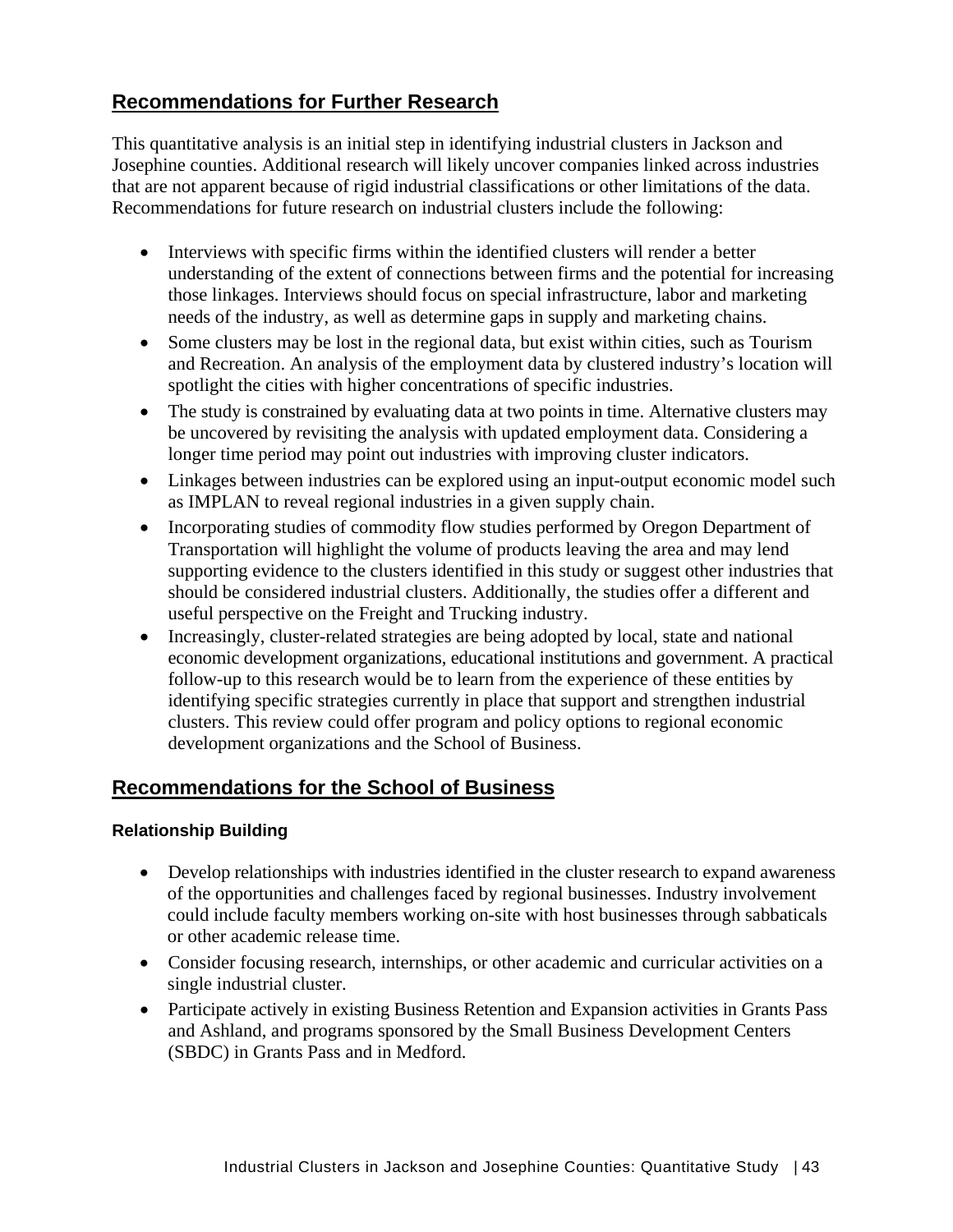## Recommendations for Further Research

This quantitative analysis is an initial step in identifying industrial clusters in Jackson and Josephine counties. Additional research will likely uncover companies linked across industries that are not apparent because of rigid industrial classifications or other limitations of the data. Recommendations for future research on industrial clusters include the following:

- Interviews with specific firms within the identified clusters will render a better understanding of the extent of connections between firms and the potential for increasing those linkages. Interviews should focus on special infrastructure, labor and marketing needs of the industry, as well as determine gaps in supply and marketing chains.
- Some clusters may be lost in the regional data, but exist within cities, such as Tourism and Recreation. An analysis of the employment data by clustered industry's location will spotlight the cities with higher concentrations of specific industries.
- The study is constrained by evaluating data at two points in time. Alternative clusters may be uncovered by revisiting the analysis with updated employment data. Considering a longer time period may point out industries with improving cluster indicators.
- Linkages between industries can be explored using an input-output economic model such as IMPLAN to reveal regional industries in a given supply chain.
- Incorporating studies of commodity flow studies performed by Oregon Department of Transportation will highlight the volume of products leaving the area and may lend supporting evidence to the clusters identified in this study or suggest other industries that should be considered industrial clusters. Additionally, the studies offer a different and useful perspective on the Freight and Trucking industry.
- Increasingly, cluster-related strategies are being adopted by local, state and national economic development organizations, educational institutions and government. A practical follow-up to this research would be to learn from the experience of these entities by identifying specific strategies currently in place that support and strengthen industrial clusters. This review could offer program and policy options to regional economic development organizations and the School of Business.

## Recommendations for the School of Business

### Relationship Building

- Develop relationships with industries identified in the cluster research to expand awareness of the opportunities and challenges faced by regional businesses. Industry involvement could include faculty members working on-site with host businesses through sabbaticals or other academic release time.
- Consider focusing research, internships, or other academic and curricular activities on a single industrial cluster.
- Participate actively in existing Business Retention and Expansion activities in Grants Pass and Ashland, and programs sponsored by the Small Business Development Centers (SBDC) in Grants Pass and in Medford.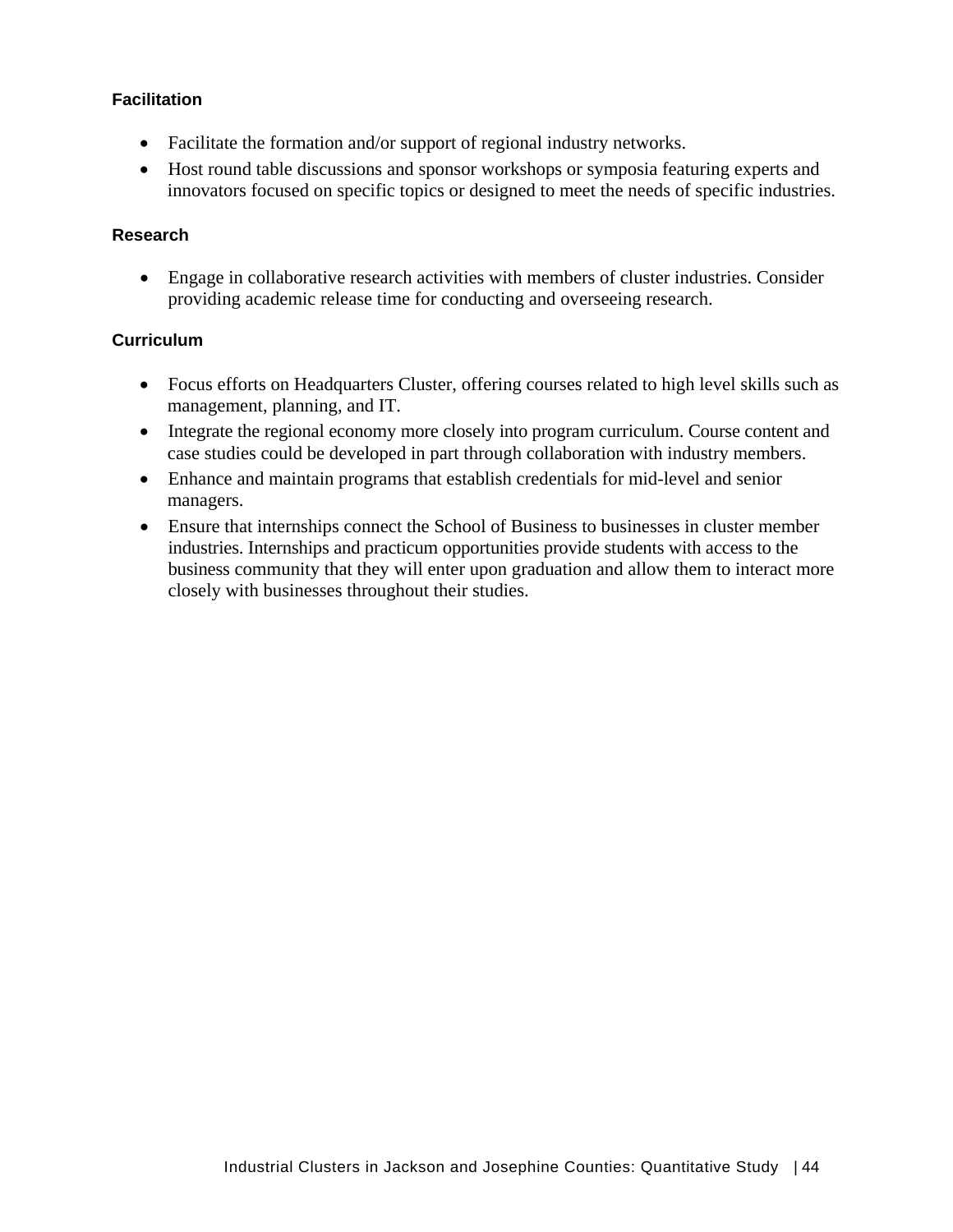### Facilitation

- Facilitate the formation and/or support of regional industry networks.
- Host round table discussions and sponsor workshops or symposia featuring experts and innovators focused on specific topics or designed to meet the needs of specific industries.

### Research

- Engage in collaborative research activities with members of cluster industries. Consider providing academic release time for conducting and overseeing research.

### Curriculum

- Focus efforts on Headquarters Cluster, offering courses related to high level skills such as management, planning, and IT.
- Integrate the regional economy more closely into program curriculum. Course content and case studies could be developed in part through collaboration with industry members.
- Enhance and maintain programs that establish credentials for mid-level and senior managers.
- Ensure that internships connect the School of Business to businesses in cluster member industries. Internships and practicum opportunities provide students with access to the business community that they will enter upon graduation and allow them to interact more closely with businesses throughout their studies.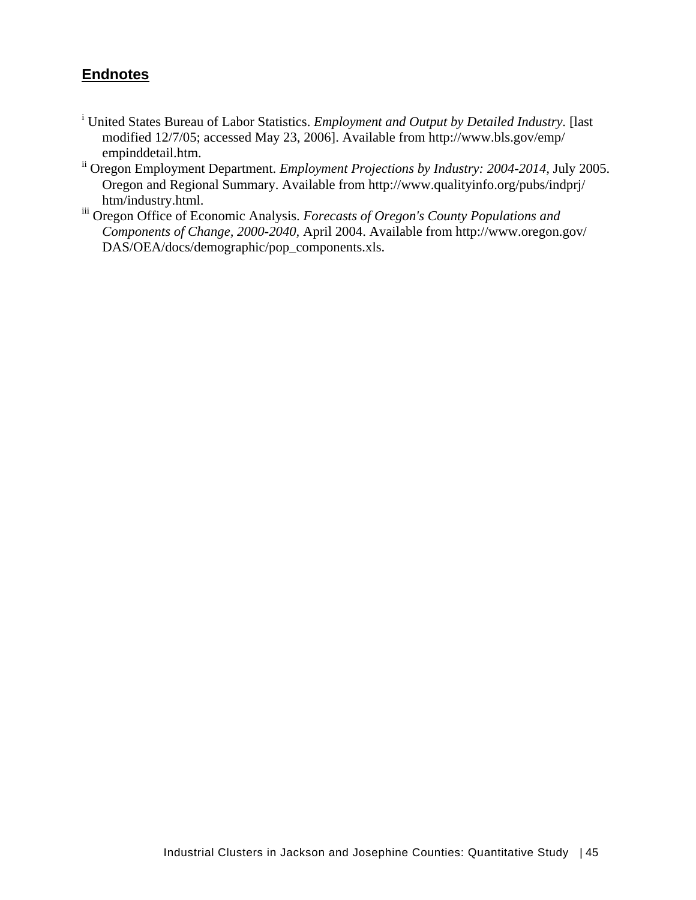## Endnotes

[i] United States Bureau of Labor Statistics. *Employment and Output by Detailed Industry*. [last modified 12/7/05; accessed May 23, 2006]. Available from http://www.bls.gov/emp/empinddetail.htm.

[ii] Oregon Employment Department. *Employment Projections by Industry: 2004-2014*, July 2005. Oregon and Regional Summary. Available from http://www.qualityinfo.org/pubs/indprj/htm/industry.html.

[iii] Oregon Office of Economic Analysis. *Forecasts of Oregon's County Populations and Components of Change, 2000-2040*, April 2004. Available from http://www.oregon.gov/DAS/OEA/docs/demographic/pop_components.xls.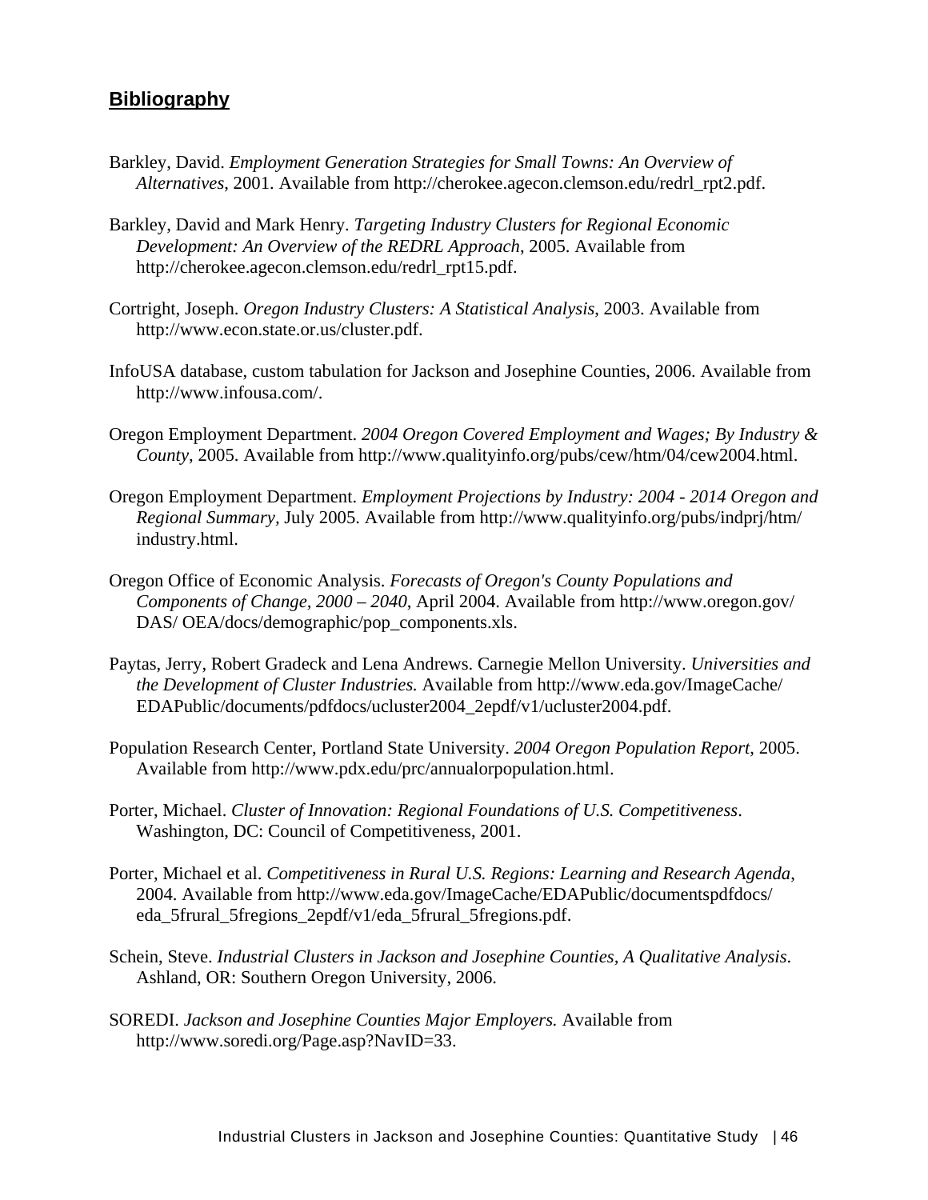## Bibliography

Barkley, David. *Employment Generation Strategies for Small Towns: An Overview of Alternatives*, 2001. Available from http://cherokee.agecon.clemson.edu/redrl_rpt2.pdf.

Barkley, David and Mark Henry. *Targeting Industry Clusters for Regional Economic Development: An Overview of the REDRL Approach*, 2005. Available from http://cherokee.agecon.clemson.edu/redrl_rpt15.pdf.

Cortright, Joseph. *Oregon Industry Clusters: A Statistical Analysis*, 2003. Available from http://www.econ.state.or.us/cluster.pdf.

InfoUSA database, custom tabulation for Jackson and Josephine Counties, 2006. Available from http://www.infousa.com/.

Oregon Employment Department. *2004 Oregon Covered Employment and Wages; By Industry & County*, 2005. Available from http://www.qualityinfo.org/pubs/cew/htm/04/cew2004.html.

Oregon Employment Department. *Employment Projections by Industry: 2004 - 2014 Oregon and Regional Summary*, July 2005. Available from http://www.qualityinfo.org/pubs/indprj/htm/industry.html.

Oregon Office of Economic Analysis. *Forecasts of Oregon's County Populations and Components of Change, 2000 – 2040*, April 2004. Available from http://www.oregon.gov/DAS/ OEA/docs/demographic/pop_components.xls.

Paytas, Jerry, Robert Gradeck and Lena Andrews. Carnegie Mellon University. *Universities and the Development of Cluster Industries.* Available from http://www.eda.gov/ImageCache/EDAPublic/documents/pdfdocs/ucluster2004_2epdf/v1/ucluster2004.pdf.

Population Research Center, Portland State University. *2004 Oregon Population Report*, 2005. Available from http://www.pdx.edu/prc/annualorpopulation.html.

Porter, Michael. *Cluster of Innovation: Regional Foundations of U.S. Competitiveness*. Washington, DC: Council of Competitiveness, 2001.

Porter, Michael et al. *Competitiveness in Rural U.S. Regions: Learning and Research Agenda*, 2004. Available from http://www.eda.gov/ImageCache/EDAPublic/documentspdfdocs/eda_5frural_5fregions_2epdf/v1/eda_5frural_5fregions.pdf.

Schein, Steve. *Industrial Clusters in Jackson and Josephine Counties, A Qualitative Analysis*. Ashland, OR: Southern Oregon University, 2006.

SOREDI. *Jackson and Josephine Counties Major Employers.* Available from http://www.soredi.org/Page.asp?NavID=33.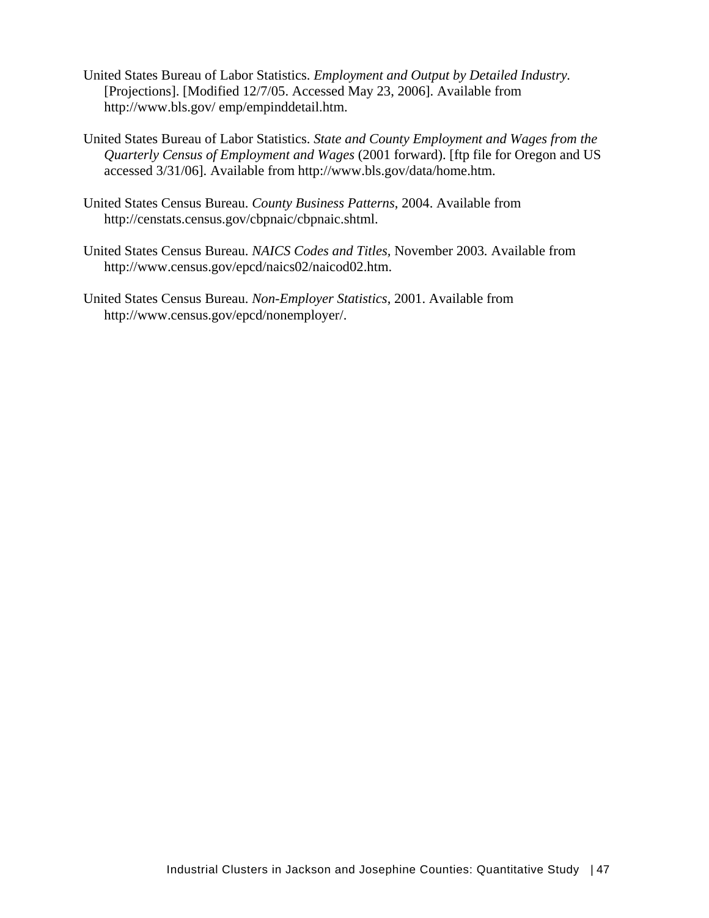United States Bureau of Labor Statistics. *Employment and Output by Detailed Industry.* [Projections]. [Modified 12/7/05. Accessed May 23, 2006]. Available from http://www.bls.gov/ emp/empinddetail.htm.

United States Bureau of Labor Statistics. *State and County Employment and Wages from the Quarterly Census of Employment and Wages* (2001 forward). [ftp file for Oregon and US accessed 3/31/06]. Available from http://www.bls.gov/data/home.htm.

United States Census Bureau. *County Business Patterns*, 2004. Available from http://censtats.census.gov/cbpnaic/cbpnaic.shtml.

United States Census Bureau. *NAICS Codes and Titles*, November 2003. Available from http://www.census.gov/epcd/naics02/naicod02.htm.

United States Census Bureau. *Non-Employer Statistics*, 2001. Available from http://www.census.gov/epcd/nonemployer/.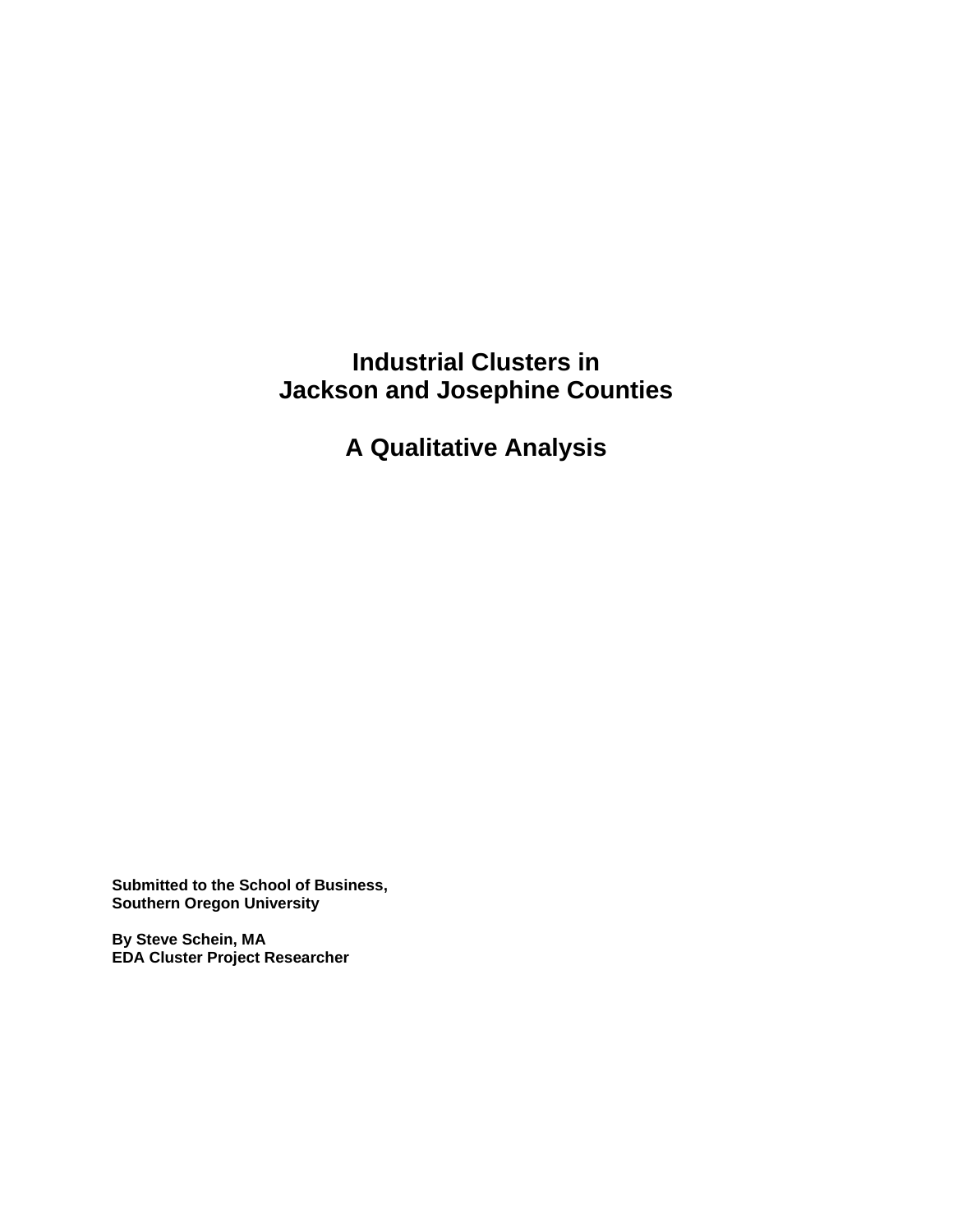# Industrial Clusters in Jackson and Josephine Counties

## A Qualitative Analysis

**Submitted to the School of Business,**
**Southern Oregon University**

**By Steve Schein, MA**
**EDA Cluster Project Researcher**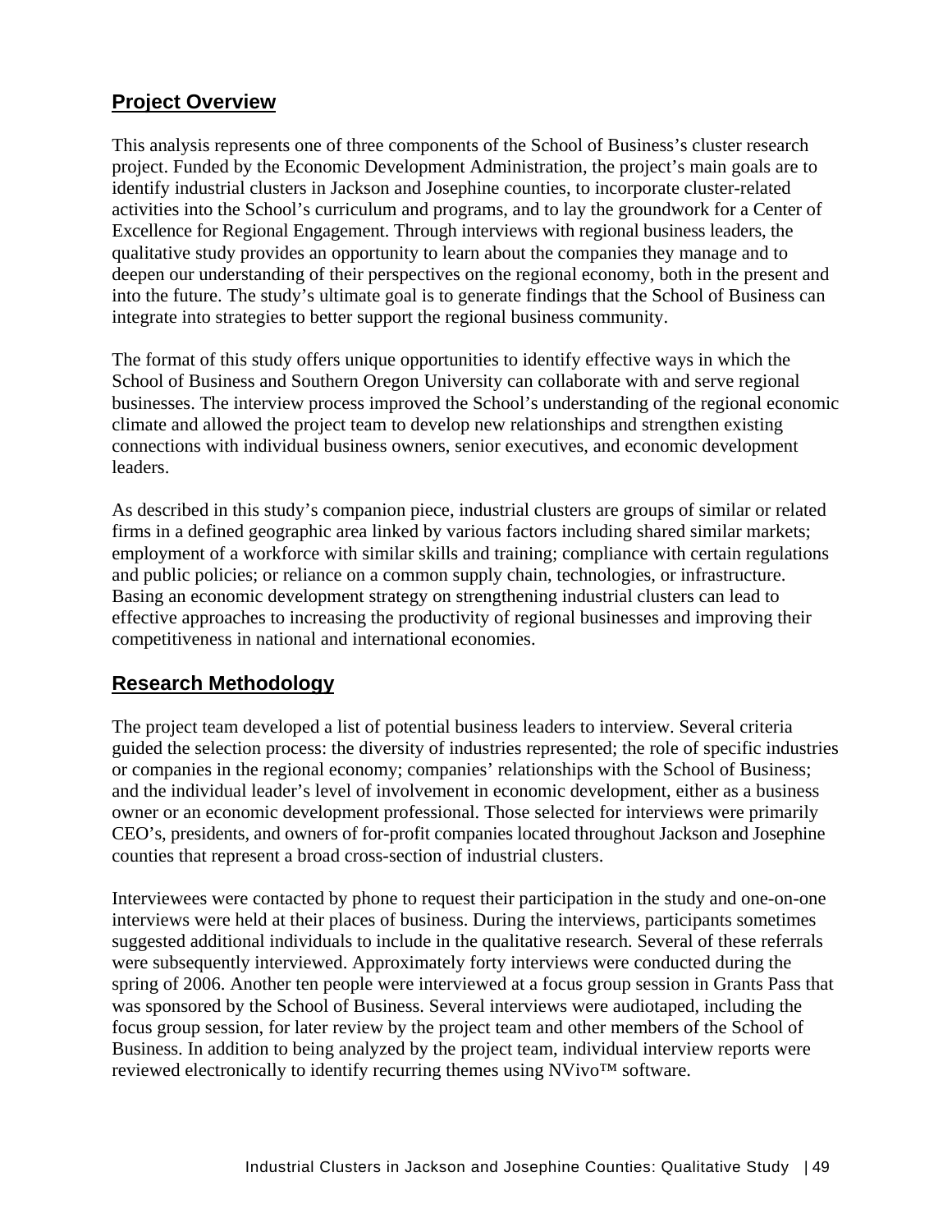## Project Overview

This analysis represents one of three components of the School of Business's cluster research project. Funded by the Economic Development Administration, the project's main goals are to identify industrial clusters in Jackson and Josephine counties, to incorporate cluster-related activities into the School's curriculum and programs, and to lay the groundwork for a Center of Excellence for Regional Engagement. Through interviews with regional business leaders, the qualitative study provides an opportunity to learn about the companies they manage and to deepen our understanding of their perspectives on the regional economy, both in the present and into the future. The study's ultimate goal is to generate findings that the School of Business can integrate into strategies to better support the regional business community.

The format of this study offers unique opportunities to identify effective ways in which the School of Business and Southern Oregon University can collaborate with and serve regional businesses. The interview process improved the School's understanding of the regional economic climate and allowed the project team to develop new relationships and strengthen existing connections with individual business owners, senior executives, and economic development leaders.

As described in this study's companion piece, industrial clusters are groups of similar or related firms in a defined geographic area linked by various factors including shared similar markets; employment of a workforce with similar skills and training; compliance with certain regulations and public policies; or reliance on a common supply chain, technologies, or infrastructure. Basing an economic development strategy on strengthening industrial clusters can lead to effective approaches to increasing the productivity of regional businesses and improving their competitiveness in national and international economies.

## Research Methodology

The project team developed a list of potential business leaders to interview. Several criteria guided the selection process: the diversity of industries represented; the role of specific industries or companies in the regional economy; companies' relationships with the School of Business; and the individual leader's level of involvement in economic development, either as a business owner or an economic development professional. Those selected for interviews were primarily CEO's, presidents, and owners of for-profit companies located throughout Jackson and Josephine counties that represent a broad cross-section of industrial clusters.

Interviewees were contacted by phone to request their participation in the study and one-on-one interviews were held at their places of business. During the interviews, participants sometimes suggested additional individuals to include in the qualitative research. Several of these referrals were subsequently interviewed. Approximately forty interviews were conducted during the spring of 2006. Another ten people were interviewed at a focus group session in Grants Pass that was sponsored by the School of Business. Several interviews were audiotaped, including the focus group session, for later review by the project team and other members of the School of Business. In addition to being analyzed by the project team, individual interview reports were reviewed electronically to identify recurring themes using NVivo™ software.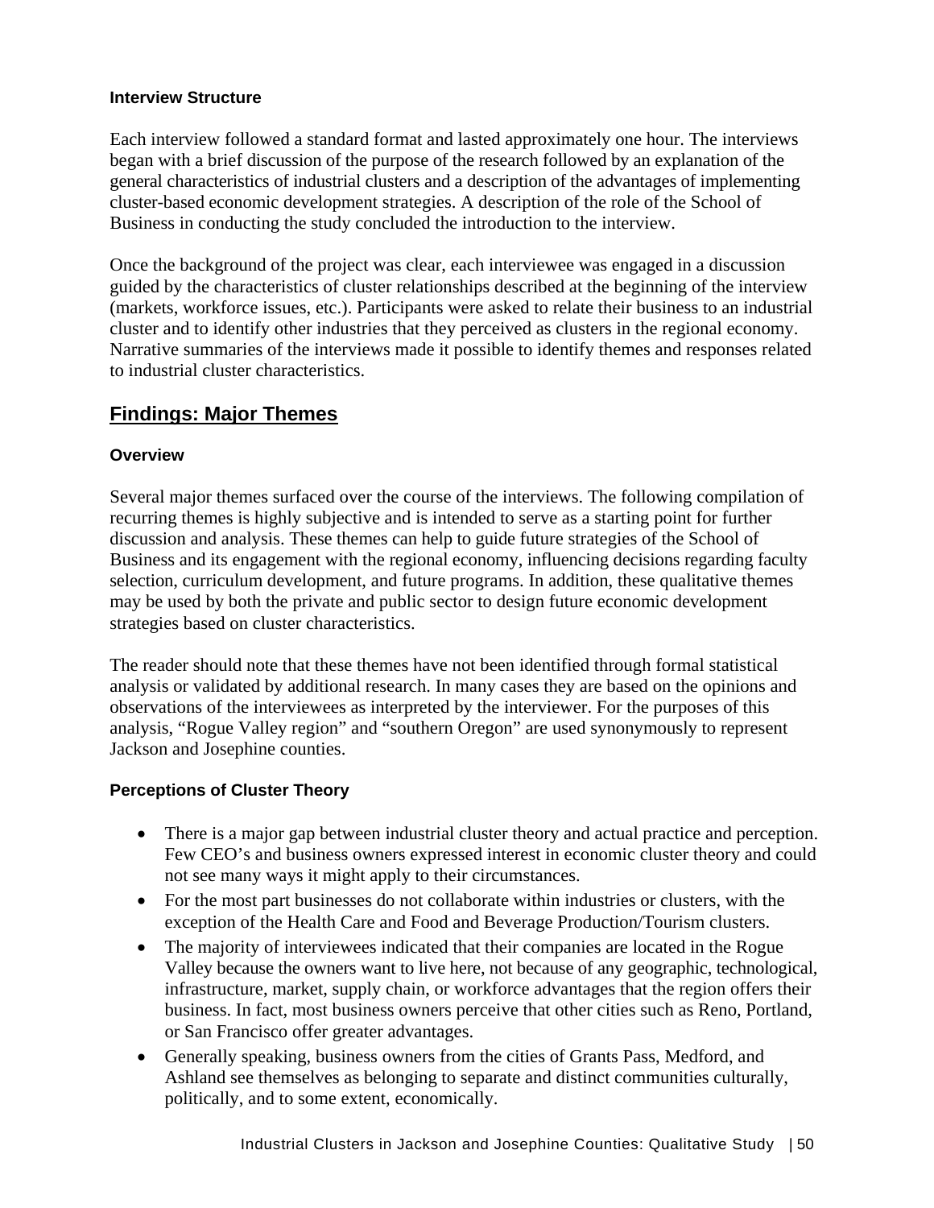### Interview Structure

Each interview followed a standard format and lasted approximately one hour. The interviews began with a brief discussion of the purpose of the research followed by an explanation of the general characteristics of industrial clusters and a description of the advantages of implementing cluster-based economic development strategies. A description of the role of the School of Business in conducting the study concluded the introduction to the interview.

Once the background of the project was clear, each interviewee was engaged in a discussion guided by the characteristics of cluster relationships described at the beginning of the interview (markets, workforce issues, etc.). Participants were asked to relate their business to an industrial cluster and to identify other industries that they perceived as clusters in the regional economy. Narrative summaries of the interviews made it possible to identify themes and responses related to industrial cluster characteristics.

## Findings: Major Themes

### Overview

Several major themes surfaced over the course of the interviews. The following compilation of recurring themes is highly subjective and is intended to serve as a starting point for further discussion and analysis. These themes can help to guide future strategies of the School of Business and its engagement with the regional economy, influencing decisions regarding faculty selection, curriculum development, and future programs. In addition, these qualitative themes may be used by both the private and public sector to design future economic development strategies based on cluster characteristics.

The reader should note that these themes have not been identified through formal statistical analysis or validated by additional research. In many cases they are based on the opinions and observations of the interviewees as interpreted by the interviewer. For the purposes of this analysis, "Rogue Valley region" and "southern Oregon" are used synonymously to represent Jackson and Josephine counties.

### Perceptions of Cluster Theory

- There is a major gap between industrial cluster theory and actual practice and perception. Few CEO's and business owners expressed interest in economic cluster theory and could not see many ways it might apply to their circumstances.
- For the most part businesses do not collaborate within industries or clusters, with the exception of the Health Care and Food and Beverage Production/Tourism clusters.
- The majority of interviewees indicated that their companies are located in the Rogue Valley because the owners want to live here, not because of any geographic, technological, infrastructure, market, supply chain, or workforce advantages that the region offers their business. In fact, most business owners perceive that other cities such as Reno, Portland, or San Francisco offer greater advantages.
- Generally speaking, business owners from the cities of Grants Pass, Medford, and Ashland see themselves as belonging to separate and distinct communities culturally, politically, and to some extent, economically.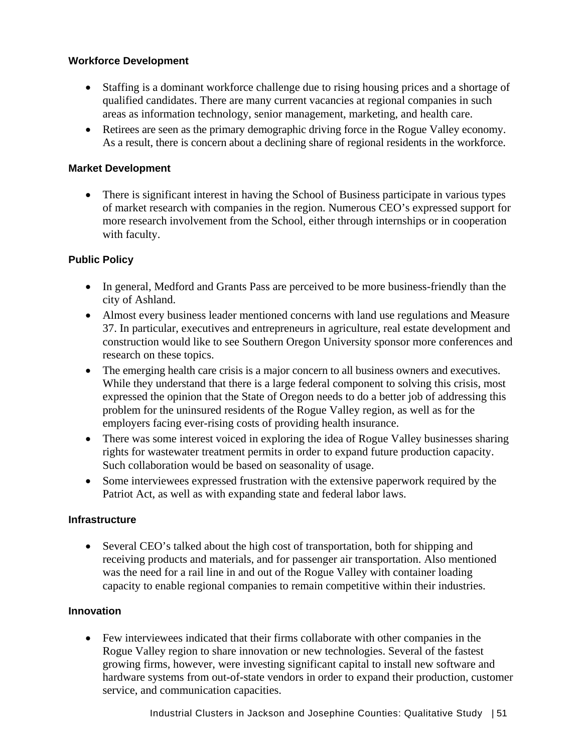**Workforce Development**

- Staffing is a dominant workforce challenge due to rising housing prices and a shortage of qualified candidates. There are many current vacancies at regional companies in such areas as information technology, senior management, marketing, and health care.
- Retirees are seen as the primary demographic driving force in the Rogue Valley economy. As a result, there is concern about a declining share of regional residents in the workforce.

**Market Development**

- There is significant interest in having the School of Business participate in various types of market research with companies in the region. Numerous CEO's expressed support for more research involvement from the School, either through internships or in cooperation with faculty.

**Public Policy**

- In general, Medford and Grants Pass are perceived to be more business-friendly than the city of Ashland.
- Almost every business leader mentioned concerns with land use regulations and Measure 37. In particular, executives and entrepreneurs in agriculture, real estate development and construction would like to see Southern Oregon University sponsor more conferences and research on these topics.
- The emerging health care crisis is a major concern to all business owners and executives. While they understand that there is a large federal component to solving this crisis, most expressed the opinion that the State of Oregon needs to do a better job of addressing this problem for the uninsured residents of the Rogue Valley region, as well as for the employers facing ever-rising costs of providing health insurance.
- There was some interest voiced in exploring the idea of Rogue Valley businesses sharing rights for wastewater treatment permits in order to expand future production capacity. Such collaboration would be based on seasonality of usage.
- Some interviewees expressed frustration with the extensive paperwork required by the Patriot Act, as well as with expanding state and federal labor laws.

**Infrastructure**

- Several CEO's talked about the high cost of transportation, both for shipping and receiving products and materials, and for passenger air transportation. Also mentioned was the need for a rail line in and out of the Rogue Valley with container loading capacity to enable regional companies to remain competitive within their industries.

**Innovation**

- Few interviewees indicated that their firms collaborate with other companies in the Rogue Valley region to share innovation or new technologies. Several of the fastest growing firms, however, were investing significant capital to install new software and hardware systems from out-of-state vendors in order to expand their production, customer service, and communication capacities.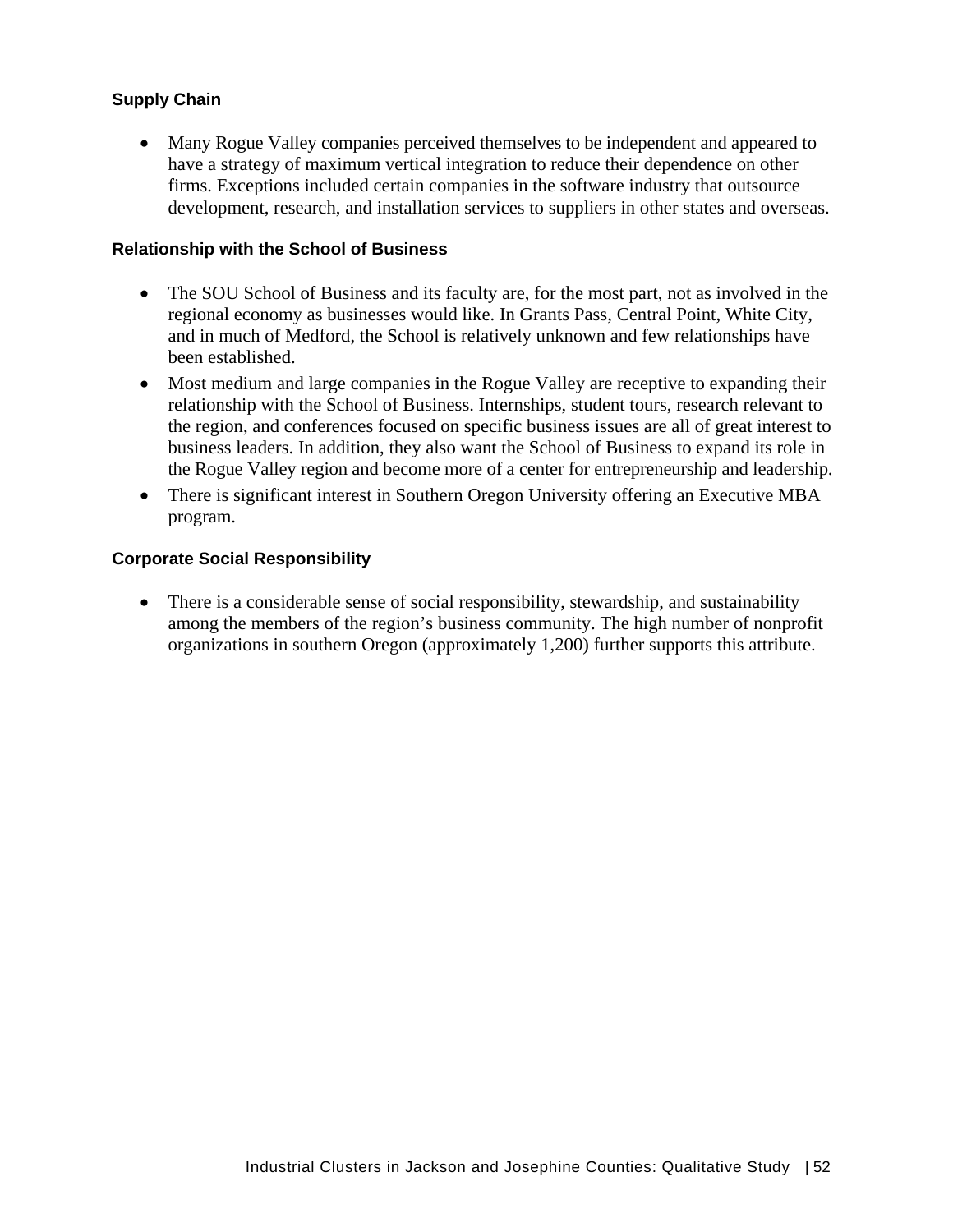### Supply Chain

- Many Rogue Valley companies perceived themselves to be independent and appeared to have a strategy of maximum vertical integration to reduce their dependence on other firms. Exceptions included certain companies in the software industry that outsource development, research, and installation services to suppliers in other states and overseas.

### Relationship with the School of Business

- The SOU School of Business and its faculty are, for the most part, not as involved in the regional economy as businesses would like. In Grants Pass, Central Point, White City, and in much of Medford, the School is relatively unknown and few relationships have been established.
- Most medium and large companies in the Rogue Valley are receptive to expanding their relationship with the School of Business. Internships, student tours, research relevant to the region, and conferences focused on specific business issues are all of great interest to business leaders. In addition, they also want the School of Business to expand its role in the Rogue Valley region and become more of a center for entrepreneurship and leadership.
- There is significant interest in Southern Oregon University offering an Executive MBA program.

### Corporate Social Responsibility

- There is a considerable sense of social responsibility, stewardship, and sustainability among the members of the region's business community. The high number of nonprofit organizations in southern Oregon (approximately 1,200) further supports this attribute.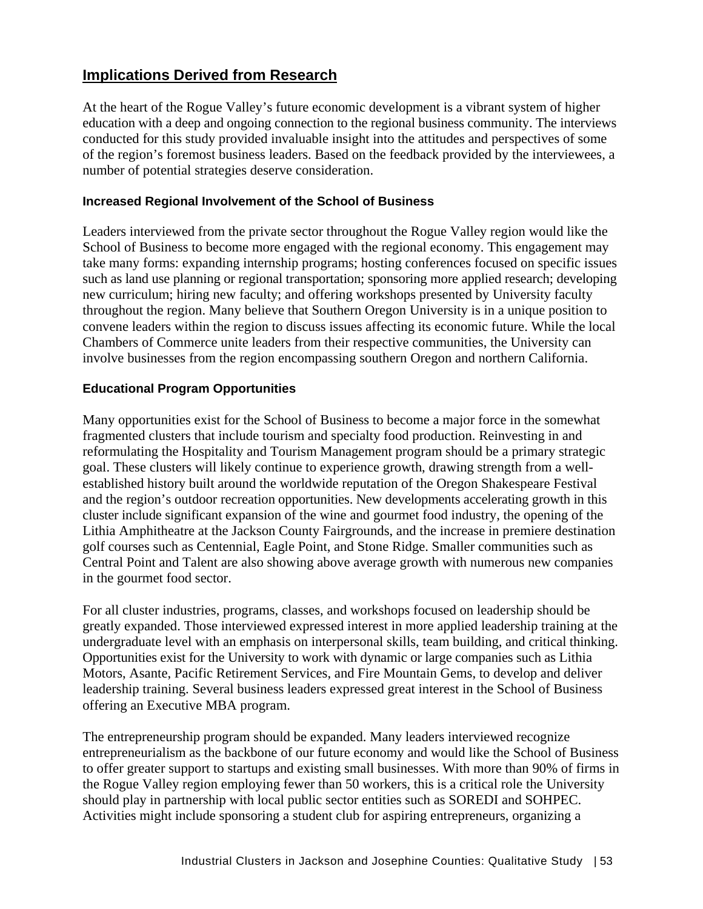## Implications Derived from Research

At the heart of the Rogue Valley's future economic development is a vibrant system of higher education with a deep and ongoing connection to the regional business community. The interviews conducted for this study provided invaluable insight into the attitudes and perspectives of some of the region's foremost business leaders. Based on the feedback provided by the interviewees, a number of potential strategies deserve consideration.

### Increased Regional Involvement of the School of Business

Leaders interviewed from the private sector throughout the Rogue Valley region would like the School of Business to become more engaged with the regional economy. This engagement may take many forms: expanding internship programs; hosting conferences focused on specific issues such as land use planning or regional transportation; sponsoring more applied research; developing new curriculum; hiring new faculty; and offering workshops presented by University faculty throughout the region. Many believe that Southern Oregon University is in a unique position to convene leaders within the region to discuss issues affecting its economic future. While the local Chambers of Commerce unite leaders from their respective communities, the University can involve businesses from the region encompassing southern Oregon and northern California.

### Educational Program Opportunities

Many opportunities exist for the School of Business to become a major force in the somewhat fragmented clusters that include tourism and specialty food production. Reinvesting in and reformulating the Hospitality and Tourism Management program should be a primary strategic goal. These clusters will likely continue to experience growth, drawing strength from a well-established history built around the worldwide reputation of the Oregon Shakespeare Festival and the region's outdoor recreation opportunities. New developments accelerating growth in this cluster include significant expansion of the wine and gourmet food industry, the opening of the Lithia Amphitheatre at the Jackson County Fairgrounds, and the increase in premiere destination golf courses such as Centennial, Eagle Point, and Stone Ridge. Smaller communities such as Central Point and Talent are also showing above average growth with numerous new companies in the gourmet food sector.

For all cluster industries, programs, classes, and workshops focused on leadership should be greatly expanded. Those interviewed expressed interest in more applied leadership training at the undergraduate level with an emphasis on interpersonal skills, team building, and critical thinking. Opportunities exist for the University to work with dynamic or large companies such as Lithia Motors, Asante, Pacific Retirement Services, and Fire Mountain Gems, to develop and deliver leadership training. Several business leaders expressed great interest in the School of Business offering an Executive MBA program.

The entrepreneurship program should be expanded. Many leaders interviewed recognize entrepreneurialism as the backbone of our future economy and would like the School of Business to offer greater support to startups and existing small businesses. With more than 90% of firms in the Rogue Valley region employing fewer than 50 workers, this is a critical role the University should play in partnership with local public sector entities such as SOREDI and SOHPEC. Activities might include sponsoring a student club for aspiring entrepreneurs, organizing a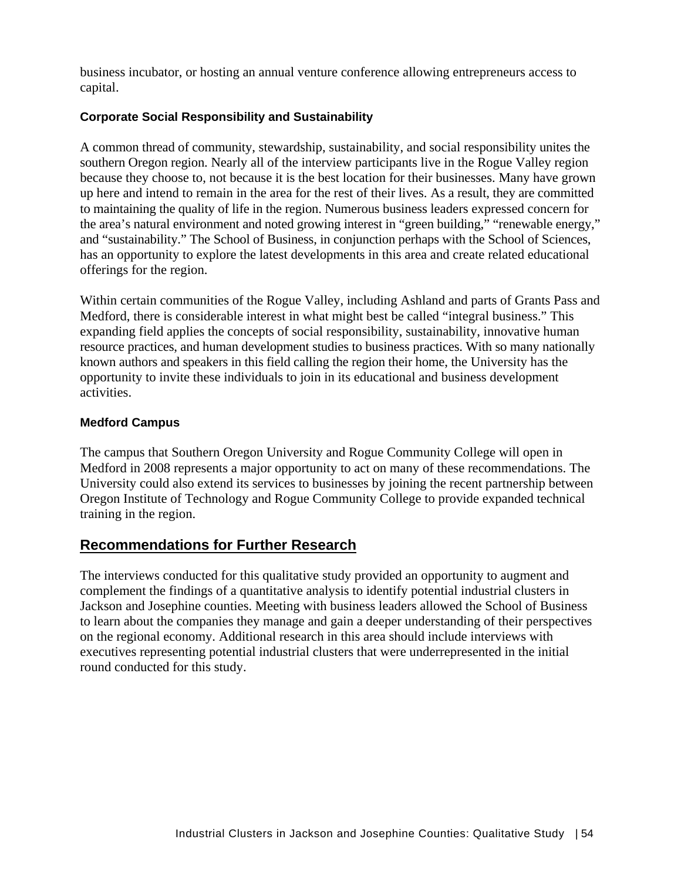business incubator, or hosting an annual venture conference allowing entrepreneurs access to capital.

### Corporate Social Responsibility and Sustainability

A common thread of community, stewardship, sustainability, and social responsibility unites the southern Oregon region. Nearly all of the interview participants live in the Rogue Valley region because they choose to, not because it is the best location for their businesses. Many have grown up here and intend to remain in the area for the rest of their lives. As a result, they are committed to maintaining the quality of life in the region. Numerous business leaders expressed concern for the area's natural environment and noted growing interest in "green building," "renewable energy," and "sustainability." The School of Business, in conjunction perhaps with the School of Sciences, has an opportunity to explore the latest developments in this area and create related educational offerings for the region.

Within certain communities of the Rogue Valley, including Ashland and parts of Grants Pass and Medford, there is considerable interest in what might best be called "integral business." This expanding field applies the concepts of social responsibility, sustainability, innovative human resource practices, and human development studies to business practices. With so many nationally known authors and speakers in this field calling the region their home, the University has the opportunity to invite these individuals to join in its educational and business development activities.

### Medford Campus

The campus that Southern Oregon University and Rogue Community College will open in Medford in 2008 represents a major opportunity to act on many of these recommendations. The University could also extend its services to businesses by joining the recent partnership between Oregon Institute of Technology and Rogue Community College to provide expanded technical training in the region.

## Recommendations for Further Research

The interviews conducted for this qualitative study provided an opportunity to augment and complement the findings of a quantitative analysis to identify potential industrial clusters in Jackson and Josephine counties. Meeting with business leaders allowed the School of Business to learn about the companies they manage and gain a deeper understanding of their perspectives on the regional economy. Additional research in this area should include interviews with executives representing potential industrial clusters that were underrepresented in the initial round conducted for this study.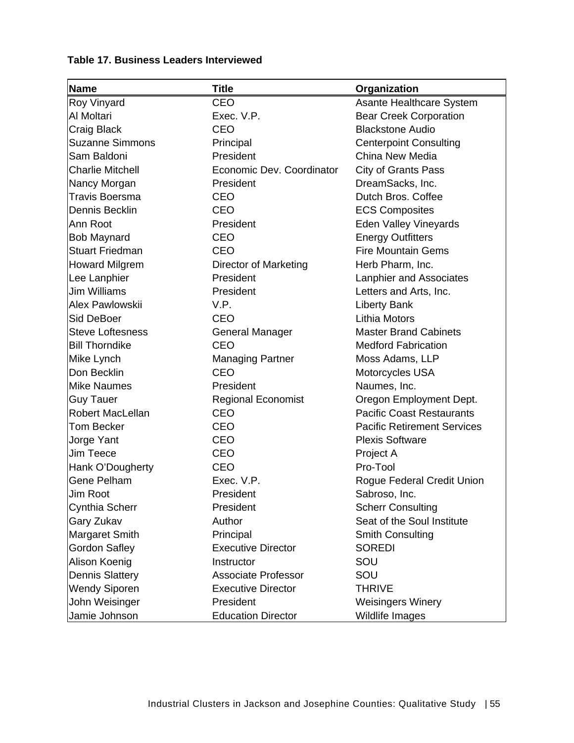**Table 17. Business Leaders Interviewed**

| Name | Title | Organization |
|---|---|---|
| Roy Vinyard | CEO | Asante Healthcare System |
| Al Moltari | Exec. V.P. | Bear Creek Corporation |
| Craig Black | CEO | Blackstone Audio |
| Suzanne Simmons | Principal | Centerpoint Consulting |
| Sam Baldoni | President | China New Media |
| Charlie Mitchell | Economic Dev. Coordinator | City of Grants Pass |
| Nancy Morgan | President | DreamSacks, Inc. |
| Travis Boersma | CEO | Dutch Bros. Coffee |
| Dennis Becklin | CEO | ECS Composites |
| Ann Root | President | Eden Valley Vineyards |
| Bob Maynard | CEO | Energy Outfitters |
| Stuart Friedman | CEO | Fire Mountain Gems |
| Howard Milgrem | Director of Marketing | Herb Pharm, Inc. |
| Lee Lanphier | President | Lanphier and Associates |
| Jim Williams | President | Letters and Arts, Inc. |
| Alex Pawlowskii | V.P. | Liberty Bank |
| Sid DeBoer | CEO | Lithia Motors |
| Steve Loftesness | General Manager | Master Brand Cabinets |
| Bill Thorndike | CEO | Medford Fabrication |
| Mike Lynch | Managing Partner | Moss Adams, LLP |
| Don Becklin | CEO | Motorcycles USA |
| Mike Naumes | President | Naumes, Inc. |
| Guy Tauer | Regional Economist | Oregon Employment Dept. |
| Robert MacLellan | CEO | Pacific Coast Restaurants |
| Tom Becker | CEO | Pacific Retirement Services |
| Jorge Yant | CEO | Plexis Software |
| Jim Teece | CEO | Project A |
| Hank O'Dougherty | CEO | Pro-Tool |
| Gene Pelham | Exec. V.P. | Rogue Federal Credit Union |
| Jim Root | President | Sabroso, Inc. |
| Cynthia Scherr | President | Scherr Consulting |
| Gary Zukav | Author | Seat of the Soul Institute |
| Margaret Smith | Principal | Smith Consulting |
| Gordon Safley | Executive Director | SOREDI |
| Alison Koenig | Instructor | SOU |
| Dennis Slattery | Associate Professor | SOU |
| Wendy Siporen | Executive Director | THRIVE |
| John Weisinger | President | Weisingers Winery |
| Jamie Johnson | Education Director | Wildlife Images |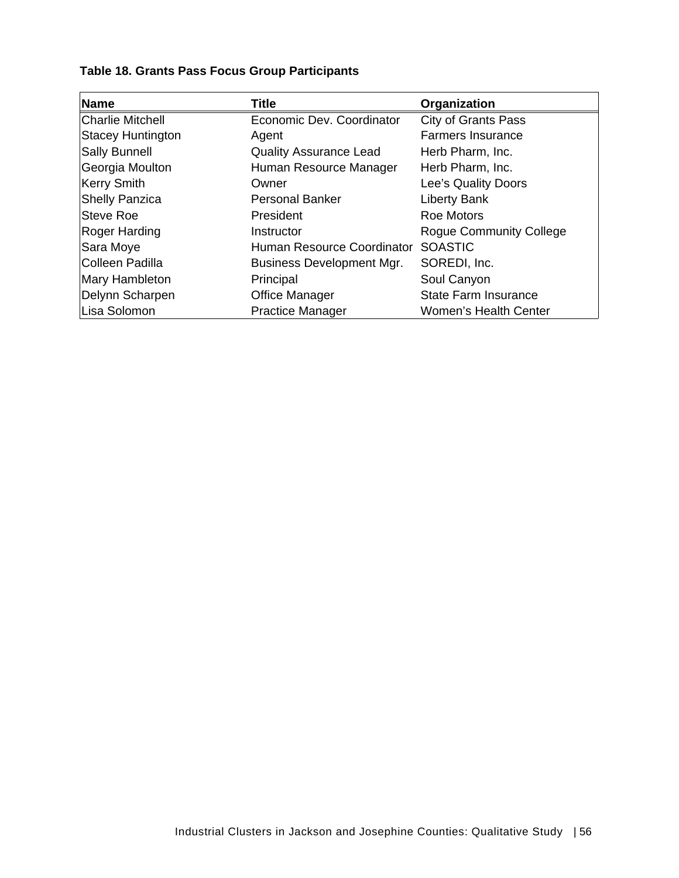**Table 18. Grants Pass Focus Group Participants**

| Name | Title | Organization |
|---|---|---|
| Charlie Mitchell | Economic Dev. Coordinator | City of Grants Pass |
| Stacey Huntington | Agent | Farmers Insurance |
| Sally Bunnell | Quality Assurance Lead | Herb Pharm, Inc. |
| Georgia Moulton | Human Resource Manager | Herb Pharm, Inc. |
| Kerry Smith | Owner | Lee's Quality Doors |
| Shelly Panzica | Personal Banker | Liberty Bank |
| Steve Roe | President | Roe Motors |
| Roger Harding | Instructor | Rogue Community College |
| Sara Moye | Human Resource Coordinator | SOASTIC |
| Colleen Padilla | Business Development Mgr. | SOREDI, Inc. |
| Mary Hambleton | Principal | Soul Canyon |
| Delynn Scharpen | Office Manager | State Farm Insurance |
| Lisa Solomon | Practice Manager | Women's Health Center |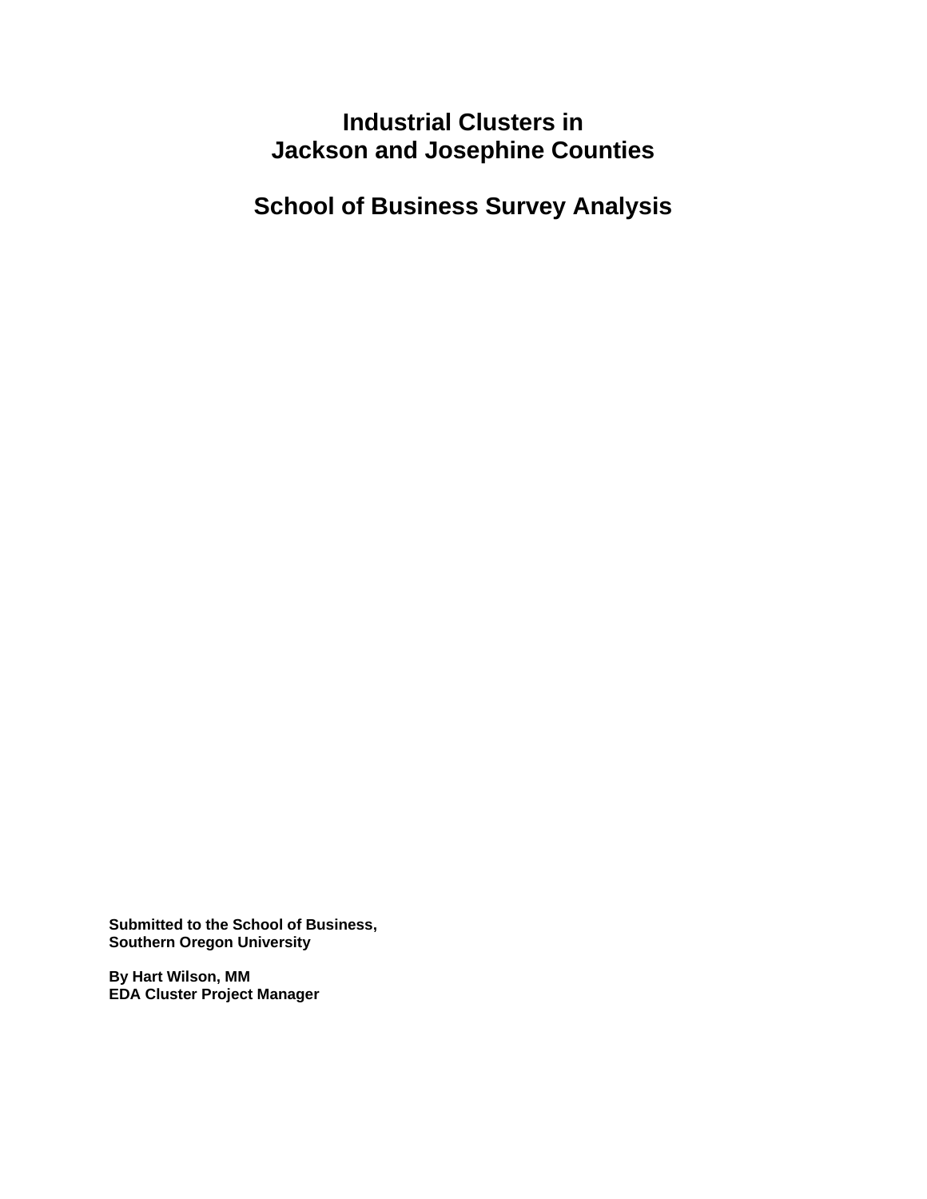# Industrial Clusters in Jackson and Josephine Counties

# School of Business Survey Analysis

**Submitted to the School of Business,**
**Southern Oregon University**

**By Hart Wilson, MM**
**EDA Cluster Project Manager**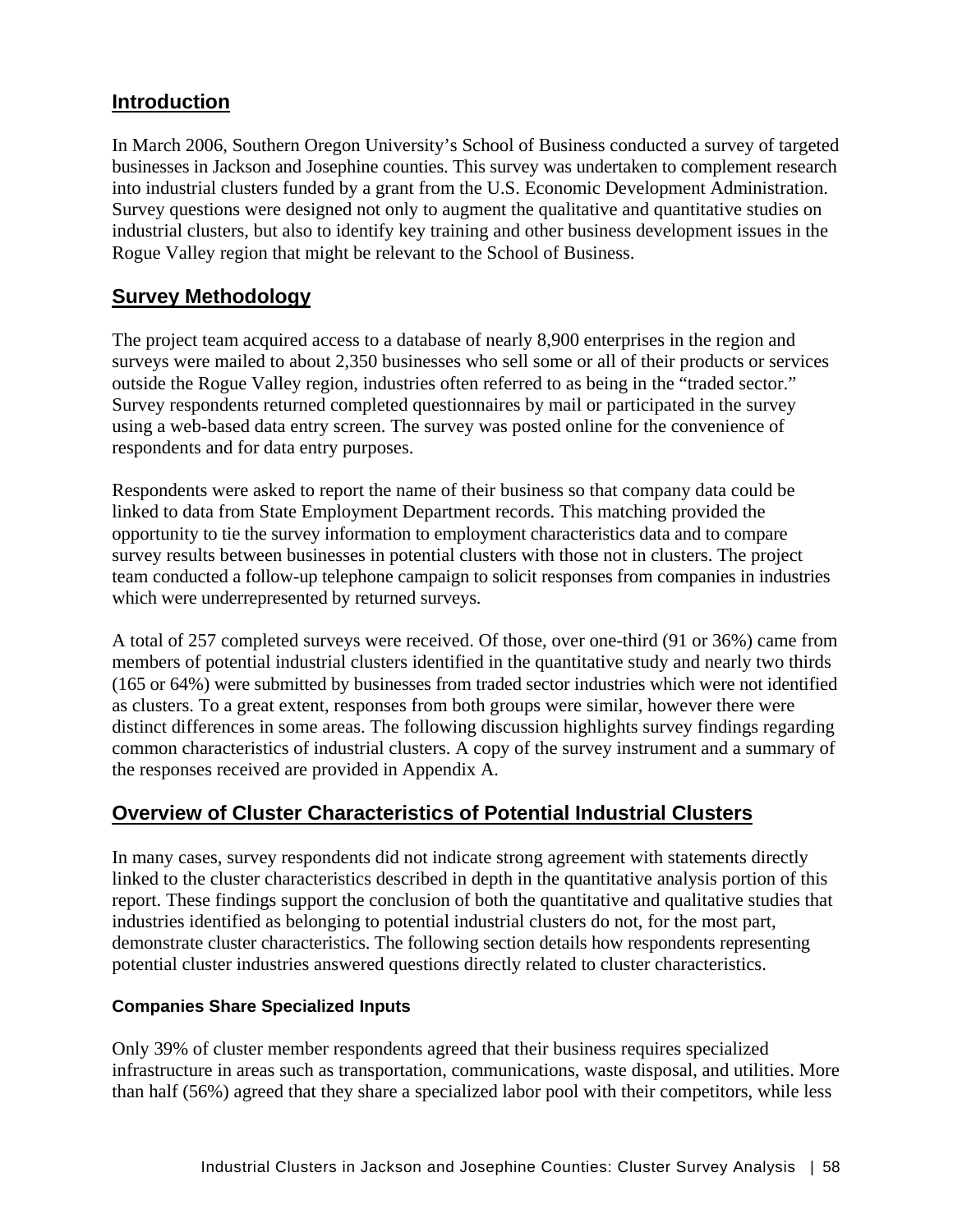## Introduction

In March 2006, Southern Oregon University's School of Business conducted a survey of targeted businesses in Jackson and Josephine counties. This survey was undertaken to complement research into industrial clusters funded by a grant from the U.S. Economic Development Administration. Survey questions were designed not only to augment the qualitative and quantitative studies on industrial clusters, but also to identify key training and other business development issues in the Rogue Valley region that might be relevant to the School of Business.

## Survey Methodology

The project team acquired access to a database of nearly 8,900 enterprises in the region and surveys were mailed to about 2,350 businesses who sell some or all of their products or services outside the Rogue Valley region, industries often referred to as being in the "traded sector." Survey respondents returned completed questionnaires by mail or participated in the survey using a web-based data entry screen. The survey was posted online for the convenience of respondents and for data entry purposes.

Respondents were asked to report the name of their business so that company data could be linked to data from State Employment Department records. This matching provided the opportunity to tie the survey information to employment characteristics data and to compare survey results between businesses in potential clusters with those not in clusters. The project team conducted a follow-up telephone campaign to solicit responses from companies in industries which were underrepresented by returned surveys.

A total of 257 completed surveys were received. Of those, over one-third (91 or 36%) came from members of potential industrial clusters identified in the quantitative study and nearly two thirds (165 or 64%) were submitted by businesses from traded sector industries which were not identified as clusters. To a great extent, responses from both groups were similar, however there were distinct differences in some areas. The following discussion highlights survey findings regarding common characteristics of industrial clusters. A copy of the survey instrument and a summary of the responses received are provided in Appendix A.

## Overview of Cluster Characteristics of Potential Industrial Clusters

In many cases, survey respondents did not indicate strong agreement with statements directly linked to the cluster characteristics described in depth in the quantitative analysis portion of this report. These findings support the conclusion of both the quantitative and qualitative studies that industries identified as belonging to potential industrial clusters do not, for the most part, demonstrate cluster characteristics. The following section details how respondents representing potential cluster industries answered questions directly related to cluster characteristics.

### Companies Share Specialized Inputs

Only 39% of cluster member respondents agreed that their business requires specialized infrastructure in areas such as transportation, communications, waste disposal, and utilities. More than half (56%) agreed that they share a specialized labor pool with their competitors, while less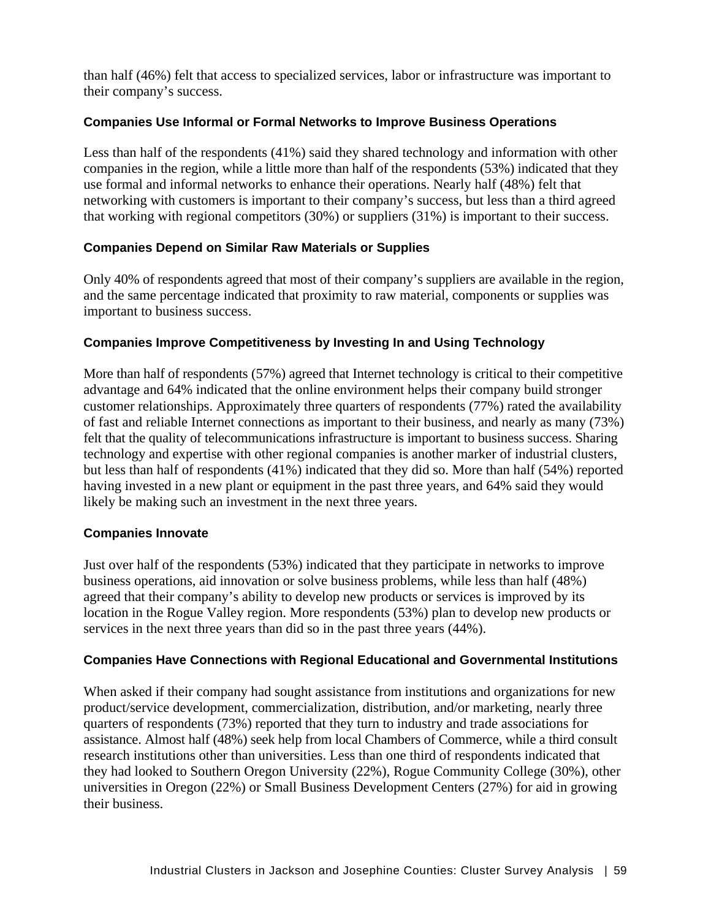than half (46%) felt that access to specialized services, labor or infrastructure was important to their company's success.

### Companies Use Informal or Formal Networks to Improve Business Operations

Less than half of the respondents (41%) said they shared technology and information with other companies in the region, while a little more than half of the respondents (53%) indicated that they use formal and informal networks to enhance their operations. Nearly half (48%) felt that networking with customers is important to their company's success, but less than a third agreed that working with regional competitors (30%) or suppliers (31%) is important to their success.

### Companies Depend on Similar Raw Materials or Supplies

Only 40% of respondents agreed that most of their company's suppliers are available in the region, and the same percentage indicated that proximity to raw material, components or supplies was important to business success.

### Companies Improve Competitiveness by Investing In and Using Technology

More than half of respondents (57%) agreed that Internet technology is critical to their competitive advantage and 64% indicated that the online environment helps their company build stronger customer relationships. Approximately three quarters of respondents (77%) rated the availability of fast and reliable Internet connections as important to their business, and nearly as many (73%) felt that the quality of telecommunications infrastructure is important to business success. Sharing technology and expertise with other regional companies is another marker of industrial clusters, but less than half of respondents (41%) indicated that they did so. More than half (54%) reported having invested in a new plant or equipment in the past three years, and 64% said they would likely be making such an investment in the next three years.

### Companies Innovate

Just over half of the respondents (53%) indicated that they participate in networks to improve business operations, aid innovation or solve business problems, while less than half (48%) agreed that their company's ability to develop new products or services is improved by its location in the Rogue Valley region. More respondents (53%) plan to develop new products or services in the next three years than did so in the past three years (44%).

### Companies Have Connections with Regional Educational and Governmental Institutions

When asked if their company had sought assistance from institutions and organizations for new product/service development, commercialization, distribution, and/or marketing, nearly three quarters of respondents (73%) reported that they turn to industry and trade associations for assistance. Almost half (48%) seek help from local Chambers of Commerce, while a third consult research institutions other than universities. Less than one third of respondents indicated that they had looked to Southern Oregon University (22%), Rogue Community College (30%), other universities in Oregon (22%) or Small Business Development Centers (27%) for aid in growing their business.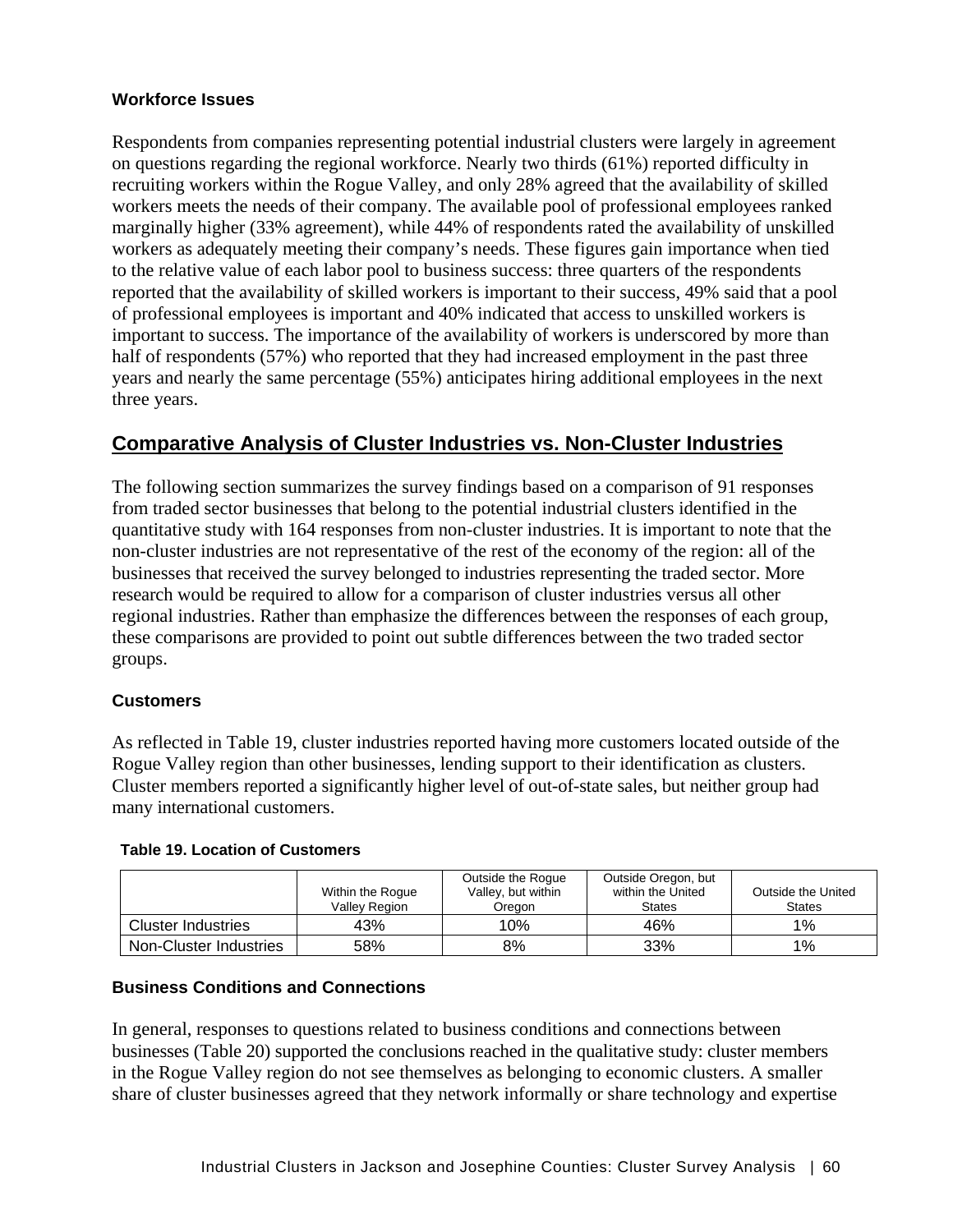### Workforce Issues

Respondents from companies representing potential industrial clusters were largely in agreement on questions regarding the regional workforce. Nearly two thirds (61%) reported difficulty in recruiting workers within the Rogue Valley, and only 28% agreed that the availability of skilled workers meets the needs of their company. The available pool of professional employees ranked marginally higher (33% agreement), while 44% of respondents rated the availability of unskilled workers as adequately meeting their company's needs. These figures gain importance when tied to the relative value of each labor pool to business success: three quarters of the respondents reported that the availability of skilled workers is important to their success, 49% said that a pool of professional employees is important and 40% indicated that access to unskilled workers is important to success. The importance of the availability of workers is underscored by more than half of respondents (57%) who reported that they had increased employment in the past three years and nearly the same percentage (55%) anticipates hiring additional employees in the next three years.

## Comparative Analysis of Cluster Industries vs. Non-Cluster Industries

The following section summarizes the survey findings based on a comparison of 91 responses from traded sector businesses that belong to the potential industrial clusters identified in the quantitative study with 164 responses from non-cluster industries. It is important to note that the non-cluster industries are not representative of the rest of the economy of the region: all of the businesses that received the survey belonged to industries representing the traded sector. More research would be required to allow for a comparison of cluster industries versus all other regional industries. Rather than emphasize the differences between the responses of each group, these comparisons are provided to point out subtle differences between the two traded sector groups.

### Customers

As reflected in Table 19, cluster industries reported having more customers located outside of the Rogue Valley region than other businesses, lending support to their identification as clusters. Cluster members reported a significantly higher level of out-of-state sales, but neither group had many international customers.

**Table 19. Location of Customers**

| | Within the Rogue Valley Region | Outside the Rogue Valley, but within Oregon | Outside Oregon, but within the United States | Outside the United States |
|---|---|---|---|---|
| Cluster Industries | 43% | 10% | 46% | 1% |
| Non-Cluster Industries | 58% | 8% | 33% | 1% |

### Business Conditions and Connections

In general, responses to questions related to business conditions and connections between businesses (Table 20) supported the conclusions reached in the qualitative study: cluster members in the Rogue Valley region do not see themselves as belonging to economic clusters. A smaller share of cluster businesses agreed that they network informally or share technology and expertise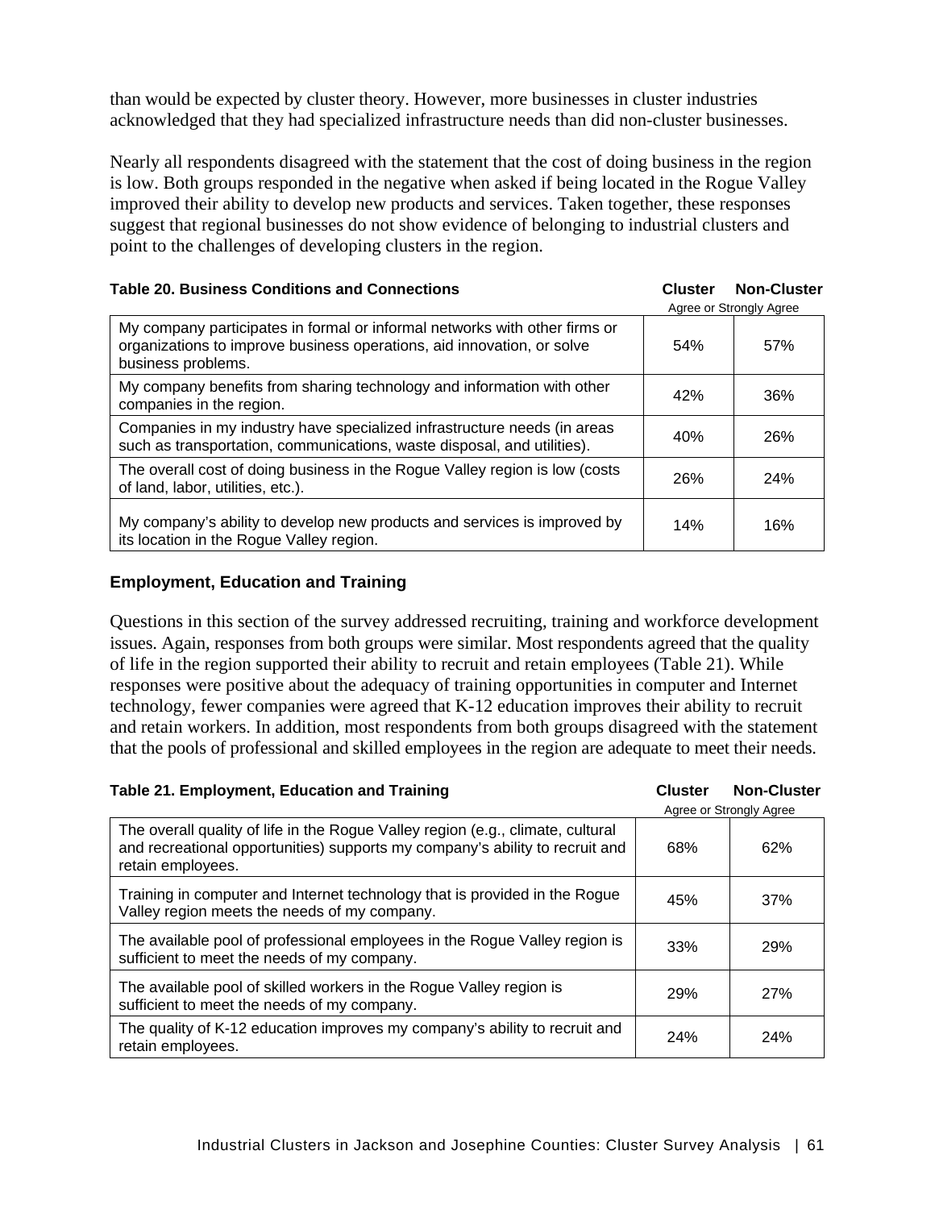than would be expected by cluster theory. However, more businesses in cluster industries acknowledged that they had specialized infrastructure needs than did non-cluster businesses.

Nearly all respondents disagreed with the statement that the cost of doing business in the region is low. Both groups responded in the negative when asked if being located in the Rogue Valley improved their ability to develop new products and services. Taken together, these responses suggest that regional businesses do not show evidence of belonging to industrial clusters and point to the challenges of developing clusters in the region.

**Table 20. Business Conditions and Connections**

| | Cluster | Non-Cluster |
|---|---|---|
| | Agree or Strongly Agree | |
| My company participates in formal or informal networks with other firms or organizations to improve business operations, aid innovation, or solve business problems. | 54% | 57% |
| My company benefits from sharing technology and information with other companies in the region. | 42% | 36% |
| Companies in my industry have specialized infrastructure needs (in areas such as transportation, communications, waste disposal, and utilities). | 40% | 26% |
| The overall cost of doing business in the Rogue Valley region is low (costs of land, labor, utilities, etc.). | 26% | 24% |
| My company's ability to develop new products and services is improved by its location in the Rogue Valley region. | 14% | 16% |

### Employment, Education and Training

Questions in this section of the survey addressed recruiting, training and workforce development issues. Again, responses from both groups were similar. Most respondents agreed that the quality of life in the region supported their ability to recruit and retain employees (Table 21). While responses were positive about the adequacy of training opportunities in computer and Internet technology, fewer companies were agreed that K-12 education improves their ability to recruit and retain workers. In addition, most respondents from both groups disagreed with the statement that the pools of professional and skilled employees in the region are adequate to meet their needs.

**Table 21. Employment, Education and Training**

| | Cluster | Non-Cluster |
|---|---|---|
| | Agree or Strongly Agree | |
| The overall quality of life in the Rogue Valley region (e.g., climate, cultural and recreational opportunities) supports my company's ability to recruit and retain employees. | 68% | 62% |
| Training in computer and Internet technology that is provided in the Rogue Valley region meets the needs of my company. | 45% | 37% |
| The available pool of professional employees in the Rogue Valley region is sufficient to meet the needs of my company. | 33% | 29% |
| The available pool of skilled workers in the Rogue Valley region is sufficient to meet the needs of my company. | 29% | 27% |
| The quality of K-12 education improves my company's ability to recruit and retain employees. | 24% | 24% |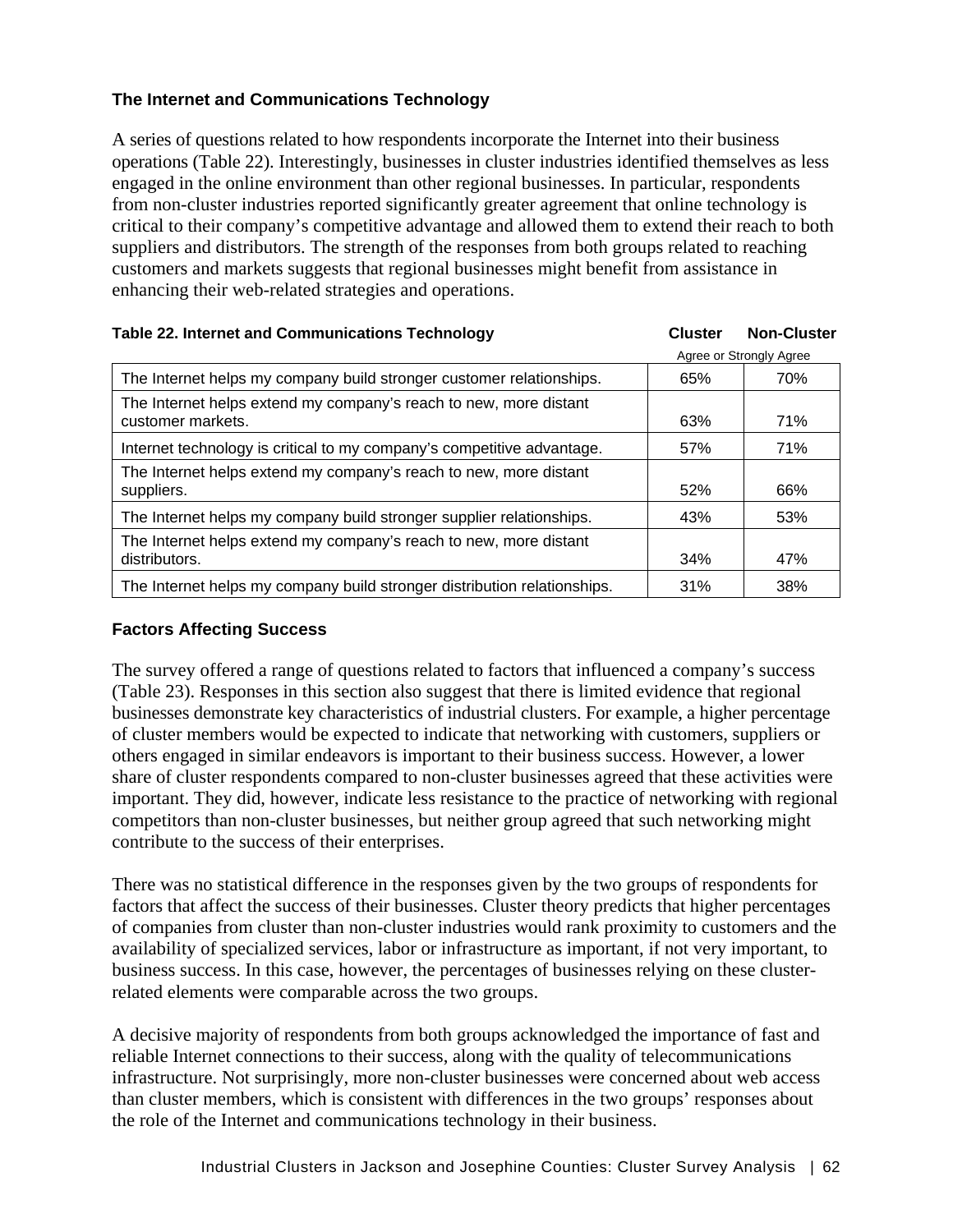### The Internet and Communications Technology

A series of questions related to how respondents incorporate the Internet into their business operations (Table 22). Interestingly, businesses in cluster industries identified themselves as less engaged in the online environment than other regional businesses. In particular, respondents from non-cluster industries reported significantly greater agreement that online technology is critical to their company's competitive advantage and allowed them to extend their reach to both suppliers and distributors. The strength of the responses from both groups related to reaching customers and markets suggests that regional businesses might benefit from assistance in enhancing their web-related strategies and operations.

| Table 22. Internet and Communications Technology | Cluster | Non-Cluster |
|---|---|---|
| | Agree or Strongly Agree | |
| The Internet helps my company build stronger customer relationships. | 65% | 70% |
| The Internet helps extend my company's reach to new, more distant customer markets. | 63% | 71% |
| Internet technology is critical to my company's competitive advantage. | 57% | 71% |
| The Internet helps extend my company's reach to new, more distant suppliers. | 52% | 66% |
| The Internet helps my company build stronger supplier relationships. | 43% | 53% |
| The Internet helps extend my company's reach to new, more distant distributors. | 34% | 47% |
| The Internet helps my company build stronger distribution relationships. | 31% | 38% |

### Factors Affecting Success

The survey offered a range of questions related to factors that influenced a company's success (Table 23). Responses in this section also suggest that there is limited evidence that regional businesses demonstrate key characteristics of industrial clusters. For example, a higher percentage of cluster members would be expected to indicate that networking with customers, suppliers or others engaged in similar endeavors is important to their business success. However, a lower share of cluster respondents compared to non-cluster businesses agreed that these activities were important. They did, however, indicate less resistance to the practice of networking with regional competitors than non-cluster businesses, but neither group agreed that such networking might contribute to the success of their enterprises.

There was no statistical difference in the responses given by the two groups of respondents for factors that affect the success of their businesses. Cluster theory predicts that higher percentages of companies from cluster than non-cluster industries would rank proximity to customers and the availability of specialized services, labor or infrastructure as important, if not very important, to business success. In this case, however, the percentages of businesses relying on these cluster-related elements were comparable across the two groups.

A decisive majority of respondents from both groups acknowledged the importance of fast and reliable Internet connections to their success, along with the quality of telecommunications infrastructure. Not surprisingly, more non-cluster businesses were concerned about web access than cluster members, which is consistent with differences in the two groups' responses about the role of the Internet and communications technology in their business.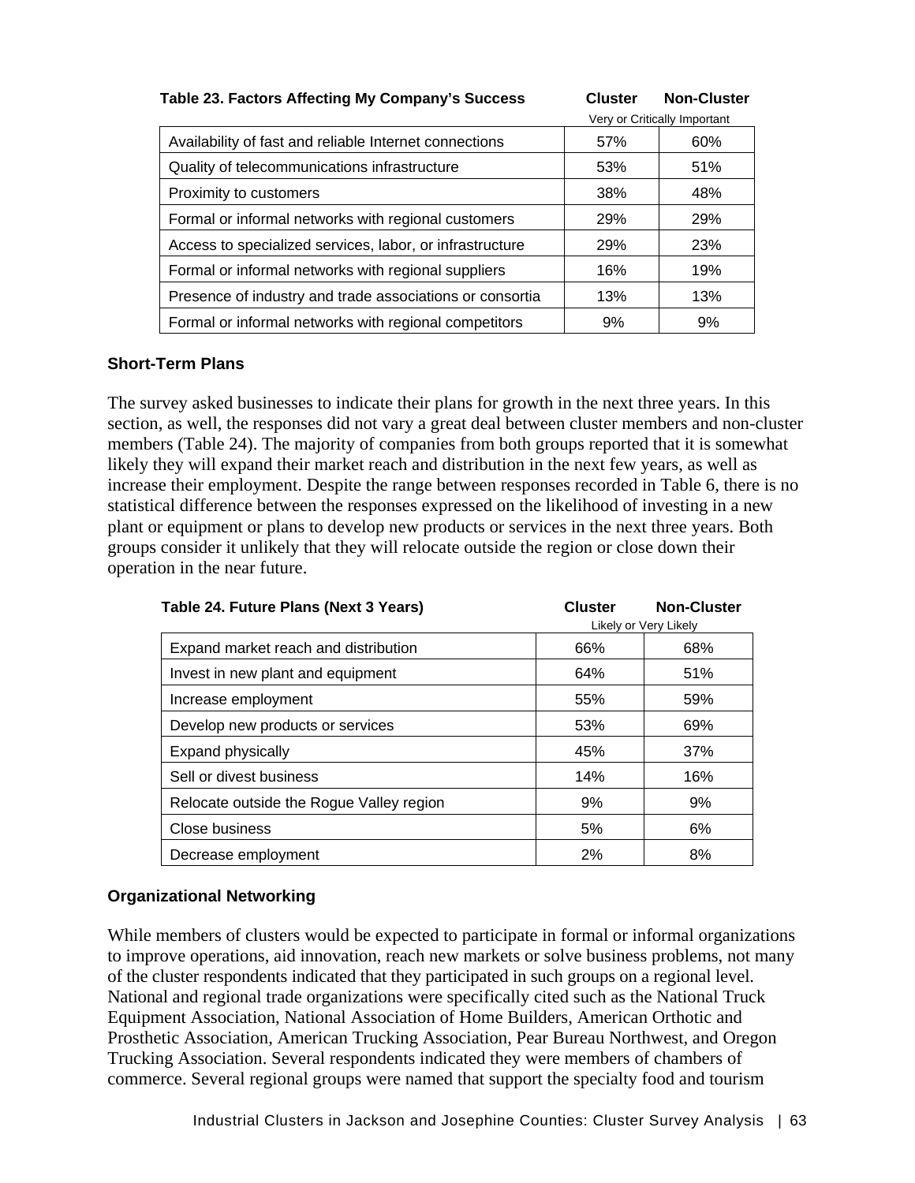**Table 23. Factors Affecting My Company's Success**

| | Cluster | Non-Cluster |
|---|---|---|
| | Very or Critically Important | |
| Availability of fast and reliable Internet connections | 57% | 60% |
| Quality of telecommunications infrastructure | 53% | 51% |
| Proximity to customers | 38% | 48% |
| Formal or informal networks with regional customers | 29% | 29% |
| Access to specialized services, labor, or infrastructure | 29% | 23% |
| Formal or informal networks with regional suppliers | 16% | 19% |
| Presence of industry and trade associations or consortia | 13% | 13% |
| Formal or informal networks with regional competitors | 9% | 9% |

### Short-Term Plans

The survey asked businesses to indicate their plans for growth in the next three years. In this section, as well, the responses did not vary a great deal between cluster members and non-cluster members (Table 24). The majority of companies from both groups reported that it is somewhat likely they will expand their market reach and distribution in the next few years, as well as increase their employment. Despite the range between responses recorded in Table 6, there is no statistical difference between the responses expressed on the likelihood of investing in a new plant or equipment or plans to develop new products or services in the next three years. Both groups consider it unlikely that they will relocate outside the region or close down their operation in the near future.

**Table 24. Future Plans (Next 3 Years)**

| | Cluster | Non-Cluster |
|---|---|---|
| | Likely or Very Likely | |
| Expand market reach and distribution | 66% | 68% |
| Invest in new plant and equipment | 64% | 51% |
| Increase employment | 55% | 59% |
| Develop new products or services | 53% | 69% |
| Expand physically | 45% | 37% |
| Sell or divest business | 14% | 16% |
| Relocate outside the Rogue Valley region | 9% | 9% |
| Close business | 5% | 6% |
| Decrease employment | 2% | 8% |

### Organizational Networking

While members of clusters would be expected to participate in formal or informal organizations to improve operations, aid innovation, reach new markets or solve business problems, not many of the cluster respondents indicated that they participated in such groups on a regional level. National and regional trade organizations were specifically cited such as the National Truck Equipment Association, National Association of Home Builders, American Orthotic and Prosthetic Association, American Trucking Association, Pear Bureau Northwest, and Oregon Trucking Association. Several respondents indicated they were members of chambers of commerce. Several regional groups were named that support the specialty food and tourism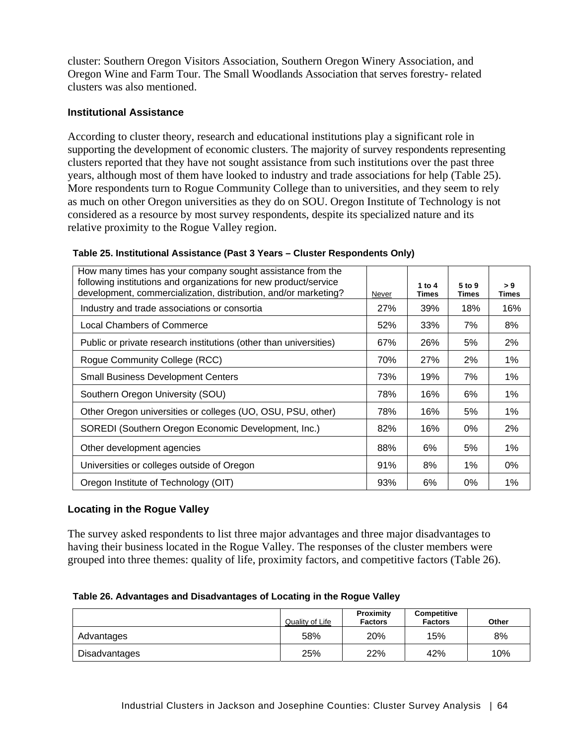cluster: Southern Oregon Visitors Association, Southern Oregon Winery Association, and Oregon Wine and Farm Tour. The Small Woodlands Association that serves forestry- related clusters was also mentioned.

### Institutional Assistance

According to cluster theory, research and educational institutions play a significant role in supporting the development of economic clusters. The majority of survey respondents representing clusters reported that they have not sought assistance from such institutions over the past three years, although most of them have looked to industry and trade associations for help (Table 25). More respondents turn to Rogue Community College than to universities, and they seem to rely as much on other Oregon universities as they do on SOU. Oregon Institute of Technology is not considered as a resource by most survey respondents, despite its specialized nature and its relative proximity to the Rogue Valley region.

**Table 25. Institutional Assistance (Past 3 Years – Cluster Respondents Only)**

| How many times has your company sought assistance from the following institutions and organizations for new product/service development, commercialization, distribution, and/or marketing? | Never | 1 to 4 Times | 5 to 9 Times | > 9 Times |
|---|---|---|---|---|
| Industry and trade associations or consortia | 27% | 39% | 18% | 16% |
| Local Chambers of Commerce | 52% | 33% | 7% | 8% |
| Public or private research institutions (other than universities) | 67% | 26% | 5% | 2% |
| Rogue Community College (RCC) | 70% | 27% | 2% | 1% |
| Small Business Development Centers | 73% | 19% | 7% | 1% |
| Southern Oregon University (SOU) | 78% | 16% | 6% | 1% |
| Other Oregon universities or colleges (UO, OSU, PSU, other) | 78% | 16% | 5% | 1% |
| SOREDI (Southern Oregon Economic Development, Inc.) | 82% | 16% | 0% | 2% |
| Other development agencies | 88% | 6% | 5% | 1% |
| Universities or colleges outside of Oregon | 91% | 8% | 1% | 0% |
| Oregon Institute of Technology (OIT) | 93% | 6% | 0% | 1% |

### Locating in the Rogue Valley

The survey asked respondents to list three major advantages and three major disadvantages to having their business located in the Rogue Valley. The responses of the cluster members were grouped into three themes: quality of life, proximity factors, and competitive factors (Table 26).

**Table 26. Advantages and Disadvantages of Locating in the Rogue Valley**

| | Quality of Life | Proximity Factors | Competitive Factors | Other |
|---|---|---|---|---|
| Advantages | 58% | 20% | 15% | 8% |
| Disadvantages | 25% | 22% | 42% | 10% |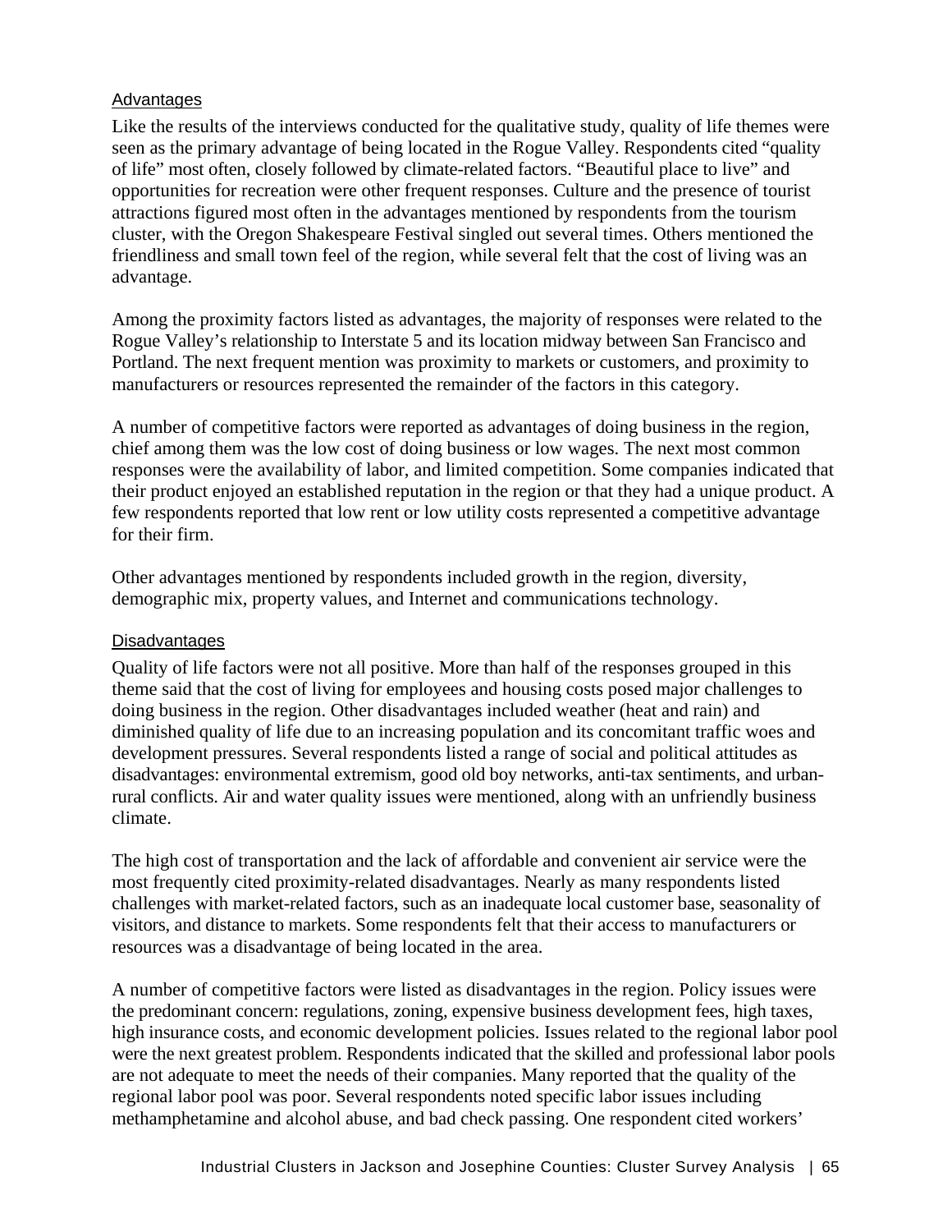### Advantages

Like the results of the interviews conducted for the qualitative study, quality of life themes were seen as the primary advantage of being located in the Rogue Valley. Respondents cited "quality of life" most often, closely followed by climate-related factors. "Beautiful place to live" and opportunities for recreation were other frequent responses. Culture and the presence of tourist attractions figured most often in the advantages mentioned by respondents from the tourism cluster, with the Oregon Shakespeare Festival singled out several times. Others mentioned the friendliness and small town feel of the region, while several felt that the cost of living was an advantage.

Among the proximity factors listed as advantages, the majority of responses were related to the Rogue Valley's relationship to Interstate 5 and its location midway between San Francisco and Portland. The next frequent mention was proximity to markets or customers, and proximity to manufacturers or resources represented the remainder of the factors in this category.

A number of competitive factors were reported as advantages of doing business in the region, chief among them was the low cost of doing business or low wages. The next most common responses were the availability of labor, and limited competition. Some companies indicated that their product enjoyed an established reputation in the region or that they had a unique product. A few respondents reported that low rent or low utility costs represented a competitive advantage for their firm.

Other advantages mentioned by respondents included growth in the region, diversity, demographic mix, property values, and Internet and communications technology.

### Disadvantages

Quality of life factors were not all positive. More than half of the responses grouped in this theme said that the cost of living for employees and housing costs posed major challenges to doing business in the region. Other disadvantages included weather (heat and rain) and diminished quality of life due to an increasing population and its concomitant traffic woes and development pressures. Several respondents listed a range of social and political attitudes as disadvantages: environmental extremism, good old boy networks, anti-tax sentiments, and urban-rural conflicts. Air and water quality issues were mentioned, along with an unfriendly business climate.

The high cost of transportation and the lack of affordable and convenient air service were the most frequently cited proximity-related disadvantages. Nearly as many respondents listed challenges with market-related factors, such as an inadequate local customer base, seasonality of visitors, and distance to markets. Some respondents felt that their access to manufacturers or resources was a disadvantage of being located in the area.

A number of competitive factors were listed as disadvantages in the region. Policy issues were the predominant concern: regulations, zoning, expensive business development fees, high taxes, high insurance costs, and economic development policies. Issues related to the regional labor pool were the next greatest problem. Respondents indicated that the skilled and professional labor pools are not adequate to meet the needs of their companies. Many reported that the quality of the regional labor pool was poor. Several respondents noted specific labor issues including methamphetamine and alcohol abuse, and bad check passing. One respondent cited workers'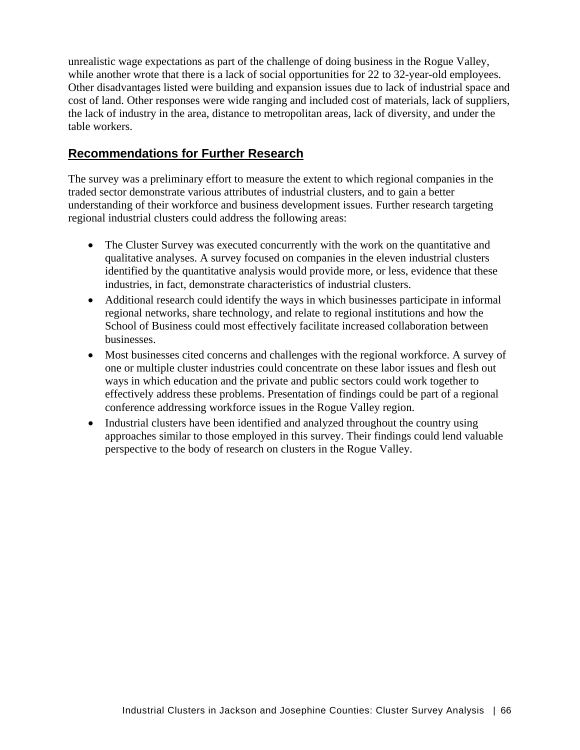unrealistic wage expectations as part of the challenge of doing business in the Rogue Valley, while another wrote that there is a lack of social opportunities for 22 to 32-year-old employees. Other disadvantages listed were building and expansion issues due to lack of industrial space and cost of land. Other responses were wide ranging and included cost of materials, lack of suppliers, the lack of industry in the area, distance to metropolitan areas, lack of diversity, and under the table workers.

## Recommendations for Further Research

The survey was a preliminary effort to measure the extent to which regional companies in the traded sector demonstrate various attributes of industrial clusters, and to gain a better understanding of their workforce and business development issues. Further research targeting regional industrial clusters could address the following areas:

- The Cluster Survey was executed concurrently with the work on the quantitative and qualitative analyses. A survey focused on companies in the eleven industrial clusters identified by the quantitative analysis would provide more, or less, evidence that these industries, in fact, demonstrate characteristics of industrial clusters.
- Additional research could identify the ways in which businesses participate in informal regional networks, share technology, and relate to regional institutions and how the School of Business could most effectively facilitate increased collaboration between businesses.
- Most businesses cited concerns and challenges with the regional workforce. A survey of one or multiple cluster industries could concentrate on these labor issues and flesh out ways in which education and the private and public sectors could work together to effectively address these problems. Presentation of findings could be part of a regional conference addressing workforce issues in the Rogue Valley region.
- Industrial clusters have been identified and analyzed throughout the country using approaches similar to those employed in this survey. Their findings could lend valuable perspective to the body of research on clusters in the Rogue Valley.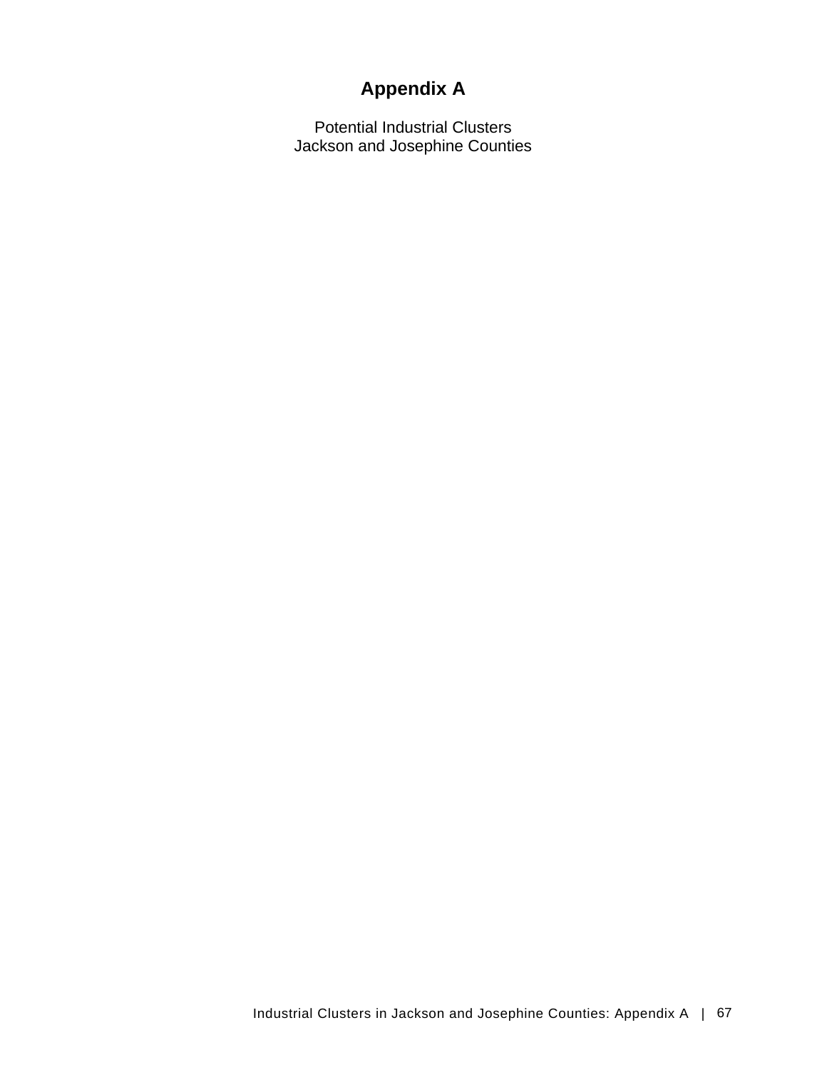# Appendix A

Potential Industrial Clusters
Jackson and Josephine Counties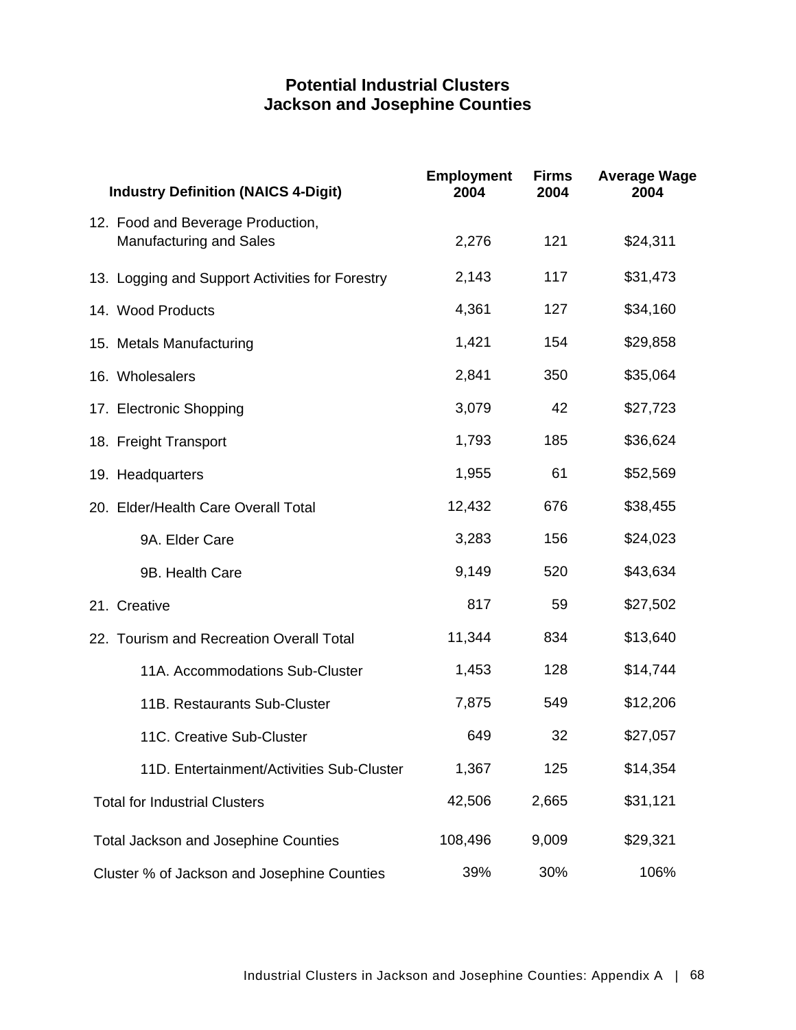# Potential Industrial Clusters
## Jackson and Josephine Counties

| Industry Definition (NAICS 4-Digit) | Employment 2004 | Firms 2004 | Average Wage 2004 |
|---|---|---|---|
| 12. Food and Beverage Production, Manufacturing and Sales | 2,276 | 121 | $24,311 |
| 13. Logging and Support Activities for Forestry | 2,143 | 117 | $31,473 |
| 14. Wood Products | 4,361 | 127 | $34,160 |
| 15. Metals Manufacturing | 1,421 | 154 | $29,858 |
| 16. Wholesalers | 2,841 | 350 | $35,064 |
| 17. Electronic Shopping | 3,079 | 42 | $27,723 |
| 18. Freight Transport | 1,793 | 185 | $36,624 |
| 19. Headquarters | 1,955 | 61 | $52,569 |
| 20. Elder/Health Care Overall Total | 12,432 | 676 | $38,455 |
| 9A. Elder Care | 3,283 | 156 | $24,023 |
| 9B. Health Care | 9,149 | 520 | $43,634 |
| 21. Creative | 817 | 59 | $27,502 |
| 22. Tourism and Recreation Overall Total | 11,344 | 834 | $13,640 |
| 11A. Accommodations Sub-Cluster | 1,453 | 128 | $14,744 |
| 11B. Restaurants Sub-Cluster | 7,875 | 549 | $12,206 |
| 11C. Creative Sub-Cluster | 649 | 32 | $27,057 |
| 11D. Entertainment/Activities Sub-Cluster | 1,367 | 125 | $14,354 |
| Total for Industrial Clusters | 42,506 | 2,665 | $31,121 |
| Total Jackson and Josephine Counties | 108,496 | 9,009 | $29,321 |
| Cluster % of Jackson and Josephine Counties | 39% | 30% | 106% |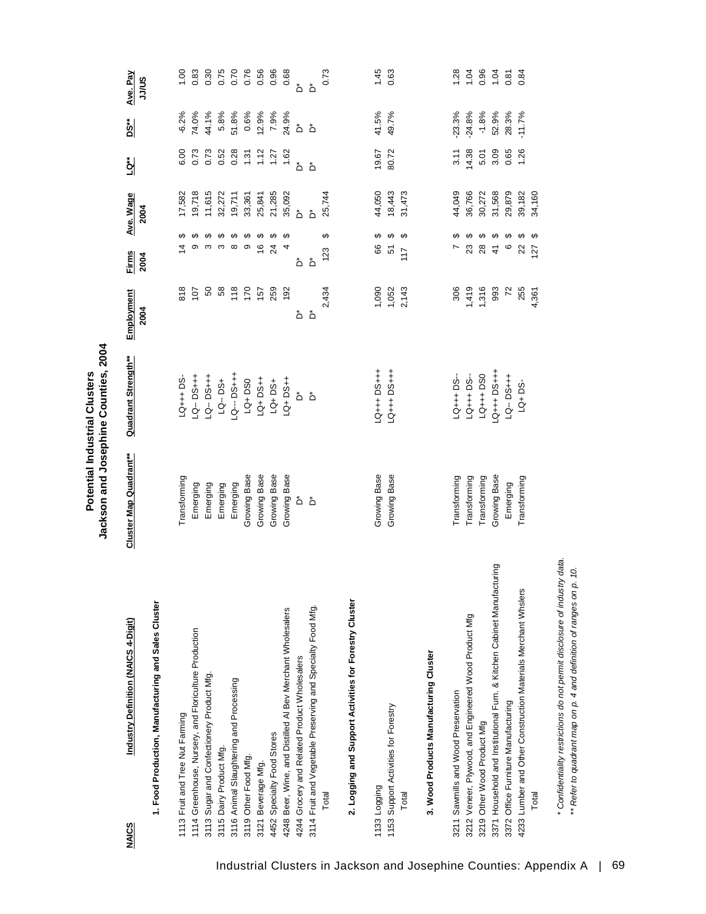## Potential Industrial Clusters
## Jackson and Josephine Counties, 2004

| NAICS | Industry Definition (NAICS 4-Digit) | Cluster Map Quadrant** | Quadrant Strength** | Employment 2004 | Firms 2004 | Ave. Wage 2004 | LQ** | DS** | Ave. Pay JJ/US |
|---|---|---|---|---|---|---|---|---|---|
| | **1. Food Production, Manufacturing and Sales Cluster** | | | | | | | | |
| 1113 | Fruit and Tree Nut Farming | Transforming | LQ+++ DS- | 818 | 14 | $ 17,582 | 6.00 | -6.2% | 1.00 |
| 1114 | Greenhouse, Nursery, and Floriculture Production | Emerging | LQ-- DS+++ | 107 | 9 | $ 19,718 | 0.73 | 74.0% | 0.83 |
| 3113 | Sugar and Confectionery Product Mfg. | Emerging | LQ-- DS+++ | 50 | 3 | $ 11,615 | 0.73 | 44.1% | 0.30 |
| 3115 | Dairy Product Mfg. | Emerging | LQ-- DS+ | 58 | 3 | $ 32,272 | 0.52 | 5.8% | 0.75 |
| 3116 | Animal Slaughtering and Processing | Emerging | LQ--- DS+++ | 118 | 8 | $ 19,711 | 0.28 | 51.8% | 0.70 |
| 3119 | Other Food Mfg. | Growing Base | LQ+ DS0 | 170 | 9 | $ 33,361 | 1.31 | 0.6% | 0.76 |
| 3121 | Beverage Mfg. | Growing Base | LQ+ DS++ | 157 | 16 | $ 25,841 | 1.12 | 12.9% | 0.56 |
| 4452 | Specialty Food Stores | Growing Base | LQ+ DS+ | 259 | 24 | $ 21,285 | 1.27 | 7.9% | 0.96 |
| 4248 | Beer, Wine, and Distilled Al Bev Merchant Wholesalers | Growing Base | LQ+ DS++ | 192 | 4 | $ 35,092 | 1.62 | 24.9% | 0.68 |
| 4244 | Grocery and Related Product Wholesalers | D* | D* | D* | D* | D* | D* | D* | D* |
| 3114 | Fruit and Vegetable Preserving and Specialty Food Mfg. | D* | D* | D* | D* | D* | D* | D* | D* |
| | Total | | | 2,434 | 123 | $ 25,744 | | | 0.73 |
| | **2. Logging and Support Activities for Forestry Cluster** | | | | | | | | |
| 1133 | Logging | Growing Base | LQ+++ DS+++ | 1,090 | 66 | $ 44,050 | 19.67 | 41.5% | 1.45 |
| 1153 | Support Activities for Forestry | Growing Base | LQ+++ DS+++ | 1,052 | 51 | $ 18,443 | 80.72 | 49.7% | 0.63 |
| | Total | | | 2,143 | 117 | $ 31,473 | | | |
| | **3. Wood Products Manufacturing Cluster** | | | | | | | | |
| 3211 | Sawmills and Wood Preservation | Transforming | LQ+++ DS-- | 306 | 7 | $ 44,049 | 3.11 | -23.3% | 1.28 |
| 3212 | Veneer, Plywood, and Engineered Wood Product Mfg | Transforming | LQ+++ DS-- | 1,419 | 23 | $ 36,766 | 14.38 | -24.8% | 1.04 |
| 3219 | Other Wood Product Mfg | Transforming | LQ+++ DS0 | 1,316 | 28 | $ 30,272 | 5.01 | -1.8% | 0.96 |
| 3371 | Household and Institutional Furn. & Kitchen Cabinet Manufacturing | Growing Base | LQ+++ DS+++ | 993 | 41 | $ 31,568 | 3.09 | 52.9% | 1.04 |
| 3372 | Office Furniture Manufacturing | Emerging | LQ-- DS+++ | 72 | 6 | $ 29,879 | 0.65 | 28.3% | 0.81 |
| 4233 | Lumber and Other Construction Materials Merchant Whslers | Transforming | LQ+ DS- | 255 | 22 | $ 39,182 | 1.26 | -11.7% | 0.84 |
| | Total | | | 4,361 | 127 | $ 34,160 | | | |

*\* Confidentiality restrictions do not permit disclosure of industry data.*

*\*\* Refer to quadrant map on p. 4 and definition of ranges on p. 10.*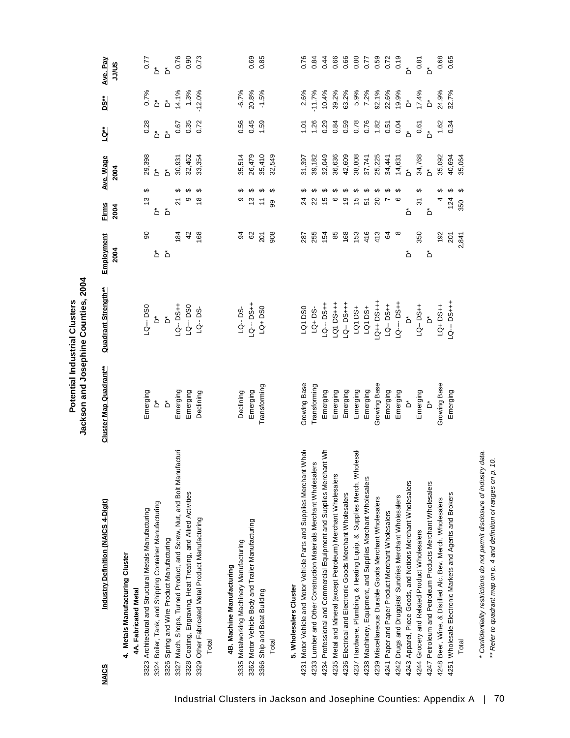# Potential Industrial Clusters
## Jackson and Josephine Counties, 2004

| NAICS | Industry Definition (NAICS 4-Digit) | Cluster Map Quadrant** | Quadrant Strength** | Employment 2004 | Firms 2004 | Ave. Wage 2004 | LQ** | DS** | Ave. Pay JJ/US |
|---|---|---|---|---|---|---|---|---|---|
| | **4. Metals Manufacturing Cluster** | | | | | | | | |
| | **4A. Fabricated Metal** | | | | | | | | |
| 3323 | Architectural and Structural Metals Manufacturing | Emerging | LQ-- DS0 | 90 | 13 | $ 29,398 | 0.28 | 0.7% | 0.77 |
| 3324 | Boiler, Tank, and Shipping Container Manufacturing | D* | D* | D* | D* | D* | D* | D* | D* |
| 3326 | Spring and Wire Product Manufacturing | D* | D* | D* | D* | D* | D* | D* | D* |
| 3327 | Mach. Shops, Turned Product, and Screw, Nut, and Bolt Manufacturi | Emerging | LQ-- DS++ | 184 | 21 | $ 30,931 | 0.67 | 14.1% | 0.76 |
| 3328 | Coating, Engraving, Heat Treating, and Allied Activities | Emerging | LQ--- DS0 | 42 | 9 | $ 32,462 | 0.35 | 1.3% | 0.90 |
| 3329 | Other Fabricated Metal Product Manufacturing | Declining | LQ-- DS- | 168 | 18 | $ 33,354 | 0.72 | -12.0% | 0.73 |
| | Total | | | | | | | | |
| | **4B. Machine Manufacturing** | | | | | | | | |
| 3335 | Metalworking Machinery Manufacturing | Declining | LQ-- DS- | 94 | 9 | $ 35,514 | 0.56 | -6.7% | |
| 3362 | Motor Vehicle Body and Trailer Manufacturing | Emerging | LQ--- DS++ | 62 | 13 | $ 26,479 | 0.45 | 20.8% | 0.69 |
| 3366 | Ship and Boat Building | Transforming | LQ+ DS0 | 201 | 11 | $ 35,410 | 1.59 | -1.5% | 0.85 |
| | Total | | | 908 | 99 | $ 32,549 | | | |
| | **5. Wholesalers Cluster** | | | | | | | | |
| 4231 | Motor Vehicle and Motor Vehicle Parts and Supplies Merchant Whol | Growing Base | LQ1 DS0 | 287 | 24 | $ 31,397 | 1.01 | 2.6% | 0.76 |
| 4233 | Lumber and Other Construction Materials Merchant Wholesalers | Transforming | LQ+ DS- | 255 | 22 | $ 39,182 | 1.26 | -11.7% | 0.84 |
| 4234 | Professional and Commercial Equipment and Supplies Merchant Wh | Emerging | LQ---- DS++ | 154 | 15 | $ 32,049 | 0.29 | 10.4% | 0.44 |
| 4235 | Metal and Mineral (except Petroleum) Merchant Wholesalers | Emerging | LQ1 DS+++ | 85 | 6 | $ 36,636 | 0.84 | 39.2% | 0.66 |
| 4236 | Electrical and Electronic Goods Merchant Wholesalers | Emerging | LQ-- DS+++ | 168 | 19 | $ 42,609 | 0.59 | 63.2% | 0.66 |
| 4237 | Hardware, Plumbing, & Heating Equip. & Supplies Merch. Wholesal | Emerging | LQ1 DS+ | 153 | 15 | $ 38,808 | 0.78 | 5.9% | 0.80 |
| 4238 | Machinery, Equipment, and Supplies Merchant Wholesalers | Emerging | LQ1 DS+ | 416 | 51 | $ 37,741 | 0.76 | 7.2% | 0.77 |
| 4239 | Miscellaneous Durable Goods Merchant Wholesalers | Growing Base | LQ++ DS+++ | 413 | 20 | $ 25,225 | 1.82 | 92.1% | 0.59 |
| 4241 | Paper and Paper Product Merchant Wholesalers | Emerging | LQ-- DS++ | 64 | 7 | $ 34,441 | 0.51 | 22.6% | 0.72 |
| 4242 | Drugs and Druggists' Sundries Merchant Wholesalers | Emerging | LQ---- DS++ | 8 | 6 | $ 14,631 | 0.04 | 19.9% | 0.19 |
| 4243 | Apparel, Piece Goods, and Notions Merchant Wholesalers | D* | D* | D* | D* | D* | D* | D* | D* |
| 4244 | Grocery and Related Product Wholesalers | Emerging | LQ-- DS++ | 350 | 31 | $ 34,768 | 0.61 | 17.4% | 0.81 |
| 4247 | Petroleum and Petroleum Products Merchant Wholesalers | D* | D* | D* | D* | D* | D* | D* | D* |
| 4248 | Beer, Wine, & Distilled Alc. Bev. Merch. Wholesalers | Growing Base | LQ+ DS++ | 192 | 4 | $ 35,092 | 1.62 | 24.9% | 0.68 |
| 4251 | Wholesale Electronic Markets and Agents and Brokers | Emerging | LQ--- DS+++ | 201 | 124 | $ 40,694 | 0.34 | 32.7% | 0.65 |
| | Total | | | 2,841 | 350 | $ 35,064 | | | |

*\* Confidentiality restrictions do not permit disclosure of industry data.*

*\*\* Refer to quadrant map on p. 4 and definition of ranges on p. 10.*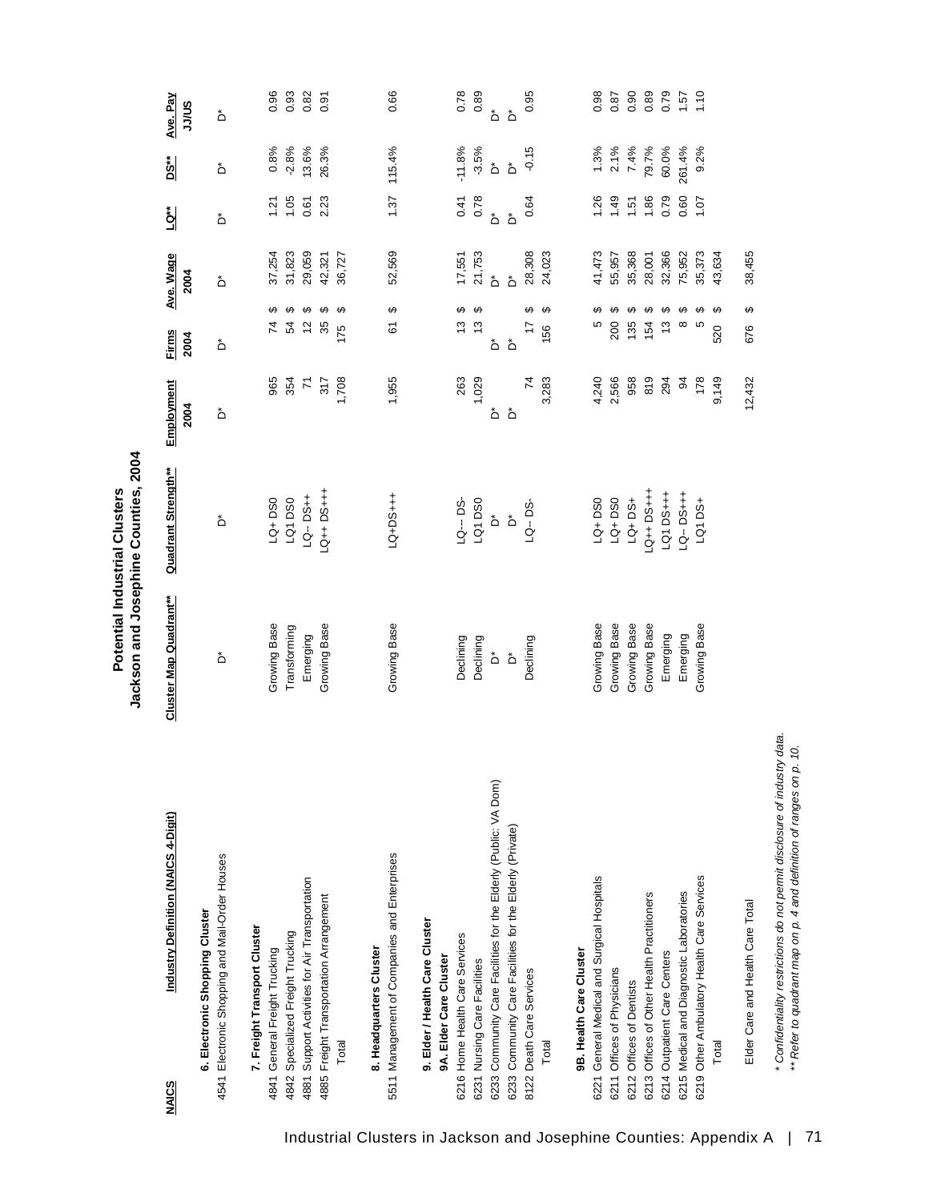## Potential Industrial Clusters
## Jackson and Josephine Counties, 2004

| NAICS | Industry Definition (NAICS 4-Digit) | Cluster Map Quadrant** | Quadrant Strength** | Employment 2004 | Firms 2004 | Ave. Wage 2004 | LQ** | DS** | Ave. Pay JJ/US |
|---|---|---|---|---|---|---|---|---|---|
| | **6. Electronic Shopping Cluster** | | | | | | | | |
| 4541 | Electronic Shopping and Mail-Order Houses | D* | D* | D* | D* | D* | D* | D* | D* |
| | **7. Freight Transport Cluster** | | | | | | | | |
| 4841 | General Freight Trucking | Growing Base | LQ+ DS0 | 965 | 74 | $ 37,254 | 1.21 | 0.8% | 0.96 |
| 4842 | Specialized Freight Trucking | Transforming | LQ1 DS0 | 354 | 54 | $ 31,823 | 1.05 | -2.8% | 0.93 |
| 4881 | Support Activities for Air Transportation | Emerging | LQ-- DS++ | 71 | 12 | $ 29,059 | 0.61 | 13.6% | 0.82 |
| 4885 | Freight Transportation Arrangement | Growing Base | LQ++ DS+++ | 317 | 35 | $ 42,321 | 2.23 | 26.3% | 0.91 |
| | Total | | | 1,708 | 175 | $ 36,727 | | | |
| | **8. Headquarters Cluster** | | | | | | | | |
| 5511 | Management of Companies and Enterprises | Growing Base | LQ+DS+++ | 1,955 | 61 | $ 52,569 | 1.37 | 115.4% | 0.66 |
| | **9. Elder / Health Care Cluster** | | | | | | | | |
| | **9A. Elder Care Cluster** | | | | | | | | |
| 6216 | Home Health Care Services | Declining | LQ-- DS- | 263 | 13 | $ 17,551 | 0.41 | -11.8% | 0.78 |
| 6231 | Nursing Care Facilities | Declining | LQ1 DS0 | 1,029 | 13 | $ 21,753 | 0.78 | -3.5% | 0.89 |
| 6233 | Community Care Facilities for the Elderly (Public: VA Dom) | D* | D* | D* | D* | D* | D* | D* | D* |
| 6233 | Community Care Facilities for the Elderly (Private) | D* | D* | D* | D* | D* | D* | D* | D* |
| 8122 | Death Care Services | Declining | LQ-- DS- | 74 | 17 | $ 28,308 | 0.64 | -0.15 | 0.95 |
| | Total | | | 3,283 | 156 | $ 24,023 | | | |
| | **9B. Health Care Cluster** | | | | | | | | |
| 6221 | General Medical and Surgical Hospitals | Growing Base | LQ+ DS0 | 4,240 | 5 | $ 41,473 | 1.26 | 1.3% | 0.98 |
| 6211 | Offices of Physicians | Growing Base | LQ+ DS0 | 2,566 | 200 | $ 55,957 | 1.49 | 2.1% | 0.87 |
| 6212 | Offices of Dentists | Growing Base | LQ+ DS+ | 958 | 135 | $ 35,368 | 1.51 | 7.4% | 0.90 |
| 6213 | Offices of Other Health Practitioners | Growing Base | LQ++ DS+++ | 819 | 154 | $ 28,001 | 1.86 | 79.7% | 0.89 |
| 6214 | Outpatient Care Centers | Emerging | LQ1 DS+++ | 294 | 13 | $ 32,366 | 0.79 | 60.0% | 0.79 |
| 6215 | Medical and Diagnostic Laboratories | Emerging | LQ-- DS+++ | 94 | 8 | $ 75,952 | 0.60 | 261.4% | 1.57 |
| 6219 | Other Ambulatory Health Care Services | Growing Base | LQ1 DS+ | 178 | 5 | $ 35,373 | 1.07 | 9.2% | 1.10 |
| | Total | | | 9,149 | 520 | $ 43,634 | | | |
| | Elder Care and Health Care Total | | | 12,432 | 676 | $ 38,455 | | | |

\* Confidentiality restrictions do not permit disclosure of industry data.
\*\* Refer to quadrant map on p. 4 and definition of ranges on p. 10.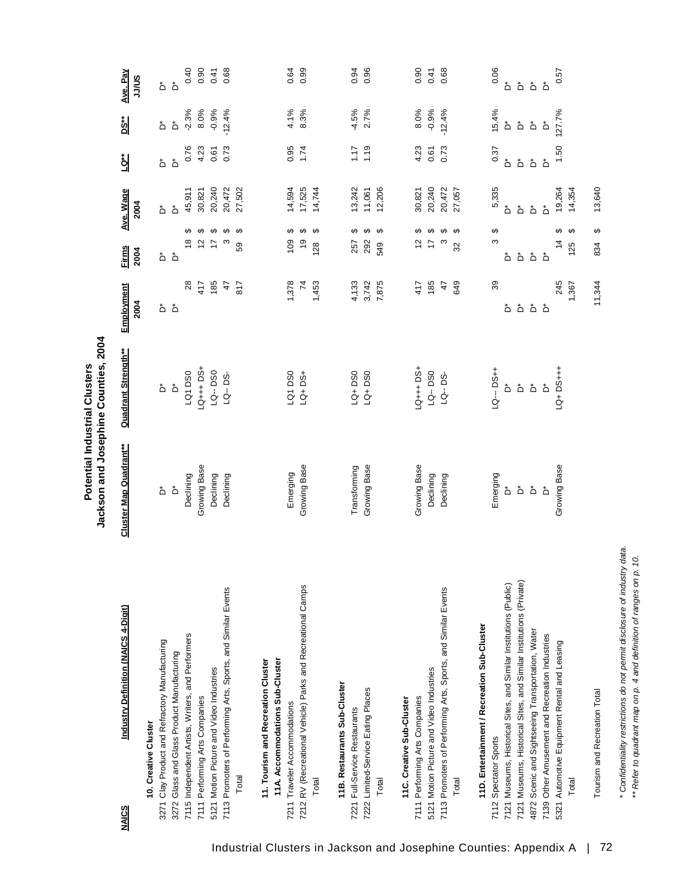# Potential Industrial Clusters
## Jackson and Josephine Counties, 2004

| NAICS | Industry Definition (NAICS 4-Digit) | Cluster Map Quadrant** | Quadrant Strength** | Employment 2004 | Firms 2004 | Ave. Wage 2004 | LQ** | DS** | Ave. Pay JJ/US |
|---|---|---|---|---|---|---|---|---|---|
| | **10. Creative Cluster** | | | | | | | | |
| 3271 | Clay Product and Refractory Manufacturing | D* | D* | D* | D* | D* | D* | D* | D* |
| 3272 | Glass and Glass Product Manufacturing | D* | D* | D* | D* | D* | D* | D* | D* |
| 7115 | Independent Artists, Writers, and Performers | Declining | LQ1 DS0 | 28 | 18 | $ 45,911 | 0.76 | -2.3% | 0.40 |
| 7111 | Performing Arts Companies | Growing Base | LQ+++ DS+ | 417 | 12 | $ 30,821 | 4.23 | 8.0% | 0.90 |
| 5121 | Motion Picture and Video Industries | Declining | LQ-- DS0 | 185 | 17 | $ 20,240 | 0.61 | -0.9% | 0.41 |
| 7113 | Promoters of Performing Arts, Sports, and Similar Events | Declining | LQ-- DS- | 47 | 3 | $ 20,472 | 0.73 | -12.4% | 0.68 |
| | Total | | | 817 | 59 | $ 27,502 | | | |
| | **11. Tourism and Recreation Cluster** | | | | | | | | |
| | **11A. Accommodations Sub-Cluster** | | | | | | | | |
| 7211 | Traveler Accommodations | Emerging | LQ1 DS0 | 1,378 | 109 | $ 14,594 | 0.95 | 4.1% | 0.64 |
| 7212 | RV (Recreational Vehicle) Parks and Recreational Camps | Growing Base | LQ+ DS+ | 74 | 19 | $ 17,525 | 1.74 | 8.3% | 0.99 |
| | Total | | | 1,453 | 128 | $ 14,744 | | | |
| | **11B. Restaurants Sub-Cluster** | | | | | | | | |
| 7221 | Full-Service Restaurants | Transforming | LQ+ DS0 | 4,133 | 257 | $ 13,242 | 1.17 | -4.5% | 0.94 |
| 7222 | Limited-Service Eating Places | Growing Base | LQ+ DS0 | 3,742 | 292 | $ 11,061 | 1.19 | 2.7% | 0.96 |
| | Total | | | 7,875 | 549 | $ 12,206 | | | |
| | **11C. Creative Sub-Cluster** | | | | | | | | |
| 7111 | Performing Arts Companies | Growing Base | LQ+++ DS+ | 417 | 12 | $ 30,821 | 4.23 | 8.0% | 0.90 |
| 5121 | Motion Picture and Video Industries | Declining | LQ-- DS0 | 185 | 17 | $ 20,240 | 0.61 | -0.9% | 0.41 |
| 7113 | Promoters of Performing Arts, Sports, and Similar Events | Declining | LQ-- DS- | 47 | 3 | $ 20,472 | 0.73 | -12.4% | 0.68 |
| | Total | | | 649 | 32 | $ 27,057 | | | |
| | **11D. Entertainment / Recreation Sub-Cluster** | | | | | | | | |
| 7112 | Spectator Sports | Emerging | LQ--- DS++ | 39 | 3 | $ 5,335 | 0.37 | 15.4% | 0.06 |
| 7121 | Museums, Historical Sites, and Similar Institutions (Public) | D* | D* | D* | D* | D* | D* | D* | D* |
| 7121 | Museums, Historical Sites, and Similar Institutions (Private) | D* | D* | D* | D* | D* | D* | D* | D* |
| 4872 | Scenic and Sightseeing Transportation, Water | D* | D* | D* | D* | D* | D* | D* | D* |
| 7139 | Other Amusement and Recreation Industries | D* | D* | D* | D* | D* | D* | D* | D* |
| 5321 | Automotive Equipment Rental and Leasing | Growing Base | LQ+ DS+++ | 245 | 14 | $ 19,264 | 1.50 | 127.7% | 0.57 |
| | Total | | | 1,367 | 125 | $ 14,354 | | | |
| | Tourism and Recreation Total | | | 11,344 | 834 | $ 13,640 | | | |

*\* Confidentiality restrictions do not permit disclosure of industry data.*
*\*\* Refer to quadrant map on p. 4 and definition of ranges on p. 10.*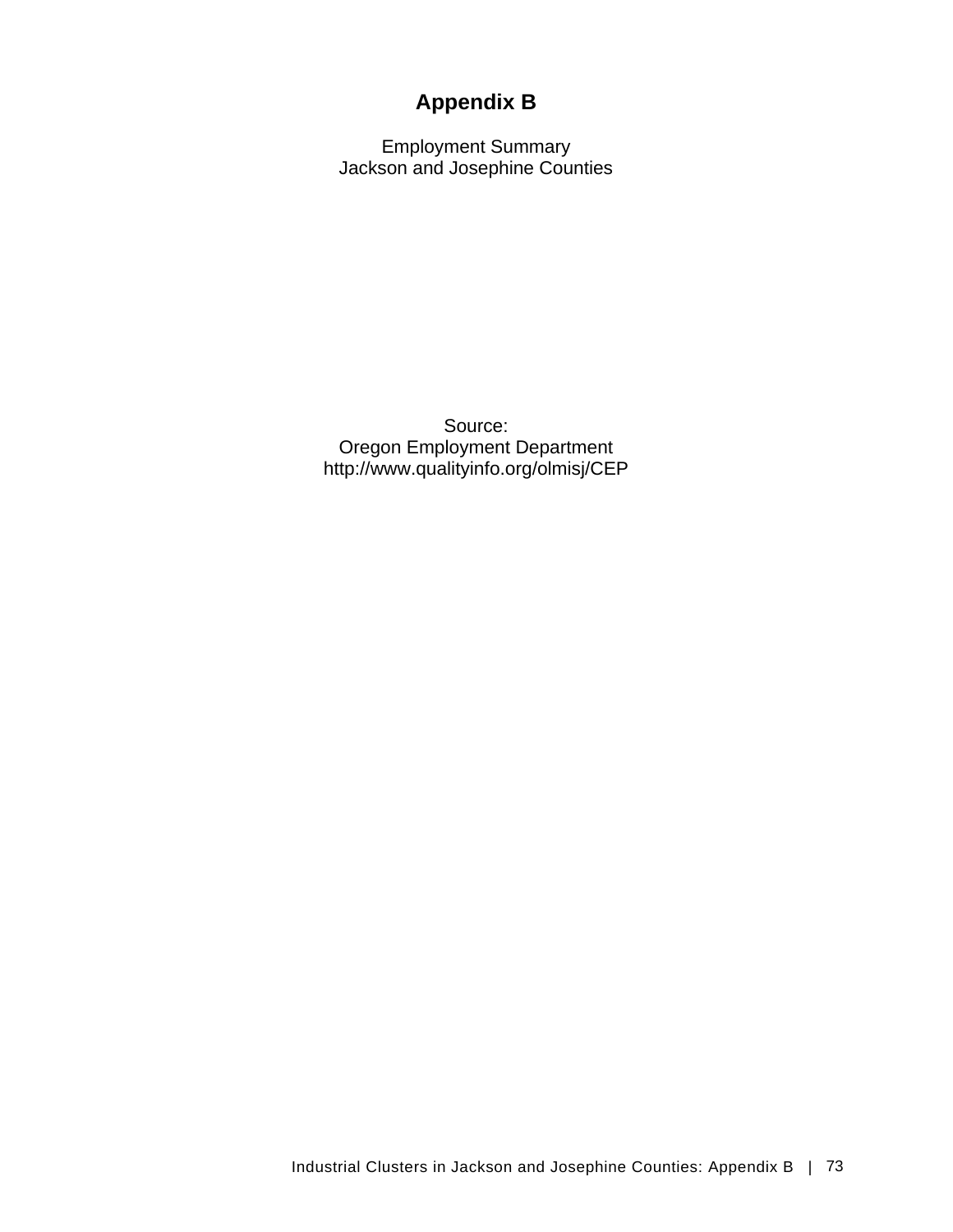# Appendix B

Employment Summary
Jackson and Josephine Counties

Source:
Oregon Employment Department
http://www.qualityinfo.org/olmisj/CEP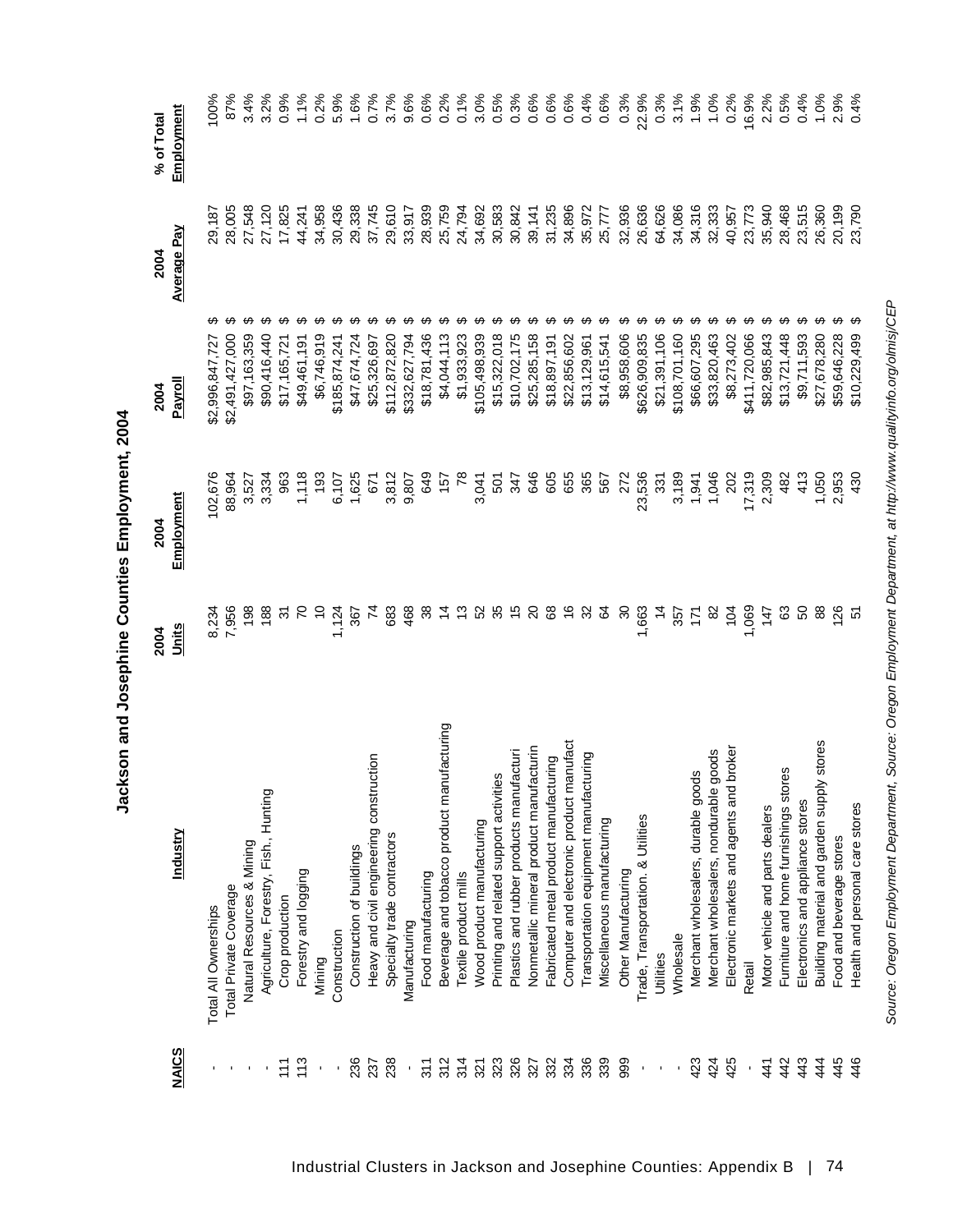# Jackson and Josephine Counties Employment, 2004

| NAICS | Industry | 2004 Units | 2004 Employment | 2004 Payroll | 2004 Average Pay | % of Total Employment |
|---|---|---|---|---|---|---|
| - | Total All Ownerships | 8,234 | 102,676 | $2,996,847,727 | $ 29,187 | 100% |
| - | Total Private Coverage | 7,956 | 88,964 | $2,491,427,000 | $ 28,005 | 87% |
| - | Natural Resources & Mining | 198 | 3,527 | $97,163,359 | $ 27,548 | 3.4% |
| - | Agriculture, Forestry, Fish., Hunting | 188 | 3,334 | $90,416,440 | $ 27,120 | 3.2% |
| 111 | Crop production | 31 | 963 | $17,165,721 | $ 17,825 | 0.9% |
| 113 | Forestry and logging | 70 | 1,118 | $49,461,191 | $ 44,241 | 1.1% |
| - | Mining | 10 | 193 | $6,746,919 | $ 34,958 | 0.2% |
| - | Construction | 1,124 | 6,107 | $185,874,241 | $ 30,436 | 5.9% |
| 236 | Construction of buildings | 367 | 1,625 | $47,674,724 | $ 29,338 | 1.6% |
| 237 | Heavy and civil engineering construction | 74 | 671 | $25,326,697 | $ 37,745 | 0.7% |
| 238 | Specialty trade contractors | 683 | 3,812 | $112,872,820 | $ 29,610 | 3.7% |
| - | Manufacturing | 468 | 9,807 | $332,627,794 | $ 33,917 | 9.6% |
| 311 | Food manufacturing | 38 | 649 | $18,781,436 | $ 28,939 | 0.6% |
| 312 | Beverage and tobacco product manufacturing | 14 | 157 | $4,044,113 | $ 25,759 | 0.2% |
| 314 | Textile product mills | 13 | 78 | $1,933,923 | $ 24,794 | 0.1% |
| 321 | Wood product manufacturing | 52 | 3,041 | $105,498,939 | $ 34,692 | 3.0% |
| 323 | Printing and related support activities | 35 | 501 | $15,322,018 | $ 30,583 | 0.5% |
| 326 | Plastics and rubber products manufacturi | 15 | 347 | $10,702,175 | $ 30,842 | 0.3% |
| 327 | Nonmetallic mineral product manufacturin | 20 | 646 | $25,285,158 | $ 39,141 | 0.6% |
| 332 | Fabricated metal product manufacturing | 68 | 605 | $18,897,191 | $ 31,235 | 0.6% |
| 334 | Computer and electronic product manufact | 16 | 655 | $22,856,602 | $ 34,896 | 0.6% |
| 336 | Transportation equipment manufacturing | 32 | 365 | $13,129,961 | $ 35,972 | 0.4% |
| 339 | Miscellaneous manufacturing | 64 | 567 | $14,615,541 | $ 25,777 | 0.6% |
| 999 | Other Manufacturing | 30 | 272 | $8,958,606 | $ 32,936 | 0.3% |
| - | Trade, Transportation. & Utilities | 1,663 | 23,536 | $626,909,835 | $ 26,636 | 22.9% |
| - | Utilities | 14 | 331 | $21,391,106 | $ 64,626 | 0.3% |
| - | Wholesale | 357 | 3,189 | $108,701,160 | $ 34,086 | 3.1% |
| 423 | Merchant wholesalers, durable goods | 171 | 1,941 | $66,607,295 | $ 34,316 | 1.9% |
| 424 | Merchant wholesalers, nondurable goods | 82 | 1,046 | $33,820,463 | $ 32,333 | 1.0% |
| 425 | Electronic markets and agents and broker | 104 | 202 | $8,273,402 | $ 40,957 | 0.2% |
| - | Retail | 1,069 | 17,319 | $411,720,066 | $ 23,773 | 16.9% |
| 441 | Motor vehicle and parts dealers | 147 | 2,309 | $82,985,843 | $ 35,940 | 2.2% |
| 442 | Furniture and home furnishings stores | 63 | 482 | $13,721,448 | $ 28,468 | 0.5% |
| 443 | Electronics and appliance stores | 50 | 413 | $9,711,593 | $ 23,515 | 0.4% |
| 444 | Building material and garden supply stores | 88 | 1,050 | $27,678,280 | $ 26,360 | 1.0% |
| 445 | Food and beverage stores | 126 | 2,953 | $59,646,228 | $ 20,199 | 2.9% |
| 446 | Health and personal care stores | 51 | 430 | $10,229,499 | $ 23,790 | 0.4% |

*Source: Oregon Employment Department, Source: Oregon Employment Department, at http://www.qualityinfo.org/olmisj/CEP*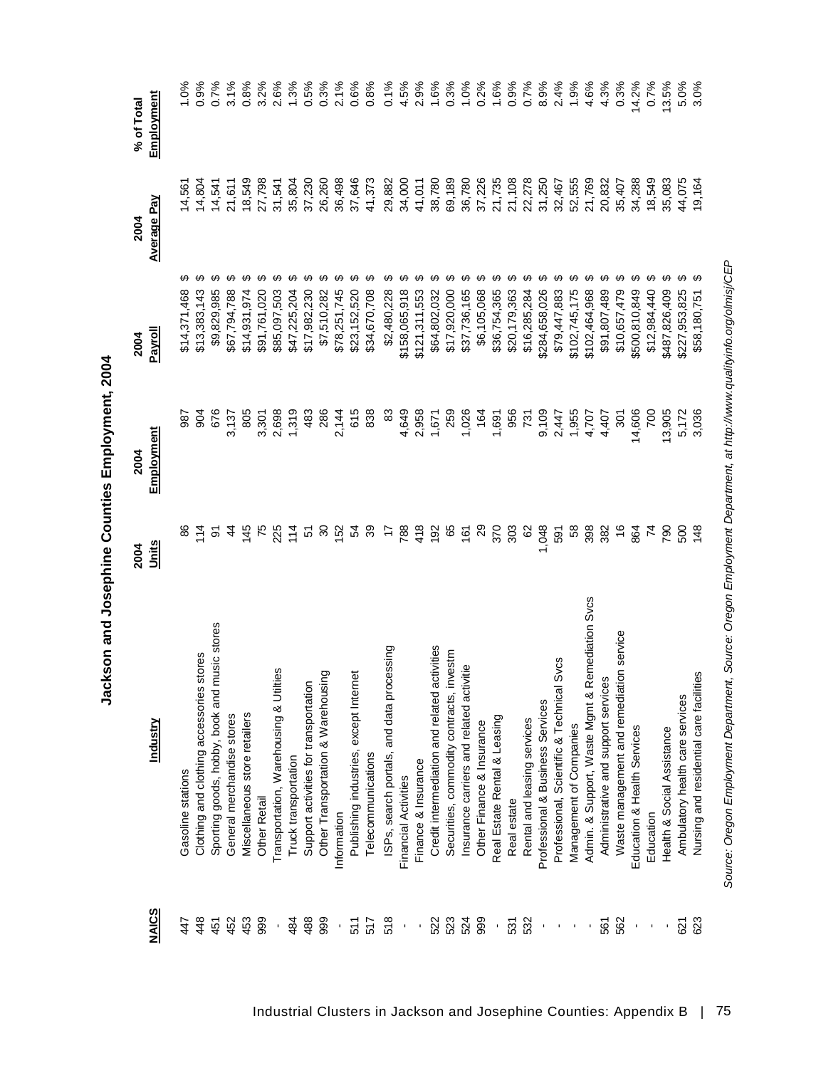# Jackson and Josephine Counties Employment, 2004

| NAICS | Industry | 2004 Units | 2004 Employment | 2004 Payroll | 2004 Average Pay | % of Total Employment |
|---|---|---|---|---|---|---|
| 447 | Gasoline stations | 86 | 987 | $14,371,468 | $ 14,561 | 1.0% |
| 448 | Clothing and clothing accessories stores | 114 | 904 | $13,383,143 | $ 14,804 | 0.9% |
| 451 | Sporting goods, hobby, book and music stores | 91 | 676 | $9,829,985 | $ 14,541 | 0.7% |
| 452 | General merchandise stores | 44 | 3,137 | $67,794,788 | $ 21,611 | 3.1% |
| 453 | Miscellaneous store retailers | 145 | 805 | $14,931,974 | $ 18,549 | 0.8% |
| 999 | Other Retail | 75 | 3,301 | $91,761,020 | $ 27,798 | 3.2% |
| - | Transportation, Warehousing & Utilities | 225 | 2,698 | $85,097,503 | $ 31,541 | 2.6% |
| 484 | Truck transportation | 114 | 1,319 | $47,225,204 | $ 35,804 | 1.3% |
| 488 | Support activities for transportation | 51 | 483 | $17,982,230 | $ 37,230 | 0.5% |
| 999 | Other Transportation & Warehousing | 30 | 286 | $7,510,282 | $ 26,260 | 0.3% |
| - | Information | 152 | 2,144 | $78,251,745 | $ 36,498 | 2.1% |
| 511 | Publishing industries, except Internet | 54 | 615 | $23,152,520 | $ 37,646 | 0.6% |
| 517 | Telecommunications | 39 | 838 | $34,670,708 | $ 41,373 | 0.8% |
| 518 | ISPs, search portals, and data processing | 17 | 83 | $2,480,228 | $ 29,882 | 0.1% |
| - | Financial Activities | 788 | 4,649 | $158,065,918 | $ 34,000 | 4.5% |
| - | Finance & Insurance | 418 | 2,958 | $121,311,553 | $ 41,011 | 2.9% |
| 522 | Credit intermediation and related activities | 192 | 1,671 | $64,802,032 | $ 38,780 | 1.6% |
| 523 | Securities, commodity contracts, investm | 65 | 259 | $17,920,000 | $ 69,189 | 0.3% |
| 524 | Insurance carriers and related activitie | 161 | 1,026 | $37,736,165 | $ 36,780 | 1.0% |
| 999 | Other Finance & Insurance | 29 | 164 | $6,105,068 | $ 37,226 | 0.2% |
| - | Real Estate Rental & Leasing | 370 | 1,691 | $36,754,365 | $ 21,735 | 1.6% |
| 531 | Real estate | 303 | 956 | $20,179,363 | $ 21,108 | 0.9% |
| 532 | Rental and leasing services | 62 | 731 | $16,285,284 | $ 22,278 | 0.7% |
| - | Professional & Business Services | 1,048 | 9,109 | $284,658,026 | $ 31,250 | 8.9% |
| - | Professional, Scientific & Technical Svcs | 591 | 2,447 | $79,447,883 | $ 32,467 | 2.4% |
| - | Management of Companies | 58 | 1,955 | $102,745,175 | $ 52,555 | 1.9% |
| - | Admin. & Support, Waste Mgmt & Remediation Svcs | 398 | 4,707 | $102,464,968 | $ 21,769 | 4.6% |
| 561 | Administrative and support services | 382 | 4,407 | $91,807,489 | $ 20,832 | 4.3% |
| 562 | Waste management and remediation service | 16 | 301 | $10,657,479 | $ 35,407 | 0.3% |
| - | Education & Health Services | 864 | 14,606 | $500,810,849 | $ 34,288 | 14.2% |
| - | Education | 74 | 700 | $12,984,440 | $ 18,549 | 0.7% |
| - | Health & Social Assistance | 790 | 13,905 | $487,826,409 | $ 35,083 | 13.5% |
| 621 | Ambulatory health care services | 500 | 5,172 | $227,953,825 | $ 44,075 | 5.0% |
| 623 | Nursing and residential care facilities | 148 | 3,036 | $58,180,751 | $ 19,164 | 3.0% |

*Source: Oregon Employment Department, Source: Oregon Employment Department, at http://www.qualityinfo.org/olmisj/CEP*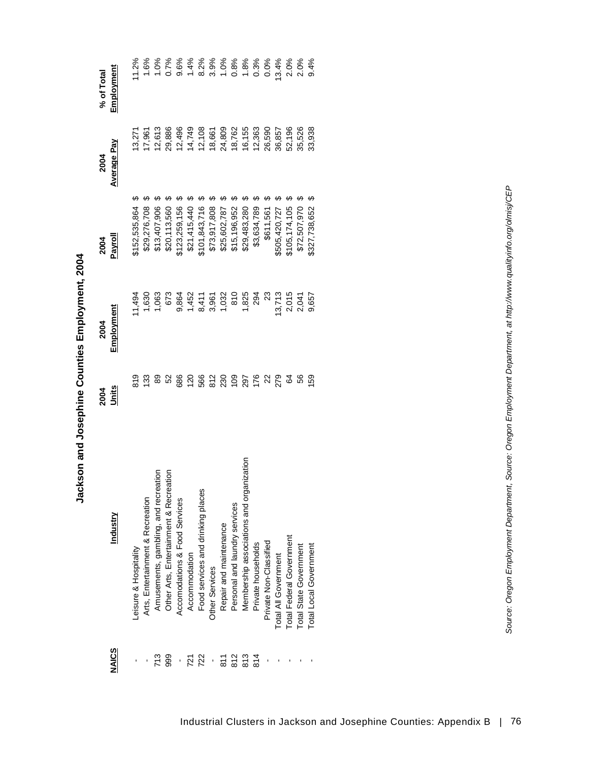## Jackson and Josephine Counties Employment, 2004

| NAICS | Industry | 2004 Units | 2004 Employment | 2004 Payroll | 2004 Average Pay | % of Total Employment |
|---|---|---|---|---|---|---|
| - | Leisure & Hospitality | 819 | 11,494 | $152,535,864 | $ 13,271 | 11.2% |
| - | Arts, Entertainment & Recreation | 133 | 1,630 | $29,276,708 | $ 17,961 | 1.6% |
| 713 | Amusements, gambling, and recreation | 89 | 1,063 | $13,407,906 | $ 12,613 | 1.0% |
| 999 | Other Arts, Entertainment & Recreation | 52 | 673 | $20,113,560 | $ 29,886 | 0.7% |
| - | Accomodations & Food Services | 686 | 9,864 | $123,259,156 | $ 12,496 | 9.6% |
| 721 | Accommodation | 120 | 1,452 | $21,415,440 | $ 14,749 | 1.4% |
| 722 | Food services and drinking places | 566 | 8,411 | $101,843,716 | $ 12,108 | 8.2% |
| - | Other Services | 812 | 3,961 | $73,917,808 | $ 18,661 | 3.9% |
| 811 | Repair and maintenance | 230 | 1,032 | $25,602,787 | $ 24,809 | 1.0% |
| 812 | Personal and laundry services | 109 | 810 | $15,196,952 | $ 18,762 | 0.8% |
| 813 | Membership associations and organization | 297 | 1,825 | $29,483,280 | $ 16,155 | 1.8% |
| 814 | Private households | 176 | 294 | $3,634,789 | $ 12,363 | 0.3% |
| - | Private Non-Classified | 22 | 23 | $611,561 | $ 26,590 | 0.0% |
| - | Total All Government | 279 | 13,713 | $505,420,727 | $ 36,857 | 13.4% |
| - | Total Federal Government | 64 | 2,015 | $105,174,105 | $ 52,196 | 2.0% |
| - | Total State Government | 56 | 2,041 | $72,507,970 | $ 35,526 | 2.0% |
| - | Total Local Government | 159 | 9,657 | $327,738,652 | $ 33,938 | 9.4% |

*Source: Oregon Employment Department, Source: Oregon Employment Department, at http://www.qualityinfo.org/olmisj/CEP*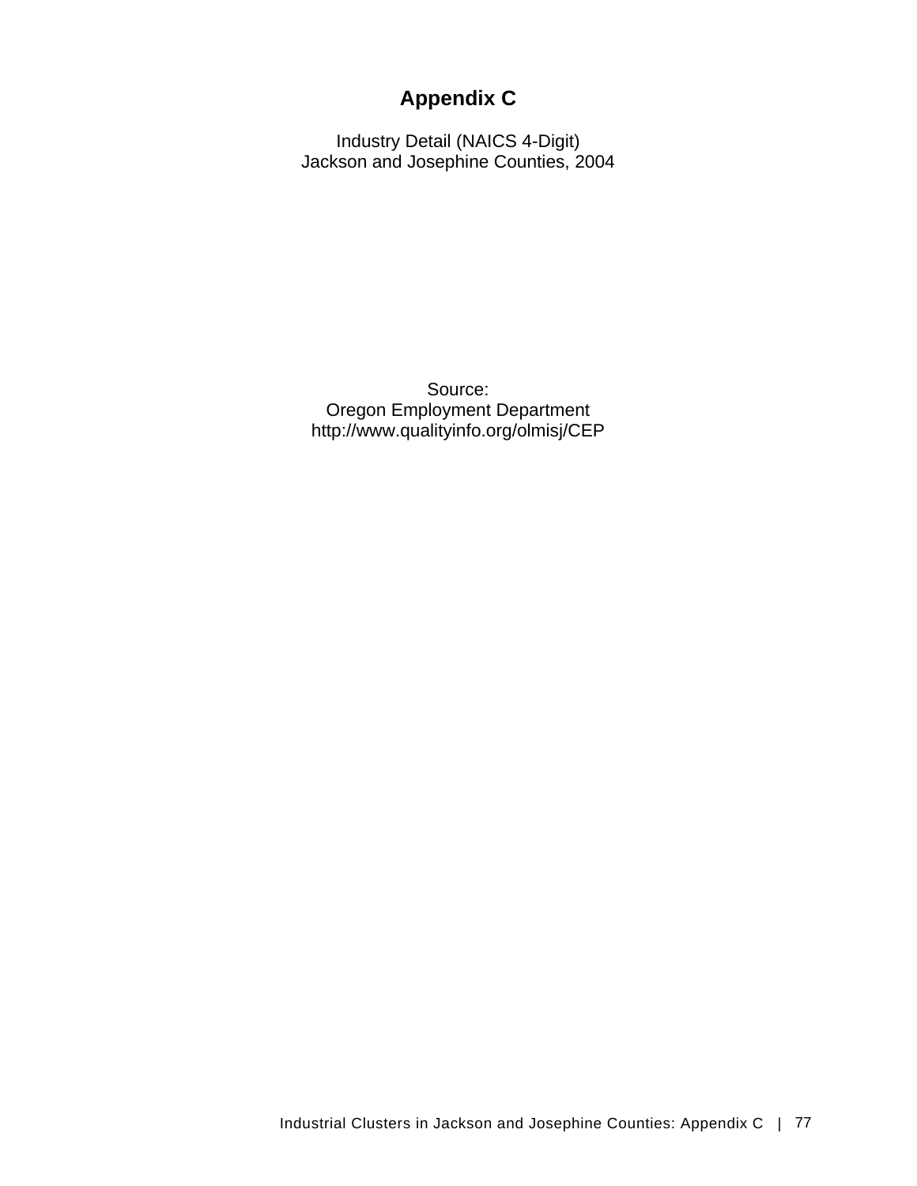# Appendix C

Industry Detail (NAICS 4-Digit)
Jackson and Josephine Counties, 2004

Source:
Oregon Employment Department
http://www.qualityinfo.org/olmisj/CEP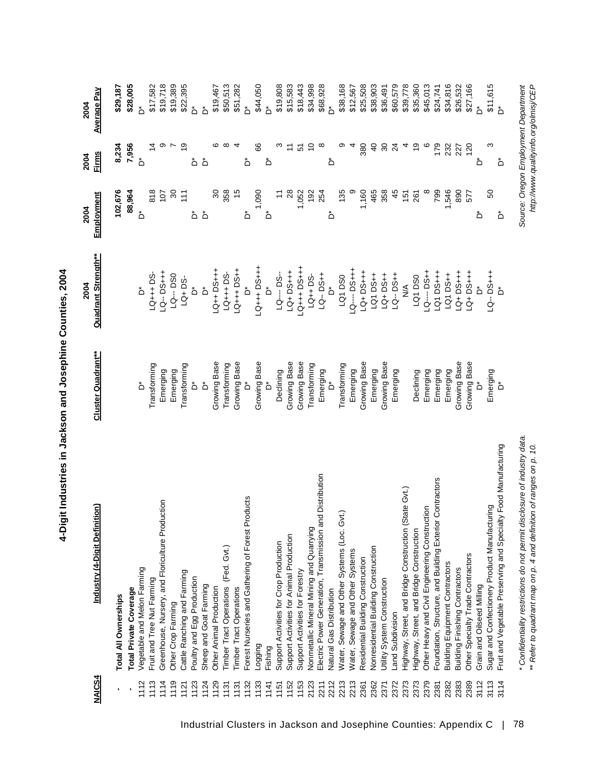# 4-Digit Industries in Jackson and Josephine Counties, 2004

| NAICS4 | Industry (4-Digit Definition) | Cluster Quadrant** | 2004 Quadrant Strength** | 2004 Employment | 2004 Firms | 2004 Average Pay |
|---|---|---|---|---|---|---|
| - | **Total All Ownerships** | | | **102,676** | **8,234** | **$29,187** |
| - | **Total Private Coverage** | | | **88,964** | **7,956** | **$28,005** |
| 1112 | Vegetable and Melon Farming | D* | D* | D* | D* | D* |
| 1113 | Fruit and Tree Nut Farming | Transforming | LQ+++ DS- | 818 | 14 | $17,582 |
| 1114 | Greenhouse, Nursery, and Floriculture Production | Emerging | LQ-- DS+++ | 107 | 9 | $19,718 |
| 1119 | Other Crop Farming | Emerging | LQ-- DS0 | 30 | 7 | $19,389 |
| 1121 | Cattle Ranching and Farming | Transforming | LQ+ DS- | 111 | 19 | $22,395 |
| 1123 | Poultry and Egg Production | D* | D* | D* | D* | D* |
| 1124 | Sheep and Goat Farming | D* | D* | D* | D* | D* |
| 1129 | Other Animal Production | Growing Base | LQ++ DS+++ | 30 | 6 | $19,467 |
| 1131 | Timber Tract Operations (Fed. Gvt.) | Transforming | LQ+++ DS- | 358 | 8 | $50,513 |
| 1131 | Timber Tract Operations | Growing Base | LQ+++ DS++ | 15 | 4 | $51,282 |
| 1132 | Forest Nurseries and Gathering of Forest Products | D* | D* | D* | D* | D* |
| 1133 | Logging | Growing Base | LQ+++ DS+++ | 1,090 | 66 | $44,050 |
| 1141 | Fishing | D* | D* | D* | D* | D* |
| 1151 | Support Activities for Crop Production | Declining | LQ---- DS-- | 11 | 3 | $19,808 |
| 1152 | Support Activities for Animal Production | Growing Base | LQ+ DS+++ | 28 | 11 | $15,583 |
| 1153 | Support Activities for Forestry | Growing Base | LQ+++ DS+++ | 1,052 | 51 | $18,443 |
| 2123 | Nonmetallic Mineral Mining and Quarrying | Transforming | LQ++ DS- | 192 | 10 | $34,998 |
| 2211 | Electric Power Generation, Transmission and Distribution | Emerging | LQ-- DS++ | 254 | 8 | $68,928 |
| 2212 | Natural Gas Distribution | D* | D* | D* | D* | D* |
| 2213 | Water, Sewage and Other Systems (Loc. Gvt.) | Transforming | LQ1 DS0 | 135 | 9 | $38,168 |
| 2213 | Water, Sewage and Other Systems | Emerging | LQ---- DS+++ | 9 | 4 | $12,567 |
| 2361 | Residential Building Construction | Growing Base | LQ+ DS+++ | 1,160 | 380 | $25,508 |
| 2362 | Nonresidential Building Construction | Emerging | LQ1 DS++ | 465 | 40 | $38,903 |
| 2371 | Utility System Construction | Growing Base | LQ+ DS++ | 358 | 30 | $36,491 |
| 2372 | Land Subdivision | Emerging | LQ-- DS++ | 45 | 24 | $60,579 |
| 2373 | Highway, Street, and Bridge Construction (State Gvt.) | | N/A | 151 | 4 | $39,778 |
| 2373 | Highway, Street, and Bridge Construction | Declining | LQ1 DS0 | 261 | 19 | $35,360 |
| 2379 | Other Heavy and Civil Engineering Construction | Emerging | LQ---- DS++ | 8 | 6 | $45,013 |
| 2381 | Foundation, Structure, and Building Exterior Contractors | Emerging | LQ1 DS+++ | 799 | 179 | $24,741 |
| 2382 | Building Equipment Contractors | Emerging | LQ1 DS++ | 1,546 | 232 | $34,816 |
| 2383 | Building Finishing Contractors | Growing Base | LQ+ DS+++ | 890 | 227 | $26,532 |
| 2389 | Other Specialty Trade Contractors | Growing Base | LQ+ DS+++ | 577 | 120 | $27,166 |
| 3112 | Grain and Oilseed Milling | D* | D* | D* | D* | D* |
| 3113 | Sugar and Confectionery Product Manufacturing | Emerging | LQ-- DS+++ | 50 | 3 | $11,615 |
| 3114 | Fruit and Vegetable Preserving and Specialty Food Manufacturing | D* | D* | D* | D* | D* |

\* Confidentiality restrictions do not permit disclosure of industry data.

\** Refer to quadrant map on p. 4 and definition of ranges on p. 10.

*Source: Oregon Employment Department*
*http://www.qualityinfo.org/olmisj/CEP*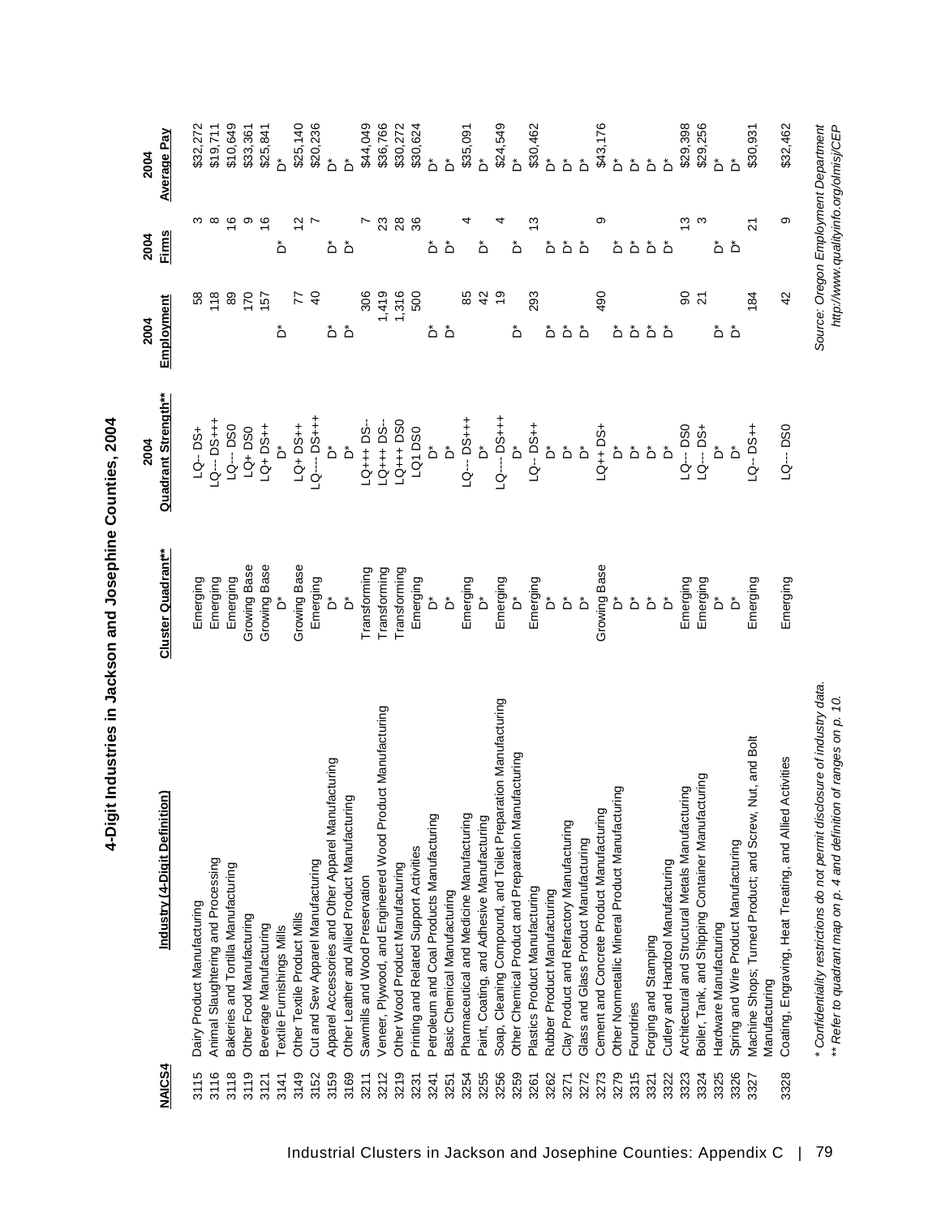# 4-Digit Industries in Jackson and Josephine Counties, 2004

| NAICS4 | Industry (4-Digit Definition) | Cluster Quadrant** | 2004 Quadrant Strength** | 2004 Employment | 2004 Firms | 2004 Average Pay |
|---|---|---|---|---|---|---|
| 3115 | Dairy Product Manufacturing | Emerging | LQ-- DS+ | 58 | 3 | $32,272 |
| 3116 | Animal Slaughtering and Processing | Emerging | LQ--- DS+++ | 118 | 8 | $19,711 |
| 3118 | Bakeries and Tortilla Manufacturing | Emerging | LQ--- DS0 | 89 | 16 | $10,649 |
| 3119 | Other Food Manufacturing | Growing Base | LQ+ DS0 | 170 | 9 | $33,361 |
| 3121 | Beverage Manufacturing | Growing Base | LQ+ DS++ | 157 | 16 | $25,841 |
| 3141 | Textile Furnishings Mills | D* | D* | D* | D* | D* |
| 3149 | Other Textile Product Mills | Growing Base | LQ+ DS++ | 77 | 12 | $25,140 |
| 3152 | Cut and Sew Apparel Manufacturing | Emerging | LQ---- DS+++ | 40 | 7 | $20,236 |
| 3159 | Apparel Accessories and Other Apparel Manufacturing | D* | D* | D* | D* | D* |
| 3169 | Other Leather and Allied Product Manufacturing | D* | D* | D* | D* | D* |
| 3211 | Sawmills and Wood Preservation | Transforming | LQ+++ DS-- | 306 | 7 | $44,049 |
| 3212 | Veneer, Plywood, and Engineered Wood Product Manufacturing | Transforming | LQ+++ DS-- | 1,419 | 23 | $36,766 |
| 3219 | Other Wood Product Manufacturing | Transforming | LQ+++ DS0 | 1,316 | 28 | $30,272 |
| 3231 | Printing and Related Support Activities | Emerging | LQ1 DS0 | 500 | 36 | $30,624 |
| 3241 | Petroleum and Coal Products Manufacturing | D* | D* | D* | D* | D* |
| 3251 | Basic Chemical Manufacturing | D* | D* | D* | D* | D* |
| 3254 | Pharmaceutical and Medicine Manufacturing | Emerging | LQ--- DS+++ | 85 | 4 | $35,091 |
| 3255 | Paint, Coating, and Adhesive Manufacturing | D* | D* | 42 | D* | D* |
| 3256 | Soap, Cleaning Compound, and Toilet Preparation Manufacturing | Emerging | LQ---- DS+++ | 19 | 4 | $24,549 |
| 3259 | Other Chemical Product and Preparation Manufacturing | D* | D* | D* | D* | D* |
| 3261 | Plastics Product Manufacturing | Emerging | LQ-- DS++ | 293 | 13 | $30,462 |
| 3262 | Rubber Product Manufacturing | D* | D* | D* | D* | D* |
| 3271 | Clay Product and Refractory Manufacturing | D* | D* | D* | D* | D* |
| 3272 | Glass and Glass Product Manufacturing | D* | D* | D* | D* | D* |
| 3273 | Cement and Concrete Product Manufacturing | Growing Base | LQ++ DS+ | 490 | 9 | $43,176 |
| 3279 | Other Nonmetallic Mineral Product Manufacturing | D* | D* | D* | D* | D* |
| 3315 | Foundries | D* | D* | D* | D* | D* |
| 3321 | Forging and Stamping | D* | D* | D* | D* | D* |
| 3322 | Cutlery and Handtool Manufacturing | D* | D* | D* | D* | D* |
| 3323 | Architectural and Structural Metals Manufacturing | Emerging | LQ--- DS0 | 90 | 13 | $29,398 |
| 3324 | Boiler, Tank, and Shipping Container Manufacturing | Emerging | LQ--- DS+ | 21 | 3 | $29,256 |
| 3325 | Hardware Manufacturing | D* | D* | D* | D* | D* |
| 3326 | Spring and Wire Product Manufacturing | D* | D* | D* | D* | D* |
| 3327 | Machine Shops; Turned Product; and Screw, Nut, and Bolt Manufacturing | Emerging | LQ-- DS++ | 184 | 21 | $30,931 |
| 3328 | Coating, Engraving, Heat Treating, and Allied Activities | Emerging | LQ--- DS0 | 42 | 9 | $32,462 |

*\* Confidentiality restrictions do not permit disclosure of industry data.*
*\*\* Refer to quadrant map on p. 4 and definition of ranges on p. 10.*

*Source: Oregon Employment Department*
*http://www.qualityinfo.org/olmisj/CEP*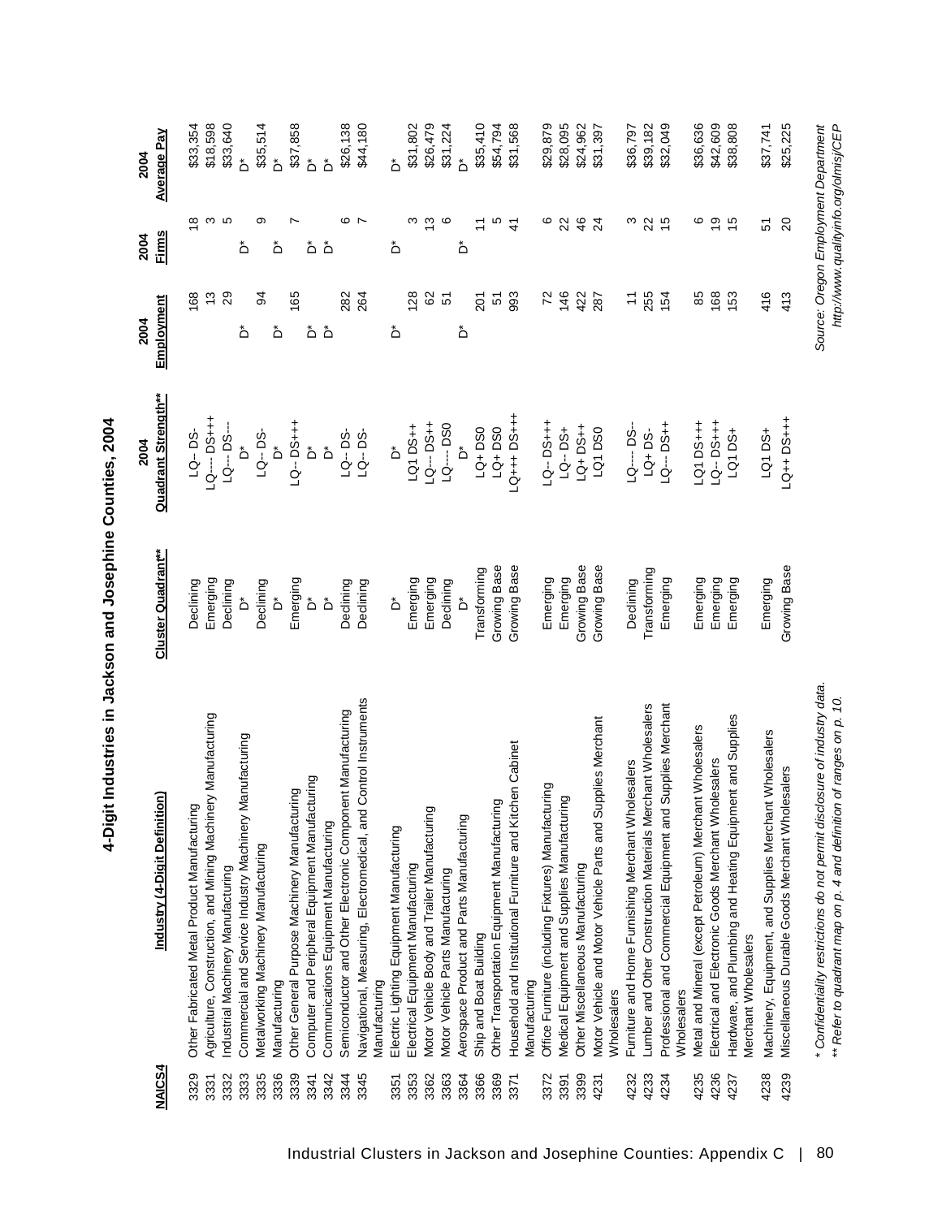# 4-Digit Industries in Jackson and Josephine Counties, 2004

| NAICS4 | Industry (4-Digit Definition) | Cluster Quadrant** | 2004 Quadrant Strength** | 2004 Employment | 2004 Firms | 2004 Average Pay |
|---|---|---|---|---|---|---|
| 3329 | Other Fabricated Metal Product Manufacturing | Declining | LQ- DS- | 168 | 18 | $33,354 |
| 3331 | Agriculture, Construction, and Mining Machinery Manufacturing | Emerging | LQ---- DS+++ | 13 | 3 | $18,598 |
| 3332 | Industrial Machinery Manufacturing | Declining | LQ--- DS--- | 29 | 5 | $33,640 |
| 3333 | Commercial and Service Industry Machinery Manufacturing | D* | D* | D* | D* | D* |
| 3335 | Metalworking Machinery Manufacturing | Declining | LQ-- DS- | 94 | 9 | $35,514 |
| 3336 | Manufacturing | D* | D* | D* | D* | D* |
| 3339 | Other General Purpose Machinery Manufacturing | Emerging | LQ-- DS+++ | 165 | 7 | $37,858 |
| 3341 | Computer and Peripheral Equipment Manufacturing | D* | D* | D* | D* | D* |
| 3342 | Communications Equipment Manufacturing | D* | D* | D* | D* | D* |
| 3344 | Semiconductor and Other Electronic Component Manufacturing | Declining | LQ-- DS- | 282 | 6 | $26,138 |
| 3345 | Navigational, Measuring, Electromedical, and Control Instruments Manufacturing | Declining | LQ-- DS- | 264 | 7 | $44,180 |
| 3351 | Electric Lighting Equipment Manufacturing | D* | D* | D* | D* | D* |
| 3353 | Electrical Equipment Manufacturing | Emerging | LQ1 DS++ | 128 | 3 | $31,802 |
| 3362 | Motor Vehicle Body and Trailer Manufacturing | Emerging | LQ--- DS++ | 62 | 13 | $26,479 |
| 3363 | Motor Vehicle Parts Manufacturing | Declining | LQ---- DS0 | 51 | 6 | $31,224 |
| 3364 | Aerospace Product and Parts Manufacturing | D* | D* | D* | D* | D* |
| 3366 | Ship and Boat Building | Transforming | LQ+ DS0 | 201 | 11 | $35,410 |
| 3369 | Other Transportation Equipment Manufacturing | Growing Base | LQ+ DS0 | 51 | 5 | $54,794 |
| 3371 | Household and Institutional Furniture and Kitchen Cabinet Manufacturing | Growing Base | LQ+++ DS+++ | 993 | 41 | $31,568 |
| 3372 | Office Furniture (including Fixtures) Manufacturing | Emerging | LQ-- DS+++ | 72 | 6 | $29,879 |
| 3391 | Medical Equipment and Supplies Manufacturing | Emerging | LQ-- DS+ | 146 | 22 | $28,095 |
| 3399 | Other Miscellaneous Manufacturing | Growing Base | LQ+ DS++ | 422 | 46 | $24,962 |
| 4231 | Motor Vehicle and Motor Vehicle Parts and Supplies Merchant Wholesalers | Growing Base | LQ1 DS0 | 287 | 24 | $31,397 |
| 4232 | Furniture and Home Furnishing Merchant Wholesalers | Declining | LQ---- DS-- | 11 | 3 | $36,797 |
| 4233 | Lumber and Other Construction Materials Merchant Wholesalers | Transforming | LQ+ DS- | 255 | 22 | $39,182 |
| 4234 | Professional and Commercial Equipment and Supplies Merchant Wholesalers | Emerging | LQ--- DS++ | 154 | 15 | $32,049 |
| 4235 | Metal and Mineral (except Petroleum) Merchant Wholesalers | Emerging | LQ1 DS+++ | 85 | 6 | $36,636 |
| 4236 | Electrical and Electronic Goods Merchant Wholesalers | Emerging | LQ-- DS+++ | 168 | 19 | $42,609 |
| 4237 | Hardware, and Plumbing and Heating Equipment and Supplies Merchant Wholesalers | Emerging | LQ1 DS+ | 153 | 15 | $38,808 |
| 4238 | Machinery, Equipment, and Supplies Merchant Wholesalers | Emerging | LQ1 DS+ | 416 | 51 | $37,741 |
| 4239 | Miscellaneous Durable Goods Merchant Wholesalers | Growing Base | LQ++ DS+++ | 413 | 20 | $25,225 |

*\* Confidentiality restrictions do not permit disclosure of industry data.*
*\*\* Refer to quadrant map on p. 4 and definition of ranges on p. 10.*

*Source: Oregon Employment Department*
*http://www.qualityinfo.org/olmisj/CEP*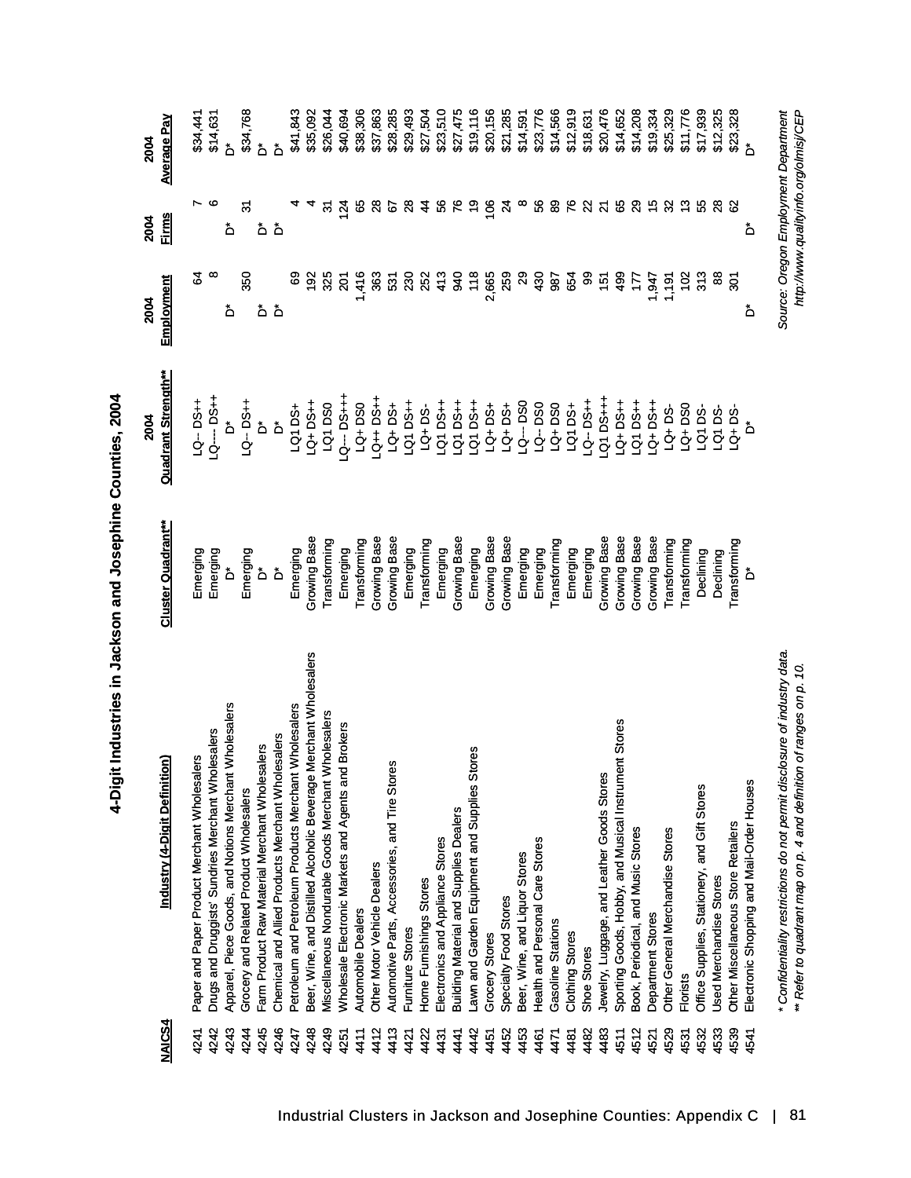# 4-Digit Industries in Jackson and Josephine Counties, 2004

| NAICS4 | Industry (4-Digit Definition) | Cluster Quadrant** | 2004 Quadrant Strength** | 2004 Employment | 2004 Firms | 2004 Average Pay |
|---|---|---|---|---|---|---|
| 4241 | Paper and Paper Product Merchant Wholesalers | Emerging | LQ-- DS++ | 64 | 7 | $34,441 |
| 4242 | Drugs and Druggists' Sundries Merchant Wholesalers | Emerging | LQ--- DS++ | 8 | 6 | $14,631 |
| 4243 | Apparel, Piece Goods, and Notions Merchant Wholesalers | D* | D* | D* | D* | D* |
| 4244 | Grocery and Related Product Wholesalers | Emerging | LQ-- DS++ | 350 | 31 | $34,768 |
| 4245 | Farm Product Raw Material Merchant Wholesalers | D* | D* | D* | D* | D* |
| 4246 | Chemical and Allied Products Merchant Wholesalers | D* | D* | D* | D* | D* |
| 4247 | Petroleum and Petroleum Products Merchant Wholesalers | Emerging | LQ1 DS+ | 69 | 4 | $41,843 |
| 4248 | Beer, Wine, and Distilled Alcoholic Beverage Merchant Wholesalers | Growing Base | LQ+ DS++ | 192 | 4 | $35,092 |
| 4249 | Miscellaneous Nondurable Goods Merchant Wholesalers | Transforming | LQ1 DS0 | 325 | 31 | $26,044 |
| 4251 | Wholesale Electronic Markets and Agents and Brokers | Emerging | LQ--- DS+++ | 201 | 124 | $40,694 |
| 4411 | Automobile Dealers | Transforming | LQ+ DS0 | 1,416 | 65 | $38,306 |
| 4412 | Other Motor Vehicle Dealers | Growing Base | LQ++ DS++ | 363 | 28 | $37,863 |
| 4413 | Automotive Parts, Accessories, and Tire Stores | Growing Base | LQ+ DS+ | 531 | 67 | $28,285 |
| 4421 | Furniture Stores | Emerging | LQ1 DS++ | 230 | 28 | $29,493 |
| 4422 | Home Furnishings Stores | Transforming | LQ+ DS- | 252 | 44 | $27,504 |
| 4431 | Electronics and Appliance Stores | Emerging | LQ1 DS++ | 413 | 56 | $23,510 |
| 4441 | Building Material and Supplies Dealers | Growing Base | LQ1 DS++ | 940 | 76 | $27,475 |
| 4442 | Lawn and Garden Equipment and Supplies Stores | Emerging | LQ1 DS++ | 118 | 19 | $19,116 |
| 4451 | Grocery Stores | Growing Base | LQ+ DS+ | 2,665 | 106 | $20,156 |
| 4452 | Specialty Food Stores | Growing Base | LQ+ DS+ | 259 | 24 | $21,285 |
| 4453 | Beer, Wine, and Liquor Stores | Emerging | LQ--- DS0 | 29 | 8 | $14,591 |
| 4461 | Health and Personal Care Stores | Emerging | LQ-- DS0 | 430 | 56 | $23,776 |
| 4471 | Gasoline Stations | Transforming | LQ+ DS0 | 987 | 89 | $14,566 |
| 4481 | Clothing Stores | Emerging | LQ1 DS+ | 654 | 76 | $12,919 |
| 4482 | Shoe Stores | Emerging | LQ-- DS++ | 99 | 22 | $18,631 |
| 4483 | Jewelry, Luggage, and Leather Goods Stores | Growing Base | LQ1 DS+++ | 151 | 21 | $20,476 |
| 4511 | Sporting Goods, Hobby, and Musical Instrument Stores | Growing Base | LQ+ DS++ | 499 | 65 | $14,652 |
| 4512 | Book, Periodical, and Music Stores | Growing Base | LQ1 DS++ | 177 | 29 | $14,208 |
| 4521 | Department Stores | Growing Base | LQ+ DS++ | 1,947 | 15 | $19,334 |
| 4529 | Other General Merchandise Stores | Transforming | LQ+ DS- | 1,191 | 32 | $25,329 |
| 4531 | Florists | Transforming | LQ+ DS0 | 102 | 13 | $11,776 |
| 4532 | Office Supplies, Stationery, and Gift Stores | Declining | LQ1 DS- | 313 | 55 | $17,939 |
| 4533 | Used Merchandise Stores | Declining | LQ1 DS- | 88 | 28 | $12,325 |
| 4539 | Other Miscellaneous Store Retailers | Transforming | LQ+ DS- | 301 | 62 | $23,328 |
| 4541 | Electronic Shopping and Mail-Order Houses | D* | D* | D* | D* | D* |

*\* Confidentiality restrictions do not permit disclosure of industry data.*
*\*\* Refer to quadrant map on p. 4 and definition of ranges on p. 10.*

*Source: Oregon Employment Department*
*http://www.qualityinfo.org/olmisj/CEP*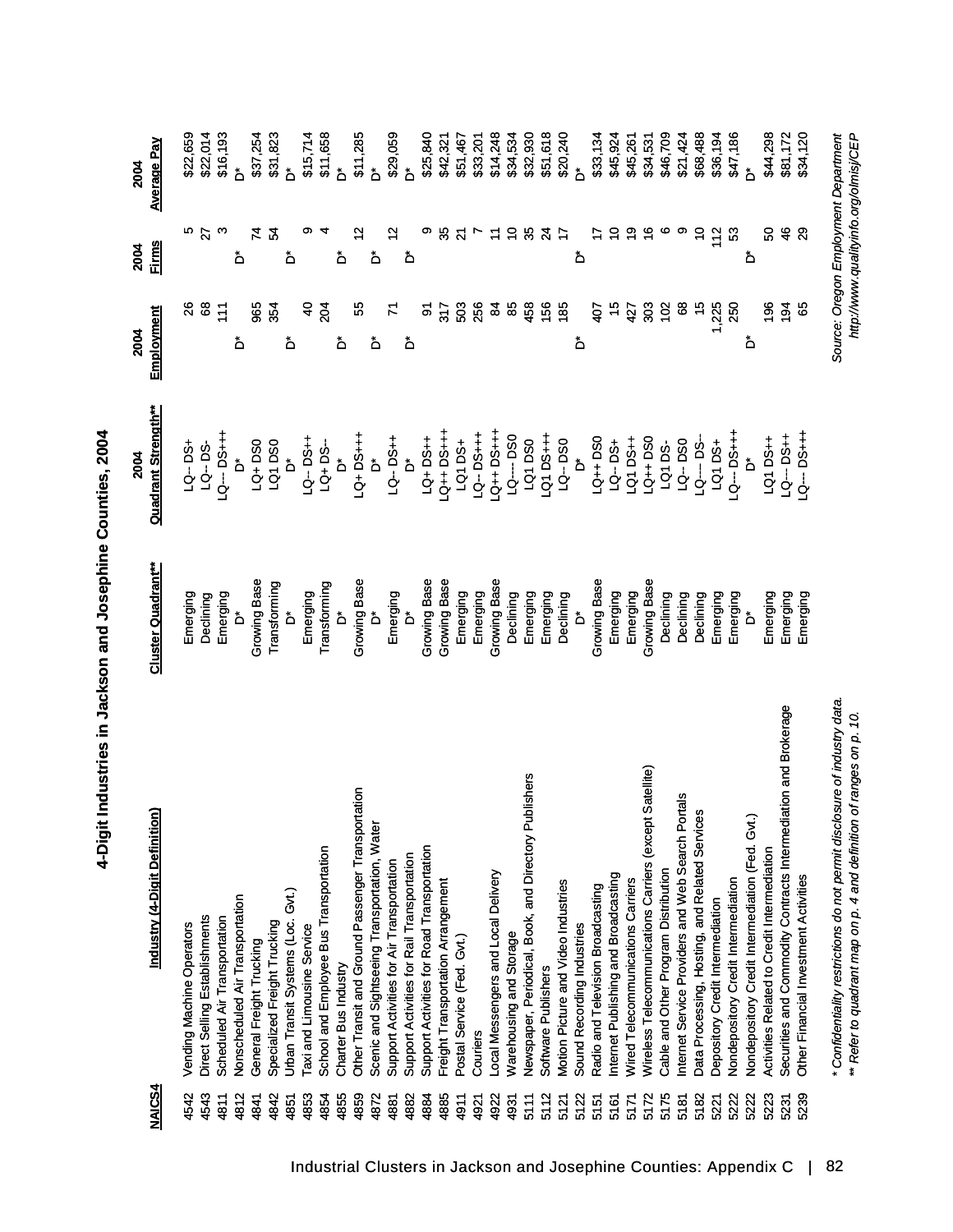# 4-Digit Industries in Jackson and Josephine Counties, 2004

| NAICS4 | Industry (4-Digit Definition) | 2004 Cluster Quadrant** | 2004 Quadrant Strength** | 2004 Employment | 2004 Firms | 2004 Average Pay |
|---|---|---|---|---|---|---|
| 4542 | Vending Machine Operators | Emerging | LQ-- DS+ | 26 | 5 | $22,659 |
| 4543 | Direct Selling Establishments | Declining | LQ-- DS- | 68 | 27 | $22,014 |
| 4811 | Scheduled Air Transportation | Emerging | LQ--- DS+++ | 111 | 3 | $16,193 |
| 4812 | Nonscheduled Air Transportation | D* | D* | D* | D* | D* |
| 4841 | General Freight Trucking | Growing Base | LQ+ DS0 | 965 | 74 | $37,254 |
| 4842 | Specialized Freight Trucking | Transforming | LQ1 DS0 | 354 | 54 | $31,823 |
| 4851 | Urban Transit Systems (Loc. Gvt.) | D* | D* | D* | D* | D* |
| 4853 | Taxi and Limousine Service | Emerging | LQ-- DS++ | 40 | 9 | $15,714 |
| 4854 | School and Employee Bus Transportation | Transforming | LQ+ DS-- | 204 | 4 | $11,658 |
| 4855 | Charter Bus Industry | D* | D* | D* | D* | D* |
| 4859 | Other Transit and Ground Passenger Transportation | Growing Base | LQ+ DS+++ | 55 | 12 | $11,285 |
| 4872 | Scenic and Sightseeing Transportation, Water | D* | D* | D* | D* | D* |
| 4881 | Support Activities for Air Transportation | Emerging | LQ-- DS++ | 71 | 12 | $29,059 |
| 4882 | Support Activities for Rail Transportation | D* | D* | D* | D* | D* |
| 4884 | Support Activities for Road Transportation | Growing Base | LQ+ DS++ | 91 | 9 | $25,840 |
| 4885 | Freight Transportation Arrangement | Growing Base | LQ++ DS+++ | 317 | 35 | $42,321 |
| 4911 | Postal Service (Fed. Gvt.) | Emerging | LQ1 DS+ | 503 | 21 | $51,467 |
| 4921 | Couriers | Emerging | LQ-- DS+++ | 256 | 7 | $33,201 |
| 4922 | Local Messengers and Local Delivery | Growing Base | LQ++ DS+++ | 84 | 11 | $14,248 |
| 4931 | Warehousing and Storage | Declining | LQ---- DS0 | 85 | 10 | $34,534 |
| 5111 | Newspaper, Periodical, Book, and Directory Publishers | Emerging | LQ1 DS0 | 458 | 35 | $32,930 |
| 5112 | Software Publishers | Emerging | LQ1 DS+++ | 156 | 24 | $51,618 |
| 5121 | Motion Picture and Video Industries | Declining | LQ-- DS0 | 185 | 17 | $20,240 |
| 5122 | Sound Recording Industries | D* | D* | D* | D* | D* |
| 5151 | Radio and Television Broadcasting | Growing Base | LQ++ DS0 | 407 | 17 | $33,134 |
| 5161 | Internet Publishing and Broadcasting | Emerging | LQ-- DS+ | 15 | 10 | $45,924 |
| 5171 | Wired Telecommunications Carriers | Emerging | LQ1 DS++ | 427 | 19 | $45,261 |
| 5172 | Wireless Telecommunications Carriers (except Satellite) | Growing Base | LQ++ DS0 | 303 | 16 | $34,531 |
| 5175 | Cable and Other Program Distribution | Declining | LQ1 DS- | 102 | 6 | $46,709 |
| 5181 | Internet Service Providers and Web Search Portals | Declining | LQ-- DS0 | 68 | 9 | $21,424 |
| 5182 | Data Processing, Hosting, and Related Services | Declining | LQ---- DS-- | 15 | 10 | $68,488 |
| 5221 | Depository Credit Intermediation | Emerging | LQ1 DS+ | 1,225 | 112 | $36,194 |
| 5222 | Nondepository Credit Intermediation | Emerging | LQ--- DS+++ | 250 | 53 | $47,186 |
| 5222 | Nondepository Credit Intermediation (Fed. Gvt.) | D* | D* | D* | D* | D* |
| 5223 | Activities Related to Credit Intermediation | Emerging | LQ1 DS++ | 196 | 50 | $44,298 |
| 5231 | Securities and Commodity Contracts Intermediation and Brokerage | Emerging | LQ--- DS++ | 194 | 46 | $81,172 |
| 5239 | Other Financial Investment Activities | Emerging | LQ--- DS+++ | 65 | 29 | $34,120 |

*\* Confidentiality restrictions do not permit disclosure of industry data.*
*\*\* Refer to quadrant map on p. 4 and definition of ranges on p. 10.*

*Source: Oregon Employment Department*
*http://www.qualityinfo.org/olmisj/CEP*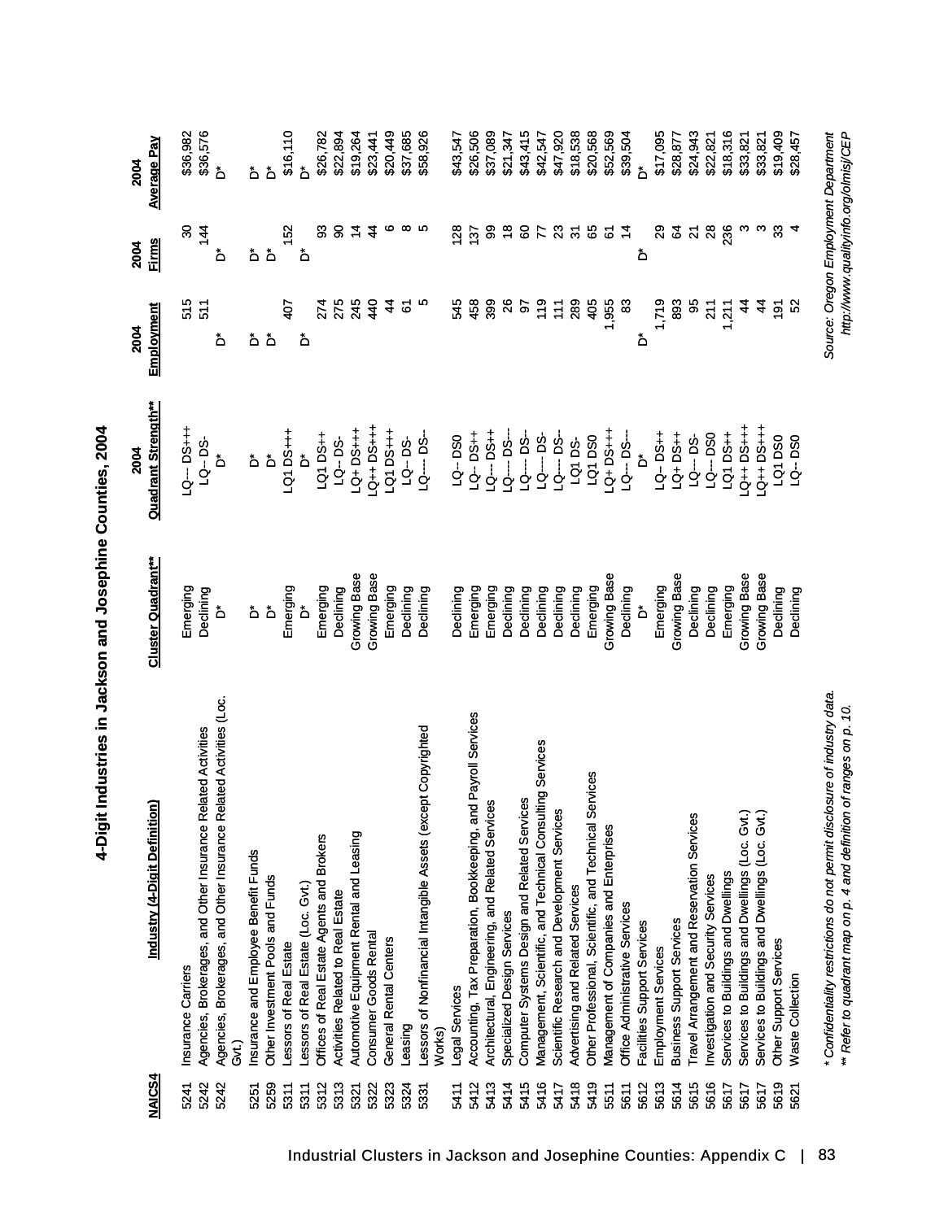# 4-Digit Industries in Jackson and Josephine Counties, 2004

| NAICS4 | Industry (4-Digit Definition) | Cluster Quadrant** | 2004 Quadrant Strength** | 2004 Employment | 2004 Firms | 2004 Average Pay |
|---|---|---|---|---|---|---|
| 5241 | Insurance Carriers | Emerging | LQ--- DS+++ | 515 | 30 | $36,982 |
| 5242 | Agencies, Brokerages, and Other Insurance Related Activities | Declining | LQ-- DS- | 511 | 144 | $36,576 |
| 5242 | Agencies, Brokerages, and Other Insurance Related Activities (Loc. Gvt.) | D* | D* | D* | D* | D* |
| 5251 | Insurance and Employee Benefit Funds | D* | D* | D* | D* | D* |
| 5259 | Other Investment Pools and Funds | D* | D* | D* | D* | D* |
| 5311 | Lessors of Real Estate | Emerging | LQ1 DS+++ | 407 | 152 | $16,110 |
| 5311 | Lessors of Real Estate (Loc. Gvt.) | D* | D* | D* | D* | D* |
| 5312 | Offices of Real Estate Agents and Brokers | Emerging | LQ1 DS++ | 274 | 93 | $26,782 |
| 5313 | Activities Related to Real Estate | Declining | LQ-- DS- | 275 | 90 | $22,894 |
| 5321 | Automotive Equipment Rental and Leasing | Growing Base | LQ+ DS+++ | 245 | 14 | $19,264 |
| 5322 | Consumer Goods Rental | Growing Base | LQ++ DS+++ | 440 | 44 | $23,441 |
| 5323 | General Rental Centers | Emerging | LQ1 DS+++ | 44 | 6 | $20,449 |
| 5324 | Leasing | Declining | LQ-- DS- | 61 | 8 | $37,685 |
| 5331 | Lessors of Nonfinancial Intangible Assets (except Copyrighted Works) | Declining | LQ---- DS-- | 5 | 5 | $58,926 |
| 5411 | Legal Services | Declining | LQ-- DS0 | 545 | 128 | $43,547 |
| 5412 | Accounting, Tax Preparation, Bookkeeping, and Payroll Services | Emerging | LQ-- DS++ | 458 | 137 | $26,506 |
| 5413 | Architectural, Engineering, and Related Services | Emerging | LQ--- DS++ | 399 | 99 | $37,089 |
| 5414 | Specialized Design Services | Declining | LQ---- DS-- | 26 | 18 | $21,347 |
| 5415 | Computer Systems Design and Related Services | Declining | LQ---- DS-- | 97 | 60 | $43,415 |
| 5416 | Management, Scientific, and Technical Consulting Services | Declining | LQ---- DS- | 119 | 77 | $42,547 |
| 5417 | Scientific Research and Development Services | Declining | LQ---- DS-- | 111 | 23 | $47,920 |
| 5418 | Advertising and Related Services | Declining | LQ1 DS- | 289 | 31 | $18,538 |
| 5419 | Other Professional, Scientific, and Technical Services | Emerging | LQ1 DS0 | 405 | 65 | $20,568 |
| 5511 | Management of Companies and Enterprises | Growing Base | LQ+ DS+++ | 1,955 | 61 | $52,569 |
| 5611 | Office Administrative Services | Declining | LQ--- DS-- | 83 | 14 | $39,504 |
| 5612 | Facilities Support Services | D* | D* | D* | D* | D* |
| 5613 | Employment Services | Emerging | LQ-- DS++ | 1,719 | 29 | $17,095 |
| 5614 | Business Support Services | Growing Base | LQ+ DS++ | 893 | 64 | $28,877 |
| 5615 | Travel Arrangement and Reservation Services | Declining | LQ-- DS- | 95 | 21 | $24,943 |
| 5616 | Investigation and Security Services | Declining | LQ--- DS0 | 211 | 28 | $22,821 |
| 5617 | Services to Buildings and Dwellings | Emerging | LQ1 DS++ | 1,211 | 236 | $18,316 |
| 5617 | Services to Buildings and Dwellings (Loc. Gvt.) | Growing Base | LQ++ DS+++ | 44 | 3 | $33,821 |
| 5617 | Services to Buildings and Dwellings (Loc. Gvt.) | Growing Base | LQ++ DS+++ | 44 | 3 | $33,821 |
| 5619 | Other Support Services | Declining | LQ1 DS0 | 191 | 33 | $19,409 |
| 5621 | Waste Collection | Declining | LQ-- DS0 | 52 | 4 | $28,457 |

*\* Confidentiality restrictions do not permit disclosure of industry data.*

*\*\* Refer to quadrant map on p. 4 and definition of ranges on p. 10.*

*Source: Oregon Employment Department*
*http://www.qualityinfo.org/olmisj/CEP*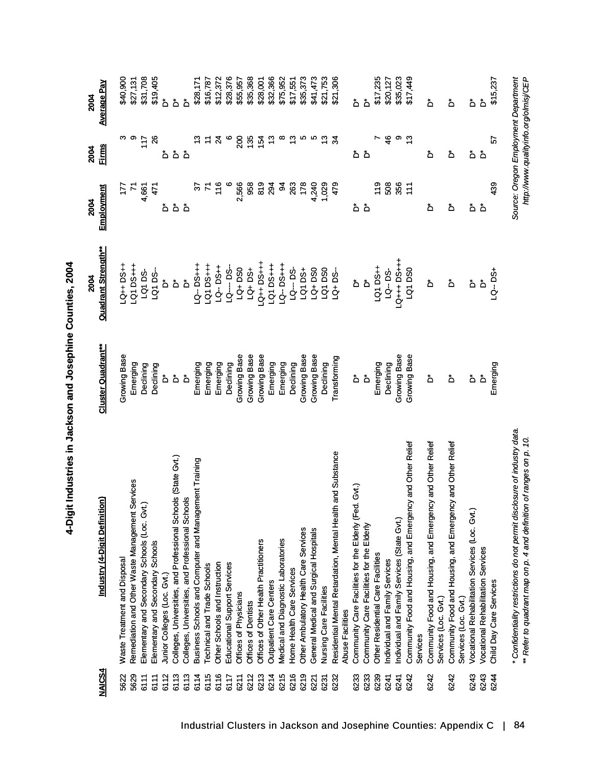# 4-Digit Industries in Jackson and Josephine Counties, 2004

| NAICS4 | Industry (4-Digit Definition) | Cluster Quadrant** | 2004 Quadrant Strength** | 2004 Employment | 2004 Firms | 2004 Average Pay |
|---|---|---|---|---|---|---|
| 5622 | Waste Treatment and Disposal | Growing Base | LQ++ DS++ | 177 | 3 | $40,900 |
| 5629 | Remediation and Other Waste Management Services | Emerging | LQ1 DS+++ | 71 | 9 | $27,131 |
| 6111 | Elementary and Secondary Schools (Loc. Gvt.) | Declining | LQ1 DS- | 4,661 | 117 | $31,708 |
| 6111 | Elementary and Secondary Schools | Declining | LQ1 DS-- | 471 | 26 | $19,405 |
| 6112 | Junior Colleges (Loc. Gvt.) | D* | D* | D* | D* | D* |
| 6113 | Colleges, Universities, and Professional Schools (State Gvt.) | D* | D* | D* | D* | D* |
| 6113 | Colleges, Universities, and Professional Schools | D* | D* | D* | D* | D* |
| 6114 | Business Schools and Computer and Management Training | Emerging | LQ-- DS+++ | 37 | 13 | $28,171 |
| 6115 | Technical and Trade Schools | Emerging | LQ1 DS+++ | 71 | 11 | $16,787 |
| 6116 | Other Schools and Instruction | Emerging | LQ-- DS++ | 116 | 24 | $12,372 |
| 6117 | Educational Support Services | Declining | LQ---- DS-- | 6 | 6 | $28,376 |
| 6211 | Offices of Physicians | Growing Base | LQ+ DS0 | 2,566 | 200 | $55,957 |
| 6212 | Offices of Dentists | Growing Base | LQ+ DS+ | 958 | 135 | $35,368 |
| 6213 | Offices of Other Health Practitioners | Growing Base | LQ++ DS+++ | 819 | 154 | $28,001 |
| 6214 | Outpatient Care Centers | Emerging | LQ1 DS+++ | 294 | 13 | $32,366 |
| 6215 | Medical and Diagnostic Laboratories | Emerging | LQ-- DS+++ | 94 | 8 | $75,952 |
| 6216 | Home Health Care Services | Declining | LQ--- DS- | 263 | 13 | $17,551 |
| 6219 | Other Ambulatory Health Care Services | Growing Base | LQ1 DS+ | 178 | 5 | $35,373 |
| 6221 | General Medical and Surgical Hospitals | Growing Base | LQ+ DS0 | 4,240 | 5 | $41,473 |
| 6231 | Nursing Care Facilities | Declining | LQ1 DS0 | 1,029 | 13 | $21,753 |
| 6232 | Residential Mental Retardation, Mental Health and Substance Abuse Facilities | Transforming | LQ+ DS-- | 479 | 34 | $21,306 |
| 6233 | Community Care Facilities for the Elderly (Fed. Gvt.) | D* | D* | D* | D* | D* |
| 6233 | Community Care Facilities for the Elderly | D* | D* | D* | D* | D* |
| 6239 | Other Residential Care Facilities | Emerging | LQ1 DS++ | 119 | 7 | $17,235 |
| 6241 | Individual and Family Services | Declining | LQ-- DS- | 508 | 46 | $20,127 |
| 6241 | Individual and Family Services (State Gvt.) | Growing Base | LQ+++ DS+++ | 356 | 9 | $35,023 |
| 6242 | Community Food and Housing, and Emergency and Other Relief Services | Growing Base | LQ1 DS0 | 111 | 13 | $17,449 |
| 6242 | Community Food and Housing, and Emergency and Other Relief Services (Loc. Gvt.) | D* | D* | D* | D* | D* |
| 6242 | Community Food and Housing, and Emergency and Other Relief Services (Loc. Gvt.) | D* | D* | D* | D* | D* |
| 6243 | Vocational Rehabilitation Services (Loc. Gvt.) | D* | D* | D* | D* | D* |
| 6243 | Vocational Rehabilitation Services | D* | D* | D* | D* | D* |
| 6244 | Child Day Care Services | Emerging | LQ-- DS+ | 439 | 57 | $15,237 |

*\* Confidentiality restrictions do not permit disclosure of industry data.*
*\*\* Refer to quadrant map on p. 4 and definition of ranges on p. 10.*

*Source: Oregon Employment Department*
*http://www.qualityinfo.org/olmisj/CEP*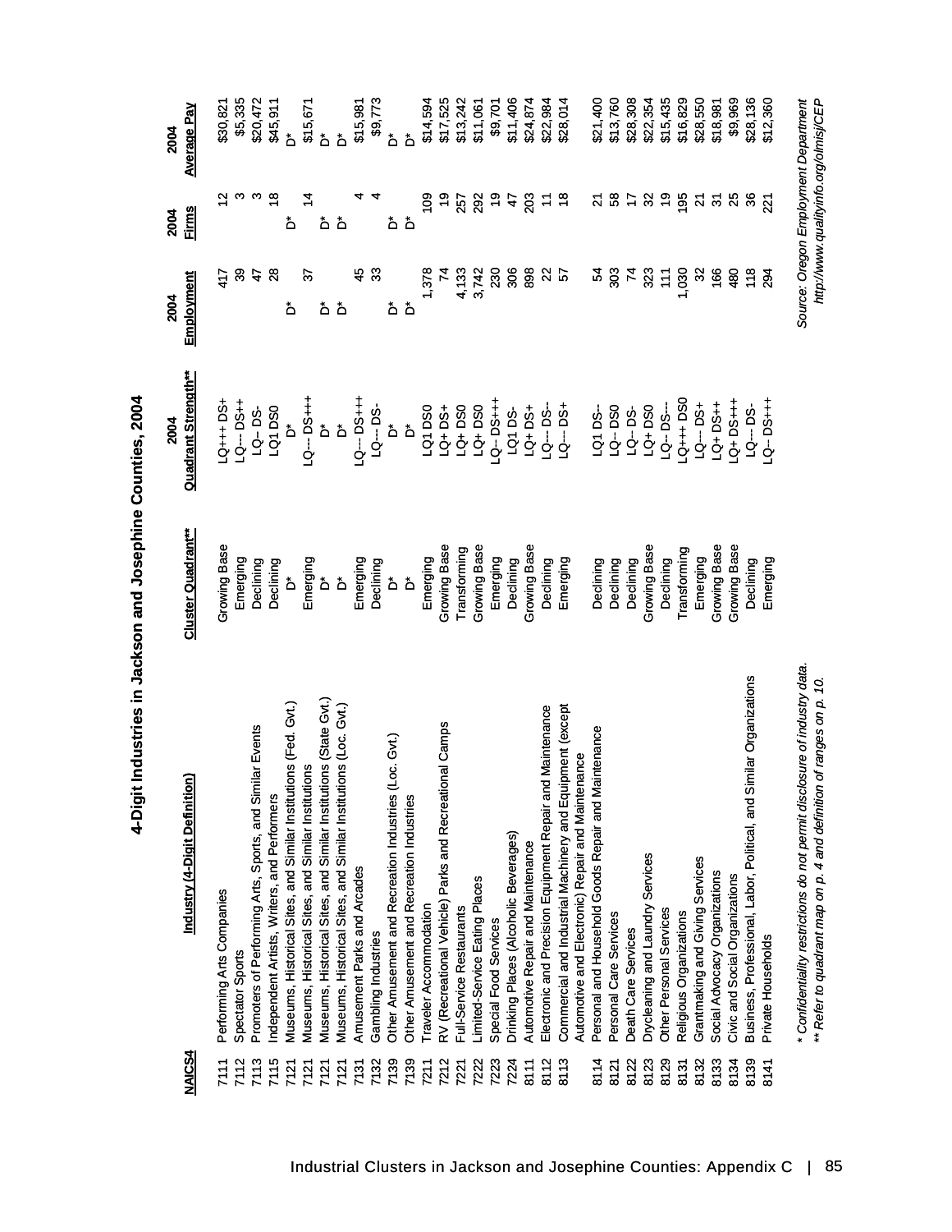# 4-Digit Industries in Jackson and Josephine Counties, 2004

| NAICS4 | Industry (4-Digit Definition) | Cluster Quadrant** | 2004 Quadrant Strength** | 2004 Employment | 2004 Firms | 2004 Average Pay |
|---|---|---|---|---|---|---|
| 7111 | Performing Arts Companies | Growing Base | LQ+++ DS+ | 417 | 12 | $30,821 |
| 7112 | Spectator Sports | Emerging | LQ--- DS++ | 39 | 3 | $5,335 |
| 7113 | Promoters of Performing Arts, Sports, and Similar Events | Declining | LQ-- DS- | 47 | 3 | $20,472 |
| 7115 | Independent Artists, Writers, and Performers | Declining | LQ1 DS0 | 28 | 18 | $45,911 |
| 7121 | Museums, Historical Sites, and Similar Institutions (Fed. Gvt.) | D* | D* | D* | D* | D* |
| 7121 | Museums, Historical Sites, and Similar Institutions | Emerging | LQ--- DS+++ | 37 | 14 | $15,671 |
| 7121 | Museums, Historical Sites, and Similar Institutions (State Gvt.) | D* | D* | D* | D* | D* |
| 7121 | Museums, Historical Sites, and Similar Institutions (Loc. Gvt.) | D* | D* | D* | D* | D* |
| 7131 | Amusement Parks and Arcades | Emerging | LQ--- DS+++ | 45 | 4 | $15,981 |
| 7132 | Gambling Industries | Declining | LQ--- DS- | 33 | 4 | $9,773 |
| 7139 | Other Amusement and Recreation Industries (Loc. Gvt.) | D* | D* | D* | D* | D* |
| 7139 | Other Amusement and Recreation Industries | D* | D* | D* | D* | D* |
| 7211 | Traveler Accommodation | Emerging | LQ1 DS0 | 1,378 | 109 | $14,594 |
| 7212 | RV (Recreational Vehicle) Parks and Recreational Camps | Growing Base | LQ+ DS+ | 74 | 19 | $17,525 |
| 7221 | Full-Service Restaurants | Transforming | LQ+ DS0 | 4,133 | 257 | $13,242 |
| 7222 | Limited-Service Eating Places | Growing Base | LQ+ DS0 | 3,742 | 292 | $11,061 |
| 7223 | Special Food Services | Emerging | LQ-- DS+++ | 230 | 19 | $9,701 |
| 7224 | Drinking Places (Alcoholic Beverages) | Declining | LQ1 DS- | 306 | 47 | $11,406 |
| 8111 | Automotive Repair and Maintenance | Growing Base | LQ+ DS+ | 898 | 203 | $24,874 |
| 8112 | Electronic and Precision Equipment Repair and Maintenance | Declining | LQ--- DS-- | 22 | 11 | $22,984 |
| 8113 | Commercial and Industrial Machinery and Equipment (except Automotive and Electronic) Repair and Maintenance | Emerging | LQ--- DS+ | 57 | 18 | $28,014 |
| 8114 | Personal and Household Goods Repair and Maintenance | Declining | LQ1 DS-- | 54 | 21 | $21,400 |
| 8121 | Personal Care Services | Declining | LQ- DS0 | 303 | 58 | $13,760 |
| 8122 | Death Care Services | Declining | LQ-- DS- | 74 | 17 | $28,308 |
| 8123 | Drycleaning and Laundry Services | Growing Base | LQ+ DS0 | 323 | 32 | $22,354 |
| 8129 | Other Personal Services | Declining | LQ-- DS-- | 111 | 19 | $15,435 |
| 8131 | Religious Organizations | Transforming | LQ+++ DS0 | 1,030 | 195 | $16,829 |
| 8132 | Grantmaking and Giving Services | Emerging | LQ--- DS+ | 32 | 21 | $28,550 |
| 8133 | Social Advocacy Organizations | Growing Base | LQ+ DS++ | 166 | 31 | $18,981 |
| 8134 | Civic and Social Organizations | Growing Base | LQ+ DS+++ | 480 | 25 | $9,969 |
| 8139 | Business, Professional, Labor, Political, and Similar Organizations | Declining | LQ--- DS- | 118 | 36 | $28,136 |
| 8141 | Private Households | Emerging | LQ-- DS+++ | 294 | 221 | $12,360 |

*\* Confidentiality restrictions do not permit disclosure of industry data.*
*\*\* Refer to quadrant map on p. 4 and definition of ranges on p. 10.*

*Source: Oregon Employment Department*
*http://www.qualityinfo.org/olmisj/CEP*

Industrial Clusters in Jackson and Josephine Counties: Appendix C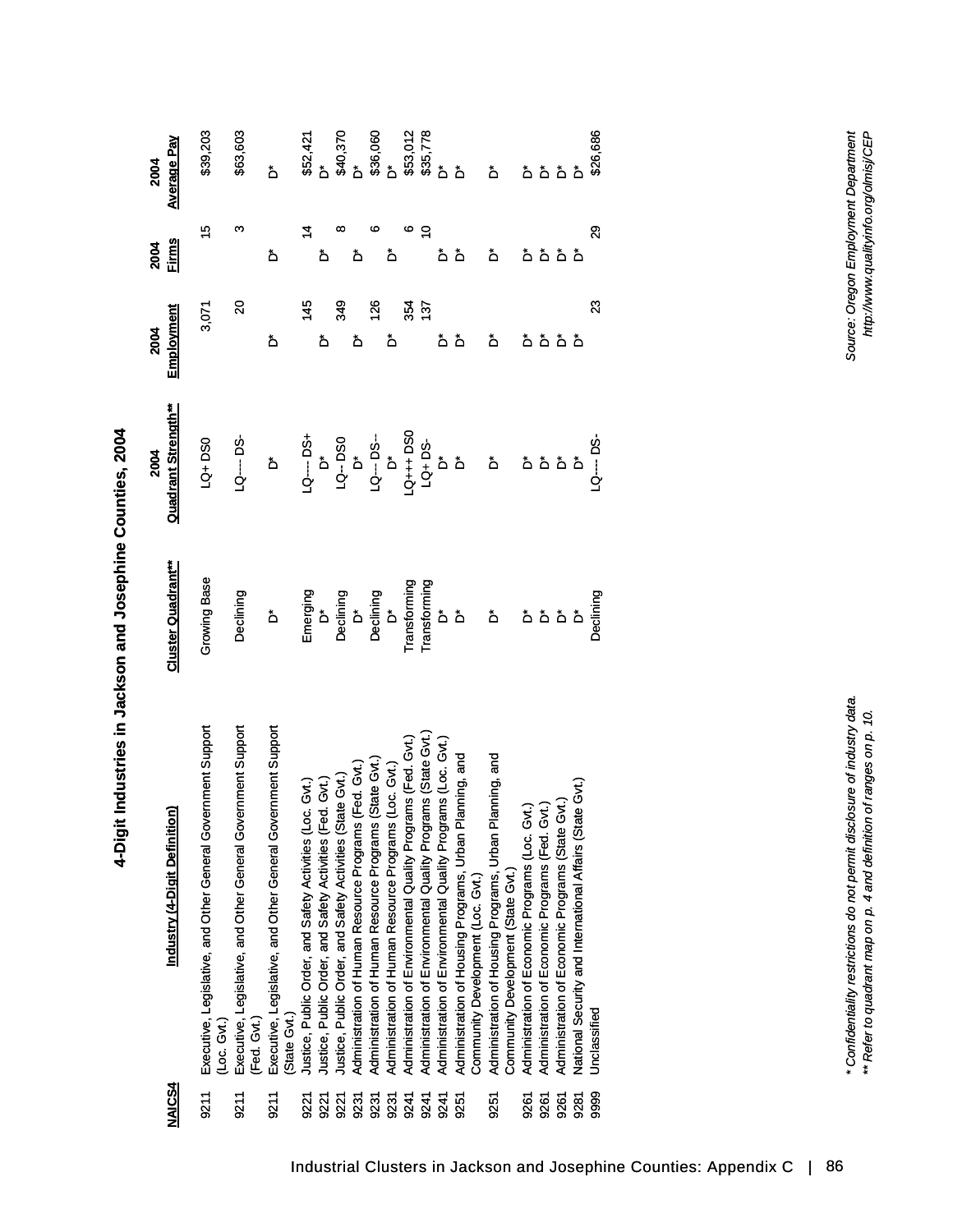# 4-Digit Industries in Jackson and Josephine Counties, 2004

| NAICS4 | Industry (4-Digit Definition) | Cluster Quadrant** | 2004 Quadrant Strength** | 2004 Employment | 2004 Firms | 2004 Average Pay |
|---|---|---|---|---|---|---|
| 9211 | Executive, Legislative, and Other General Government Support (Loc. Gvt.) | Growing Base | LQ+ DS0 | 3,071 | 15 | $39,203 |
| 9211 | Executive, Legislative, and Other General Government Support (Fed. Gvt.) | Declining | LQ---- DS- | 20 | 3 | $63,603 |
| 9211 | Executive, Legislative, and Other General Government Support (State Gvt.) | D* | D* | D* | D* | D* |
| 9221 | Justice, Public Order, and Safety Activities (Loc. Gvt.) | Emerging | LQ---- DS+ | 145 | 14 | $52,421 |
| 9221 | Justice, Public Order, and Safety Activities (Fed. Gvt.) | D* | D* | D* | D* | D* |
| 9221 | Justice, Public Order, and Safety Activities (State Gvt.) | Declining | LQ-- DS0 | 349 | 8 | $40,370 |
| 9231 | Administration of Human Resource Programs (Fed. Gvt.) | D* | D* | D* | D* | D* |
| 9231 | Administration of Human Resource Programs (State Gvt.) | Declining | LQ--- DS-- | 126 | 6 | $36,060 |
| 9231 | Administration of Human Resource Programs (Loc. Gvt.) | D* | D* | D* | D* | D* |
| 9241 | Administration of Environmental Quality Programs (Fed. Gvt.) | Transforming | LQ+++ DS0 | 354 | 6 | $53,012 |
| 9241 | Administration of Environmental Quality Programs (State Gvt.) | Transforming | LQ+ DS- | 137 | 10 | $35,778 |
| 9241 | Administration of Environmental Quality Programs (Loc. Gvt.) | D* | D* | D* | D* | D* |
| 9251 | Administration of Housing Programs, Urban Planning, and Community Development (Loc. Gvt.) | D* | D* | D* | D* | D* |
| 9251 | Administration of Housing Programs, Urban Planning, and Community Development (State Gvt.) | D* | D* | D* | D* | D* |
| 9261 | Administration of Economic Programs (Loc. Gvt.) | D* | D* | D* | D* | D* |
| 9261 | Administration of Economic Programs (Fed. Gvt.) | D* | D* | D* | D* | D* |
| 9261 | Administration of Economic Programs (State Gvt.) | D* | D* | D* | D* | D* |
| 9281 | National Security and International Affairs (State Gvt.) | D* | D* | D* | D* | D* |
| 9999 | Unclassified | Declining | LQ---- DS- | 23 | 29 | $26,686 |

*Confidentiality restrictions do not permit disclosure of industry data.*
*** Refer to quadrant map on p. 4 and definition of ranges on p. 10.*

*Source: Oregon Employment Department*
*http://www.qualityinfo.org/olmisj/CEP*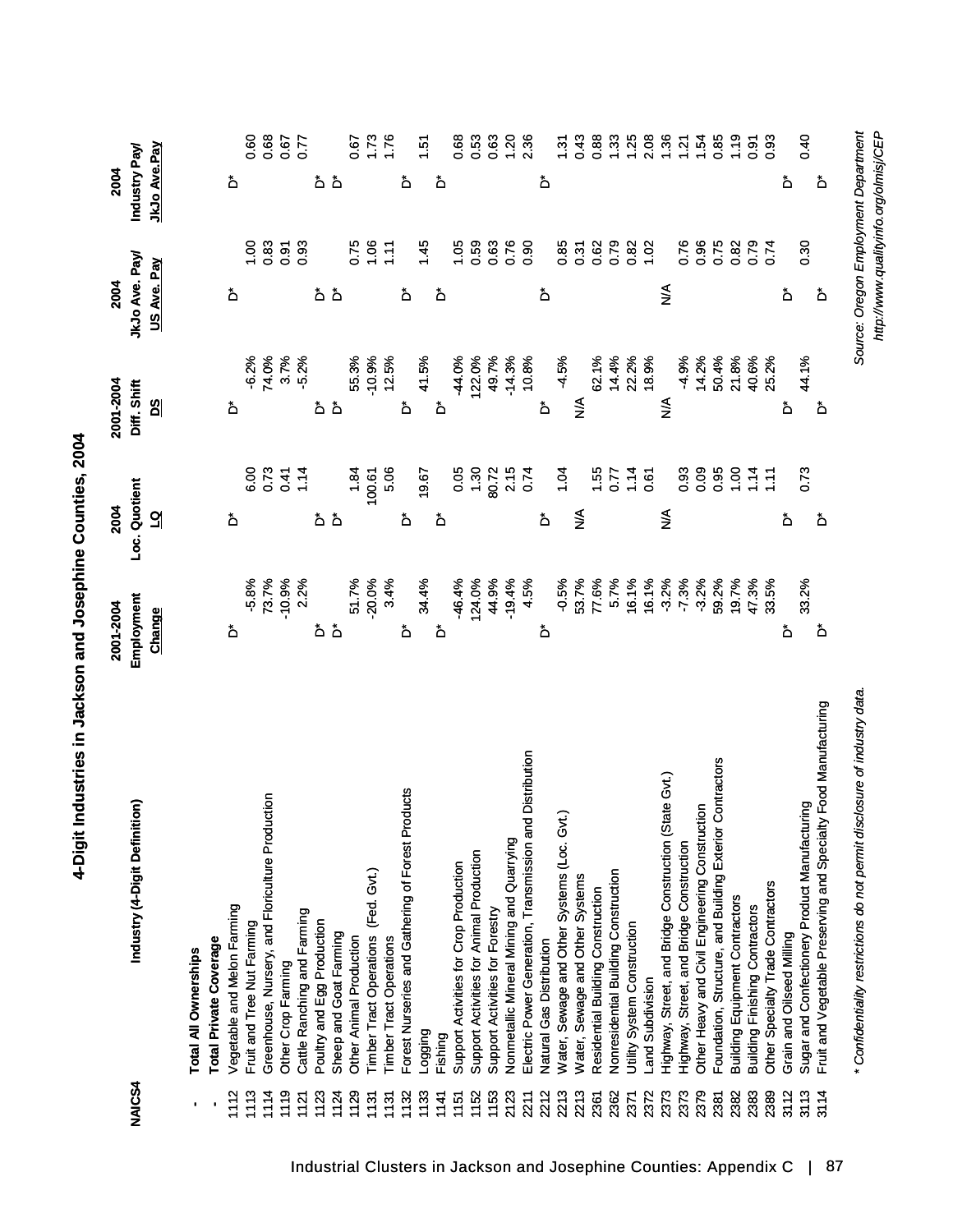# 4-Digit Industries in Jackson and Josephine Counties, 2004

| NAICS4 | Industry (4-Digit Definition) | 2001-2004 Employment Change | 2004 Loc. Quotient LQ | 2001-2004 Diff. Shift DS | 2004 JkJo Ave. Pay/ US Ave. Pay | 2004 Industry Pay/ JkJo Ave.Pay |
|---|---|---|---|---|---|---|
| - | **Total All Ownerships** | | | | | |
| - | **Total Private Coverage** | | | | | |
| 1112 | Vegetable and Melon Farming | D* | D* | D* | D* | D* |
| 1113 | Fruit and Tree Nut Farming | -5.8% | 6.00 | -6.2% | 1.00 | 0.60 |
| 1114 | Greenhouse, Nursery, and Floriculture Production | 73.7% | 0.73 | 74.0% | 0.83 | 0.68 |
| 1119 | Other Crop Farming | -10.9% | 0.41 | 3.7% | 0.91 | 0.67 |
| 1121 | Cattle Ranching and Farming | 2.2% | 1.14 | -5.2% | 0.93 | 0.77 |
| 1123 | Poultry and Egg Production | D* | D* | D* | D* | D* |
| 1124 | Sheep and Goat Farming | D* | D* | D* | D* | D* |
| 1129 | Other Animal Production | 51.7% | 1.84 | 55.3% | 0.75 | 0.67 |
| 1131 | Timber Tract Operations (Fed. Gvt.) | -20.0% | 100.61 | -10.9% | 1.06 | 1.73 |
| 1131 | Timber Tract Operations | 3.4% | 5.06 | 12.5% | 1.11 | 1.76 |
| 1132 | Forest Nurseries and Gathering of Forest Products | D* | D* | D* | D* | D* |
| 1133 | Logging | 34.4% | 19.67 | 41.5% | 1.45 | 1.51 |
| 1141 | Fishing | D* | D* | D* | D* | D* |
| 1151 | Support Activities for Crop Production | -46.4% | 0.05 | -44.0% | 1.05 | 0.68 |
| 1152 | Support Activities for Animal Production | 124.0% | 1.30 | 122.0% | 0.59 | 0.53 |
| 1153 | Support Activities for Forestry | 44.9% | 80.72 | 49.7% | 0.63 | 0.63 |
| 2123 | Nonmetallic Mineral Mining and Quarrying | -19.4% | 2.15 | -14.3% | 0.76 | 1.20 |
| 2211 | Electric Power Generation, Transmission and Distribution | 4.5% | 0.74 | 10.8% | 0.90 | 2.36 |
| 2212 | Natural Gas Distribution | D* | D* | D* | D* | D* |
| 2213 | Water, Sewage and Other Systems (Loc. Gvt.) | -0.5% | 1.04 | -4.5% | 0.85 | 1.31 |
| 2213 | Water, Sewage and Other Systems | 53.7% | N/A | N/A | 0.31 | 0.43 |
| 2361 | Residential Building Construction | 77.6% | 1.55 | 62.1% | 0.62 | 0.88 |
| 2362 | Nonresidential Building Construction | 5.7% | 0.77 | 14.4% | 0.79 | 1.33 |
| 2371 | Utility System Construction | 16.1% | 1.14 | 22.2% | 0.82 | 1.25 |
| 2372 | Land Subdivision | 16.1% | 0.61 | 18.9% | 1.02 | 2.08 |
| 2373 | Highway, Street, and Bridge Construction (State Gvt.) | -3.2% | N/A | N/A | N/A | 1.36 |
| 2373 | Highway, Street, and Bridge Construction | -7.3% | 0.93 | -4.9% | 0.76 | 1.21 |
| 2379 | Other Heavy and Civil Engineering Construction | -3.2% | 0.09 | 14.2% | 0.96 | 1.54 |
| 2381 | Foundation, Structure, and Building Exterior Contractors | 59.2% | 0.95 | 50.4% | 0.75 | 0.85 |
| 2382 | Building Equipment Contractors | 19.7% | 1.00 | 21.8% | 0.82 | 1.19 |
| 2383 | Building Finishing Contractors | 47.3% | 1.14 | 40.6% | 0.79 | 0.91 |
| 2389 | Other Specialty Trade Contractors | 33.5% | 1.11 | 25.2% | 0.74 | 0.93 |
| 3112 | Grain and Oilseed Milling | D* | D* | D* | D* | D* |
| 3113 | Sugar and Confectionery Product Manufacturing | 33.2% | 0.73 | 44.1% | 0.30 | 0.40 |
| 3114 | Fruit and Vegetable Preserving and Specialty Food Manufacturing | D* | D* | D* | D* | D* |

*\* Confidentiality restrictions do not permit disclosure of industry data.*

*Source: Oregon Employment Department*
*http://www.qualityinfo.org/olmisj/CEP*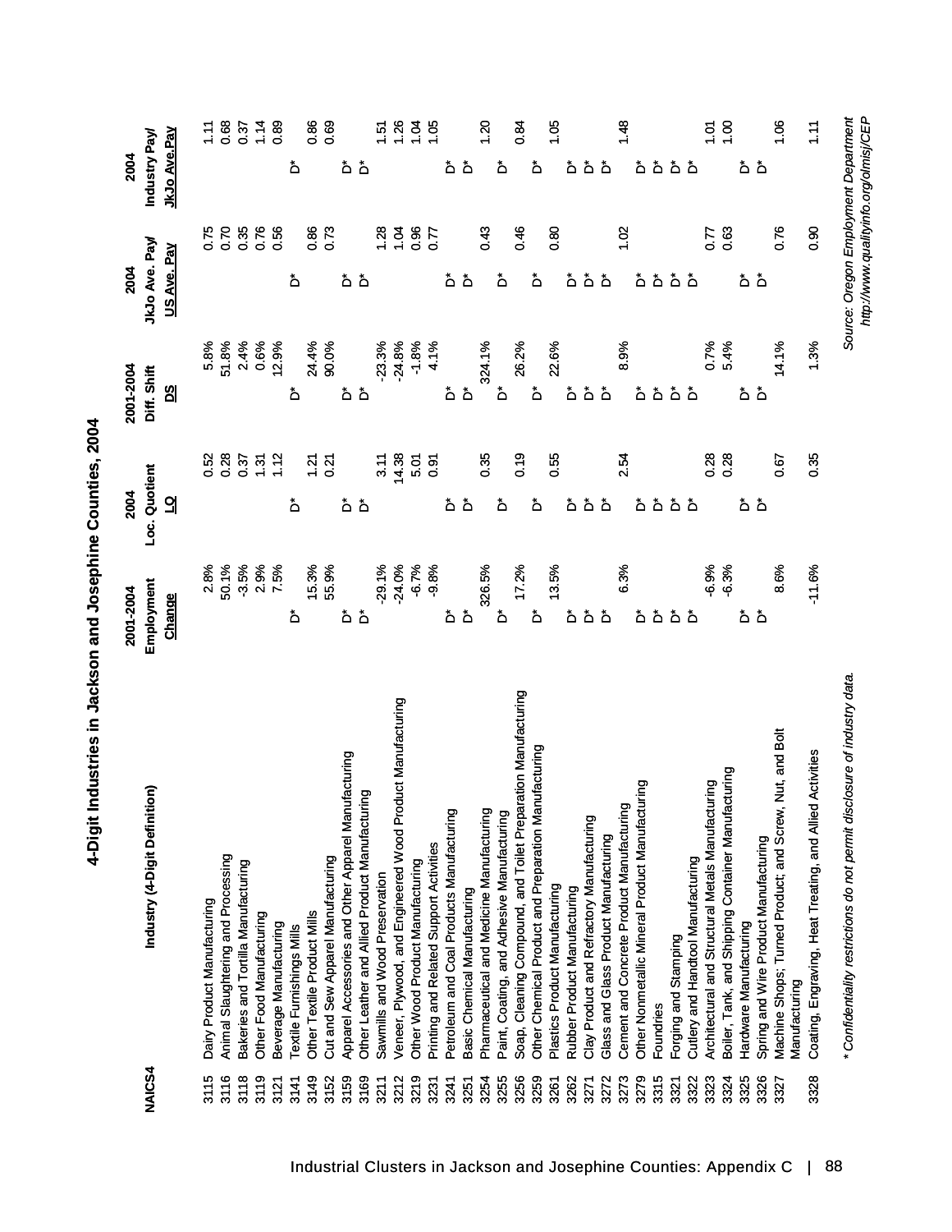# 4-Digit Industries in Jackson and Josephine Counties, 2004

| NAICS4 | Industry (4-Digit Definition) | 2001-2004 Employment Change | 2004 Loc. Quotient LQ | 2001-2004 Diff. Shift DS | 2004 JkJo Ave. Pay/ US Ave. Pay | 2004 Industry Pay/ JkJo Ave.Pay |
|---|---|---|---|---|---|---|
| 3115 | Dairy Product Manufacturing | 2.8% | 0.52 | 5.8% | 0.75 | 1.11 |
| 3116 | Animal Slaughtering and Processing | 50.1% | 0.28 | 51.8% | 0.70 | 0.68 |
| 3118 | Bakeries and Tortilla Manufacturing | -3.5% | 0.37 | 2.4% | 0.35 | 0.37 |
| 3119 | Other Food Manufacturing | 2.9% | 1.31 | 0.6% | 0.76 | 1.14 |
| 3121 | Beverage Manufacturing | 7.5% | 1.12 | 12.9% | 0.56 | 0.89 |
| 3141 | Textile Furnishings Mills | D* | D* | D* | D* | D* |
| 3149 | Other Textile Product Mills | 15.3% | 1.21 | 24.4% | 0.86 | 0.86 |
| 3152 | Cut and Sew Apparel Manufacturing | 55.9% | 0.21 | 90.0% | 0.73 | 0.69 |
| 3159 | Apparel Accessories and Other Apparel Manufacturing | D* | D* | D* | D* | D* |
| 3169 | Other Leather and Allied Product Manufacturing | D* | D* | D* | D* | D* |
| 3211 | Sawmills and Wood Preservation | -29.1% | 3.11 | -23.3% | 1.28 | 1.51 |
| 3212 | Veneer, Plywood, and Engineered Wood Product Manufacturing | -24.0% | 14.38 | -24.8% | 1.04 | 1.26 |
| 3219 | Other Wood Product Manufacturing | -6.7% | 5.01 | -1.8% | 0.96 | 1.04 |
| 3231 | Printing and Related Support Activities | -9.8% | 0.91 | 4.1% | 0.77 | 1.05 |
| 3241 | Petroleum and Coal Products Manufacturing | D* | D* | D* | D* | D* |
| 3251 | Basic Chemical Manufacturing | D* | D* | D* | D* | D* |
| 3254 | Pharmaceutical and Medicine Manufacturing | 326.5% | 0.35 | 324.1% | 0.43 | 1.20 |
| 3255 | Paint, Coating, and Adhesive Manufacturing | D* | D* | D* | D* | D* |
| 3256 | Soap, Cleaning Compound, and Toilet Preparation Manufacturing | 17.2% | 0.19 | 26.2% | 0.46 | 0.84 |
| 3259 | Other Chemical Product and Preparation Manufacturing | D* | D* | D* | D* | D* |
| 3261 | Plastics Product Manufacturing | 13.5% | 0.55 | 22.6% | 0.80 | 1.05 |
| 3262 | Rubber Product Manufacturing | D* | D* | D* | D* | D* |
| 3271 | Clay Product and Refractory Manufacturing | D* | D* | D* | D* | D* |
| 3272 | Glass and Glass Product Manufacturing | D* | D* | D* | D* | D* |
| 3273 | Cement and Concrete Product Manufacturing | 6.3% | 2.54 | 8.9% | 1.02 | 1.48 |
| 3279 | Other Nonmetallic Mineral Product Manufacturing | D* | D* | D* | D* | D* |
| 3315 | Foundries | D* | D* | D* | D* | D* |
| 3321 | Forging and Stamping | D* | D* | D* | D* | D* |
| 3322 | Cutlery and Handtool Manufacturing | D* | D* | D* | D* | D* |
| 3323 | Architectural and Structural Metals Manufacturing | -6.9% | 0.28 | 0.7% | 0.77 | 1.01 |
| 3324 | Boiler, Tank, and Shipping Container Manufacturing | -6.3% | 0.28 | 5.4% | 0.63 | 1.00 |
| 3325 | Hardware Manufacturing | D* | D* | D* | D* | D* |
| 3326 | Spring and Wire Product Manufacturing | D* | D* | D* | D* | D* |
| 3327 | Machine Shops; Turned Product; and Screw, Nut, and Bolt Manufacturing | 8.6% | 0.67 | 14.1% | 0.76 | 1.06 |
| 3328 | Coating, Engraving, Heat Treating, and Allied Activities | -11.6% | 0.35 | 1.3% | 0.90 | 1.11 |

*\* Confidentiality restrictions do not permit disclosure of industry data.*

*Source: Oregon Employment Department*
*http://www.qualityinfo.org/olmisj/CEP*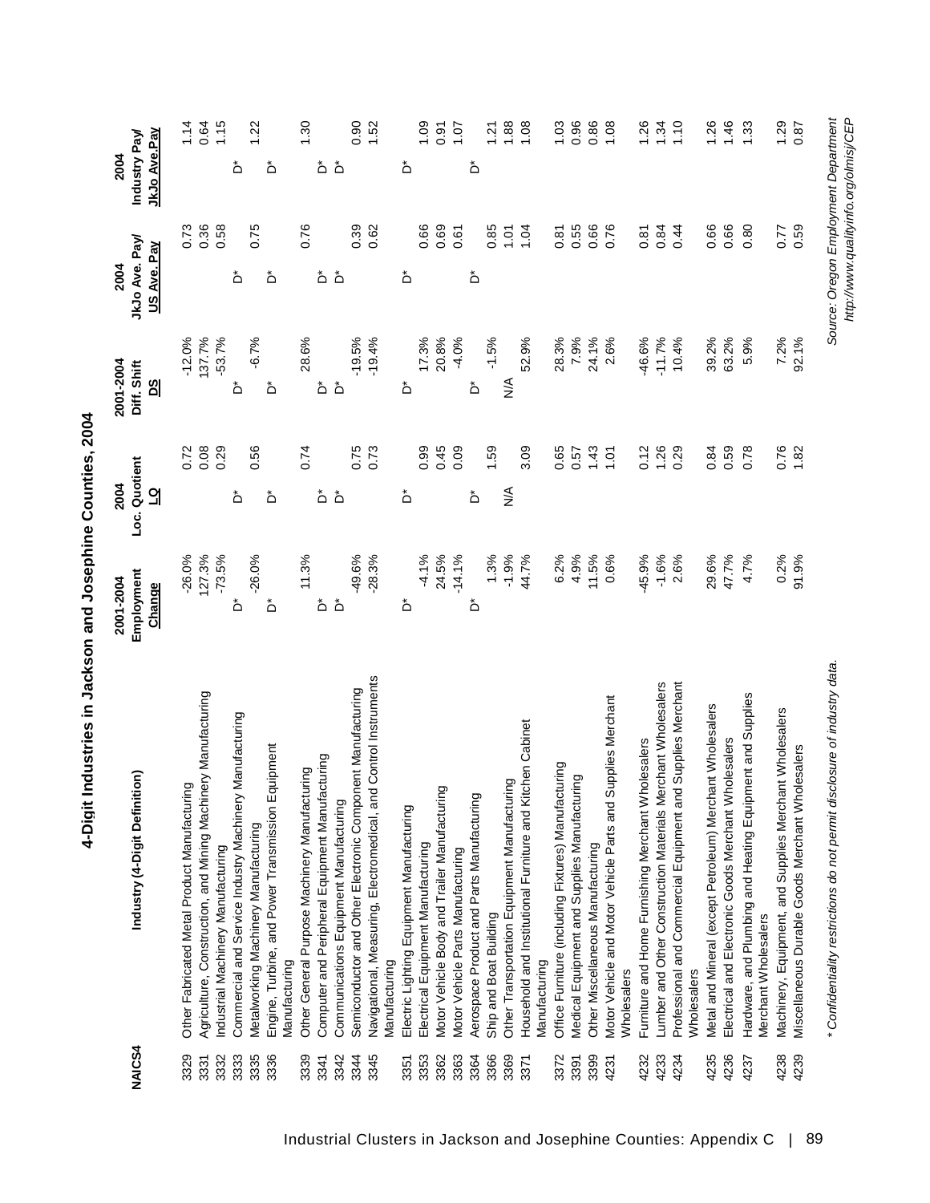# 4-Digit Industries in Jackson and Josephine Counties, 2004

| NAICS4 | Industry (4-Digit Definition) | 2001-2004 Employment Change | 2004 Loc. Quotient LQ | 2001-2004 Diff. Shift DS | 2004 JkJo Ave. Pay/ US Ave. Pay | 2004 Industry Pay/ JkJo Ave.Pay |
|---|---|---|---|---|---|---|
| 3329 | Other Fabricated Metal Product Manufacturing | -26.0% | 0.72 | -12.0% | 0.73 | 1.14 |
| 3331 | Agriculture, Construction, and Mining Machinery Manufacturing | 127.3% | 0.08 | 137.7% | 0.36 | 0.64 |
| 3332 | Industrial Machinery Manufacturing | -73.5% | 0.29 | -53.7% | 0.58 | 1.15 |
| 3333 | Commercial and Service Industry Machinery Manufacturing | D* | D* | D* | D* | D* |
| 3335 | Metalworking Machinery Manufacturing | -26.0% | 0.56 | -6.7% | 0.75 | 1.22 |
| 3336 | Engine, Turbine, and Power Transmission Equipment Manufacturing | D* | D* | D* | D* | D* |
| 3339 | Other General Purpose Machinery Manufacturing | 11.3% | 0.74 | 28.6% | 0.76 | 1.30 |
| 3341 | Computer and Peripheral Equipment Manufacturing | D* | D* | D* | D* | D* |
| 3342 | Communications Equipment Manufacturing | D* | D* | D* | D* | D* |
| 3344 | Semiconductor and Other Electronic Component Manufacturing | -49.6% | 0.75 | -19.5% | 0.39 | 0.90 |
| 3345 | Navigational, Measuring, Electromedical, and Control Instruments Manufacturing | -28.3% | 0.73 | -19.4% | 0.62 | 1.52 |
| 3351 | Electric Lighting Equipment Manufacturing | D* | D* | D* | D* | D* |
| 3353 | Electrical Equipment Manufacturing | -4.1% | 0.99 | 17.3% | 0.66 | 1.09 |
| 3362 | Motor Vehicle Body and Trailer Manufacturing | 24.5% | 0.45 | 20.8% | 0.69 | 0.91 |
| 3363 | Motor Vehicle Parts Manufacturing | -14.1% | 0.09 | -4.0% | 0.61 | 1.07 |
| 3364 | Aerospace Product and Parts Manufacturing | D* | D* | D* | D* | D* |
| 3366 | Ship and Boat Building | 1.3% | 1.59 | -1.5% | 0.85 | 1.21 |
| 3369 | Other Transportation Equipment Manufacturing | -1.9% | N/A | N/A | 1.01 | 1.88 |
| 3371 | Household and Institutional Furniture and Kitchen Cabinet Manufacturing | 44.7% | 3.09 | 52.9% | 1.04 | 1.08 |
| 3372 | Office Furniture (including Fixtures) Manufacturing | 6.2% | 0.65 | 28.3% | 0.81 | 1.03 |
| 3391 | Medical Equipment and Supplies Manufacturing | 4.9% | 0.57 | 7.9% | 0.55 | 0.96 |
| 3399 | Other Miscellaneous Manufacturing | 11.5% | 1.43 | 24.1% | 0.66 | 0.86 |
| 4231 | Motor Vehicle and Motor Vehicle Parts and Supplies Merchant Wholesalers | 0.6% | 1.01 | 2.6% | 0.76 | 1.08 |
| 4232 | Furniture and Home Furnishing Merchant Wholesalers | -45.9% | 0.12 | -46.6% | 0.81 | 1.26 |
| 4233 | Lumber and Other Construction Materials Merchant Wholesalers | -1.6% | 1.26 | -11.7% | 0.84 | 1.34 |
| 4234 | Professional and Commercial Equipment and Supplies Merchant Wholesalers | 2.6% | 0.29 | 10.4% | 0.44 | 1.10 |
| 4235 | Metal and Mineral (except Petroleum) Merchant Wholesalers | 29.6% | 0.84 | 39.2% | 0.66 | 1.26 |
| 4236 | Electrical and Electronic Goods Merchant Wholesalers | 47.7% | 0.59 | 63.2% | 0.66 | 1.46 |
| 4237 | Hardware, and Plumbing and Heating Equipment and Supplies Merchant Wholesalers | 4.7% | 0.78 | 5.9% | 0.80 | 1.33 |
| 4238 | Machinery, Equipment, and Supplies Merchant Wholesalers | 0.2% | 0.76 | 7.2% | 0.77 | 1.29 |
| 4239 | Miscellaneous Durable Goods Merchant Wholesalers | 91.9% | 1.82 | 92.1% | 0.59 | 0.87 |

*\* Confidentiality restrictions do not permit disclosure of industry data.*

*Source: Oregon Employment Department*
*http://www.qualityinfo.org/olmisj/CEP*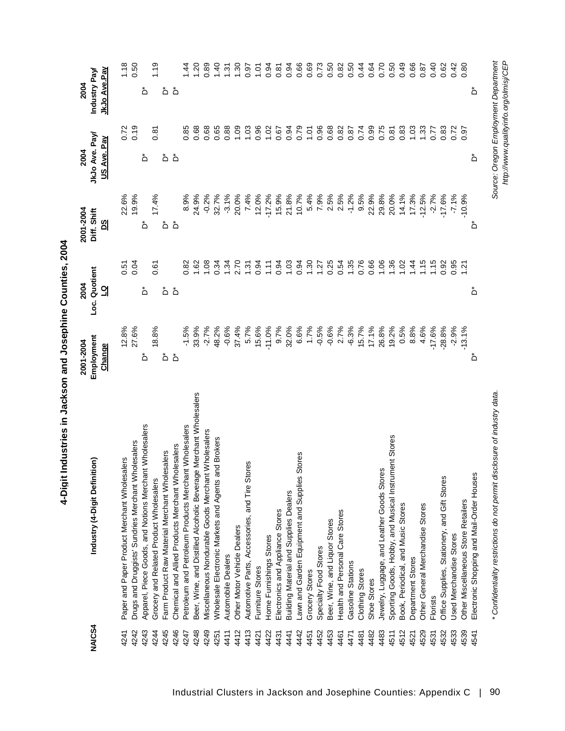# 4-Digit Industries in Jackson and Josephine Counties, 2004

| NAICS4 | Industry (4-Digit Definition) | 2001-2004 Employment Change | 2004 Loc. Quotient LQ | 2001-2004 Diff. Shift DS | 2004 JkJo Ave. Pay/ US Ave. Pay | 2004 Industry Pay/ JkJo Ave.Pay |
|---|---|---|---|---|---|---|
| 4241 | Paper and Paper Product Merchant Wholesalers | 12.8% | 0.51 | 22.6% | 0.72 | 1.18 |
| 4242 | Drugs and Druggists' Sundries Merchant Wholesalers | 27.6% | 0.04 | 19.9% | 0.19 | 0.50 |
| 4243 | Apparel, Piece Goods, and Notions Merchant Wholesalers | D* | D* | D* | D* | D* |
| 4244 | Grocery and Related Product Wholesalers | 18.8% | 0.61 | 17.4% | 0.81 | 1.19 |
| 4245 | Farm Product Raw Material Merchant Wholesalers | D* | D* | D* | D* | D* |
| 4246 | Chemical and Allied Products Merchant Wholesalers | D* | D* | D* | D* | D* |
| 4247 | Petroleum and Petroleum Products Merchant Wholesalers | -1.5% | 0.82 | 8.9% | 0.85 | 1.44 |
| 4248 | Beer, Wine, and Distilled Alcoholic Beverage Merchant Wholesalers | 33.9% | 1.62 | 24.9% | 0.68 | 1.20 |
| 4249 | Miscellaneous Nondurable Goods Merchant Wholesalers | -2.7% | 1.08 | -0.2% | 0.68 | 0.89 |
| 4251 | Wholesale Electronic Markets and Agents and Brokers | 48.2% | 0.34 | 32.7% | 0.65 | 1.40 |
| 4411 | Automobile Dealers | -0.6% | 1.34 | -3.1% | 0.88 | 1.31 |
| 4412 | Other Motor Vehicle Dealers | 37.4% | 2.70 | 20.0% | 1.09 | 1.30 |
| 4413 | Automotive Parts, Accessories, and Tire Stores | 5.7% | 1.31 | 7.4% | 1.03 | 0.97 |
| 4421 | Furniture Stores | 15.6% | 0.94 | 12.0% | 0.96 | 1.01 |
| 4422 | Home Furnishings Stores | -11.0% | 1.11 | -17.2% | 1.02 | 0.94 |
| 4431 | Electronics and Appliance Stores | 9.7% | 0.94 | 15.9% | 0.67 | 0.81 |
| 4441 | Building Material and Supplies Dealers | 32.0% | 1.03 | 21.8% | 0.94 | 0.94 |
| 4442 | Lawn and Garden Equipment and Supplies Stores | 6.6% | 0.94 | 10.7% | 0.79 | 0.66 |
| 4451 | Grocery Stores | 1.7% | 1.30 | 5.4% | 1.01 | 0.69 |
| 4452 | Specialty Food Stores | -0.5% | 1.27 | 7.9% | 0.96 | 0.73 |
| 4453 | Beer, Wine, and Liquor Stores | -0.6% | 0.25 | 2.5% | 0.68 | 0.50 |
| 4461 | Health and Personal Care Stores | 2.7% | 0.54 | 2.5% | 0.82 | 0.82 |
| 4471 | Gasoline Stations | -6.3% | 1.35 | -1.2% | 0.87 | 0.50 |
| 4481 | Clothing Stores | 15.7% | 0.76 | 9.5% | 0.74 | 0.44 |
| 4482 | Shoe Stores | 17.1% | 0.66 | 22.9% | 0.99 | 0.64 |
| 4483 | Jewelry, Luggage, and Leather Goods Stores | 26.8% | 1.06 | 29.8% | 0.75 | 0.70 |
| 4511 | Sporting Goods, Hobby, and Musical Instrument Stores | 19.2% | 1.36 | 20.0% | 0.81 | 0.50 |
| 4512 | Book, Periodical, and Music Stores | 0.5% | 1.02 | 14.1% | 0.83 | 0.49 |
| 4521 | Department Stores | 8.8% | 1.44 | 17.3% | 1.03 | 0.66 |
| 4529 | Other General Merchandise Stores | 4.6% | 1.15 | -12.5% | 1.33 | 0.87 |
| 4531 | Florists | -17.6% | 1.15 | -2.7% | 0.77 | 0.40 |
| 4532 | Office Supplies, Stationery, and Gift Stores | -28.8% | 0.92 | -17.6% | 0.83 | 0.62 |
| 4533 | Used Merchandise Stores | -2.9% | 0.95 | -7.1% | 0.72 | 0.42 |
| 4539 | Other Miscellaneous Store Retailers | -13.1% | 1.21 | -10.9% | 0.97 | 0.80 |
| 4541 | Electronic Shopping and Mail-Order Houses | D* | D* | D* | D* | D* |

*\* Confidentiality restrictions do not permit disclosure of industry data.*

*Source: Oregon Employment Department*
*http://www.qualityinfo.org/olmisj/CEP*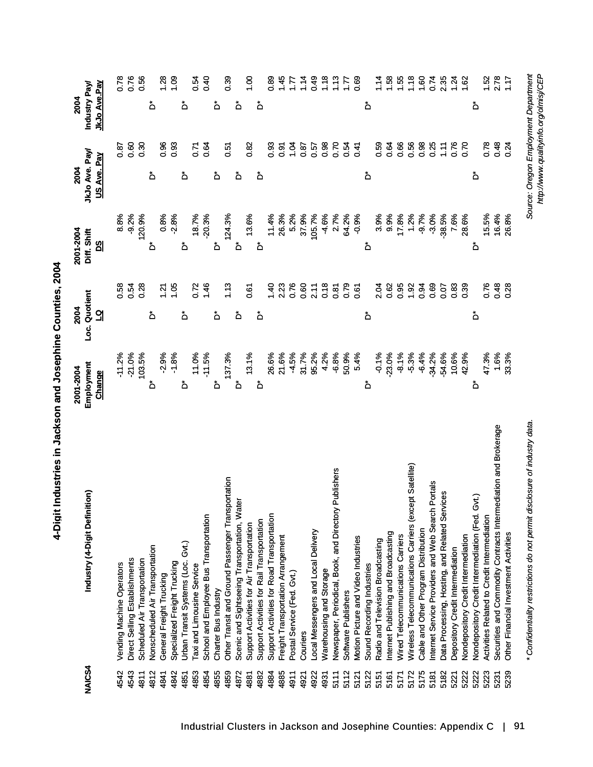# 4-Digit Industries in Jackson and Josephine Counties, 2004

| NAICS4 | Industry (4-Digit Definition) | 2001-2004 Employment Change | 2004 Loc. Quotient LQ | 2001-2004 Diff. Shift DS | 2004 JkJo Ave. Pay/ US Ave. Pay | 2004 Industry Pay/ JkJo Ave.Pay |
|---|---|---|---|---|---|---|
| 4542 | Vending Machine Operators | -11.2% | 0.58 | 8.8% | 0.87 | 0.78 |
| 4543 | Direct Selling Establishments | -21.0% | 0.54 | -9.2% | 0.60 | 0.76 |
| 4811 | Scheduled Air Transportation | 103.5% | 0.28 | 120.9% | 0.30 | 0.56 |
| 4812 | Nonscheduled Air Transportation | D* | D* | D* | D* | D* |
| 4841 | General Freight Trucking | -2.9% | 1.21 | 0.8% | 0.96 | 1.28 |
| 4842 | Specialized Freight Trucking | -1.8% | 1.05 | -2.8% | 0.93 | 1.09 |
| 4851 | Urban Transit Systems (Loc. Gvt.) | D* | D* | D* | D* | D* |
| 4853 | Taxi and Limousine Service | 11.0% | 0.72 | 18.7% | 0.71 | 0.54 |
| 4854 | School and Employee Bus Transportation | -11.5% | 1.46 | -20.3% | 0.64 | 0.40 |
| 4855 | Charter Bus Industry | D* | D* | D* | D* | D* |
| 4859 | Other Transit and Ground Passenger Transportation | 137.3% | 1.13 | 124.3% | 0.51 | 0.39 |
| 4872 | Scenic and Sightseeing Transportation, Water | D* | D* | D* | D* | D* |
| 4881 | Support Activities for Air Transportation | 13.1% | 0.61 | 13.6% | 0.82 | 1.00 |
| 4882 | Support Activities for Rail Transportation | D* | D* | D* | D* | D* |
| 4884 | Support Activities for Road Transportation | 26.6% | 1.40 | 11.4% | 0.93 | 0.89 |
| 4885 | Freight Transportation Arrangement | 21.6% | 2.23 | 26.3% | 0.91 | 1.45 |
| 4911 | Postal Service (Fed. Gvt.) | -4.5% | 0.76 | 5.2% | 1.04 | 1.77 |
| 4921 | Couriers | 31.7% | 0.60 | 37.9% | 0.87 | 1.14 |
| 4922 | Local Messengers and Local Delivery | 95.2% | 2.11 | 105.7% | 0.57 | 0.49 |
| 4931 | Warehousing and Storage | 4.2% | 0.18 | -4.6% | 0.98 | 1.18 |
| 5111 | Newspaper, Periodical, Book, and Directory Publishers | -6.8% | 0.81 | 2.7% | 0.70 | 1.13 |
| 5112 | Software Publishers | 50.9% | 0.79 | 64.2% | 0.54 | 1.77 |
| 5121 | Motion Picture and Video Industries | 5.4% | 0.61 | -0.9% | 0.41 | 0.69 |
| 5122 | Sound Recording Industries | D* | D* | D* | D* | D* |
| 5151 | Radio and Television Broadcasting | -0.1% | 2.04 | 3.9% | 0.59 | 1.14 |
| 5161 | Internet Publishing and Broadcasting | -23.0% | 0.62 | 9.9% | 0.64 | 1.58 |
| 5171 | Wired Telecommunications Carriers | -8.1% | 0.95 | 17.8% | 0.66 | 1.55 |
| 5172 | Wireless Telecommunications Carriers (except Satellite) | -5.3% | 1.92 | 1.2% | 0.56 | 1.18 |
| 5175 | Cable and Other Program Distribution | -6.4% | 0.94 | -9.7% | 0.98 | 1.60 |
| 5181 | Internet Service Providers and Web Search Portals | -34.2% | 0.69 | -3.0% | 0.25 | 0.74 |
| 5182 | Data Processing, Hosting, and Related Services | -54.6% | 0.07 | -38.5% | 1.11 | 2.35 |
| 5221 | Depository Credit Intermediation | 10.6% | 0.83 | 7.6% | 0.76 | 1.24 |
| 5222 | Nondepository Credit Intermediation | 42.9% | 0.39 | 28.6% | 0.70 | 1.62 |
| 5222 | Nondepository Credit Intermediation (Fed. Gvt.) | D* | D* | D* | D* | D* |
| 5223 | Activities Related to Credit Intermediation | 47.3% | 0.76 | 15.5% | 0.78 | 1.52 |
| 5231 | Securities and Commodity Contracts Intermediation and Brokerage | 1.6% | 0.48 | 16.4% | 0.48 | 2.78 |
| 5239 | Other Financial Investment Activities | 33.3% | 0.28 | 26.8% | 0.24 | 1.17 |

*\* Confidentiality restrictions do not permit disclosure of industry data.*

*Source: Oregon Employment Department*
*http://www.qualityinfo.org/olmisj/CEP*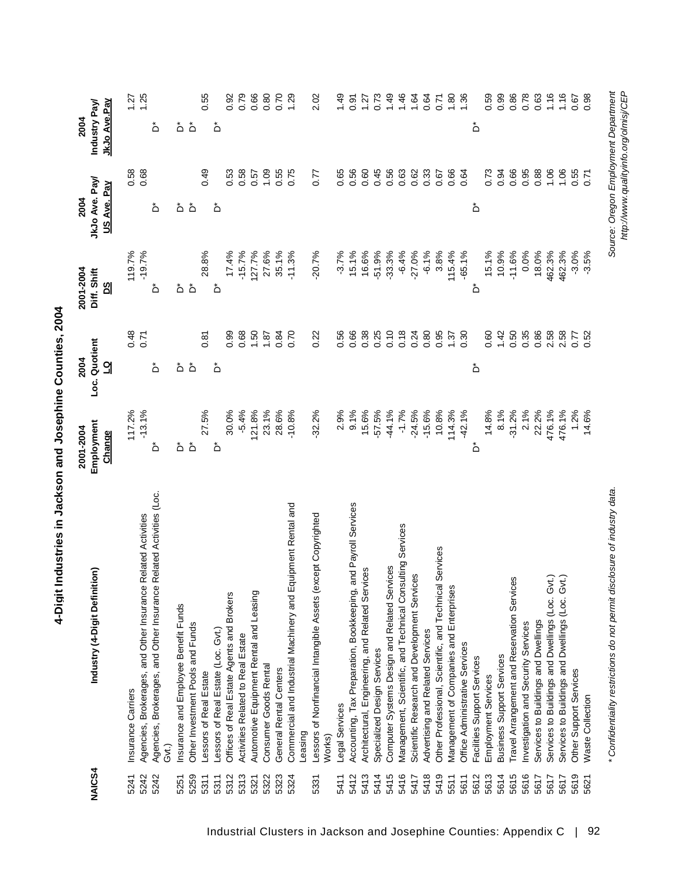# 4-Digit Industries in Jackson and Josephine Counties, 2004

| NAICS4 | Industry (4-Digit Definition) | 2001-2004 Employment Change | 2004 Loc. Quotient LQ | 2001-2004 Diff. Shift DS | 2004 JkJo Ave. Pay/ US Ave. Pay | 2004 Industry Pay/ JkJo Ave.Pay |
|---|---|---|---|---|---|---|
| 5241 | Insurance Carriers | 117.2% | 0.48 | 119.7% | 0.58 | 1.27 |
| 5242 | Agencies, Brokerages, and Other Insurance Related Activities | -13.1% | 0.71 | -19.7% | 0.68 | 1.25 |
| 5242 | Agencies, Brokerages, and Other Insurance Related Activities (Loc. Gvt.) | D* | D* | D* | D* | D* |
| 5251 | Insurance and Employee Benefit Funds | D* | D* | D* | D* | D* |
| 5259 | Other Investment Pools and Funds | D* | D* | D* | D* | D* |
| 5311 | Lessors of Real Estate | 27.5% | 0.81 | 28.8% | 0.49 | 0.55 |
| 5311 | Lessors of Real Estate (Loc. Gvt.) | D* | D* | D* | D* | D* |
| 5312 | Offices of Real Estate Agents and Brokers | 30.0% | 0.99 | 17.4% | 0.53 | 0.92 |
| 5313 | Activities Related to Real Estate | -5.4% | 0.68 | -15.7% | 0.58 | 0.79 |
| 5321 | Automotive Equipment Rental and Leasing | 121.8% | 1.50 | 127.7% | 0.57 | 0.66 |
| 5322 | Consumer Goods Rental | 23.1% | 1.87 | 27.6% | 1.09 | 0.80 |
| 5323 | General Rental Centers | 28.6% | 0.84 | 35.1% | 0.55 | 0.70 |
| 5324 | Commercial and Industrial Machinery and Equipment Rental and Leasing | -10.8% | 0.70 | -11.3% | 0.75 | 1.29 |
| 5331 | Lessors of Nonfinancial Intangible Assets (except Copyrighted Works) | -32.2% | 0.22 | -20.7% | 0.77 | 2.02 |
| 5411 | Legal Services | 2.9% | 0.56 | -3.7% | 0.65 | 1.49 |
| 5412 | Accounting, Tax Preparation, Bookkeeping, and Payroll Services | 9.1% | 0.66 | 15.1% | 0.56 | 0.91 |
| 5413 | Architectural, Engineering, and Related Services | 15.6% | 0.38 | 16.6% | 0.60 | 1.27 |
| 5414 | Specialized Design Services | -57.5% | 0.25 | -51.9% | 0.45 | 0.73 |
| 5415 | Computer Systems Design and Related Services | -44.1% | 0.10 | -33.3% | 0.56 | 1.49 |
| 5416 | Management, Scientific, and Technical Consulting Services | -1.7% | 0.18 | -6.4% | 0.63 | 1.46 |
| 5417 | Scientific Research and Development Services | -24.5% | 0.24 | -27.0% | 0.62 | 1.64 |
| 5418 | Advertising and Related Services | -15.6% | 0.80 | -6.1% | 0.33 | 0.64 |
| 5419 | Other Professional, Scientific, and Technical Services | 10.8% | 0.95 | 3.8% | 0.67 | 0.71 |
| 5511 | Management of Companies and Enterprises | 114.3% | 1.37 | 115.4% | 0.66 | 1.80 |
| 5611 | Office Administrative Services | -42.1% | 0.30 | -65.1% | 0.64 | 1.36 |
| 5612 | Facilities Support Services | D* | D* | D* | D* | D* |
| 5613 | Employment Services | 14.8% | 0.60 | 15.1% | 0.73 | 0.59 |
| 5614 | Business Support Services | 8.1% | 1.42 | 10.9% | 0.94 | 0.99 |
| 5615 | Travel Arrangement and Reservation Services | -31.2% | 0.50 | -11.6% | 0.66 | 0.86 |
| 5616 | Investigation and Security Services | 2.1% | 0.35 | 0.0% | 0.95 | 0.78 |
| 5617 | Services to Buildings and Dwellings | 22.2% | 0.86 | 18.0% | 0.88 | 0.63 |
| 5617 | Services to Buildings and Dwellings (Loc. Gvt.) | 476.1% | 2.58 | 462.3% | 1.06 | 1.16 |
| 5617 | Services to Buildings and Dwellings (Loc. Gvt.) | 476.1% | 2.58 | 462.3% | 1.06 | 1.16 |
| 5619 | Other Support Services | 1.2% | 0.77 | -3.0% | 0.55 | 0.67 |
| 5621 | Waste Collection | 14.6% | 0.52 | -3.5% | 0.71 | 0.98 |

*\* Confidentiality restrictions do not permit disclosure of industry data.*

*Source: Oregon Employment Department*
*http://www.qualityinfo.org/olmisj/CEP*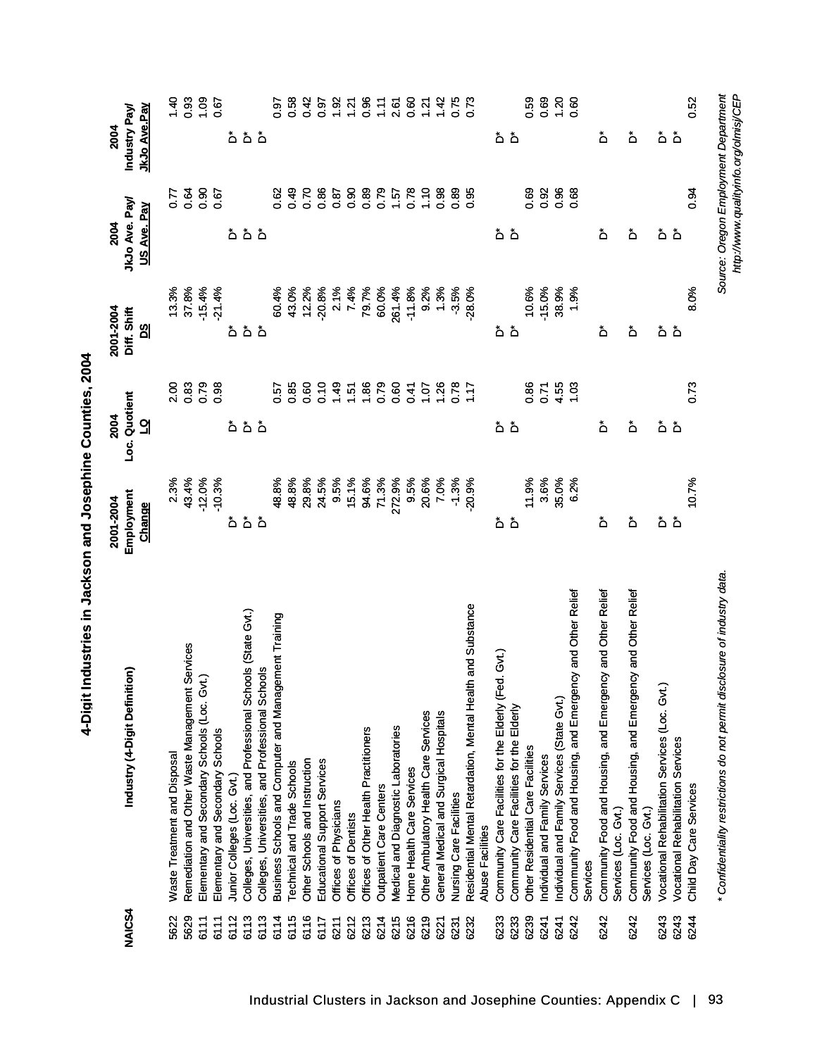# 4-Digit Industries in Jackson and Josephine Counties, 2004

| NAICS4 | Industry (4-Digit Definition) | 2001-2004 Employment Change | 2004 Loc. Quotient LQ | 2001-2004 Diff. Shift DS | 2004 JkJo Ave. Pay/ US Ave. Pay | 2004 Industry Pay/ JkJo Ave.Pay |
|---|---|---|---|---|---|---|
| 5622 | Waste Treatment and Disposal | 2.3% | 2.00 | 13.3% | 0.77 | 1.40 |
| 5629 | Remediation and Other Waste Management Services | 43.4% | 0.83 | 37.8% | 0.64 | 0.93 |
| 6111 | Elementary and Secondary Schools (Loc. Gvt.) | -12.0% | 0.79 | -15.4% | 0.90 | 1.09 |
| 6111 | Elementary and Secondary Schools | -10.3% | 0.98 | -21.4% | 0.67 | 0.67 |
| 6112 | Junior Colleges (Loc. Gvt.) | D* | D* | D* | D* | D* |
| 6113 | Colleges, Universities, and Professional Schools (State Gvt.) | D* | D* | D* | D* | D* |
| 6113 | Colleges, Universities, and Professional Schools | D* | D* | D* | D* | D* |
| 6114 | Business Schools and Computer and Management Training | 48.8% | 0.57 | 60.4% | 0.62 | 0.97 |
| 6115 | Technical and Trade Schools | 48.8% | 0.85 | 43.0% | 0.49 | 0.58 |
| 6116 | Other Schools and Instruction | 29.8% | 0.60 | 12.2% | 0.70 | 0.42 |
| 6117 | Educational Support Services | 24.5% | 0.10 | -20.8% | 0.86 | 0.97 |
| 6211 | Offices of Physicians | 9.5% | 1.49 | 2.1% | 0.87 | 1.92 |
| 6212 | Offices of Dentists | 15.1% | 1.51 | 7.4% | 0.90 | 1.21 |
| 6213 | Offices of Other Health Practitioners | 94.6% | 1.86 | 79.7% | 0.89 | 0.96 |
| 6214 | Outpatient Care Centers | 71.3% | 0.79 | 60.0% | 0.79 | 1.11 |
| 6215 | Medical and Diagnostic Laboratories | 272.9% | 0.60 | 261.4% | 1.57 | 2.61 |
| 6216 | Home Health Care Services | 9.5% | 0.41 | -11.8% | 0.78 | 0.60 |
| 6219 | Other Ambulatory Health Care Services | 20.6% | 1.07 | 9.2% | 1.10 | 1.21 |
| 6221 | General Medical and Surgical Hospitals | 7.0% | 1.26 | 1.3% | 0.98 | 1.42 |
| 6231 | Nursing Care Facilities | -1.3% | 0.78 | -3.5% | 0.89 | 0.75 |
| 6232 | Residential Mental Retardation, Mental Health and Substance Abuse Facilities | -20.9% | 1.17 | -28.0% | 0.95 | 0.73 |
| 6233 | Community Care Facilities for the Elderly (Fed. Gvt.) | D* | D* | D* | D* | D* |
| 6233 | Community Care Facilities for the Elderly | D* | D* | D* | D* | D* |
| 6239 | Other Residential Care Facilities | 11.9% | 0.86 | 10.6% | 0.69 | 0.59 |
| 6241 | Individual and Family Services | 3.6% | 0.71 | -15.0% | 0.92 | 0.69 |
| 6241 | Individual and Family Services (State Gvt.) | 35.0% | 4.55 | 38.9% | 0.96 | 1.20 |
| 6242 | Community Food and Housing, and Emergency and Other Relief Services | 6.2% | 1.03 | 1.9% | 0.68 | 0.60 |
| 6242 | Community Food and Housing, and Emergency and Other Relief Services (Loc. Gvt.) | D* | D* | D* | D* | D* |
| 6242 | Community Food and Housing, and Emergency and Other Relief Services (Loc. Gvt.) | D* | D* | D* | D* | D* |
| 6243 | Vocational Rehabilitation Services (Loc. Gvt.) | D* | D* | D* | D* | D* |
| 6243 | Vocational Rehabilitation Services | D* | D* | D* | D* | D* |
| 6244 | Child Day Care Services | 10.7% | 0.73 | 8.0% | 0.94 | 0.52 |

*\* Confidentiality restrictions do not permit disclosure of industry data.*

*Source: Oregon Employment Department*
*http://www.qualityinfo.org/olmisj/CEP*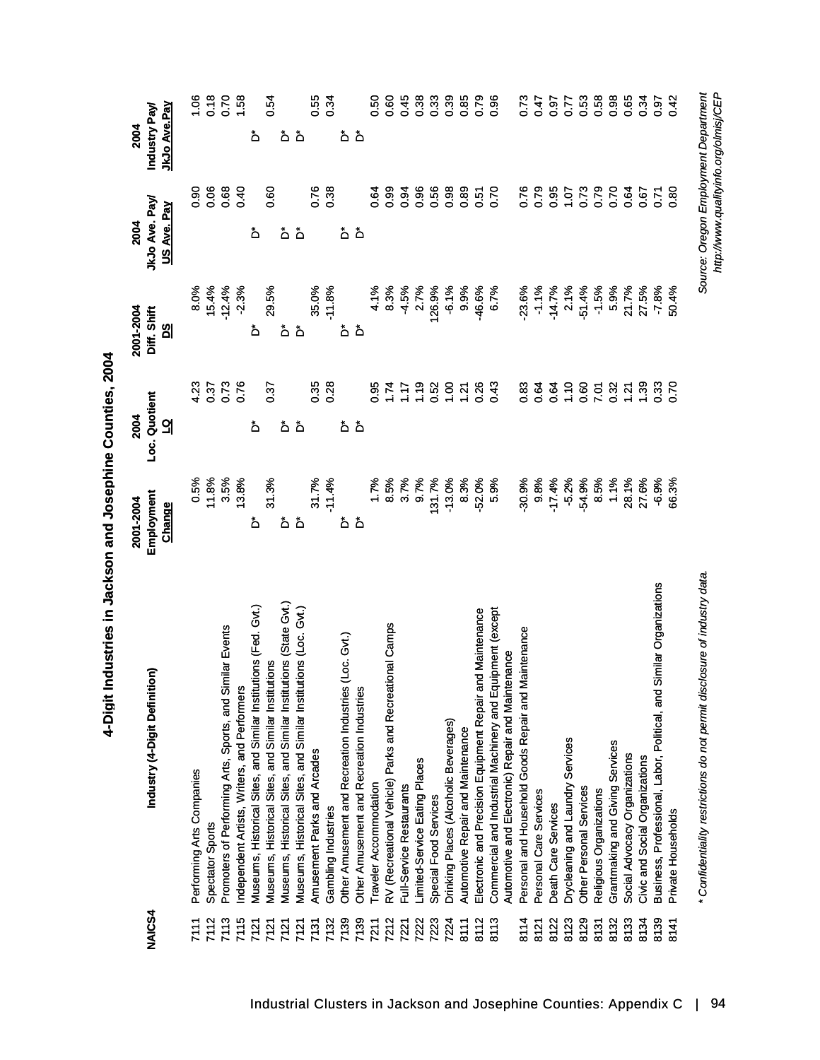# 4-Digit Industries in Jackson and Josephine Counties, 2004

| NAICS4 | Industry (4-Digit Definition) | 2001-2004 Employment Change | 2004 Loc. Quotient LQ | 2001-2004 Diff. Shift DS | 2004 JkJo Ave. Pay/ US Ave. Pay | 2004 Industry Pay/ JkJo Ave.Pay |
|---|---|---|---|---|---|---|
| 7111 | Performing Arts Companies | 0.5% | 4.23 | 8.0% | 0.90 | 1.06 |
| 7112 | Spectator Sports | 11.8% | 0.37 | 15.4% | 0.06 | 0.18 |
| 7113 | Promoters of Performing Arts, Sports, and Similar Events | 3.5% | 0.73 | -12.4% | 0.68 | 0.70 |
| 7115 | Independent Artists, Writers, and Performers | 13.8% | 0.76 | -2.3% | 0.40 | 1.58 |
| 7121 | Museums, Historical Sites, and Similar Institutions (Fed. Gvt.) | D* | D* | D* | D* | D* |
| 7121 | Museums, Historical Sites, and Similar Institutions | 31.3% | 0.37 | 29.5% | 0.60 | 0.54 |
| 7121 | Museums, Historical Sites, and Similar Institutions (State Gvt.) | D* | D* | D* | D* | D* |
| 7121 | Museums, Historical Sites, and Similar Institutions (Loc. Gvt.) | D* | D* | D* | D* | D* |
| 7131 | Amusement Parks and Arcades | 31.7% | 0.35 | 35.0% | 0.76 | 0.55 |
| 7132 | Gambling Industries | -11.4% | 0.28 | -11.8% | 0.38 | 0.34 |
| 7139 | Other Amusement and Recreation Industries (Loc. Gvt.) | D* | D* | D* | D* | D* |
| 7139 | Other Amusement and Recreation Industries | D* | D* | D* | D* | D* |
| 7211 | Traveler Accommodation | 1.7% | 0.95 | 4.1% | 0.64 | 0.50 |
| 7212 | RV (Recreational Vehicle) Parks and Recreational Camps | 8.5% | 1.74 | 8.3% | 0.99 | 0.60 |
| 7221 | Full-Service Restaurants | 3.7% | 1.17 | -4.5% | 0.94 | 0.45 |
| 7222 | Limited-Service Eating Places | 9.7% | 1.19 | 2.7% | 0.96 | 0.38 |
| 7223 | Special Food Services | 131.7% | 0.52 | 126.9% | 0.56 | 0.33 |
| 7224 | Drinking Places (Alcoholic Beverages) | -13.0% | 1.00 | -6.1% | 0.98 | 0.39 |
| 8111 | Automotive Repair and Maintenance | 8.3% | 1.21 | 9.9% | 0.89 | 0.85 |
| 8112 | Electronic and Precision Equipment Repair and Maintenance | -52.0% | 0.26 | -46.6% | 0.51 | 0.79 |
| 8113 | Commercial and Industrial Machinery and Equipment (except Automotive and Electronic) Repair and Maintenance | 5.9% | 0.43 | 6.7% | 0.70 | 0.96 |
| 8114 | Personal and Household Goods Repair and Maintenance | -30.9% | 0.83 | -23.6% | 0.76 | 0.73 |
| 8121 | Personal Care Services | 9.8% | 0.64 | -1.1% | 0.79 | 0.47 |
| 8122 | Death Care Services | -17.4% | 0.64 | -14.7% | 0.95 | 0.97 |
| 8123 | Drycleaning and Laundry Services | -5.2% | 1.10 | 2.1% | 1.07 | 0.77 |
| 8129 | Other Personal Services | -54.9% | 0.60 | -51.4% | 0.73 | 0.53 |
| 8131 | Religious Organizations | 8.5% | 7.01 | -1.5% | 0.79 | 0.58 |
| 8132 | Grantmaking and Giving Services | 1.1% | 0.32 | 5.9% | 0.70 | 0.98 |
| 8133 | Social Advocacy Organizations | 28.1% | 1.21 | 21.7% | 0.64 | 0.65 |
| 8134 | Civic and Social Organizations | 27.6% | 1.39 | 27.5% | 0.67 | 0.34 |
| 8139 | Business, Professional, Labor, Political, and Similar Organizations | -6.9% | 0.33 | -7.8% | 0.71 | 0.97 |
| 8141 | Private Households | 66.3% | 0.70 | 50.4% | 0.80 | 0.42 |

*\* Confidentiality restrictions do not permit disclosure of industry data.*

*Source: Oregon Employment Department*
*http://www.qualityinfo.org/olmisj/CEP*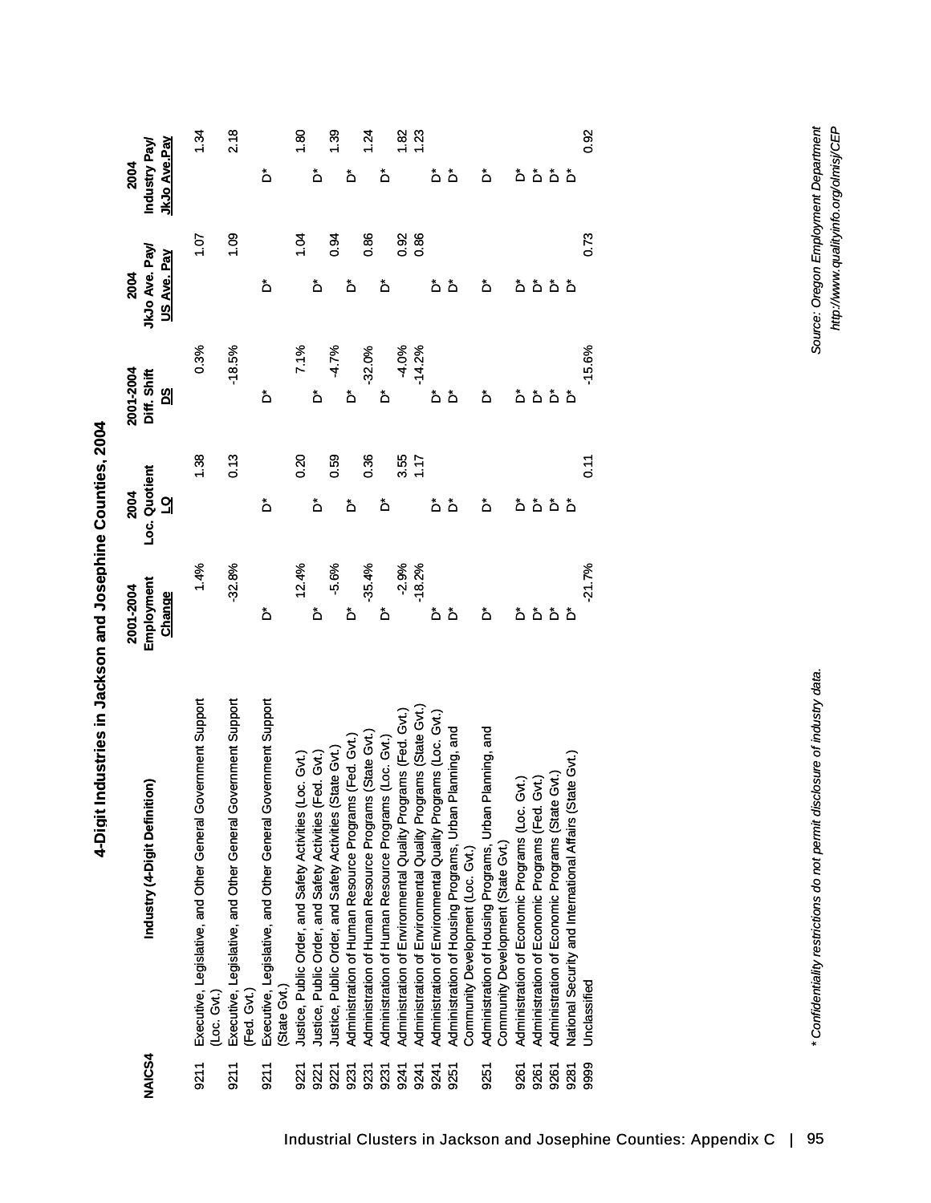## 4-Digit Industries in Jackson and Josephine Counties, 2004

| NAICS4 | Industry (4-Digit Definition) | 2001-2004 Employment Change | 2004 Loc. Quotient LQ | 2001-2004 Diff. Shift DS | 2004 JkJo Ave. Pay/ US Ave. Pay | 2004 Industry Pay/ JkJo Ave.Pay |
|---|---|---|---|---|---|---|
| 9211 | Executive, Legislative, and Other General Government Support (Loc. Gvt.) | 1.4% | 1.38 | 0.3% | 1.07 | 1.34 |
| 9211 | Executive, Legislative, and Other General Government Support (Fed. Gvt.) | -32.8% | 0.13 | -18.5% | 1.09 | 2.18 |
| 9211 | Executive, Legislative, and Other General Government Support (State Gvt.) | D* | D* | D* | D* | D* |
| 9221 | Justice, Public Order, and Safety Activities (Loc. Gvt.) | 12.4% | 0.20 | 7.1% | 1.04 | 1.80 |
| 9221 | Justice, Public Order, and Safety Activities (Fed. Gvt.) | D* | D* | D* | D* | D* |
| 9221 | Justice, Public Order, and Safety Activities (State Gvt.) | -5.6% | 0.59 | -4.7% | 0.94 | 1.39 |
| 9231 | Administration of Human Resource Programs (Fed. Gvt.) | D* | D* | D* | D* | D* |
| 9231 | Administration of Human Resource Programs (State Gvt.) | -35.4% | 0.36 | -32.0% | 0.86 | 1.24 |
| 9231 | Administration of Human Resource Programs (Loc. Gvt.) | D* | D* | D* | D* | D* |
| 9241 | Administration of Environmental Quality Programs (Fed. Gvt.) | -2.9% | 3.55 | -4.0% | 0.92 | 1.82 |
| 9241 | Administration of Environmental Quality Programs (State Gvt.) | -18.2% | 1.17 | -14.2% | 0.86 | 1.23 |
| 9241 | Administration of Environmental Quality Programs (Loc. Gvt.) | D* | D* | D* | D* | D* |
| 9251 | Administration of Housing Programs, Urban Planning, and Community Development (Loc. Gvt.) | D* | D* | D* | D* | D* |
| 9251 | Administration of Housing Programs, Urban Planning, and Community Development (State Gvt.) | D* | D* | D* | D* | D* |
| 9261 | Administration of Economic Programs (Loc. Gvt.) | D* | D* | D* | D* | D* |
| 9261 | Administration of Economic Programs (Fed. Gvt.) | D* | D* | D* | D* | D* |
| 9261 | Administration of Economic Programs (State Gvt.) | D* | D* | D* | D* | D* |
| 9281 | National Security and International Affairs (State Gvt.) | D* | D* | D* | D* | D* |
| 9999 | Unclassified | -21.7% | 0.11 | -15.6% | 0.73 | 0.92 |

*\* Confidentiality restrictions do not permit disclosure of industry data.*

*Source: Oregon Employment Department*
*http://www.qualityinfo.org/olmisj/CEP*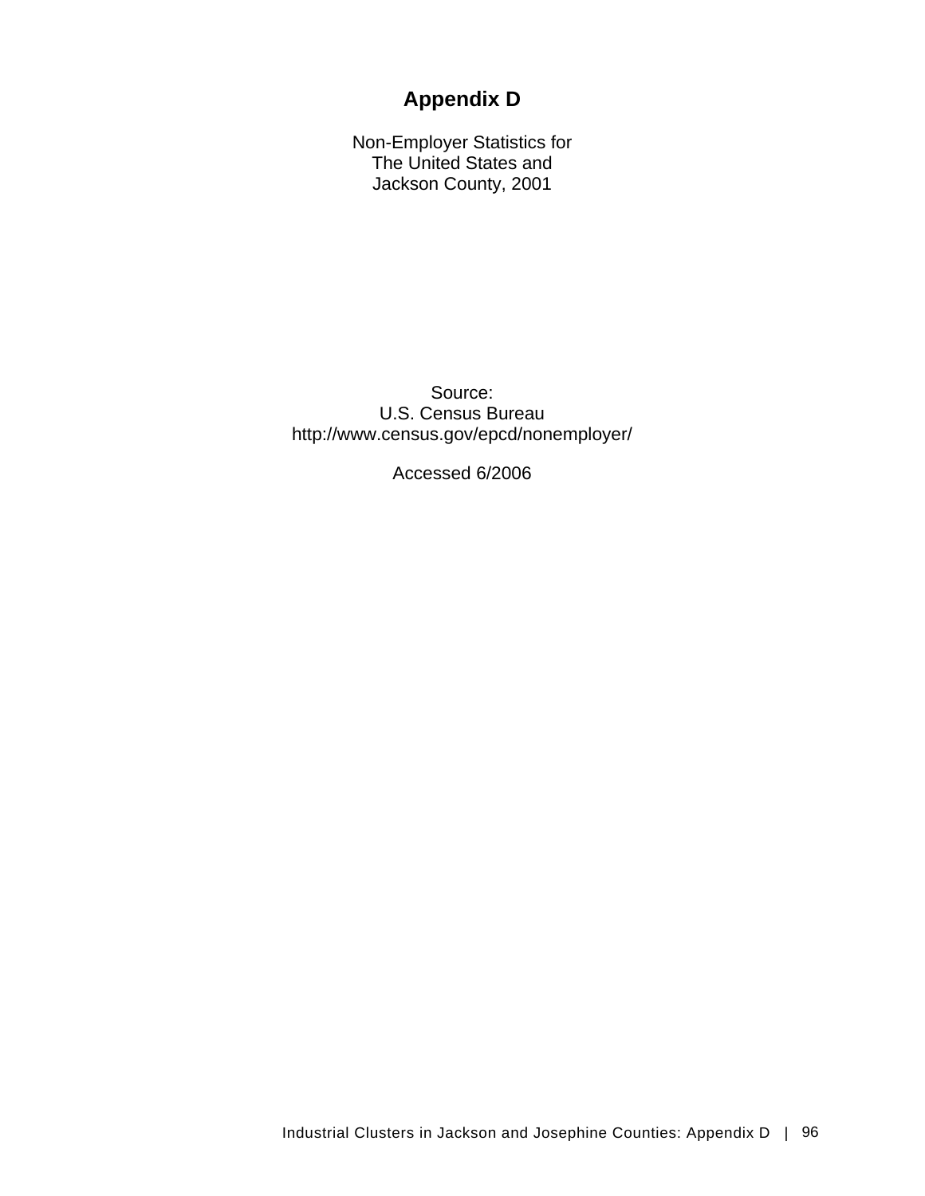# Appendix D

Non-Employer Statistics for
The United States and
Jackson County, 2001

Source:
U.S. Census Bureau
http://www.census.gov/epcd/nonemployer/

Accessed 6/2006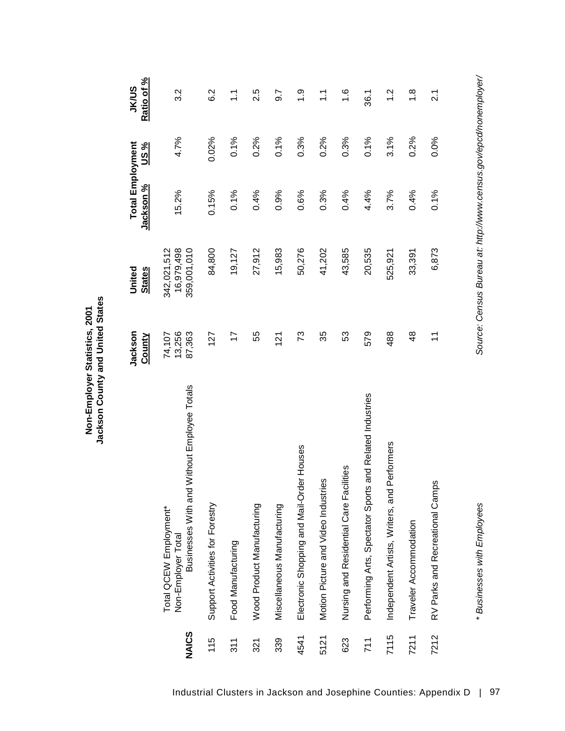**Non-Employer Statistics, 2001**
**Jackson County and United States**

| NAICS | | Jackson County | United States | Total Employment Jackson % | Total Employment US % | JK/US Ratio of % |
|---|---|---|---|---|---|---|
| | Total QCEW Employment* | 74,107 | 342,021,512 | | | |
| | Non-Employer Total | 13,256 | 16,979,498 | 15.2% | 4.7% | 3.2 |
| | Businesses With and Without Employee Totals | 87,363 | 359,001,010 | | | |
| 115 | Support Activities for Forestry | 127 | 84,800 | 0.15% | 0.02% | 6.2 |
| 311 | Food Manufacturing | 17 | 19,127 | 0.1% | 0.1% | 1.1 |
| 321 | Wood Product Manufacturing | 55 | 27,912 | 0.4% | 0.2% | 2.5 |
| 339 | Miscellaneous Manufacturing | 121 | 15,983 | 0.9% | 0.1% | 9.7 |
| 4541 | Electronic Shopping and Mail-Order Houses | 73 | 50,276 | 0.6% | 0.3% | 1.9 |
| 5121 | Motion Picture and Video Industries | 35 | 41,202 | 0.3% | 0.2% | 1.1 |
| 623 | Nursing and Residential Care Facilities | 53 | 43,585 | 0.4% | 0.3% | 1.6 |
| 711 | Performing Arts, Spectator Sports and Related Industries | 579 | 20,535 | 4.4% | 0.1% | 36.1 |
| 7115 | Independent Artists, Writers, and Performers | 488 | 525,921 | 3.7% | 3.1% | 1.2 |
| 7211 | Traveler Accommodation | 48 | 33,391 | 0.4% | 0.2% | 1.8 |
| 7212 | RV Parks and Recreational Camps | 11 | 6,873 | 0.1% | 0.0% | 2.1 |

*\* Businesses with Employees*

*Source: Census Bureau at: http://www.census.gov/epcd/nonemployer/*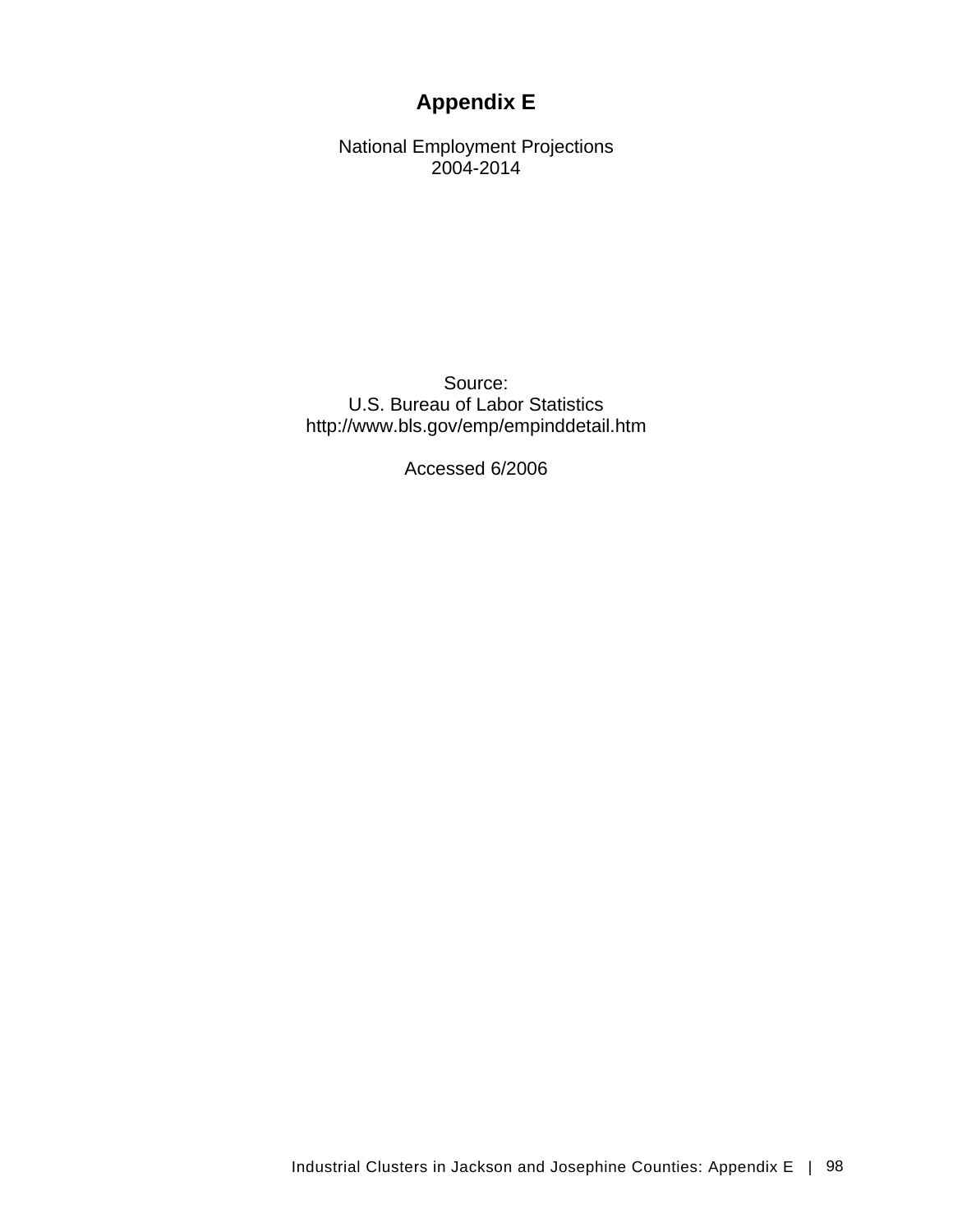# Appendix E

National Employment Projections
2004-2014

Source:
U.S. Bureau of Labor Statistics
http://www.bls.gov/emp/empinddetail.htm

Accessed 6/2006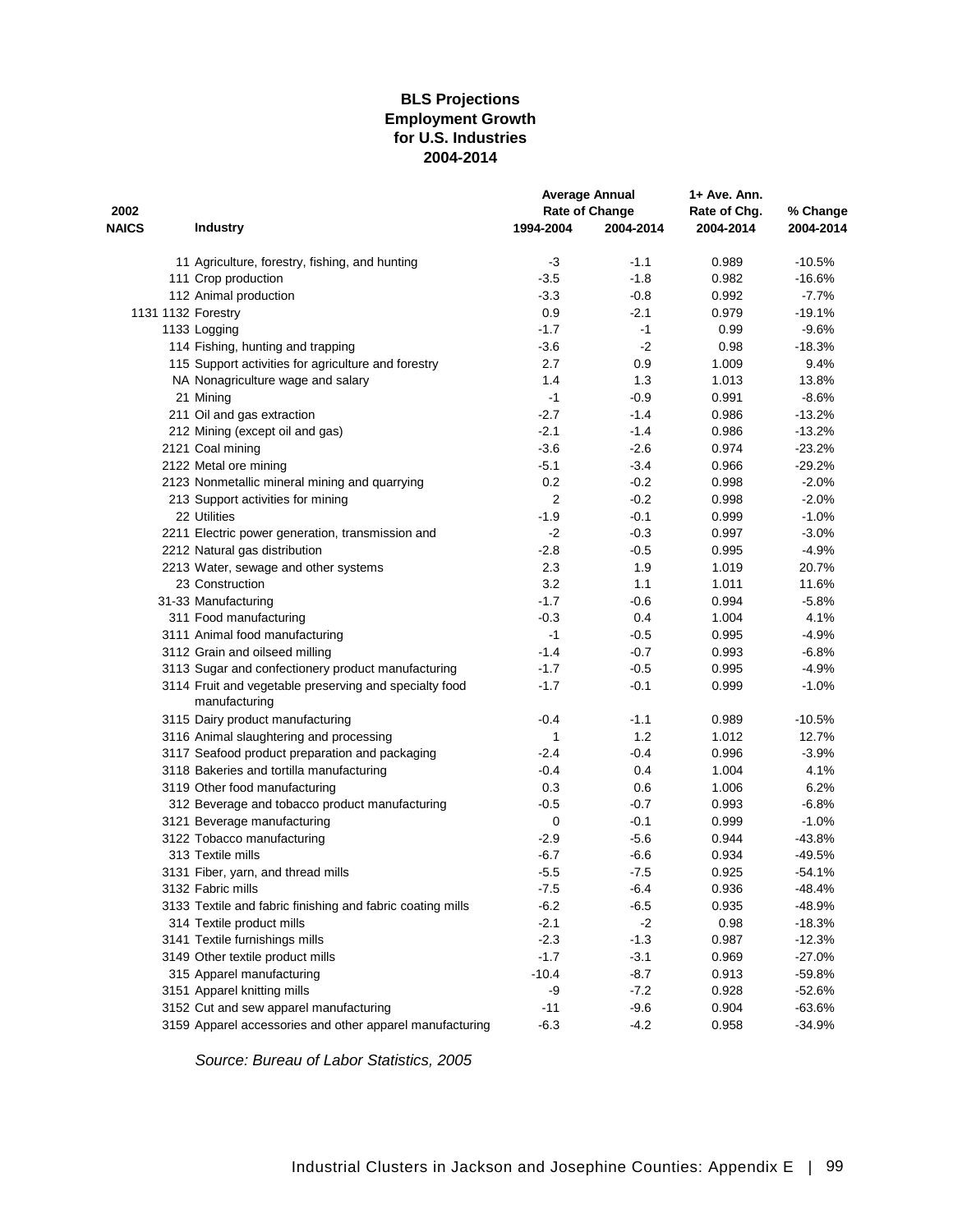# BLS Projections
## Employment Growth for U.S. Industries 2004-2014

| 2002 NAICS | Industry | Average Annual Rate of Change 1994-2004 | Average Annual Rate of Change 2004-2014 | 1+ Ave. Ann. Rate of Chg. 2004-2014 | % Change 2004-2014 |
|---|---|---|---|---|---|
| 11 | Agriculture, forestry, fishing, and hunting | -3 | -1.1 | 0.989 | -10.5% |
| 111 | Crop production | -3.5 | -1.8 | 0.982 | -16.6% |
| 112 | Animal production | -3.3 | -0.8 | 0.992 | -7.7% |
| 1131 1132 | Forestry | 0.9 | -2.1 | 0.979 | -19.1% |
| 1133 | Logging | -1.7 | -1 | 0.99 | -9.6% |
| 114 | Fishing, hunting and trapping | -3.6 | -2 | 0.98 | -18.3% |
| 115 | Support activities for agriculture and forestry | 2.7 | 0.9 | 1.009 | 9.4% |
| NA | Nonagriculture wage and salary | 1.4 | 1.3 | 1.013 | 13.8% |
| 21 | Mining | -1 | -0.9 | 0.991 | -8.6% |
| 211 | Oil and gas extraction | -2.7 | -1.4 | 0.986 | -13.2% |
| 212 | Mining (except oil and gas) | -2.1 | -1.4 | 0.986 | -13.2% |
| 2121 | Coal mining | -3.6 | -2.6 | 0.974 | -23.2% |
| 2122 | Metal ore mining | -5.1 | -3.4 | 0.966 | -29.2% |
| 2123 | Nonmetallic mineral mining and quarrying | 0.2 | -0.2 | 0.998 | -2.0% |
| 213 | Support activities for mining | 2 | -0.2 | 0.998 | -2.0% |
| 22 | Utilities | -1.9 | -0.1 | 0.999 | -1.0% |
| 2211 | Electric power generation, transmission and | -2 | -0.3 | 0.997 | -3.0% |
| 2212 | Natural gas distribution | -2.8 | -0.5 | 0.995 | -4.9% |
| 2213 | Water, sewage and other systems | 2.3 | 1.9 | 1.019 | 20.7% |
| 23 | Construction | 3.2 | 1.1 | 1.011 | 11.6% |
| 31-33 | Manufacturing | -1.7 | -0.6 | 0.994 | -5.8% |
| 311 | Food manufacturing | -0.3 | 0.4 | 1.004 | 4.1% |
| 3111 | Animal food manufacturing | -1 | -0.5 | 0.995 | -4.9% |
| 3112 | Grain and oilseed milling | -1.4 | -0.7 | 0.993 | -6.8% |
| 3113 | Sugar and confectionery product manufacturing | -1.7 | -0.5 | 0.995 | -4.9% |
| 3114 | Fruit and vegetable preserving and specialty food manufacturing | -1.7 | -0.1 | 0.999 | -1.0% |
| 3115 | Dairy product manufacturing | -0.4 | -1.1 | 0.989 | -10.5% |
| 3116 | Animal slaughtering and processing | 1 | 1.2 | 1.012 | 12.7% |
| 3117 | Seafood product preparation and packaging | -2.4 | -0.4 | 0.996 | -3.9% |
| 3118 | Bakeries and tortilla manufacturing | -0.4 | 0.4 | 1.004 | 4.1% |
| 3119 | Other food manufacturing | 0.3 | 0.6 | 1.006 | 6.2% |
| 312 | Beverage and tobacco product manufacturing | -0.5 | -0.7 | 0.993 | -6.8% |
| 3121 | Beverage manufacturing | 0 | -0.1 | 0.999 | -1.0% |
| 3122 | Tobacco manufacturing | -2.9 | -5.6 | 0.944 | -43.8% |
| 313 | Textile mills | -6.7 | -6.6 | 0.934 | -49.5% |
| 3131 | Fiber, yarn, and thread mills | -5.5 | -7.5 | 0.925 | -54.1% |
| 3132 | Fabric mills | -7.5 | -6.4 | 0.936 | -48.4% |
| 3133 | Textile and fabric finishing and fabric coating mills | -6.2 | -6.5 | 0.935 | -48.9% |
| 314 | Textile product mills | -2.1 | -2 | 0.98 | -18.3% |
| 3141 | Textile furnishings mills | -2.3 | -1.3 | 0.987 | -12.3% |
| 3149 | Other textile product mills | -1.7 | -3.1 | 0.969 | -27.0% |
| 315 | Apparel manufacturing | -10.4 | -8.7 | 0.913 | -59.8% |
| 3151 | Apparel knitting mills | -9 | -7.2 | 0.928 | -52.6% |
| 3152 | Cut and sew apparel manufacturing | -11 | -9.6 | 0.904 | -63.6% |
| 3159 | Apparel accessories and other apparel manufacturing | -6.3 | -4.2 | 0.958 | -34.9% |

*Source: Bureau of Labor Statistics, 2005*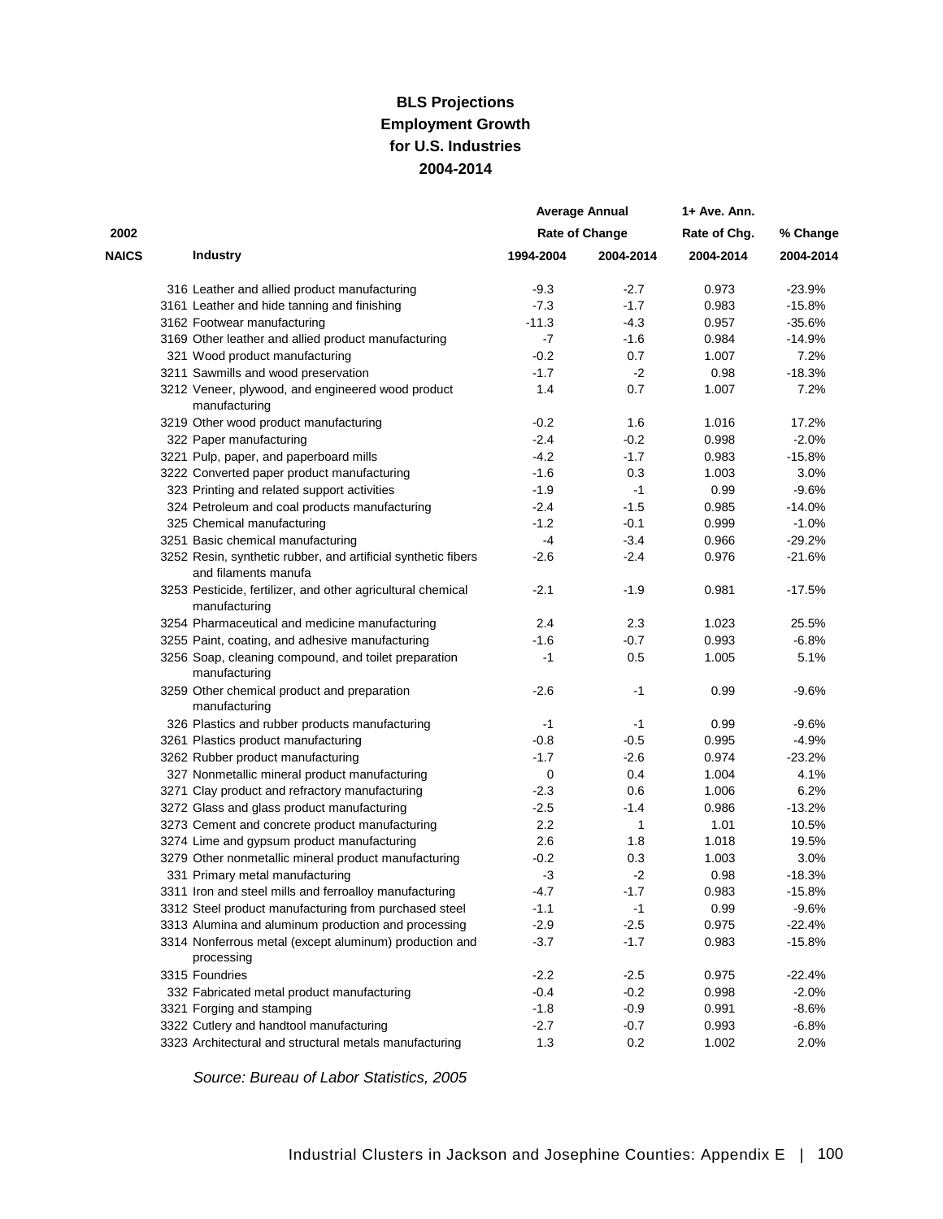**BLS Projections**
**Employment Growth**
**for U.S. Industries**
**2004-2014**

| 2002 NAICS | Industry | Average Annual Rate of Change 1994-2004 | Average Annual Rate of Change 2004-2014 | 1+ Ave. Ann. Rate of Chg. 2004-2014 | % Change 2004-2014 |
|---|---|---|---|---|---|
| 316 | Leather and allied product manufacturing | -9.3 | -2.7 | 0.973 | -23.9% |
| 3161 | Leather and hide tanning and finishing | -7.3 | -1.7 | 0.983 | -15.8% |
| 3162 | Footwear manufacturing | -11.3 | -4.3 | 0.957 | -35.6% |
| 3169 | Other leather and allied product manufacturing | -7 | -1.6 | 0.984 | -14.9% |
| 321 | Wood product manufacturing | -0.2 | 0.7 | 1.007 | 7.2% |
| 3211 | Sawmills and wood preservation | -1.7 | -2 | 0.98 | -18.3% |
| 3212 | Veneer, plywood, and engineered wood product manufacturing | 1.4 | 0.7 | 1.007 | 7.2% |
| 3219 | Other wood product manufacturing | -0.2 | 1.6 | 1.016 | 17.2% |
| 322 | Paper manufacturing | -2.4 | -0.2 | 0.998 | -2.0% |
| 3221 | Pulp, paper, and paperboard mills | -4.2 | -1.7 | 0.983 | -15.8% |
| 3222 | Converted paper product manufacturing | -1.6 | 0.3 | 1.003 | 3.0% |
| 323 | Printing and related support activities | -1.9 | -1 | 0.99 | -9.6% |
| 324 | Petroleum and coal products manufacturing | -2.4 | -1.5 | 0.985 | -14.0% |
| 325 | Chemical manufacturing | -1.2 | -0.1 | 0.999 | -1.0% |
| 3251 | Basic chemical manufacturing | -4 | -3.4 | 0.966 | -29.2% |
| 3252 | Resin, synthetic rubber, and artificial synthetic fibers and filaments manufa | -2.6 | -2.4 | 0.976 | -21.6% |
| 3253 | Pesticide, fertilizer, and other agricultural chemical manufacturing | -2.1 | -1.9 | 0.981 | -17.5% |
| 3254 | Pharmaceutical and medicine manufacturing | 2.4 | 2.3 | 1.023 | 25.5% |
| 3255 | Paint, coating, and adhesive manufacturing | -1.6 | -0.7 | 0.993 | -6.8% |
| 3256 | Soap, cleaning compound, and toilet preparation manufacturing | -1 | 0.5 | 1.005 | 5.1% |
| 3259 | Other chemical product and preparation manufacturing | -2.6 | -1 | 0.99 | -9.6% |
| 326 | Plastics and rubber products manufacturing | -1 | -1 | 0.99 | -9.6% |
| 3261 | Plastics product manufacturing | -0.8 | -0.5 | 0.995 | -4.9% |
| 3262 | Rubber product manufacturing | -1.7 | -2.6 | 0.974 | -23.2% |
| 327 | Nonmetallic mineral product manufacturing | 0 | 0.4 | 1.004 | 4.1% |
| 3271 | Clay product and refractory manufacturing | -2.3 | 0.6 | 1.006 | 6.2% |
| 3272 | Glass and glass product manufacturing | -2.5 | -1.4 | 0.986 | -13.2% |
| 3273 | Cement and concrete product manufacturing | 2.2 | 1 | 1.01 | 10.5% |
| 3274 | Lime and gypsum product manufacturing | 2.6 | 1.8 | 1.018 | 19.5% |
| 3279 | Other nonmetallic mineral product manufacturing | -0.2 | 0.3 | 1.003 | 3.0% |
| 331 | Primary metal manufacturing | -3 | -2 | 0.98 | -18.3% |
| 3311 | Iron and steel mills and ferroalloy manufacturing | -4.7 | -1.7 | 0.983 | -15.8% |
| 3312 | Steel product manufacturing from purchased steel | -1.1 | -1 | 0.99 | -9.6% |
| 3313 | Alumina and aluminum production and processing | -2.9 | -2.5 | 0.975 | -22.4% |
| 3314 | Nonferrous metal (except aluminum) production and processing | -3.7 | -1.7 | 0.983 | -15.8% |
| 3315 | Foundries | -2.2 | -2.5 | 0.975 | -22.4% |
| 332 | Fabricated metal product manufacturing | -0.4 | -0.2 | 0.998 | -2.0% |
| 3321 | Forging and stamping | -1.8 | -0.9 | 0.991 | -8.6% |
| 3322 | Cutlery and handtool manufacturing | -2.7 | -0.7 | 0.993 | -6.8% |
| 3323 | Architectural and structural metals manufacturing | 1.3 | 0.2 | 1.002 | 2.0% |

*Source: Bureau of Labor Statistics, 2005*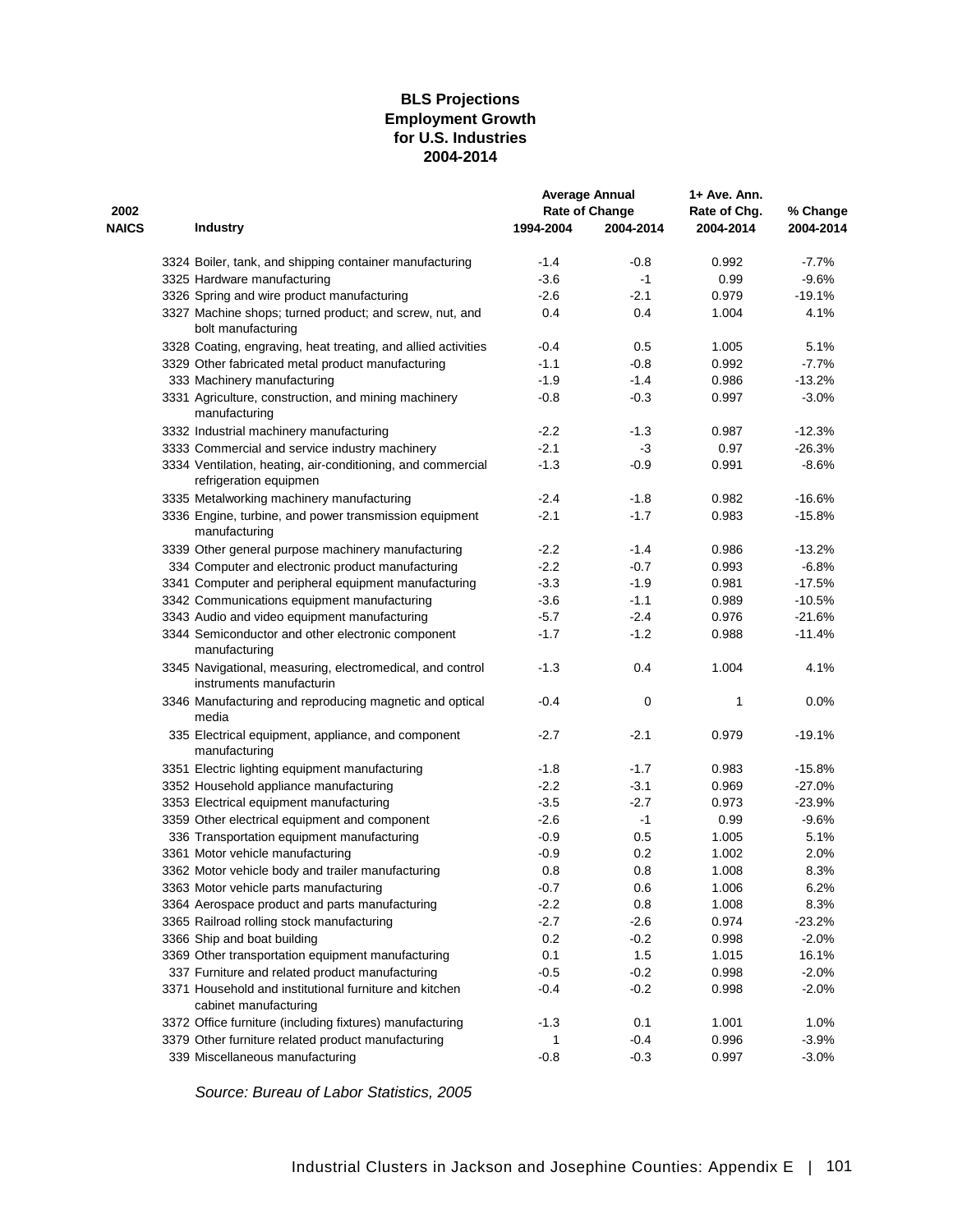**BLS Projections**
**Employment Growth**
**for U.S. Industries**
**2004-2014**

| 2002 NAICS | Industry | Average Annual Rate of Change 1994-2004 | Average Annual Rate of Change 2004-2014 | 1+ Ave. Ann. Rate of Chg. 2004-2014 | % Change 2004-2014 |
|---|---|---|---|---|---|
| 3324 | Boiler, tank, and shipping container manufacturing | -1.4 | -0.8 | 0.992 | -7.7% |
| 3325 | Hardware manufacturing | -3.6 | -1 | 0.99 | -9.6% |
| 3326 | Spring and wire product manufacturing | -2.6 | -2.1 | 0.979 | -19.1% |
| 3327 | Machine shops; turned product; and screw, nut, and bolt manufacturing | 0.4 | 0.4 | 1.004 | 4.1% |
| 3328 | Coating, engraving, heat treating, and allied activities | -0.4 | 0.5 | 1.005 | 5.1% |
| 3329 | Other fabricated metal product manufacturing | -1.1 | -0.8 | 0.992 | -7.7% |
| 333 | Machinery manufacturing | -1.9 | -1.4 | 0.986 | -13.2% |
| 3331 | Agriculture, construction, and mining machinery manufacturing | -0.8 | -0.3 | 0.997 | -3.0% |
| 3332 | Industrial machinery manufacturing | -2.2 | -1.3 | 0.987 | -12.3% |
| 3333 | Commercial and service industry machinery | -2.1 | -3 | 0.97 | -26.3% |
| 3334 | Ventilation, heating, air-conditioning, and commercial refrigeration equipmen | -1.3 | -0.9 | 0.991 | -8.6% |
| 3335 | Metalworking machinery manufacturing | -2.4 | -1.8 | 0.982 | -16.6% |
| 3336 | Engine, turbine, and power transmission equipment manufacturing | -2.1 | -1.7 | 0.983 | -15.8% |
| 3339 | Other general purpose machinery manufacturing | -2.2 | -1.4 | 0.986 | -13.2% |
| 334 | Computer and electronic product manufacturing | -2.2 | -0.7 | 0.993 | -6.8% |
| 3341 | Computer and peripheral equipment manufacturing | -3.3 | -1.9 | 0.981 | -17.5% |
| 3342 | Communications equipment manufacturing | -3.6 | -1.1 | 0.989 | -10.5% |
| 3343 | Audio and video equipment manufacturing | -5.7 | -2.4 | 0.976 | -21.6% |
| 3344 | Semiconductor and other electronic component manufacturing | -1.7 | -1.2 | 0.988 | -11.4% |
| 3345 | Navigational, measuring, electromedical, and control instruments manufacturin | -1.3 | 0.4 | 1.004 | 4.1% |
| 3346 | Manufacturing and reproducing magnetic and optical media | -0.4 | 0 | 1 | 0.0% |
| 335 | Electrical equipment, appliance, and component manufacturing | -2.7 | -2.1 | 0.979 | -19.1% |
| 3351 | Electric lighting equipment manufacturing | -1.8 | -1.7 | 0.983 | -15.8% |
| 3352 | Household appliance manufacturing | -2.2 | -3.1 | 0.969 | -27.0% |
| 3353 | Electrical equipment manufacturing | -3.5 | -2.7 | 0.973 | -23.9% |
| 3359 | Other electrical equipment and component | -2.6 | -1 | 0.99 | -9.6% |
| 336 | Transportation equipment manufacturing | -0.9 | 0.5 | 1.005 | 5.1% |
| 3361 | Motor vehicle manufacturing | -0.9 | 0.2 | 1.002 | 2.0% |
| 3362 | Motor vehicle body and trailer manufacturing | 0.8 | 0.8 | 1.008 | 8.3% |
| 3363 | Motor vehicle parts manufacturing | -0.7 | 0.6 | 1.006 | 6.2% |
| 3364 | Aerospace product and parts manufacturing | -2.2 | 0.8 | 1.008 | 8.3% |
| 3365 | Railroad rolling stock manufacturing | -2.7 | -2.6 | 0.974 | -23.2% |
| 3366 | Ship and boat building | 0.2 | -0.2 | 0.998 | -2.0% |
| 3369 | Other transportation equipment manufacturing | 0.1 | 1.5 | 1.015 | 16.1% |
| 337 | Furniture and related product manufacturing | -0.5 | -0.2 | 0.998 | -2.0% |
| 3371 | Household and institutional furniture and kitchen cabinet manufacturing | -0.4 | -0.2 | 0.998 | -2.0% |
| 3372 | Office furniture (including fixtures) manufacturing | -1.3 | 0.1 | 1.001 | 1.0% |
| 3379 | Other furniture related product manufacturing | 1 | -0.4 | 0.996 | -3.9% |
| 339 | Miscellaneous manufacturing | -0.8 | -0.3 | 0.997 | -3.0% |

*Source: Bureau of Labor Statistics, 2005*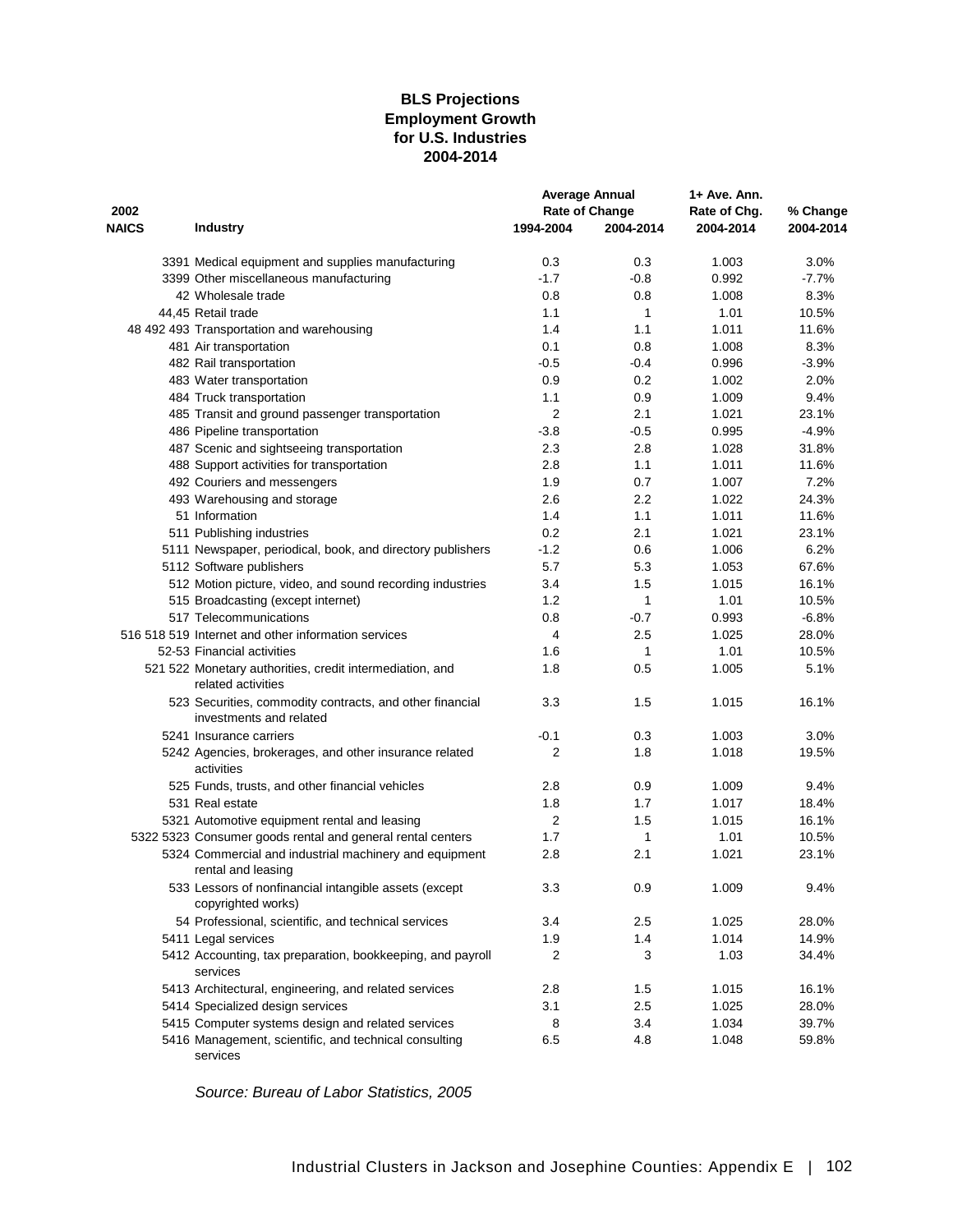**BLS Projections**
**Employment Growth**
**for U.S. Industries**
**2004-2014**

| 2002 NAICS | Industry | Average Annual Rate of Change 1994-2004 | Average Annual Rate of Change 2004-2014 | 1+ Ave. Ann. Rate of Chg. 2004-2014 | % Change 2004-2014 |
|---|---|---|---|---|---|
| 3391 | Medical equipment and supplies manufacturing | 0.3 | 0.3 | 1.003 | 3.0% |
| 3399 | Other miscellaneous manufacturing | -1.7 | -0.8 | 0.992 | -7.7% |
| 42 | Wholesale trade | 0.8 | 0.8 | 1.008 | 8.3% |
| 44,45 | Retail trade | 1.1 | 1 | 1.01 | 10.5% |
| 48 492 493 | Transportation and warehousing | 1.4 | 1.1 | 1.011 | 11.6% |
| 481 | Air transportation | 0.1 | 0.8 | 1.008 | 8.3% |
| 482 | Rail transportation | -0.5 | -0.4 | 0.996 | -3.9% |
| 483 | Water transportation | 0.9 | 0.2 | 1.002 | 2.0% |
| 484 | Truck transportation | 1.1 | 0.9 | 1.009 | 9.4% |
| 485 | Transit and ground passenger transportation | 2 | 2.1 | 1.021 | 23.1% |
| 486 | Pipeline transportation | -3.8 | -0.5 | 0.995 | -4.9% |
| 487 | Scenic and sightseeing transportation | 2.3 | 2.8 | 1.028 | 31.8% |
| 488 | Support activities for transportation | 2.8 | 1.1 | 1.011 | 11.6% |
| 492 | Couriers and messengers | 1.9 | 0.7 | 1.007 | 7.2% |
| 493 | Warehousing and storage | 2.6 | 2.2 | 1.022 | 24.3% |
| 51 | Information | 1.4 | 1.1 | 1.011 | 11.6% |
| 511 | Publishing industries | 0.2 | 2.1 | 1.021 | 23.1% |
| 5111 | Newspaper, periodical, book, and directory publishers | -1.2 | 0.6 | 1.006 | 6.2% |
| 5112 | Software publishers | 5.7 | 5.3 | 1.053 | 67.6% |
| 512 | Motion picture, video, and sound recording industries | 3.4 | 1.5 | 1.015 | 16.1% |
| 515 | Broadcasting (except internet) | 1.2 | 1 | 1.01 | 10.5% |
| 517 | Telecommunications | 0.8 | -0.7 | 0.993 | -6.8% |
| 516 518 519 | Internet and other information services | 4 | 2.5 | 1.025 | 28.0% |
| 52-53 | Financial activities | 1.6 | 1 | 1.01 | 10.5% |
| 521 522 | Monetary authorities, credit intermediation, and related activities | 1.8 | 0.5 | 1.005 | 5.1% |
| 523 | Securities, commodity contracts, and other financial investments and related | 3.3 | 1.5 | 1.015 | 16.1% |
| 5241 | Insurance carriers | -0.1 | 0.3 | 1.003 | 3.0% |
| 5242 | Agencies, brokerages, and other insurance related activities | 2 | 1.8 | 1.018 | 19.5% |
| 525 | Funds, trusts, and other financial vehicles | 2.8 | 0.9 | 1.009 | 9.4% |
| 531 | Real estate | 1.8 | 1.7 | 1.017 | 18.4% |
| 5321 | Automotive equipment rental and leasing | 2 | 1.5 | 1.015 | 16.1% |
| 5322 5323 | Consumer goods rental and general rental centers | 1.7 | 1 | 1.01 | 10.5% |
| 5324 | Commercial and industrial machinery and equipment rental and leasing | 2.8 | 2.1 | 1.021 | 23.1% |
| 533 | Lessors of nonfinancial intangible assets (except copyrighted works) | 3.3 | 0.9 | 1.009 | 9.4% |
| 54 | Professional, scientific, and technical services | 3.4 | 2.5 | 1.025 | 28.0% |
| 5411 | Legal services | 1.9 | 1.4 | 1.014 | 14.9% |
| 5412 | Accounting, tax preparation, bookkeeping, and payroll services | 2 | 3 | 1.03 | 34.4% |
| 5413 | Architectural, engineering, and related services | 2.8 | 1.5 | 1.015 | 16.1% |
| 5414 | Specialized design services | 3.1 | 2.5 | 1.025 | 28.0% |
| 5415 | Computer systems design and related services | 8 | 3.4 | 1.034 | 39.7% |
| 5416 | Management, scientific, and technical consulting services | 6.5 | 4.8 | 1.048 | 59.8% |

*Source: Bureau of Labor Statistics, 2005*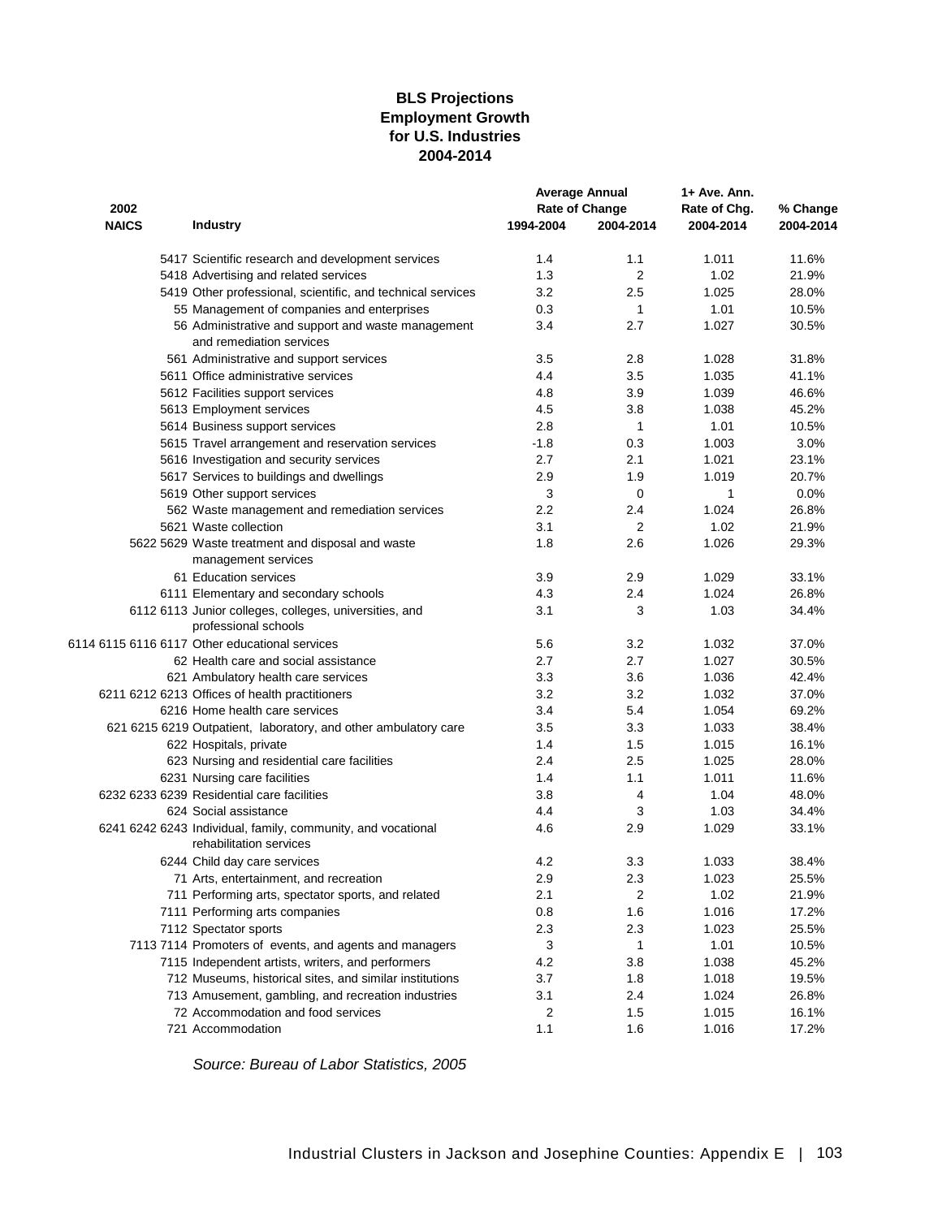**BLS Projections**
**Employment Growth**
**for U.S. Industries**
**2004-2014**

| 2002 NAICS | Industry | Average Annual Rate of Change 1994-2004 | Average Annual Rate of Change 2004-2014 | 1+ Ave. Ann. Rate of Chg. 2004-2014 | % Change 2004-2014 |
|---|---|---|---|---|---|
| 5417 | Scientific research and development services | 1.4 | 1.1 | 1.011 | 11.6% |
| 5418 | Advertising and related services | 1.3 | 2 | 1.02 | 21.9% |
| 5419 | Other professional, scientific, and technical services | 3.2 | 2.5 | 1.025 | 28.0% |
| 55 | Management of companies and enterprises | 0.3 | 1 | 1.01 | 10.5% |
| 56 | Administrative and support and waste management and remediation services | 3.4 | 2.7 | 1.027 | 30.5% |
| 561 | Administrative and support services | 3.5 | 2.8 | 1.028 | 31.8% |
| 5611 | Office administrative services | 4.4 | 3.5 | 1.035 | 41.1% |
| 5612 | Facilities support services | 4.8 | 3.9 | 1.039 | 46.6% |
| 5613 | Employment services | 4.5 | 3.8 | 1.038 | 45.2% |
| 5614 | Business support services | 2.8 | 1 | 1.01 | 10.5% |
| 5615 | Travel arrangement and reservation services | -1.8 | 0.3 | 1.003 | 3.0% |
| 5616 | Investigation and security services | 2.7 | 2.1 | 1.021 | 23.1% |
| 5617 | Services to buildings and dwellings | 2.9 | 1.9 | 1.019 | 20.7% |
| 5619 | Other support services | 3 | 0 | 1 | 0.0% |
| 562 | Waste management and remediation services | 2.2 | 2.4 | 1.024 | 26.8% |
| 5621 | Waste collection | 3.1 | 2 | 1.02 | 21.9% |
| 5622 5629 | Waste treatment and disposal and waste management services | 1.8 | 2.6 | 1.026 | 29.3% |
| 61 | Education services | 3.9 | 2.9 | 1.029 | 33.1% |
| 6111 | Elementary and secondary schools | 4.3 | 2.4 | 1.024 | 26.8% |
| 6112 6113 | Junior colleges, colleges, universities, and professional schools | 3.1 | 3 | 1.03 | 34.4% |
| 6114 6115 6116 6117 | Other educational services | 5.6 | 3.2 | 1.032 | 37.0% |
| 62 | Health care and social assistance | 2.7 | 2.7 | 1.027 | 30.5% |
| 621 | Ambulatory health care services | 3.3 | 3.6 | 1.036 | 42.4% |
| 6211 6212 6213 | Offices of health practitioners | 3.2 | 3.2 | 1.032 | 37.0% |
| 6216 | Home health care services | 3.4 | 5.4 | 1.054 | 69.2% |
| 621 6215 6219 | Outpatient, laboratory, and other ambulatory care | 3.5 | 3.3 | 1.033 | 38.4% |
| 622 | Hospitals, private | 1.4 | 1.5 | 1.015 | 16.1% |
| 623 | Nursing and residential care facilities | 2.4 | 2.5 | 1.025 | 28.0% |
| 6231 | Nursing care facilities | 1.4 | 1.1 | 1.011 | 11.6% |
| 6232 6233 6239 | Residential care facilities | 3.8 | 4 | 1.04 | 48.0% |
| 624 | Social assistance | 4.4 | 3 | 1.03 | 34.4% |
| 6241 6242 6243 | Individual, family, community, and vocational rehabilitation services | 4.6 | 2.9 | 1.029 | 33.1% |
| 6244 | Child day care services | 4.2 | 3.3 | 1.033 | 38.4% |
| 71 | Arts, entertainment, and recreation | 2.9 | 2.3 | 1.023 | 25.5% |
| 711 | Performing arts, spectator sports, and related | 2.1 | 2 | 1.02 | 21.9% |
| 7111 | Performing arts companies | 0.8 | 1.6 | 1.016 | 17.2% |
| 7112 | Spectator sports | 2.3 | 2.3 | 1.023 | 25.5% |
| 7113 7114 | Promoters of events, and agents and managers | 3 | 1 | 1.01 | 10.5% |
| 7115 | Independent artists, writers, and performers | 4.2 | 3.8 | 1.038 | 45.2% |
| 712 | Museums, historical sites, and similar institutions | 3.7 | 1.8 | 1.018 | 19.5% |
| 713 | Amusement, gambling, and recreation industries | 3.1 | 2.4 | 1.024 | 26.8% |
| 72 | Accommodation and food services | 2 | 1.5 | 1.015 | 16.1% |
| 721 | Accommodation | 1.1 | 1.6 | 1.016 | 17.2% |

*Source: Bureau of Labor Statistics, 2005*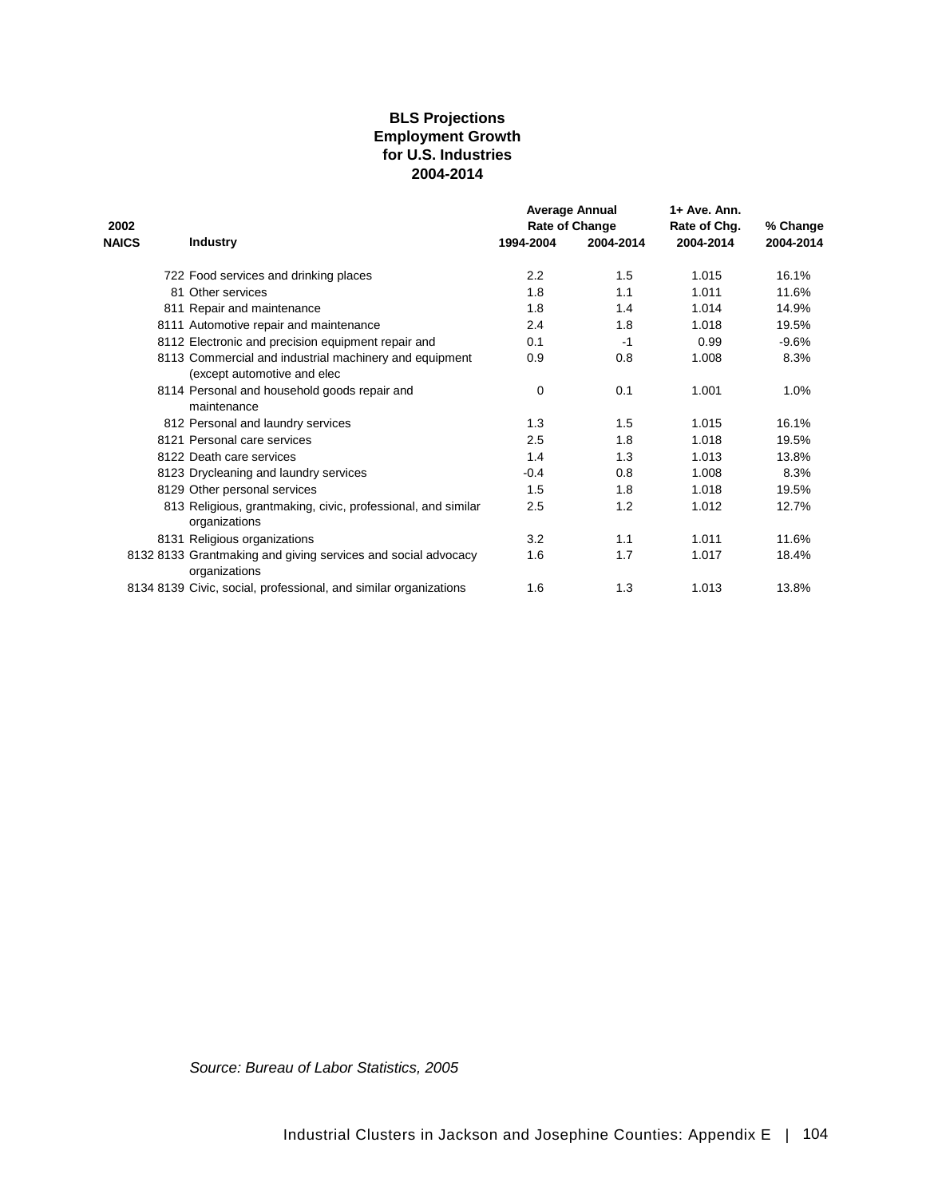# BLS Projections Employment Growth for U.S. Industries 2004-2014

| 2002 NAICS | Industry | Average Annual Rate of Change 1994-2004 | Average Annual Rate of Change 2004-2014 | 1+ Ave. Ann. Rate of Chg. 2004-2014 | % Change 2004-2014 |
|---|---|---|---|---|---|
| 722 | Food services and drinking places | 2.2 | 1.5 | 1.015 | 16.1% |
| 81 | Other services | 1.8 | 1.1 | 1.011 | 11.6% |
| 811 | Repair and maintenance | 1.8 | 1.4 | 1.014 | 14.9% |
| 8111 | Automotive repair and maintenance | 2.4 | 1.8 | 1.018 | 19.5% |
| 8112 | Electronic and precision equipment repair and | 0.1 | -1 | 0.99 | -9.6% |
| 8113 | Commercial and industrial machinery and equipment (except automotive and elec | 0.9 | 0.8 | 1.008 | 8.3% |
| 8114 | Personal and household goods repair and maintenance | 0 | 0.1 | 1.001 | 1.0% |
| 812 | Personal and laundry services | 1.3 | 1.5 | 1.015 | 16.1% |
| 8121 | Personal care services | 2.5 | 1.8 | 1.018 | 19.5% |
| 8122 | Death care services | 1.4 | 1.3 | 1.013 | 13.8% |
| 8123 | Drycleaning and laundry services | -0.4 | 0.8 | 1.008 | 8.3% |
| 8129 | Other personal services | 1.5 | 1.8 | 1.018 | 19.5% |
| 813 | Religious, grantmaking, civic, professional, and similar organizations | 2.5 | 1.2 | 1.012 | 12.7% |
| 8131 | Religious organizations | 3.2 | 1.1 | 1.011 | 11.6% |
| 8132 8133 | Grantmaking and giving services and social advocacy organizations | 1.6 | 1.7 | 1.017 | 18.4% |
| 8134 8139 | Civic, social, professional, and similar organizations | 1.6 | 1.3 | 1.013 | 13.8% |

*Source: Bureau of Labor Statistics, 2005*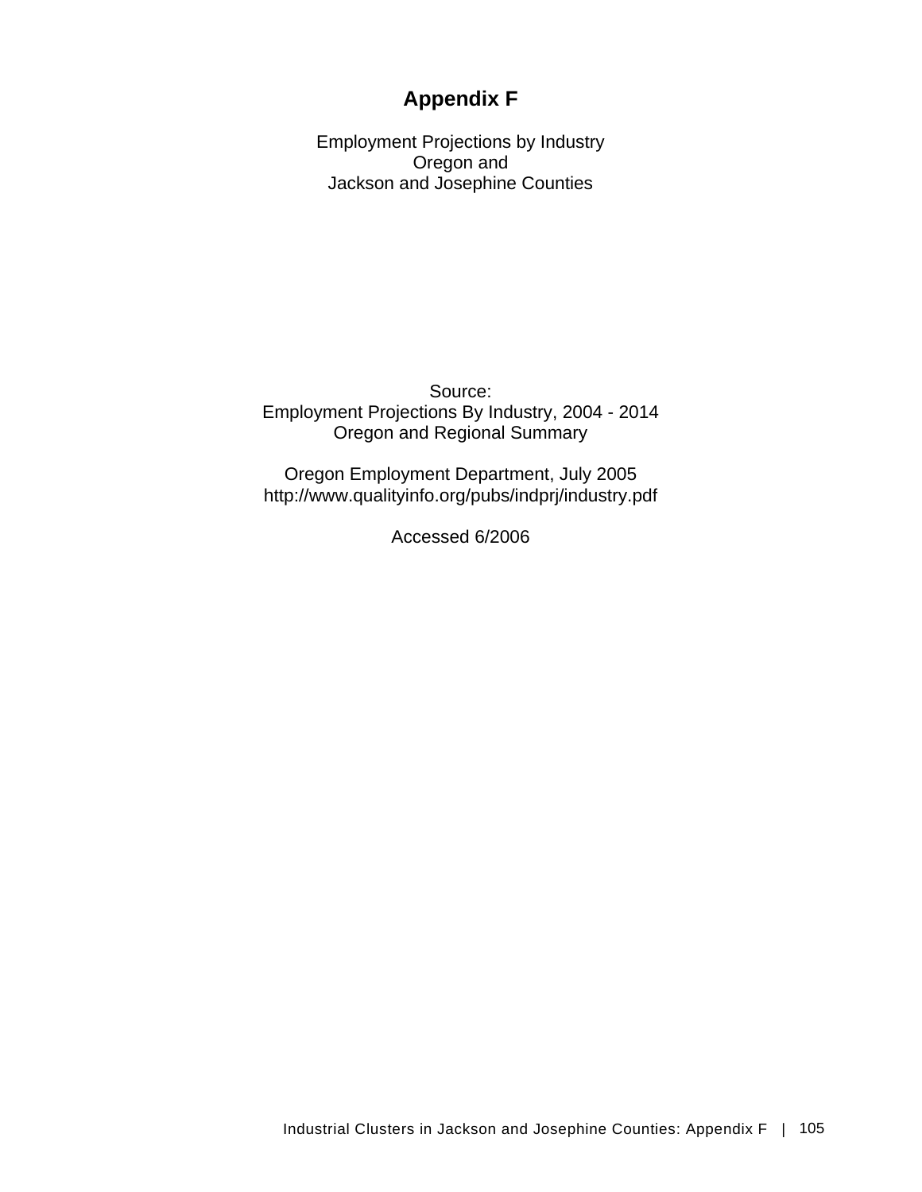# Appendix F

Employment Projections by Industry
Oregon and
Jackson and Josephine Counties

Source:
Employment Projections By Industry, 2004 - 2014
Oregon and Regional Summary

Oregon Employment Department, July 2005
http://www.qualityinfo.org/pubs/indprj/industry.pdf

Accessed 6/2006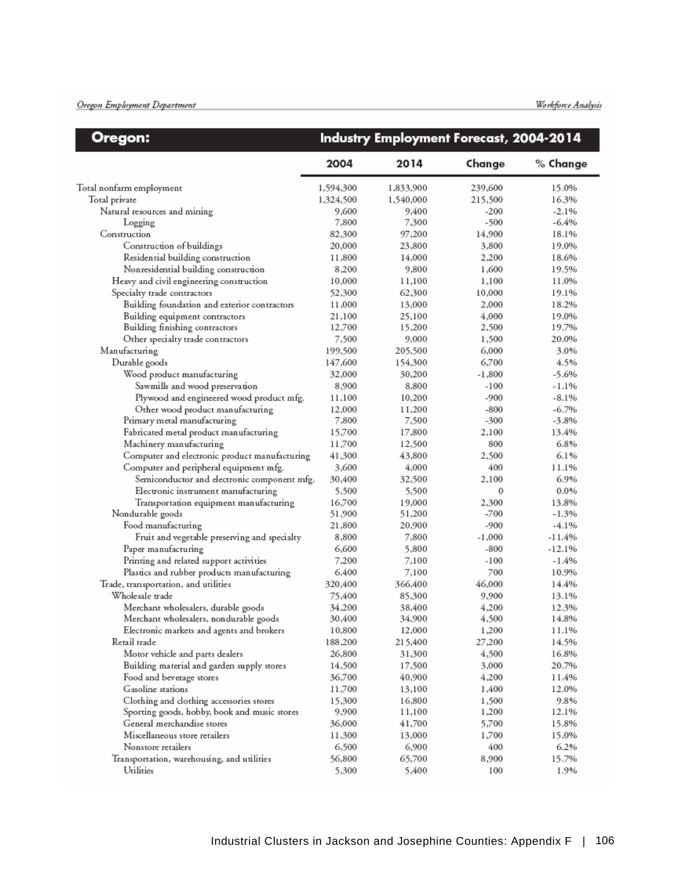## Oregon: Industry Employment Forecast, 2004-2014

| | 2004 | 2014 | Change | % Change |
|---|---|---|---|---|
| Total nonfarm employment | 1,594,300 | 1,833,900 | 239,600 | 15.0% |
| Total private | 1,324,500 | 1,540,000 | 215,500 | 16.3% |
| Natural resources and mining | 9,600 | 9,400 | -200 | -2.1% |
| Logging | 7,800 | 7,300 | -500 | -6.4% |
| Construction | 82,300 | 97,200 | 14,900 | 18.1% |
| Construction of buildings | 20,000 | 23,800 | 3,800 | 19.0% |
| Residential building construction | 11,800 | 14,000 | 2,200 | 18.6% |
| Nonresidential building construction | 8,200 | 9,800 | 1,600 | 19.5% |
| Heavy and civil engineering construction | 10,000 | 11,100 | 1,100 | 11.0% |
| Specialty trade contractors | 52,300 | 62,300 | 10,000 | 19.1% |
| Building foundation and exterior contractors | 11,000 | 13,000 | 2,000 | 18.2% |
| Building equipment contractors | 21,100 | 25,100 | 4,000 | 19.0% |
| Building finishing contractors | 12,700 | 15,200 | 2,500 | 19.7% |
| Other specialty trade contractors | 7,500 | 9,000 | 1,500 | 20.0% |
| Manufacturing | 199,500 | 205,500 | 6,000 | 3.0% |
| Durable goods | 147,600 | 154,300 | 6,700 | 4.5% |
| Wood product manufacturing | 32,000 | 30,200 | -1,800 | -5.6% |
| Sawmills and wood preservation | 8,900 | 8,800 | -100 | -1.1% |
| Plywood and engineered wood product mfg. | 11,100 | 10,200 | -900 | -8.1% |
| Other wood product manufacturing | 12,000 | 11,200 | -800 | -6.7% |
| Primary metal manufacturing | 7,800 | 7,500 | -300 | -3.8% |
| Fabricated metal product manufacturing | 15,700 | 17,800 | 2,100 | 13.4% |
| Machinery manufacturing | 11,700 | 12,500 | 800 | 6.8% |
| Computer and electronic product manufacturing | 41,300 | 43,800 | 2,500 | 6.1% |
| Computer and peripheral equipment mfg. | 3,600 | 4,000 | 400 | 11.1% |
| Semiconductor and electronic component mfg. | 30,400 | 32,500 | 2,100 | 6.9% |
| Electronic instrument manufacturing | 5,500 | 5,500 | 0 | 0.0% |
| Transportation equipment manufacturing | 16,700 | 19,000 | 2,300 | 13.8% |
| Nondurable goods | 51,900 | 51,200 | -700 | -1.3% |
| Food manufacturing | 21,800 | 20,900 | -900 | -4.1% |
| Fruit and vegetable preserving and specialty | 8,800 | 7,800 | -1,000 | -11.4% |
| Paper manufacturing | 6,600 | 5,800 | -800 | -12.1% |
| Printing and related support activities | 7,200 | 7,100 | -100 | -1.4% |
| Plastics and rubber products manufacturing | 6,400 | 7,100 | 700 | 10.9% |
| Trade, transportation, and utilities | 320,400 | 366,400 | 46,000 | 14.4% |
| Wholesale trade | 75,400 | 85,300 | 9,900 | 13.1% |
| Merchant wholesalers, durable goods | 34,200 | 38,400 | 4,200 | 12.3% |
| Merchant wholesalers, nondurable goods | 30,400 | 34,900 | 4,500 | 14.8% |
| Electronic markets and agents and brokers | 10,800 | 12,000 | 1,200 | 11.1% |
| Retail trade | 188,200 | 215,400 | 27,200 | 14.5% |
| Motor vehicle and parts dealers | 26,800 | 31,300 | 4,500 | 16.8% |
| Building material and garden supply stores | 14,500 | 17,500 | 3,000 | 20.7% |
| Food and beverage stores | 36,700 | 40,900 | 4,200 | 11.4% |
| Gasoline stations | 11,700 | 13,100 | 1,400 | 12.0% |
| Clothing and clothing accessories stores | 15,300 | 16,800 | 1,500 | 9.8% |
| Sporting goods, hobby, book and music stores | 9,900 | 11,100 | 1,200 | 12.1% |
| General merchandise stores | 36,000 | 41,700 | 5,700 | 15.8% |
| Miscellaneous store retailers | 11,300 | 13,000 | 1,700 | 15.0% |
| Nonstore retailers | 6,500 | 6,900 | 400 | 6.2% |
| Transportation, warehousing, and utilities | 56,800 | 65,700 | 8,900 | 15.7% |
| Utilities | 5,300 | 5,400 | 100 | 1.9% |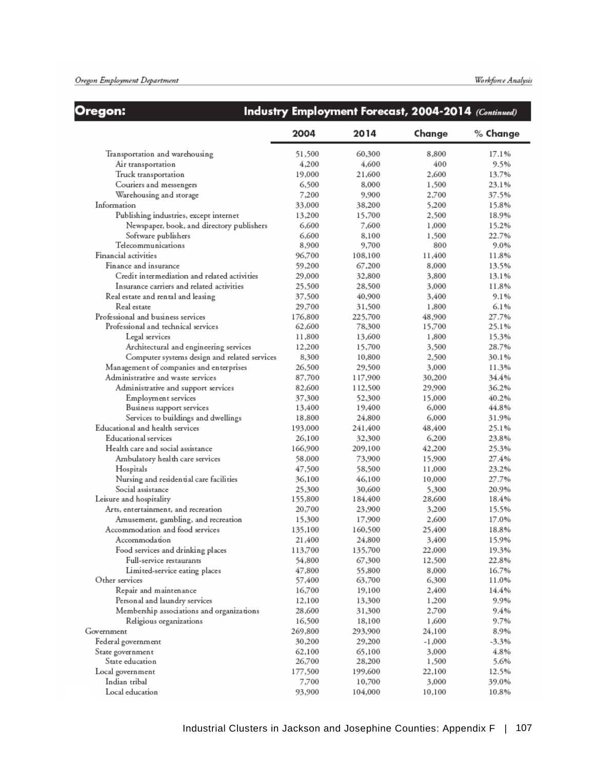## Oregon: Industry Employment Forecast, 2004-2014 *(Continued)*

| | 2004 | 2014 | Change | % Change |
|---|---|---|---|---|
| Transportation and warehousing | 51,500 | 60,300 | 8,800 | 17.1% |
| Air transportation | 4,200 | 4,600 | 400 | 9.5% |
| Truck transportation | 19,000 | 21,600 | 2,600 | 13.7% |
| Couriers and messengers | 6,500 | 8,000 | 1,500 | 23.1% |
| Warehousing and storage | 7,200 | 9,900 | 2,700 | 37.5% |
| Information | 33,000 | 38,200 | 5,200 | 15.8% |
| Publishing industries, except internet | 13,200 | 15,700 | 2,500 | 18.9% |
| Newspaper, book, and directory publishers | 6,600 | 7,600 | 1,000 | 15.2% |
| Software publishers | 6,600 | 8,100 | 1,500 | 22.7% |
| Telecommunications | 8,900 | 9,700 | 800 | 9.0% |
| Financial activities | 96,700 | 108,100 | 11,400 | 11.8% |
| Finance and insurance | 59,200 | 67,200 | 8,000 | 13.5% |
| Credit intermediation and related activities | 29,000 | 32,800 | 3,800 | 13.1% |
| Insurance carriers and related activities | 25,500 | 28,500 | 3,000 | 11.8% |
| Real estate and rental and leasing | 37,500 | 40,900 | 3,400 | 9.1% |
| Real estate | 29,700 | 31,500 | 1,800 | 6.1% |
| Professional and business services | 176,800 | 225,700 | 48,900 | 27.7% |
| Professional and technical services | 62,600 | 78,300 | 15,700 | 25.1% |
| Legal services | 11,800 | 13,600 | 1,800 | 15.3% |
| Architectural and engineering services | 12,200 | 15,700 | 3,500 | 28.7% |
| Computer systems design and related services | 8,300 | 10,800 | 2,500 | 30.1% |
| Management of companies and enterprises | 26,500 | 29,500 | 3,000 | 11.3% |
| Administrative and waste services | 87,700 | 117,900 | 30,200 | 34.4% |
| Administrative and support services | 82,600 | 112,500 | 29,900 | 36.2% |
| Employment services | 37,300 | 52,300 | 15,000 | 40.2% |
| Business support services | 13,400 | 19,400 | 6,000 | 44.8% |
| Services to buildings and dwellings | 18,800 | 24,800 | 6,000 | 31.9% |
| Educational and health services | 193,000 | 241,400 | 48,400 | 25.1% |
| Educational services | 26,100 | 32,300 | 6,200 | 23.8% |
| Health care and social assistance | 166,900 | 209,100 | 42,200 | 25.3% |
| Ambulatory health care services | 58,000 | 73,900 | 15,900 | 27.4% |
| Hospitals | 47,500 | 58,500 | 11,000 | 23.2% |
| Nursing and residential care facilities | 36,100 | 46,100 | 10,000 | 27.7% |
| Social assistance | 25,300 | 30,600 | 5,300 | 20.9% |
| Leisure and hospitality | 155,800 | 184,400 | 28,600 | 18.4% |
| Arts, entertainment, and recreation | 20,700 | 23,900 | 3,200 | 15.5% |
| Amusement, gambling, and recreation | 15,300 | 17,900 | 2,600 | 17.0% |
| Accommodation and food services | 135,100 | 160,500 | 25,400 | 18.8% |
| Accommodation | 21,400 | 24,800 | 3,400 | 15.9% |
| Food services and drinking places | 113,700 | 135,700 | 22,000 | 19.3% |
| Full-service restaurants | 54,800 | 67,300 | 12,500 | 22.8% |
| Limited-service eating places | 47,800 | 55,800 | 8,000 | 16.7% |
| Other services | 57,400 | 63,700 | 6,300 | 11.0% |
| Repair and maintenance | 16,700 | 19,100 | 2,400 | 14.4% |
| Personal and laundry services | 12,100 | 13,300 | 1,200 | 9.9% |
| Membership associations and organizations | 28,600 | 31,300 | 2,700 | 9.4% |
| Religious organizations | 16,500 | 18,100 | 1,600 | 9.7% |
| Government | 269,800 | 293,900 | 24,100 | 8.9% |
| Federal government | 30,200 | 29,200 | -1,000 | -3.3% |
| State government | 62,100 | 65,100 | 3,000 | 4.8% |
| State education | 26,700 | 28,200 | 1,500 | 5.6% |
| Local government | 177,500 | 199,600 | 22,100 | 12.5% |
| Indian tribal | 7,700 | 10,700 | 3,000 | 39.0% |
| Local education | 93,900 | 104,000 | 10,100 | 10.8% |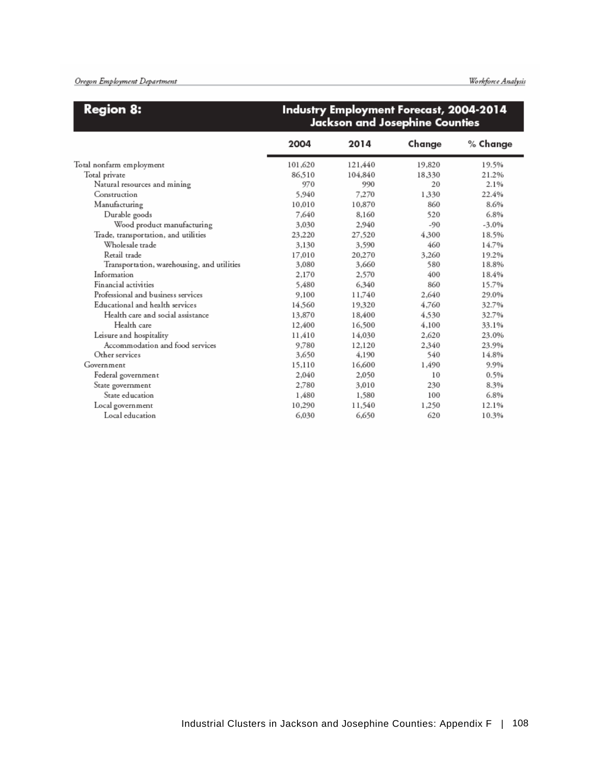## Region 8: Industry Employment Forecast, 2004-2014 Jackson and Josephine Counties

| | 2004 | 2014 | Change | % Change |
|---|---|---|---|---|
| Total nonfarm employment | 101,620 | 121,440 | 19,820 | 19.5% |
| Total private | 86,510 | 104,840 | 18,330 | 21.2% |
| Natural resources and mining | 970 | 990 | 20 | 2.1% |
| Construction | 5,940 | 7,270 | 1,330 | 22.4% |
| Manufacturing | 10,010 | 10,870 | 860 | 8.6% |
| Durable goods | 7,640 | 8,160 | 520 | 6.8% |
| Wood product manufacturing | 3,030 | 2,940 | -90 | -3.0% |
| Trade, transportation, and utilities | 23,220 | 27,520 | 4,300 | 18.5% |
| Wholesale trade | 3,130 | 3,590 | 460 | 14.7% |
| Retail trade | 17,010 | 20,270 | 3,260 | 19.2% |
| Transportation, warehousing, and utilities | 3,080 | 3,660 | 580 | 18.8% |
| Information | 2,170 | 2,570 | 400 | 18.4% |
| Financial activities | 5,480 | 6,340 | 860 | 15.7% |
| Professional and business services | 9,100 | 11,740 | 2,640 | 29.0% |
| Educational and health services | 14,560 | 19,320 | 4,760 | 32.7% |
| Health care and social assistance | 13,870 | 18,400 | 4,530 | 32.7% |
| Health care | 12,400 | 16,500 | 4,100 | 33.1% |
| Leisure and hospitality | 11,410 | 14,030 | 2,620 | 23.0% |
| Accommodation and food services | 9,780 | 12,120 | 2,340 | 23.9% |
| Other services | 3,650 | 4,190 | 540 | 14.8% |
| Government | 15,110 | 16,600 | 1,490 | 9.9% |
| Federal government | 2,040 | 2,050 | 10 | 0.5% |
| State government | 2,780 | 3,010 | 230 | 8.3% |
| State education | 1,480 | 1,580 | 100 | 6.8% |
| Local government | 10,290 | 11,540 | 1,250 | 12.1% |
| Local education | 6,030 | 6,650 | 620 | 10.3% |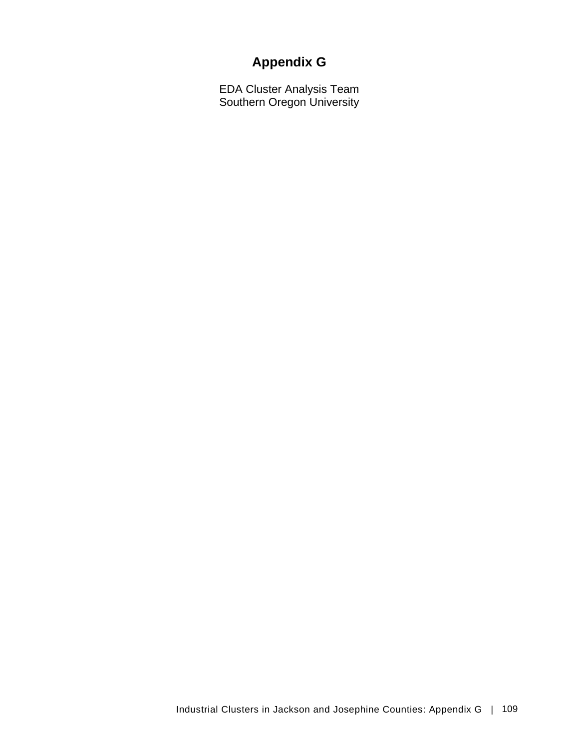# Appendix G

EDA Cluster Analysis Team
Southern Oregon University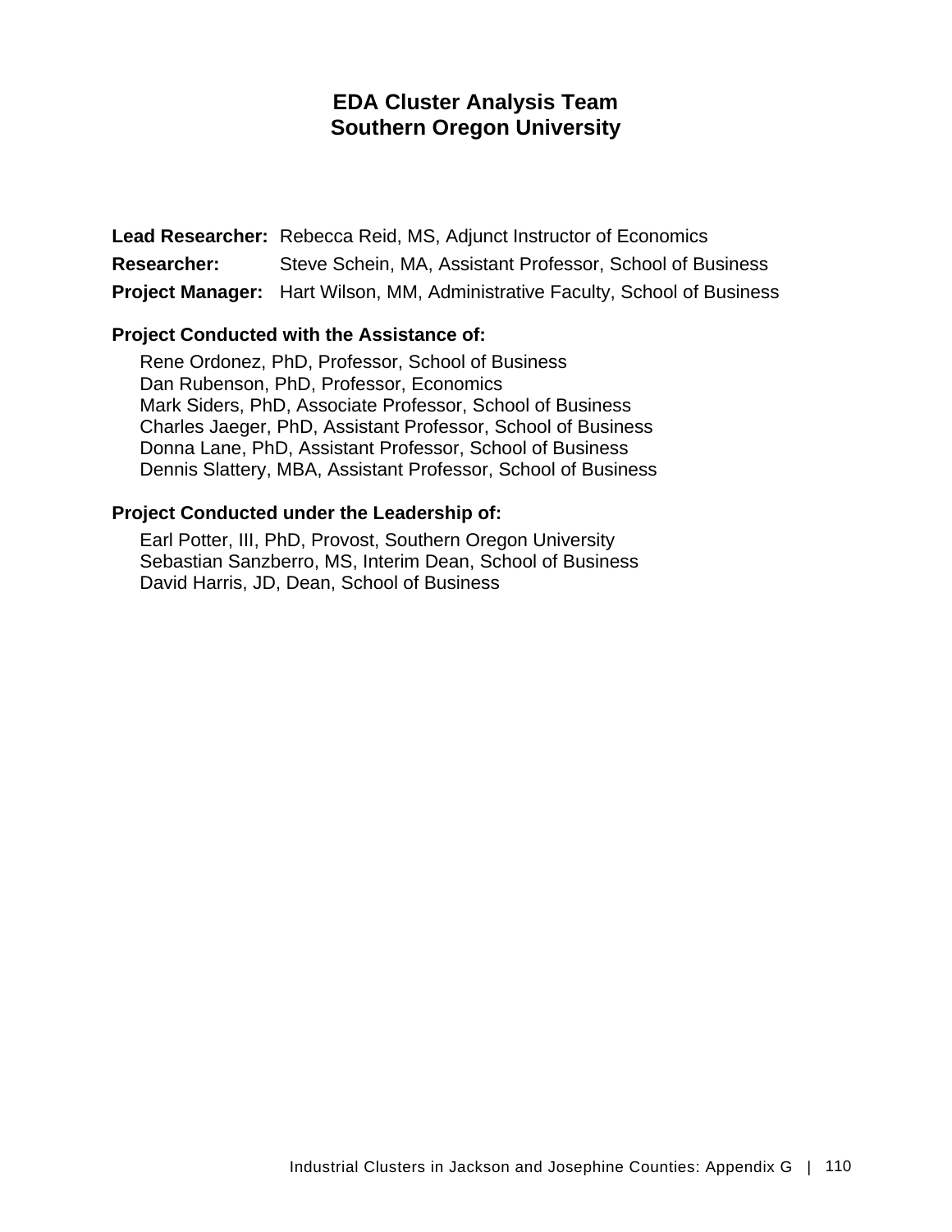# EDA Cluster Analysis Team
# Southern Oregon University

**Lead Researcher:** Rebecca Reid, MS, Adjunct Instructor of Economics
**Researcher:** Steve Schein, MA, Assistant Professor, School of Business
**Project Manager:** Hart Wilson, MM, Administrative Faculty, School of Business

**Project Conducted with the Assistance of:**

Rene Ordonez, PhD, Professor, School of Business
Dan Rubenson, PhD, Professor, Economics
Mark Siders, PhD, Associate Professor, School of Business
Charles Jaeger, PhD, Assistant Professor, School of Business
Donna Lane, PhD, Assistant Professor, School of Business
Dennis Slattery, MBA, Assistant Professor, School of Business

**Project Conducted under the Leadership of:**

Earl Potter, III, PhD, Provost, Southern Oregon University
Sebastian Sanzberro, MS, Interim Dean, School of Business
David Harris, JD, Dean, School of Business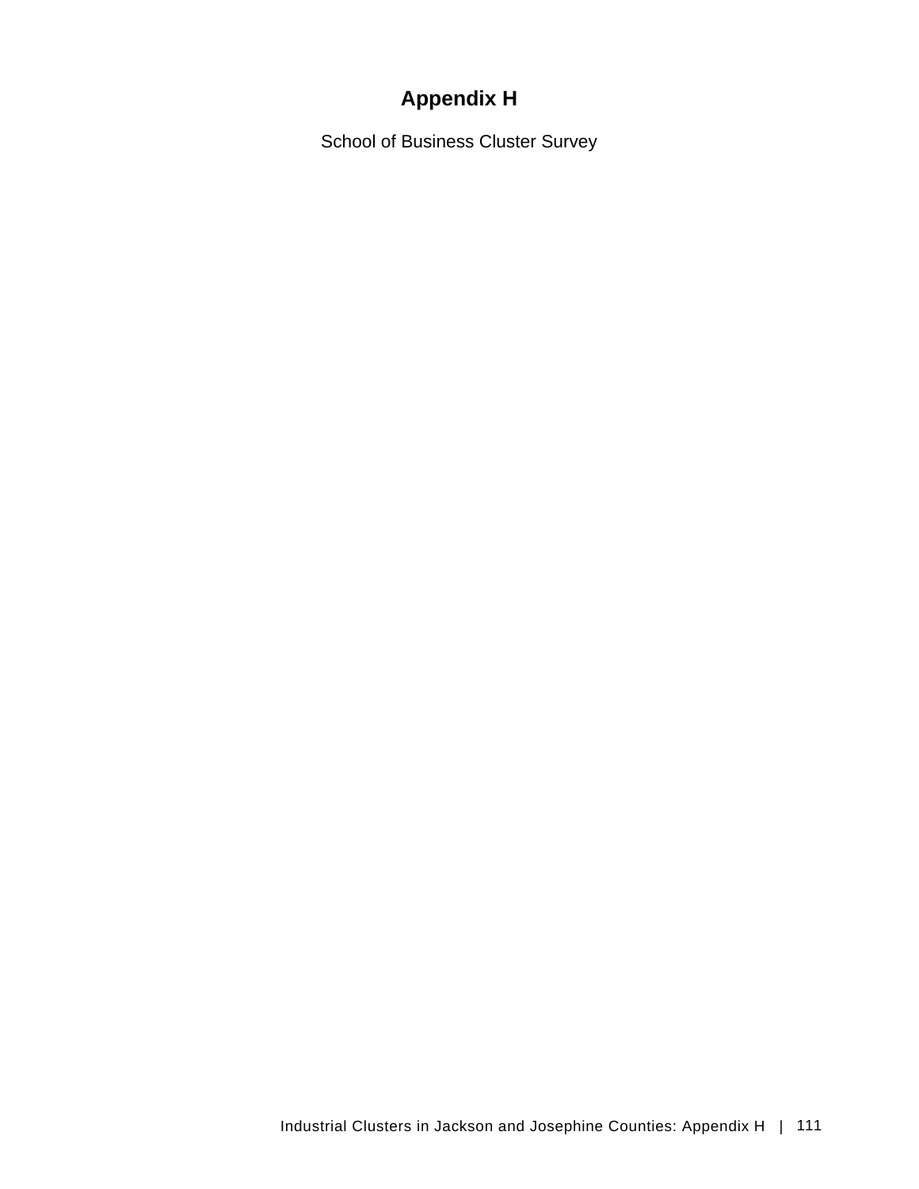# Appendix H

School of Business Cluster Survey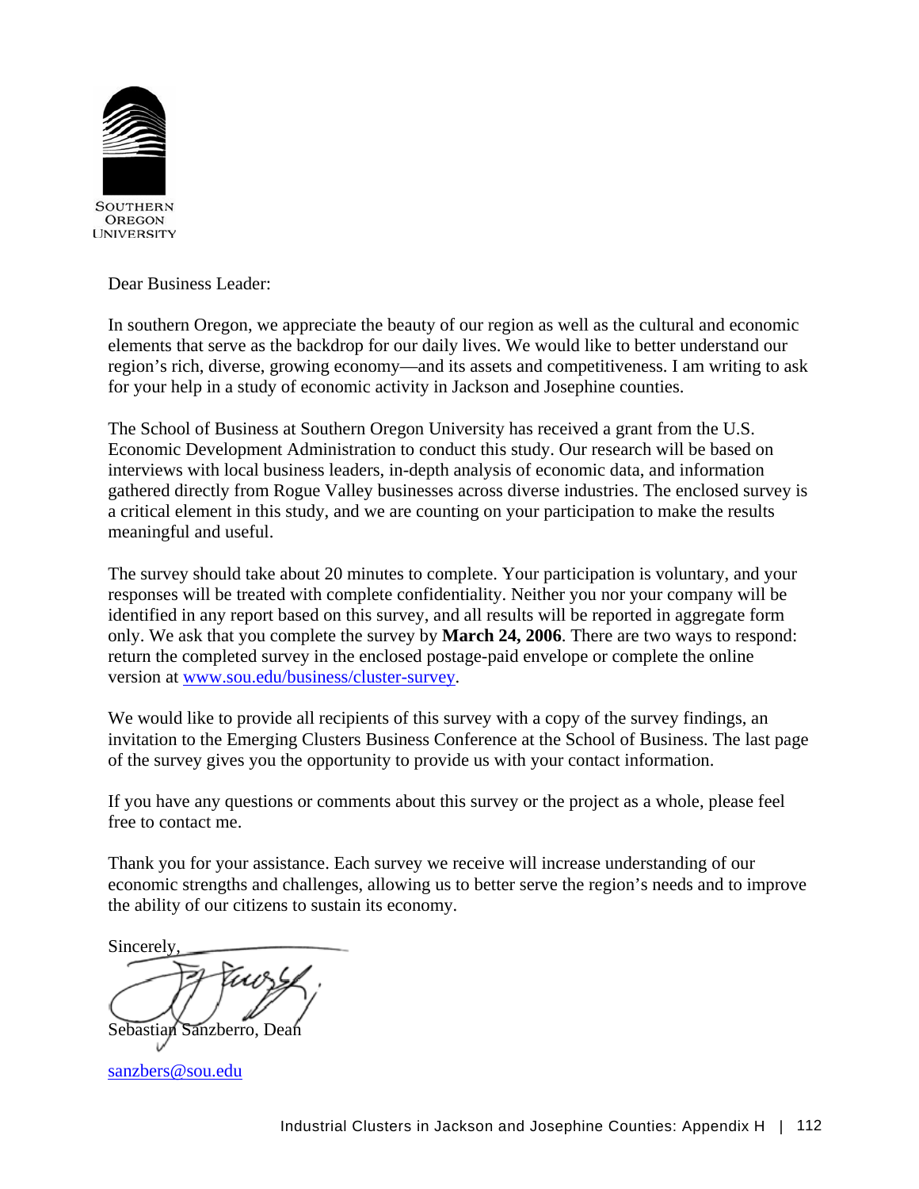SOUTHERN OREGON UNIVERSITY

Dear Business Leader:

In southern Oregon, we appreciate the beauty of our region as well as the cultural and economic elements that serve as the backdrop for our daily lives. We would like to better understand our region's rich, diverse, growing economy—and its assets and competitiveness. I am writing to ask for your help in a study of economic activity in Jackson and Josephine counties.

The School of Business at Southern Oregon University has received a grant from the U.S. Economic Development Administration to conduct this study. Our research will be based on interviews with local business leaders, in-depth analysis of economic data, and information gathered directly from Rogue Valley businesses across diverse industries. The enclosed survey is a critical element in this study, and we are counting on your participation to make the results meaningful and useful.

The survey should take about 20 minutes to complete. Your participation is voluntary, and your responses will be treated with complete confidentiality. Neither you nor your company will be identified in any report based on this survey, and all results will be reported in aggregate form only. We ask that you complete the survey by **March 24, 2006**. There are two ways to respond: return the completed survey in the enclosed postage-paid envelope or complete the online version at www.sou.edu/business/cluster-survey.

We would like to provide all recipients of this survey with a copy of the survey findings, an invitation to the Emerging Clusters Business Conference at the School of Business. The last page of the survey gives you the opportunity to provide us with your contact information.

If you have any questions or comments about this survey or the project as a whole, please feel free to contact me.

Thank you for your assistance. Each survey we receive will increase understanding of our economic strengths and challenges, allowing us to better serve the region's needs and to improve the ability of our citizens to sustain its economy.

Sincerely,

Sebastian Sanzberro, Dean

sanzbers@sou.edu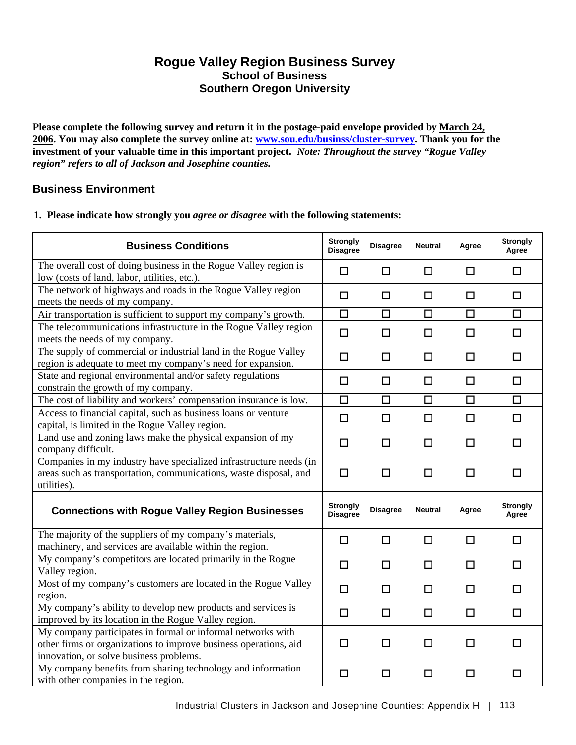# Rogue Valley Region Business Survey
## School of Business
## Southern Oregon University

**Please complete the following survey and return it in the postage-paid envelope provided by March 24, 2006. You may also complete the survey online at: www.sou.edu/businss/cluster-survey. Thank you for the investment of your valuable time in this important project.** ***Note: Throughout the survey "Rogue Valley region" refers to all of Jackson and Josephine counties.***

## Business Environment

**1. Please indicate how strongly you *agree or disagree* with the following statements:**

| Business Conditions | Strongly Disagree | Disagree | Neutral | Agree | Strongly Agree |
|---|---|---|---|---|---|
| The overall cost of doing business in the Rogue Valley region is low (costs of land, labor, utilities, etc.). | ☐ | ☐ | ☐ | ☐ | ☐ |
| The network of highways and roads in the Rogue Valley region meets the needs of my company. | ☐ | ☐ | ☐ | ☐ | ☐ |
| Air transportation is sufficient to support my company's growth. | ☐ | ☐ | ☐ | ☐ | ☐ |
| The telecommunications infrastructure in the Rogue Valley region meets the needs of my company. | ☐ | ☐ | ☐ | ☐ | ☐ |
| The supply of commercial or industrial land in the Rogue Valley region is adequate to meet my company's need for expansion. | ☐ | ☐ | ☐ | ☐ | ☐ |
| State and regional environmental and/or safety regulations constrain the growth of my company. | ☐ | ☐ | ☐ | ☐ | ☐ |
| The cost of liability and workers' compensation insurance is low. | ☐ | ☐ | ☐ | ☐ | ☐ |
| Access to financial capital, such as business loans or venture capital, is limited in the Rogue Valley region. | ☐ | ☐ | ☐ | ☐ | ☐ |
| Land use and zoning laws make the physical expansion of my company difficult. | ☐ | ☐ | ☐ | ☐ | ☐ |
| Companies in my industry have specialized infrastructure needs (in areas such as transportation, communications, waste disposal, and utilities). | ☐ | ☐ | ☐ | ☐ | ☐ |
| **Connections with Rogue Valley Region Businesses** | **Strongly Disagree** | **Disagree** | **Neutral** | **Agree** | **Strongly Agree** |
| The majority of the suppliers of my company's materials, machinery, and services are available within the region. | ☐ | ☐ | ☐ | ☐ | ☐ |
| My company's competitors are located primarily in the Rogue Valley region. | ☐ | ☐ | ☐ | ☐ | ☐ |
| Most of my company's customers are located in the Rogue Valley region. | ☐ | ☐ | ☐ | ☐ | ☐ |
| My company's ability to develop new products and services is improved by its location in the Rogue Valley region. | ☐ | ☐ | ☐ | ☐ | ☐ |
| My company participates in formal or informal networks with other firms or organizations to improve business operations, aid innovation, or solve business problems. | ☐ | ☐ | ☐ | ☐ | ☐ |
| My company benefits from sharing technology and information with other companies in the region. | ☐ | ☐ | ☐ | ☐ | ☐ |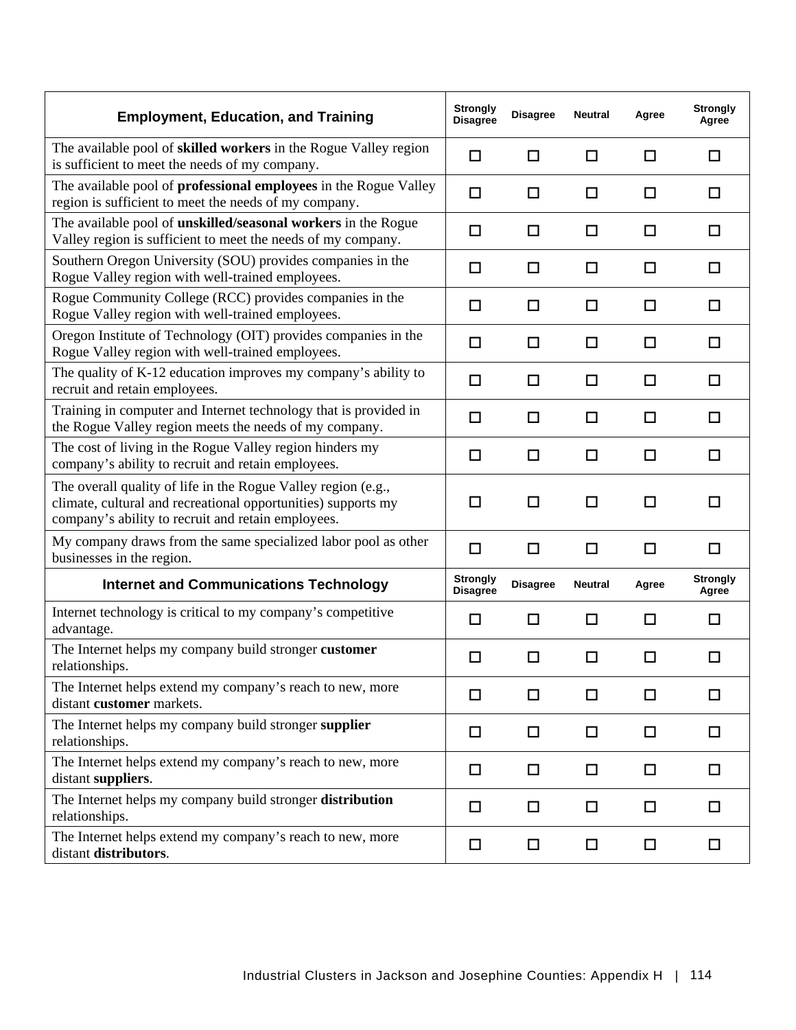| Employment, Education, and Training | Strongly Disagree | Disagree | Neutral | Agree | Strongly Agree |
|---|---|---|---|---|---|
| The available pool of **skilled workers** in the Rogue Valley region is sufficient to meet the needs of my company. | ☐ | ☐ | ☐ | ☐ | ☐ |
| The available pool of **professional employees** in the Rogue Valley region is sufficient to meet the needs of my company. | ☐ | ☐ | ☐ | ☐ | ☐ |
| The available pool of **unskilled/seasonal workers** in the Rogue Valley region is sufficient to meet the needs of my company. | ☐ | ☐ | ☐ | ☐ | ☐ |
| Southern Oregon University (SOU) provides companies in the Rogue Valley region with well-trained employees. | ☐ | ☐ | ☐ | ☐ | ☐ |
| Rogue Community College (RCC) provides companies in the Rogue Valley region with well-trained employees. | ☐ | ☐ | ☐ | ☐ | ☐ |
| Oregon Institute of Technology (OIT) provides companies in the Rogue Valley region with well-trained employees. | ☐ | ☐ | ☐ | ☐ | ☐ |
| The quality of K-12 education improves my company's ability to recruit and retain employees. | ☐ | ☐ | ☐ | ☐ | ☐ |
| Training in computer and Internet technology that is provided in the Rogue Valley region meets the needs of my company. | ☐ | ☐ | ☐ | ☐ | ☐ |
| The cost of living in the Rogue Valley region hinders my company's ability to recruit and retain employees. | ☐ | ☐ | ☐ | ☐ | ☐ |
| The overall quality of life in the Rogue Valley region (e.g., climate, cultural and recreational opportunities) supports my company's ability to recruit and retain employees. | ☐ | ☐ | ☐ | ☐ | ☐ |
| My company draws from the same specialized labor pool as other businesses in the region. | ☐ | ☐ | ☐ | ☐ | ☐ |
| **Internet and Communications Technology** | **Strongly Disagree** | **Disagree** | **Neutral** | **Agree** | **Strongly Agree** |
| Internet technology is critical to my company's competitive advantage. | ☐ | ☐ | ☐ | ☐ | ☐ |
| The Internet helps my company build stronger **customer** relationships. | ☐ | ☐ | ☐ | ☐ | ☐ |
| The Internet helps extend my company's reach to new, more distant **customer** markets. | ☐ | ☐ | ☐ | ☐ | ☐ |
| The Internet helps my company build stronger **supplier** relationships. | ☐ | ☐ | ☐ | ☐ | ☐ |
| The Internet helps extend my company's reach to new, more distant **suppliers**. | ☐ | ☐ | ☐ | ☐ | ☐ |
| The Internet helps my company build stronger **distribution** relationships. | ☐ | ☐ | ☐ | ☐ | ☐ |
| The Internet helps extend my company's reach to new, more distant **distributors**. | ☐ | ☐ | ☐ | ☐ | ☐ |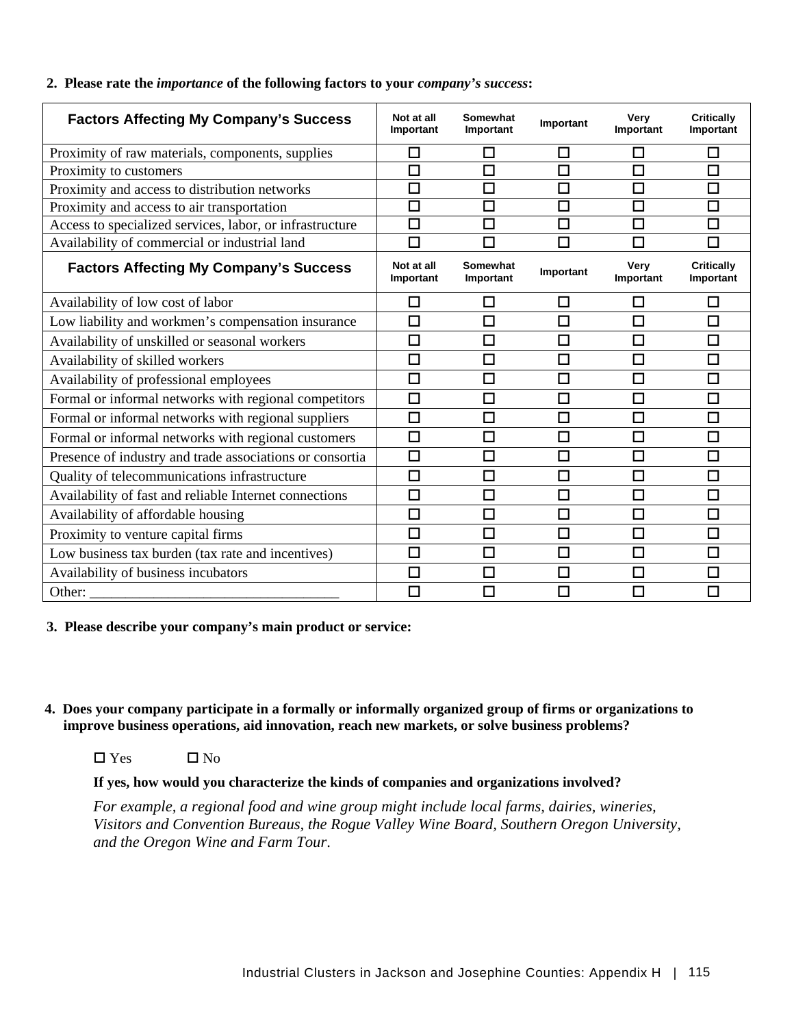**2. Please rate the *importance* of the following factors to your *company's success*:**

| Factors Affecting My Company's Success | Not at all Important | Somewhat Important | Important | Very Important | Critically Important |
|---|---|---|---|---|---|
| Proximity of raw materials, components, supplies | ☐ | ☐ | ☐ | ☐ | ☐ |
| Proximity to customers | ☐ | ☐ | ☐ | ☐ | ☐ |
| Proximity and access to distribution networks | ☐ | ☐ | ☐ | ☐ | ☐ |
| Proximity and access to air transportation | ☐ | ☐ | ☐ | ☐ | ☐ |
| Access to specialized services, labor, or infrastructure | ☐ | ☐ | ☐ | ☐ | ☐ |
| Availability of commercial or industrial land | ☐ | ☐ | ☐ | ☐ | ☐ |
| **Factors Affecting My Company's Success** | **Not at all Important** | **Somewhat Important** | **Important** | **Very Important** | **Critically Important** |
| Availability of low cost of labor | ☐ | ☐ | ☐ | ☐ | ☐ |
| Low liability and workmen's compensation insurance | ☐ | ☐ | ☐ | ☐ | ☐ |
| Availability of unskilled or seasonal workers | ☐ | ☐ | ☐ | ☐ | ☐ |
| Availability of skilled workers | ☐ | ☐ | ☐ | ☐ | ☐ |
| Availability of professional employees | ☐ | ☐ | ☐ | ☐ | ☐ |
| Formal or informal networks with regional competitors | ☐ | ☐ | ☐ | ☐ | ☐ |
| Formal or informal networks with regional suppliers | ☐ | ☐ | ☐ | ☐ | ☐ |
| Formal or informal networks with regional customers | ☐ | ☐ | ☐ | ☐ | ☐ |
| Presence of industry and trade associations or consortia | ☐ | ☐ | ☐ | ☐ | ☐ |
| Quality of telecommunications infrastructure | ☐ | ☐ | ☐ | ☐ | ☐ |
| Availability of fast and reliable Internet connections | ☐ | ☐ | ☐ | ☐ | ☐ |
| Availability of affordable housing | ☐ | ☐ | ☐ | ☐ | ☐ |
| Proximity to venture capital firms | ☐ | ☐ | ☐ | ☐ | ☐ |
| Low business tax burden (tax rate and incentives) | ☐ | ☐ | ☐ | ☐ | ☐ |
| Availability of business incubators | ☐ | ☐ | ☐ | ☐ | ☐ |
| Other: ___________________________________ | ☐ | ☐ | ☐ | ☐ | ☐ |

**3. Please describe your company's main product or service:**

**4. Does your company participate in a formally or informally organized group of firms or organizations to improve business operations, aid innovation, reach new markets, or solve business problems?**

☐ Yes ☐ No

**If yes, how would you characterize the kinds of companies and organizations involved?**

*For example, a regional food and wine group might include local farms, dairies, wineries, Visitors and Convention Bureaus, the Rogue Valley Wine Board, Southern Oregon University, and the Oregon Wine and Farm Tour.*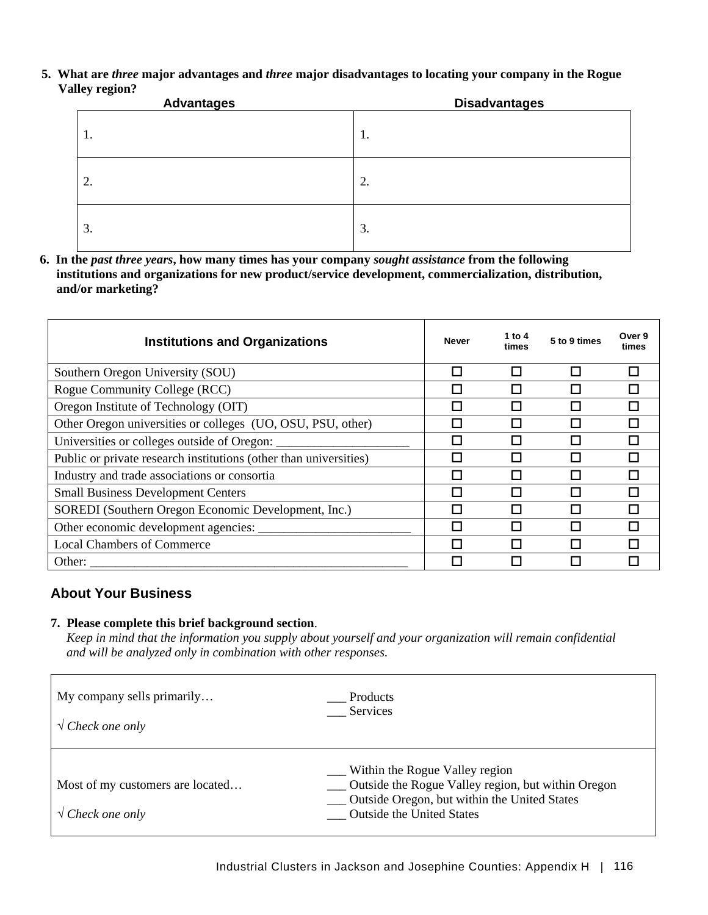5. **What are *three* major advantages and *three* major disadvantages to locating your company in the Rogue Valley region?**

| Advantages | Disadvantages |
|---|---|
| 1. | 1. |
| 2. | 2. |
| 3. | 3. |

6. **In the *past three years*, how many times has your company *sought assistance* from the following institutions and organizations for new product/service development, commercialization, distribution, and/or marketing?**

| Institutions and Organizations | Never | 1 to 4 times | 5 to 9 times | Over 9 times |
|---|---|---|---|---|
| Southern Oregon University (SOU) | ☐ | ☐ | ☐ | ☐ |
| Rogue Community College (RCC) | ☐ | ☐ | ☐ | ☐ |
| Oregon Institute of Technology (OIT) | ☐ | ☐ | ☐ | ☐ |
| Other Oregon universities or colleges (UO, OSU, PSU, other) | ☐ | ☐ | ☐ | ☐ |
| Universities or colleges outside of Oregon: ____________________ | ☐ | ☐ | ☐ | ☐ |
| Public or private research institutions (other than universities) | ☐ | ☐ | ☐ | ☐ |
| Industry and trade associations or consortia | ☐ | ☐ | ☐ | ☐ |
| Small Business Development Centers | ☐ | ☐ | ☐ | ☐ |
| SOREDI (Southern Oregon Economic Development, Inc.) | ☐ | ☐ | ☐ | ☐ |
| Other economic development agencies: ________________________ | ☐ | ☐ | ☐ | ☐ |
| Local Chambers of Commerce | ☐ | ☐ | ☐ | ☐ |
| Other: __________________________________________________ | ☐ | ☐ | ☐ | ☐ |

## About Your Business

7. **Please complete this brief background section**.
   *Keep in mind that the information you supply about yourself and your organization will remain confidential and will be analyzed only in combination with other responses.*

| | |
|---|---|
| My company sells primarily… <br><br> √ *Check one only* | ___ Products <br> ___ Services |
| Most of my customers are located… <br><br> √ *Check one only* | ___ Within the Rogue Valley region <br> ___ Outside the Rogue Valley region, but within Oregon <br> ___ Outside Oregon, but within the United States <br> ___ Outside the United States |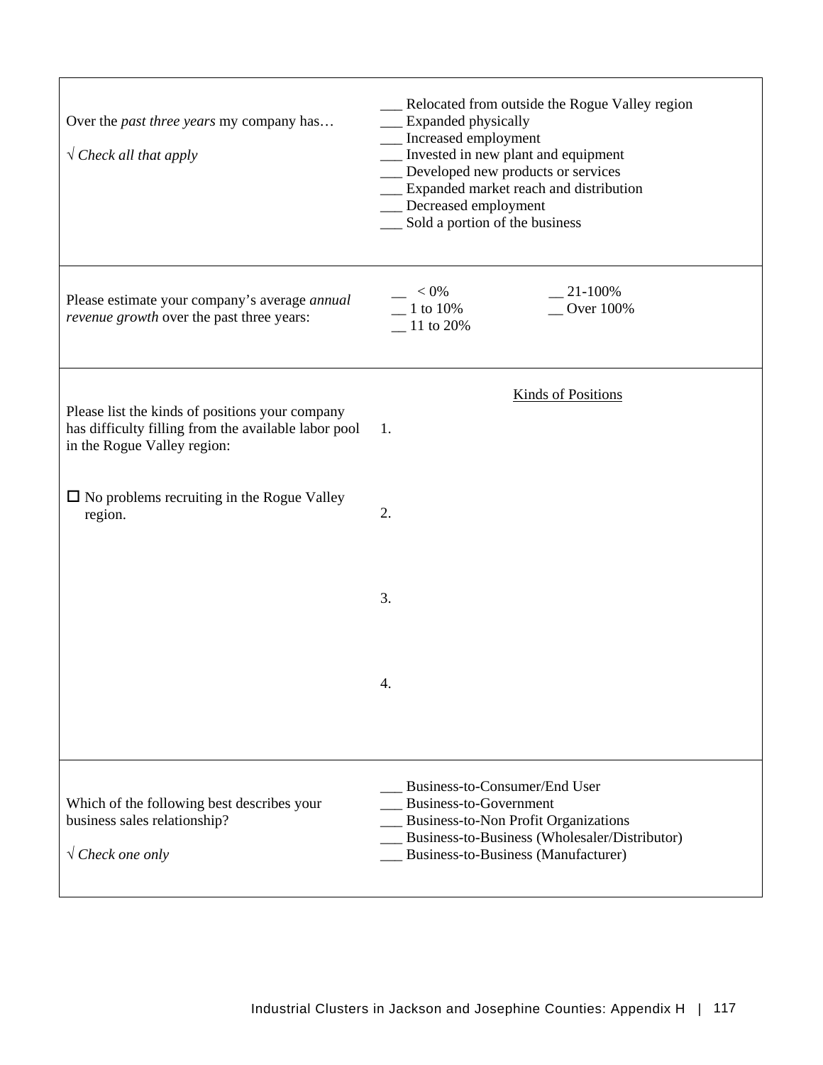| | |
|---|---|
| Over the *past three years* my company has…<br><br>√ *Check all that apply* | ___ Relocated from outside the Rogue Valley region<br>___ Expanded physically<br>___ Increased employment<br>___ Invested in new plant and equipment<br>___ Developed new products or services<br>___ Expanded market reach and distribution<br>___ Decreased employment<br>___ Sold a portion of the business |
| Please estimate your company's average *annual revenue growth* over the past three years: | __ < 0%<br>__ 1 to 10%<br>__ 11 to 20%<br>__ 21-100%<br>__ Over 100% |
| Please list the kinds of positions your company has difficulty filling from the available labor pool in the Rogue Valley region:<br><br>☐ No problems recruiting in the Rogue Valley region. | Kinds of Positions<br>1.<br><br>2.<br><br>3.<br><br>4. |
| Which of the following best describes your business sales relationship?<br><br>√ *Check one only* | ___ Business-to-Consumer/End User<br>___ Business-to-Government<br>___ Business-to-Non Profit Organizations<br>___ Business-to-Business (Wholesaler/Distributor)<br>___ Business-to-Business (Manufacturer) |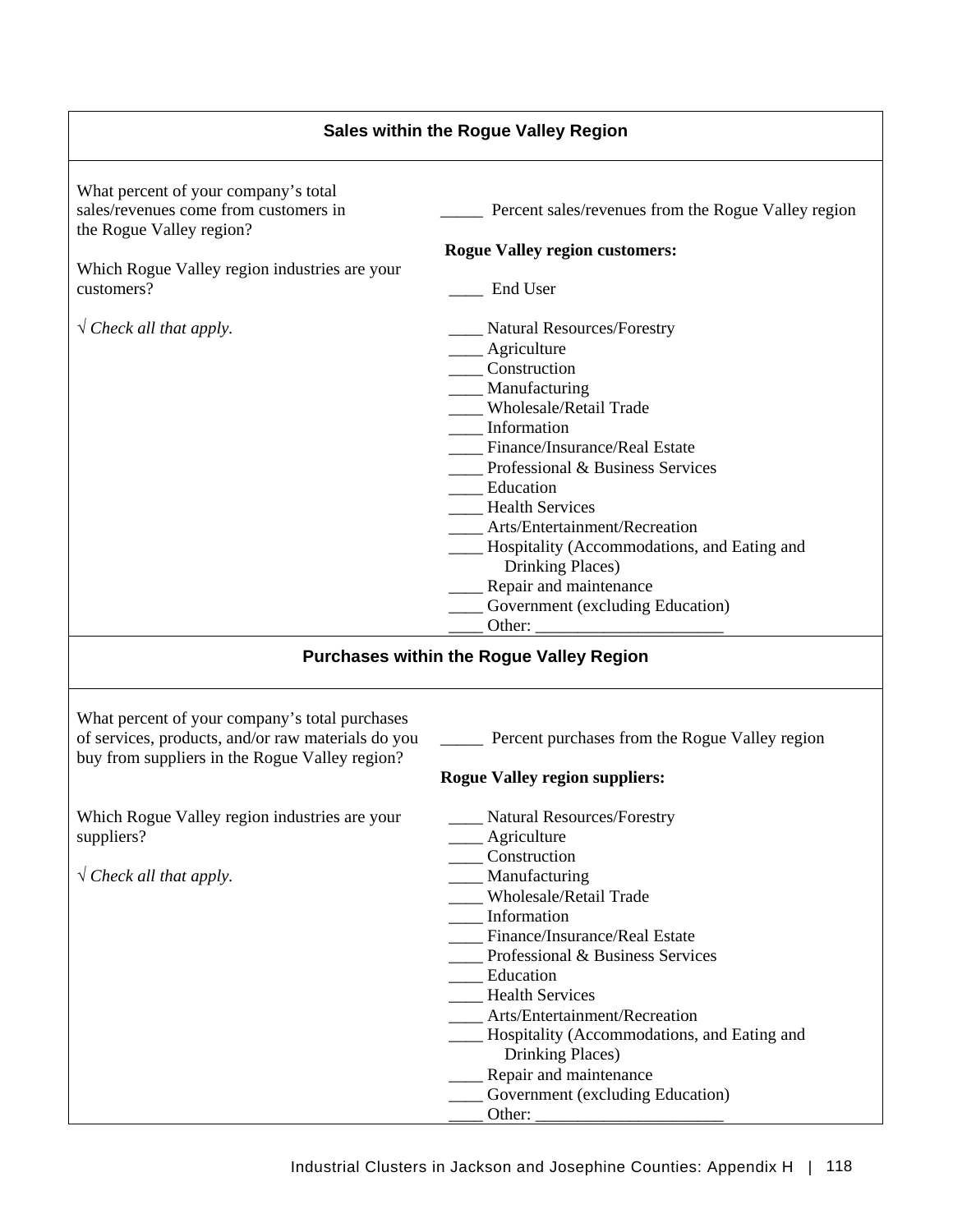| Sales within the Rogue Valley Region | |
|---|---|
| What percent of your company's total sales/revenues come from customers in the Rogue Valley region?<br><br>Which Rogue Valley region industries are your customers?<br><br>√ *Check all that apply.* | _____ Percent sales/revenues from the Rogue Valley region<br><br>**Rogue Valley region customers:**<br><br>____ End User<br><br>____ Natural Resources/Forestry<br>____ Agriculture<br>____ Construction<br>____ Manufacturing<br>____ Wholesale/Retail Trade<br>____ Information<br>____ Finance/Insurance/Real Estate<br>____ Professional & Business Services<br>____ Education<br>____ Health Services<br>____ Arts/Entertainment/Recreation<br>____ Hospitality (Accommodations, and Eating and Drinking Places)<br>____ Repair and maintenance<br>____ Government (excluding Education)<br>____ Other: ______________________ |

| Purchases within the Rogue Valley Region | |
|---|---|
| What percent of your company's total purchases of services, products, and/or raw materials do you buy from suppliers in the Rogue Valley region?<br><br>Which Rogue Valley region industries are your suppliers?<br><br>√ *Check all that apply.* | _____ Percent purchases from the Rogue Valley region<br><br>**Rogue Valley region suppliers:**<br><br>____ Natural Resources/Forestry<br>____ Agriculture<br>____ Construction<br>____ Manufacturing<br>____ Wholesale/Retail Trade<br>____ Information<br>____ Finance/Insurance/Real Estate<br>____ Professional & Business Services<br>____ Education<br>____ Health Services<br>____ Arts/Entertainment/Recreation<br>____ Hospitality (Accommodations, and Eating and Drinking Places)<br>____ Repair and maintenance<br>____ Government (excluding Education)<br>____ Other: ______________________ |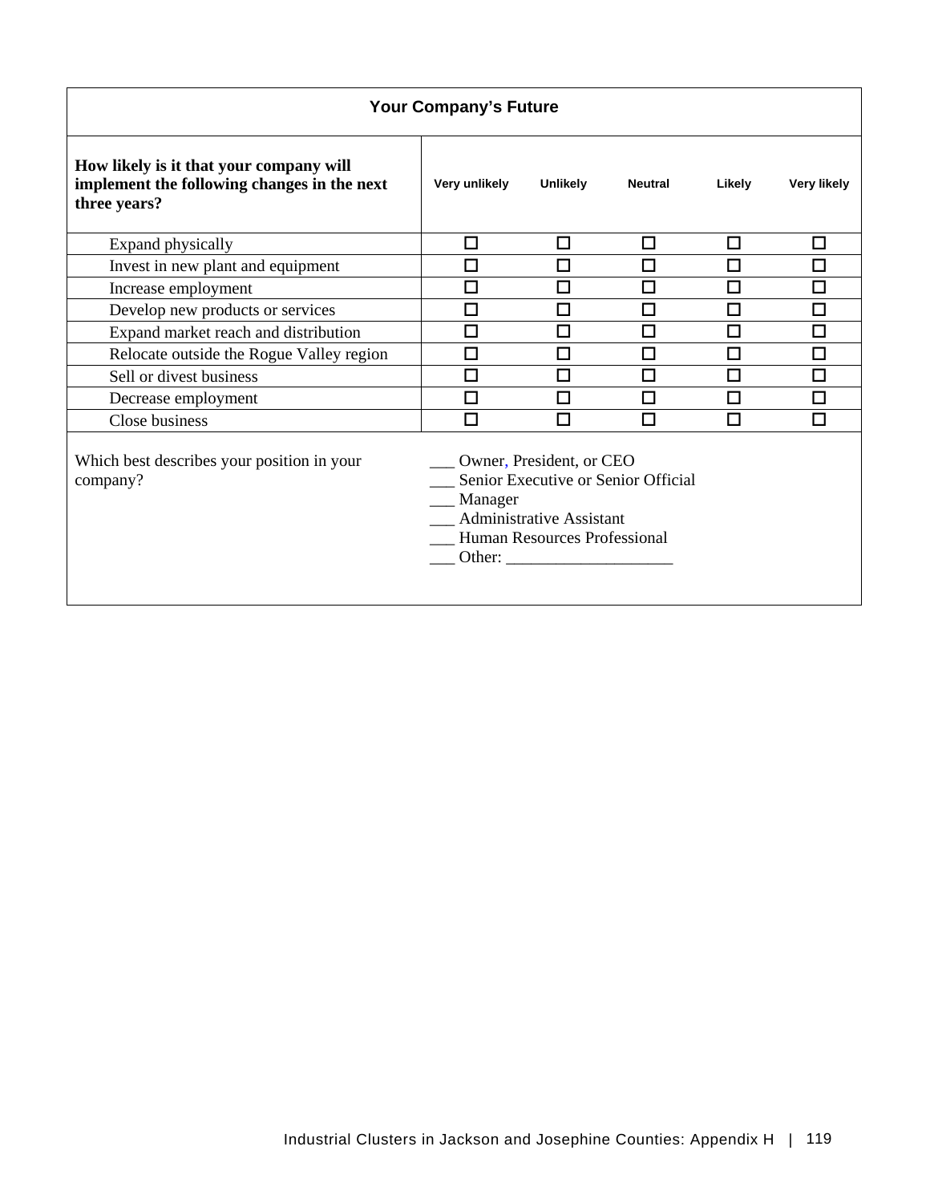## Your Company's Future

| **How likely is it that your company will implement the following changes in the next three years?** | **Very unlikely** | **Unlikely** | **Neutral** | **Likely** | **Very likely** |
|---|---|---|---|---|---|
| Expand physically | ☐ | ☐ | ☐ | ☐ | ☐ |
| Invest in new plant and equipment | ☐ | ☐ | ☐ | ☐ | ☐ |
| Increase employment | ☐ | ☐ | ☐ | ☐ | ☐ |
| Develop new products or services | ☐ | ☐ | ☐ | ☐ | ☐ |
| Expand market reach and distribution | ☐ | ☐ | ☐ | ☐ | ☐ |
| Relocate outside the Rogue Valley region | ☐ | ☐ | ☐ | ☐ | ☐ |
| Sell or divest business | ☐ | ☐ | ☐ | ☐ | ☐ |
| Decrease employment | ☐ | ☐ | ☐ | ☐ | ☐ |
| Close business | ☐ | ☐ | ☐ | ☐ | ☐ |

Which best describes your position in your company?

___ Owner, President, or CEO
___ Senior Executive or Senior Official
___ Manager
___ Administrative Assistant
___ Human Resources Professional
___ Other: ____________________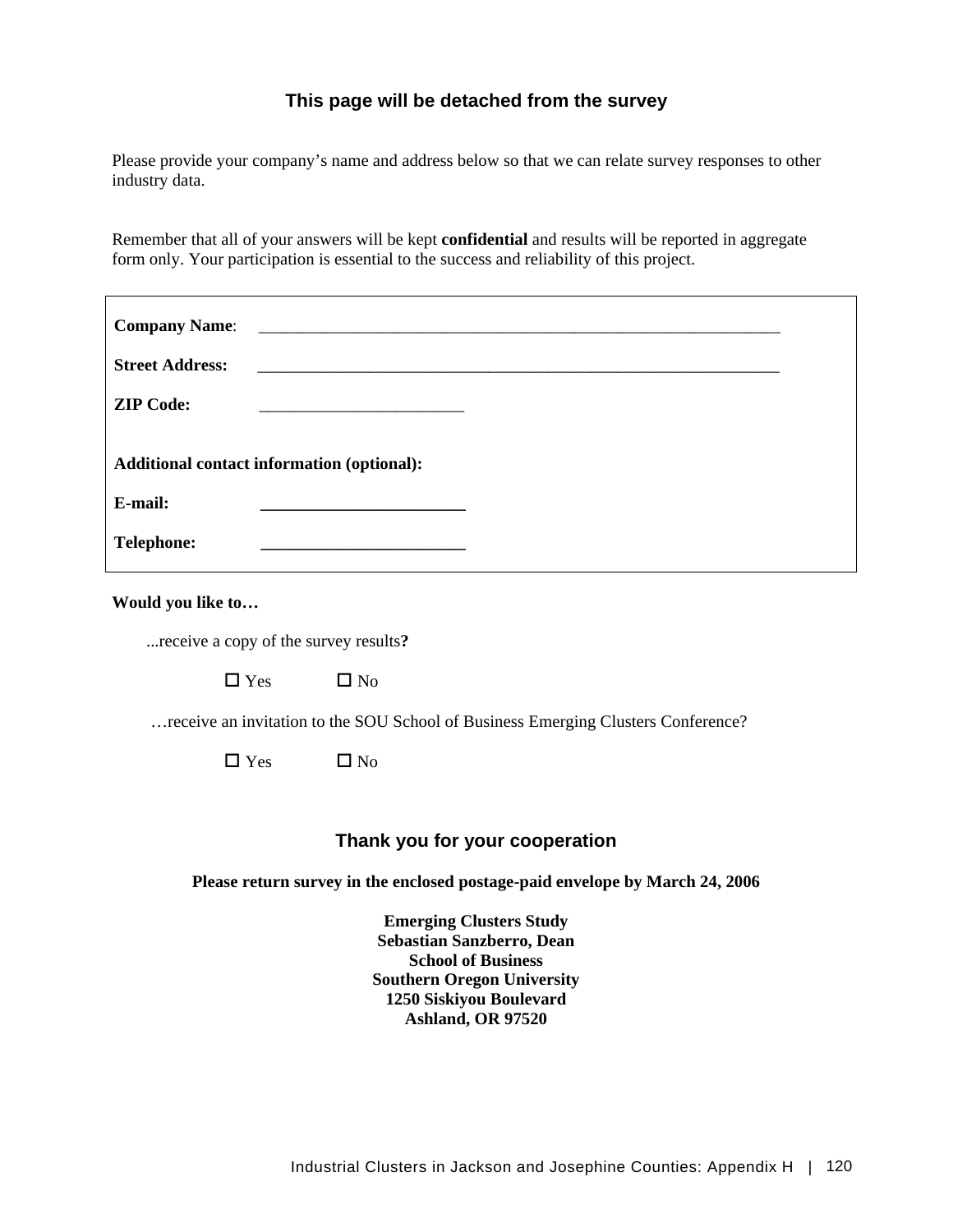### This page will be detached from the survey

Please provide your company's name and address below so that we can relate survey responses to other industry data.

Remember that all of your answers will be kept **confidential** and results will be reported in aggregate form only. Your participation is essential to the success and reliability of this project.

**Company Name**: ________________________________________________________________

**Street Address:** ________________________________________________________________

**ZIP Code:** _________________________

**Additional contact information (optional):**

**E-mail:** _________________________

**Telephone:** _________________________

**Would you like to…**

...receive a copy of the survey results**?**

☐ Yes ☐ No

…receive an invitation to the SOU School of Business Emerging Clusters Conference?

☐ Yes ☐ No

### Thank you for your cooperation

**Please return survey in the enclosed postage-paid envelope by March 24, 2006**

**Emerging Clusters Study**
**Sebastian Sanzberro, Dean**
**School of Business**
**Southern Oregon University**
**1250 Siskiyou Boulevard**
**Ashland, OR 97520**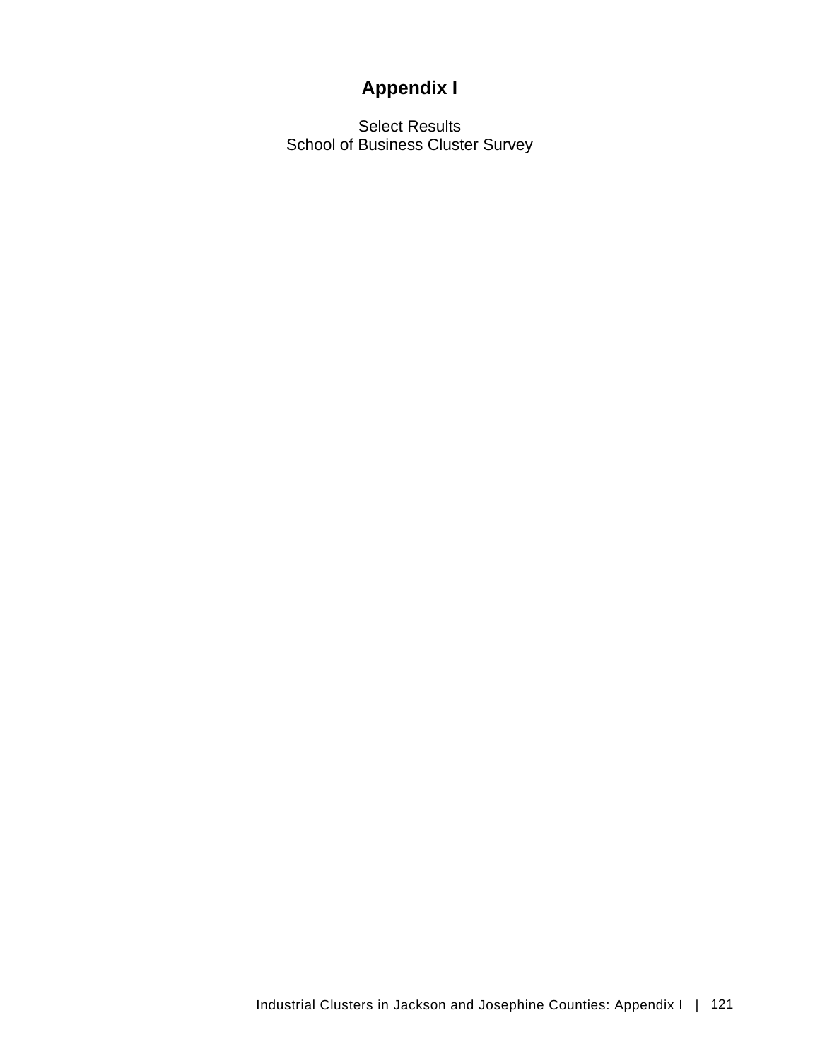# Appendix I

Select Results
School of Business Cluster Survey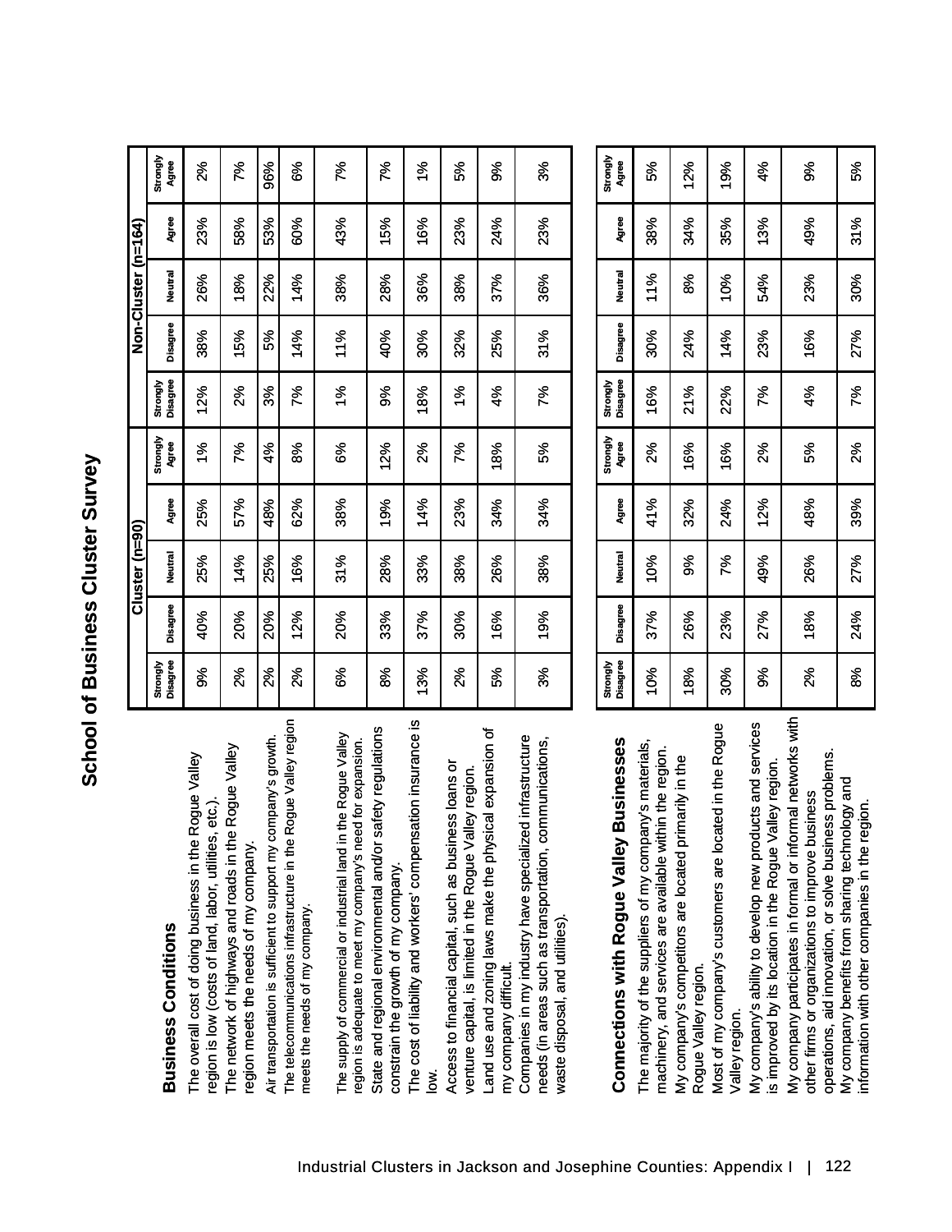# School of Business Cluster Survey

## Business Conditions

| | Cluster (n=90) | | | | | Non-Cluster (n=164) | | | | |
|---|---|---|---|---|---|---|---|---|---|---|
| | Strongly Disagree | Disagree | Neutral | Agree | Strongly Agree | Strongly Disagree | Disagree | Neutral | Agree | Strongly Agree |
| The overall cost of doing business in the Rogue Valley region is low (costs of land, labor, utilities, etc.). | 9% | 40% | 25% | 25% | 1% | 12% | 38% | 26% | 23% | 2% |
| The network of highways and roads in the Rogue Valley region meets the needs of my company. | 2% | 20% | 14% | 57% | 7% | 2% | 15% | 18% | 58% | 7% |
| Air transportation is sufficient to support my company's growth. | 2% | 20% | 25% | 48% | 4% | 3% | 5% | 22% | 53% | 96% |
| The telecommunications infrastructure in the Rogue Valley region meets the needs of my company. | 2% | 12% | 16% | 62% | 8% | 7% | 14% | 14% | 60% | 6% |
| The supply of commercial or industrial land in the Rogue Valley region is adequate to meet my company's need for expansion. | 6% | 20% | 31% | 38% | 6% | 1% | 11% | 38% | 43% | 7% |
| State and regional environmental and/or safety regulations constrain the growth of my company. | 8% | 33% | 28% | 19% | 12% | 9% | 40% | 28% | 15% | 7% |
| The cost of liability and workers' compensation insurance is low. | 13% | 37% | 33% | 14% | 2% | 18% | 30% | 36% | 16% | 1% |
| Access to financial capital, such as business loans or venture capital, is limited in the Rogue Valley region. | 2% | 30% | 38% | 23% | 7% | 1% | 32% | 38% | 23% | 5% |
| Land use and zoning laws make the physical expansion of my company difficult. | 5% | 16% | 26% | 34% | 18% | 4% | 25% | 37% | 24% | 9% |
| Companies in my industry have specialized infrastructure needs (in areas such as transportation, communications, waste disposal, and utilities). | 3% | 19% | 38% | 34% | 5% | 7% | 31% | 36% | 23% | 3% |

## Connections with Rogue Valley Businesses

| | Cluster (n=90) | | | | | Non-Cluster (n=164) | | | | |
|---|---|---|---|---|---|---|---|---|---|---|
| | Strongly Disagree | Disagree | Neutral | Agree | Strongly Agree | Strongly Disagree | Disagree | Neutral | Agree | Strongly Agree |
| The majority of the suppliers of my company's materials, machinery, and services are available within the region. | 10% | 37% | 10% | 41% | 2% | 16% | 30% | 11% | 38% | 5% |
| My company's competitors are located primarily in the Rogue Valley region. | 18% | 26% | 9% | 32% | 16% | 21% | 24% | 8% | 34% | 12% |
| Most of my company's customers are located in the Rogue Valley region. | 30% | 23% | 7% | 24% | 16% | 22% | 14% | 10% | 35% | 19% |
| My company's ability to develop new products and services is improved by its location in the Rogue Valley region. | 9% | 27% | 49% | 12% | 2% | 7% | 23% | 54% | 13% | 4% |
| My company participates in formal or informal networks with other firms or organizations to improve business operations, aid innovation, or solve business problems. | 2% | 18% | 26% | 48% | 5% | 4% | 16% | 23% | 49% | 9% |
| My company benefits from sharing technology and information with other companies in the region. | 8% | 24% | 27% | 39% | 2% | 7% | 27% | 30% | 31% | 5% |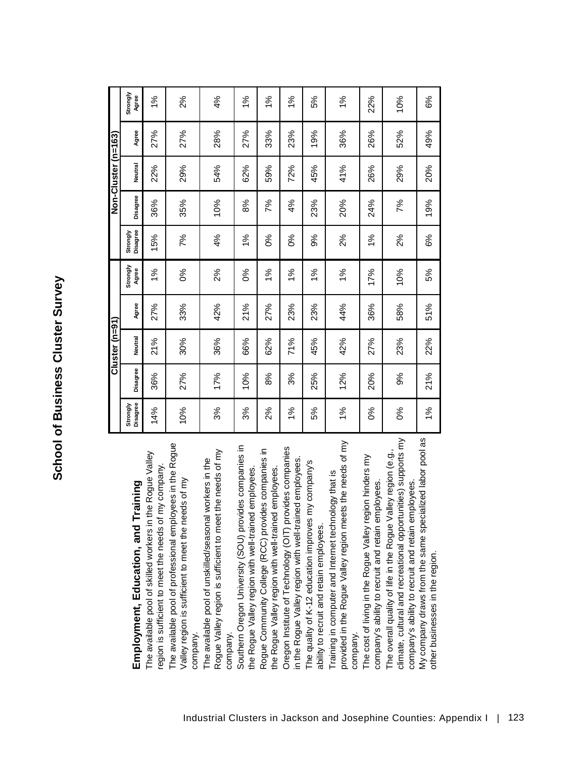# School of Business Cluster Survey

| Employment, Education, and Training | Cluster (n=91) | | | | | Non-Cluster (n=163) | | | | |
|---|---|---|---|---|---|---|---|---|---|---|
| | Strongly Disagree | Disagree | Neutral | Agree | Strongly Agree | Strongly Disagree | Disagree | Neutral | Agree | Strongly Agree |
| The available pool of skilled workers in the Rogue Valley region is sufficient to meet the needs of my company. | 14% | 36% | 21% | 27% | 1% | 15% | 36% | 22% | 27% | 1% |
| The available pool of professional employees in the Rogue Valley region is sufficient to meet the needs of my company. | 10% | 27% | 30% | 33% | 0% | 7% | 35% | 29% | 27% | 2% |
| The available pool of unskilled/seasonal workers in the Rogue Valley region is sufficient to meet the needs of my company. | 3% | 17% | 36% | 42% | 2% | 4% | 10% | 54% | 28% | 4% |
| Southern Oregon University (SOU) provides companies in the Rogue Valley region with well-trained employees. | 3% | 10% | 66% | 21% | 0% | 1% | 8% | 62% | 27% | 1% |
| Rogue Community College (RCC) provides companies in the Rogue Valley region with well-trained employees. | 2% | 8% | 62% | 27% | 1% | 0% | 7% | 59% | 33% | 1% |
| Oregon Institute of Technology (OIT) provides companies in the Rogue Valley region with well-trained employees. | 1% | 3% | 71% | 23% | 1% | 0% | 4% | 72% | 23% | 1% |
| The quality of K-12 education improves my company's ability to recruit and retain employees. | 5% | 25% | 45% | 23% | 1% | 9% | 23% | 45% | 19% | 5% |
| Training in computer and Internet technology that is provided in the Rogue Valley region meets the needs of my company. | 1% | 12% | 42% | 44% | 1% | 2% | 20% | 41% | 36% | 1% |
| The cost of living in the Rogue Valley region hinders my company's ability to recruit and retain employees. | 0% | 20% | 27% | 36% | 17% | 1% | 24% | 26% | 26% | 22% |
| The overall quality of life in the Rogue Valley region (e.g., climate, cultural and recreational opportunities) supports my company's ability to recruit and retain employees. | 0% | 9% | 23% | 58% | 10% | 2% | 7% | 29% | 52% | 10% |
| My company draws from the same specialized labor pool as other businesses in the region. | 1% | 21% | 22% | 51% | 5% | 6% | 19% | 20% | 49% | 6% |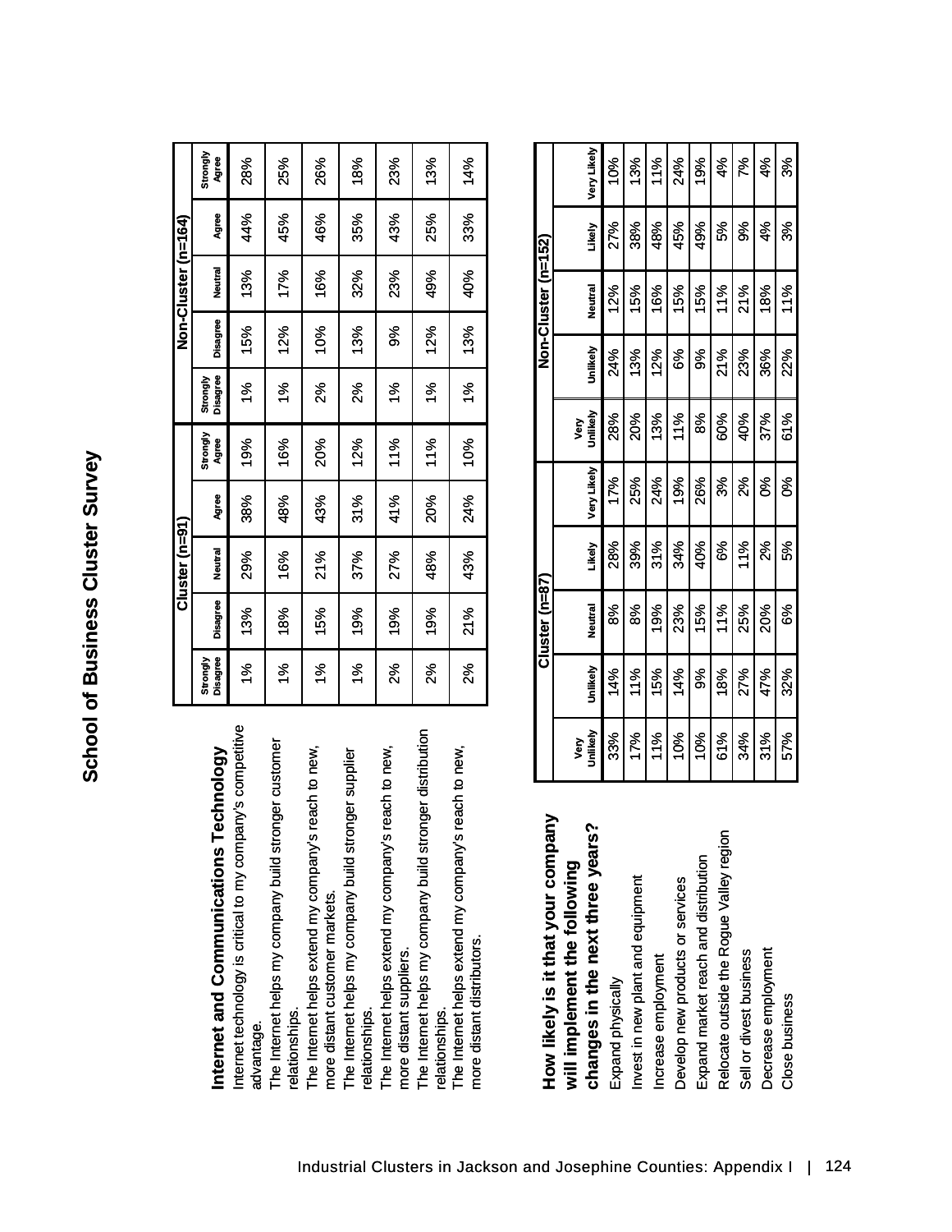# School of Business Cluster Survey

## Internet and Communications Technology

| | Cluster (n=91) | | | | | Non-Cluster (n=164) | | | | |
|---|---|---|---|---|---|---|---|---|---|---|
| | Strongly Disagree | Disagree | Neutral | Agree | Strongly Agree | Strongly Disagree | Disagree | Neutral | Agree | Strongly Agree |
| Internet technology is critical to my company's competitive advantage. | 1% | 13% | 29% | 38% | 19% | 1% | 15% | 13% | 44% | 28% |
| The Internet helps my company build stronger customer relationships. | 1% | 18% | 16% | 48% | 16% | 1% | 12% | 17% | 45% | 25% |
| The Internet helps extend my company's reach to new, more distant customer markets. | 1% | 15% | 21% | 43% | 20% | 2% | 10% | 16% | 46% | 26% |
| The Internet helps my company build stronger supplier relationships. | 1% | 19% | 37% | 31% | 12% | 2% | 13% | 32% | 35% | 18% |
| The Internet helps extend my company's reach to new, more distant suppliers. | 2% | 19% | 27% | 41% | 11% | 1% | 9% | 23% | 43% | 23% |
| The Internet helps my company build stronger distribution relationships. | 2% | 19% | 48% | 20% | 11% | 1% | 12% | 49% | 25% | 13% |
| The Internet helps extend my company's reach to new, more distant distributors. | 2% | 21% | 43% | 24% | 10% | 1% | 13% | 40% | 33% | 14% |

## How likely is it that your company will implement the following changes in the next three years?

| | Cluster (n=87) | | | | | Non-Cluster (n=152) | | | | |
|---|---|---|---|---|---|---|---|---|---|---|
| | Very Unlikely | Unlikely | Neutral | Likely | Very Likely | Very Unlikely | Unlikely | Neutral | Likely | Very Likely |
| Expand physically | 33% | 14% | 8% | 28% | 17% | 28% | 24% | 12% | 27% | 10% |
| Invest in new plant and equipment | 17% | 11% | 8% | 39% | 25% | 20% | 13% | 15% | 38% | 13% |
| Increase employment | 11% | 15% | 19% | 31% | 24% | 13% | 12% | 16% | 48% | 11% |
| Develop new products or services | 10% | 14% | 23% | 34% | 19% | 11% | 6% | 15% | 45% | 24% |
| Expand market reach and distribution | 10% | 9% | 15% | 40% | 26% | 8% | 9% | 15% | 49% | 19% |
| Relocate outside the Rogue Valley region | 61% | 18% | 11% | 6% | 3% | 60% | 21% | 11% | 5% | 4% |
| Sell or divest business | 34% | 27% | 25% | 11% | 2% | 40% | 23% | 21% | 9% | 7% |
| Decrease employment | 31% | 47% | 20% | 2% | 0% | 37% | 36% | 18% | 4% | 4% |
| Close business | 57% | 32% | 6% | 5% | 0% | 61% | 22% | 11% | 3% | 3% |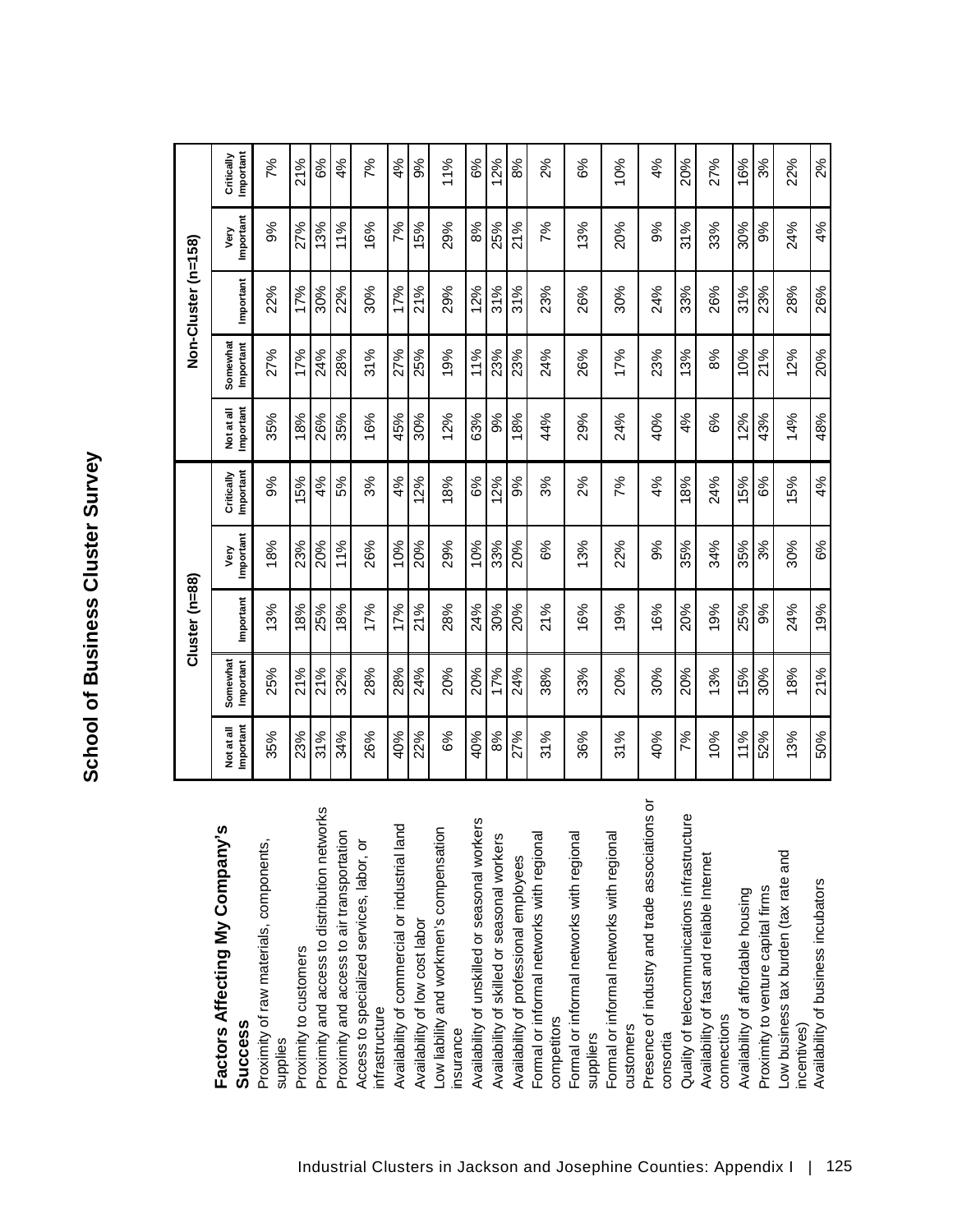# School of Business Cluster Survey

| Factors Affecting My Company's Success | Cluster (n=88) | | | | | Non-Cluster (n=158) | | | | |
|---|---|---|---|---|---|---|---|---|---|---|
| | Not at all Important | Somewhat Important | Important | Very Important | Critically Important | Not at all Important | Somewhat Important | Important | Very Important | Critically Important |
| Proximity of raw materials, components, supplies | 35% | 25% | 13% | 18% | 9% | 35% | 27% | 22% | 9% | 7% |
| Proximity to customers | 23% | 21% | 18% | 23% | 15% | 18% | 17% | 17% | 27% | 21% |
| Proximity and access to distribution networks | 31% | 21% | 25% | 20% | 4% | 26% | 24% | 30% | 13% | 6% |
| Proximity and access to air transportation | 34% | 32% | 18% | 11% | 5% | 35% | 28% | 22% | 11% | 4% |
| Access to specialized services, labor, or infrastructure | 26% | 28% | 17% | 26% | 3% | 16% | 31% | 30% | 16% | 7% |
| Availability of commercial or industrial land | 40% | 28% | 17% | 10% | 4% | 45% | 27% | 17% | 7% | 4% |
| Availability of low cost labor | 22% | 24% | 21% | 20% | 12% | 30% | 25% | 21% | 15% | 9% |
| Low liability and workmen's compensation insurance | 6% | 20% | 28% | 29% | 18% | 12% | 19% | 29% | 29% | 11% |
| Availability of unskilled or seasonal workers | 40% | 20% | 24% | 10% | 6% | 63% | 11% | 12% | 8% | 6% |
| Availability of skilled or seasonal workers | 8% | 17% | 30% | 33% | 12% | 9% | 23% | 31% | 25% | 12% |
| Availability of professional employees | 27% | 24% | 20% | 20% | 9% | 18% | 23% | 31% | 21% | 8% |
| Formal or informal networks with regional competitors | 31% | 38% | 21% | 6% | 3% | 44% | 24% | 23% | 7% | 2% |
| Formal or informal networks with regional suppliers | 36% | 33% | 16% | 13% | 2% | 29% | 26% | 26% | 13% | 6% |
| Formal or informal networks with regional customers | 31% | 20% | 19% | 22% | 7% | 24% | 17% | 30% | 20% | 10% |
| Presence of industry and trade associations or consortia | 40% | 30% | 16% | 9% | 4% | 40% | 23% | 24% | 9% | 4% |
| Quality of telecommunications infrastructure | 7% | 20% | 20% | 35% | 18% | 4% | 13% | 33% | 31% | 20% |
| Availability of fast and reliable Internet connections | 10% | 13% | 19% | 34% | 24% | 6% | 8% | 26% | 33% | 27% |
| Availability of affordable housing | 11% | 15% | 25% | 35% | 15% | 12% | 10% | 31% | 30% | 16% |
| Proximity to venture capital firms | 52% | 30% | 9% | 3% | 6% | 43% | 21% | 23% | 9% | 3% |
| Low business tax burden (tax rate and incentives) | 13% | 18% | 24% | 30% | 15% | 14% | 12% | 28% | 24% | 22% |
| Availability of business incubators | 50% | 21% | 19% | 6% | 4% | 48% | 20% | 26% | 4% | 2% |